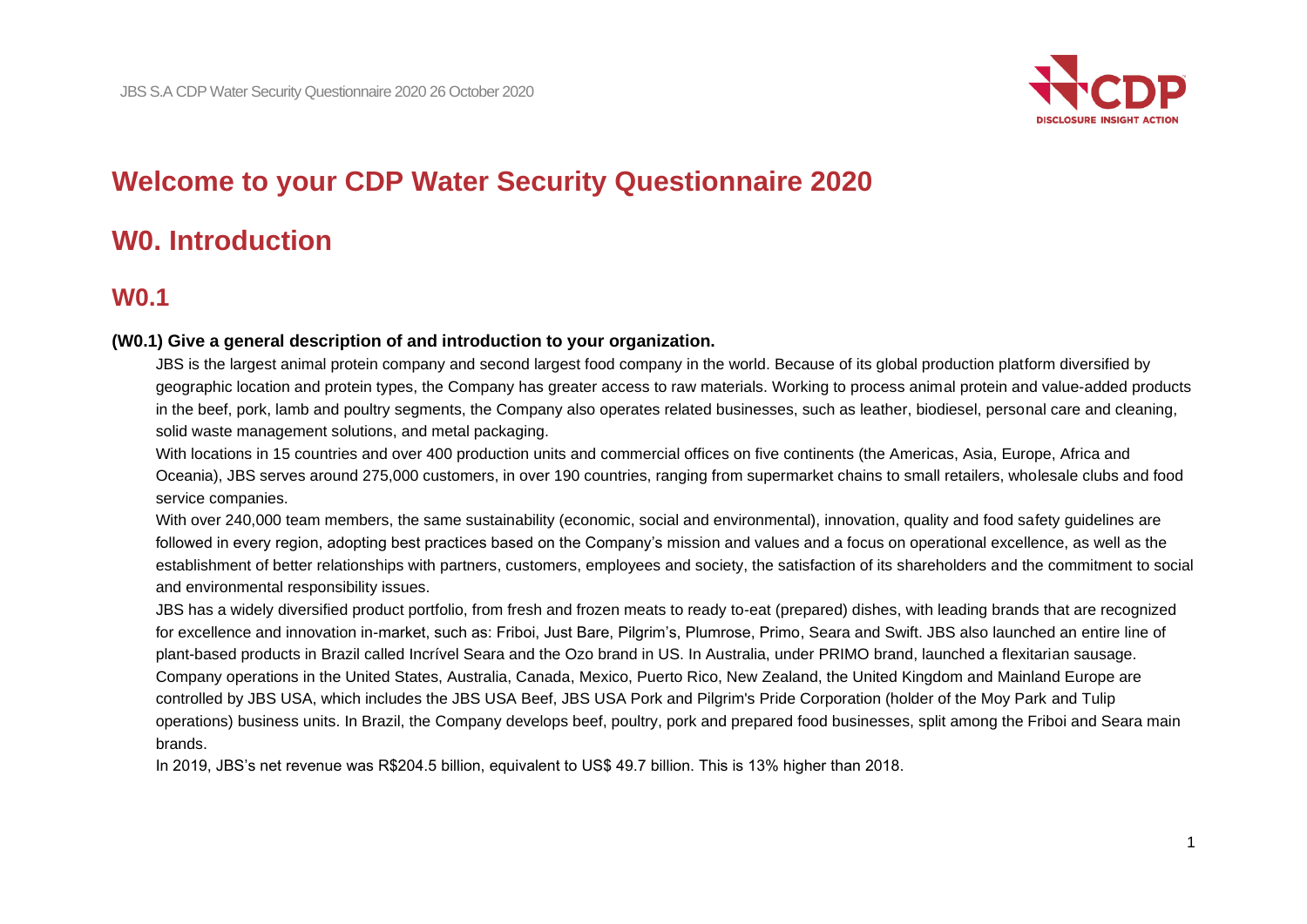# Welcome to your CDP Water Security Questionnaire 2020

## W0. Introduction

## W0.1

### (W0.1) Give a general description of and introduction to your organization.

JBS is the largest animal protein company and second largest food company in the world. Because of its global production platform diversified by geographic location and protein types, the Company has greater access to raw materials. Working to process animal protein and value-added products in the beef, pork, lamb and poultry segments, the Company also operates related businesses, such as leather, biodiesel, personal care and cleaning, solid waste management solutions, and metal packaging.

With locations in 15 countries and over 400 production units and commercial offices on five continents (the Americas, Asia, Europe, Africa and Oceania), JBS serves around 275,000 customers, in over 190 countries, ranging from supermarket chains to small retailers, wholesale clubs and food service companies.

With over 240,000 team members, the same sustainability (economic, social and environmental), innovation, quality and food safety guidelines are followed in every region, adopting best practices based on the Company's mission and values and a focus on operational excellence, as well as the establishment of better relationships with partners, customers, employees and society, the satisfaction of its shareholders and the commitment to social and environmental responsibility issues.

JBS has a widely diversified product portfolio, from fresh and frozen meats to ready to-eat (prepared) dishes, with leading brands that are recognized for excellence and innovation in-market, such as: Friboi, Just Bare, Pilgrim's, Plumrose, Primo, Seara and Swift. JBS also launched an entire line of plant-based products in Brazil called Incrível Seara and the Ozo brand in US. In Australia, under PRIMO brand, launched a flexitarian sausage.

Company operations in the United States, Australia, Canada, Mexico, Puerto Rico, New Zealand, the United Kingdom and Mainland Europe are controlled by JBS USA, which includes the JBS USA Beef, JBS USA Pork and Pilgrim's Pride Corporation (holder of the Moy Park and Tulip operations) business units. In Brazil, the Company develops beef, poultry, pork and prepared food businesses, split among the Friboi and Seara main brands.

In 2019, JBS's net revenue was R$204.5 billion, equivalent to US$ 49.7 billion. This is 13% higher than 2018.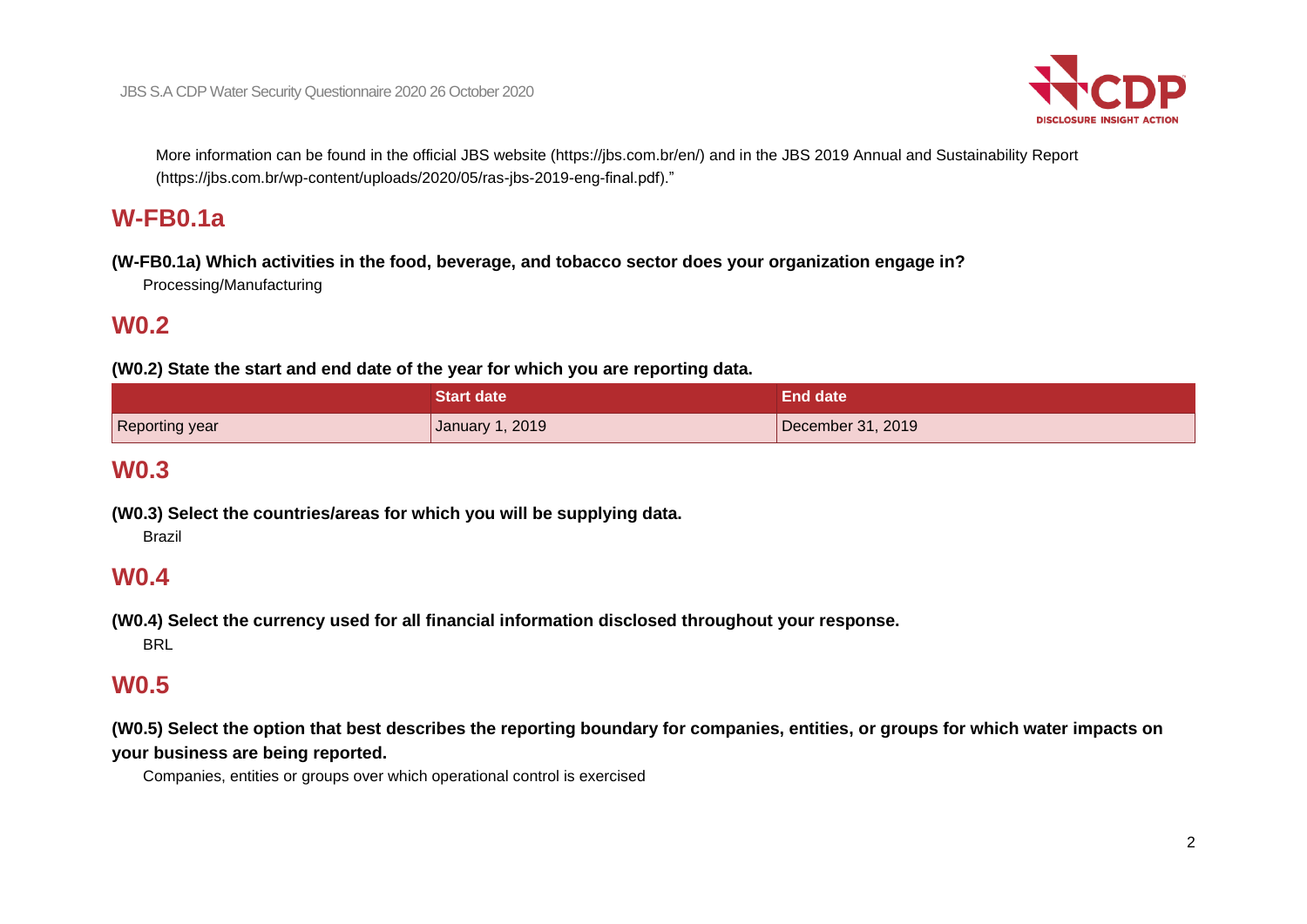More information can be found in the official JBS website (https://jbs.com.br/en/) and in the JBS 2019 Annual and Sustainability Report (https://jbs.com.br/wp-content/uploads/2020/05/ras-jbs-2019-eng-final.pdf)."

## W-FB0.1a

**(W-FB0.1a) Which activities in the food, beverage, and tobacco sector does your organization engage in?**

Processing/Manufacturing

## W0.2

**(W0.2) State the start and end date of the year for which you are reporting data.**

| | Start date | End date |
|---|---|---|
| Reporting year | January 1, 2019 | December 31, 2019 |

## W0.3

**(W0.3) Select the countries/areas for which you will be supplying data.**

Brazil

## W0.4

**(W0.4) Select the currency used for all financial information disclosed throughout your response.**

BRL

## W0.5

**(W0.5) Select the option that best describes the reporting boundary for companies, entities, or groups for which water impacts on your business are being reported.**

Companies, entities or groups over which operational control is exercised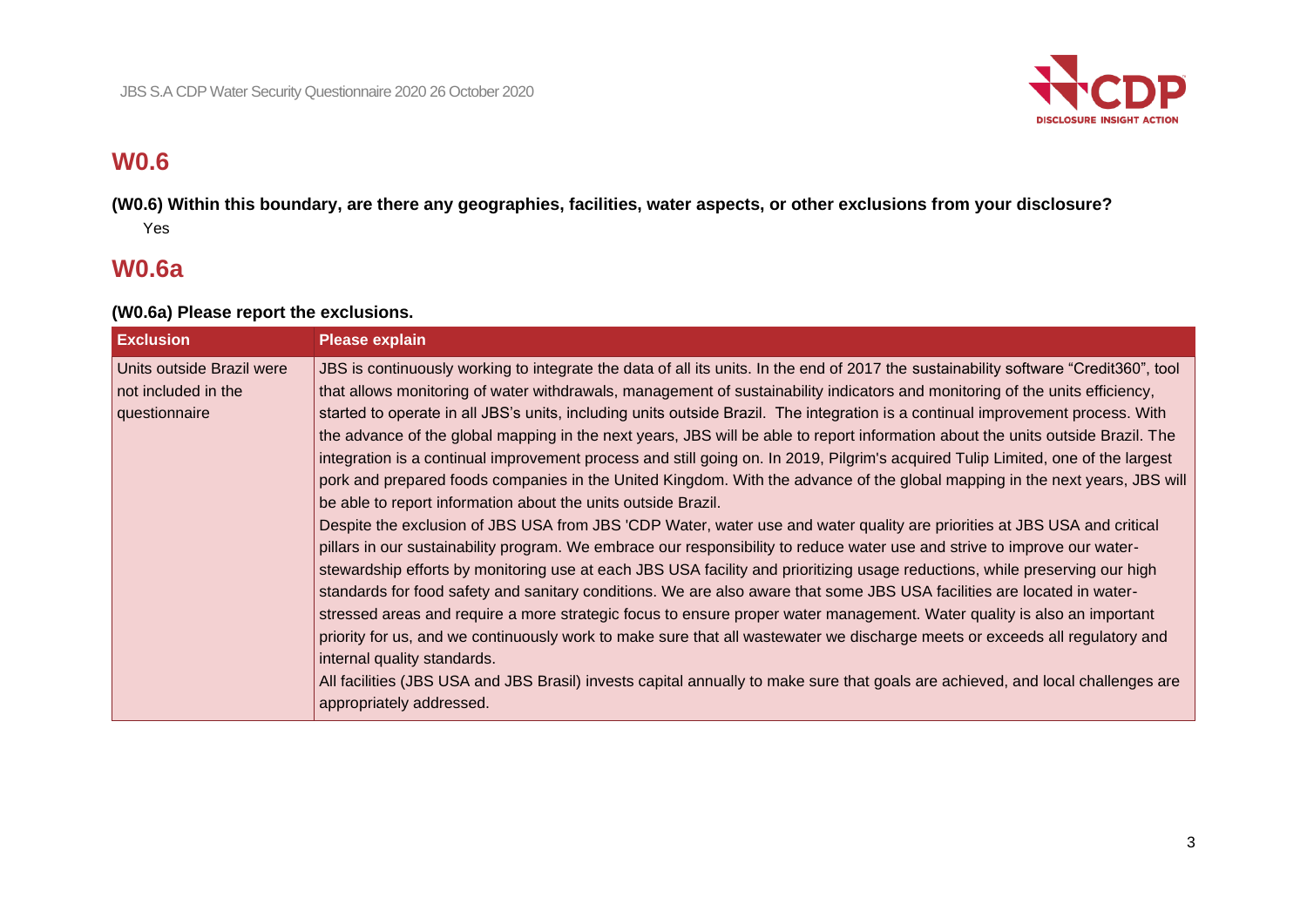## W0.6

**(W0.6) Within this boundary, are there any geographies, facilities, water aspects, or other exclusions from your disclosure?**

Yes

## W0.6a

**(W0.6a) Please report the exclusions.**

| Exclusion | Please explain |
|---|---|
| Units outside Brazil were not included in the questionnaire | JBS is continuously working to integrate the data of all its units. In the end of 2017 the sustainability software "Credit360", tool that allows monitoring of water withdrawals, management of sustainability indicators and monitoring of the units efficiency, started to operate in all JBS's units, including units outside Brazil. The integration is a continual improvement process. With the advance of the global mapping in the next years, JBS will be able to report information about the units outside Brazil. The integration is a continual improvement process and still going on. In 2019, Pilgrim's acquired Tulip Limited, one of the largest pork and prepared foods companies in the United Kingdom. With the advance of the global mapping in the next years, JBS will be able to report information about the units outside Brazil.<br>Despite the exclusion of JBS USA from JBS 'CDP Water, water use and water quality are priorities at JBS USA and critical pillars in our sustainability program. We embrace our responsibility to reduce water use and strive to improve our water-stewardship efforts by monitoring use at each JBS USA facility and prioritizing usage reductions, while preserving our high standards for food safety and sanitary conditions. We are also aware that some JBS USA facilities are located in water-stressed areas and require a more strategic focus to ensure proper water management. Water quality is also an important priority for us, and we continuously work to make sure that all wastewater we discharge meets or exceeds all regulatory and internal quality standards.<br>All facilities (JBS USA and JBS Brasil) invests capital annually to make sure that goals are achieved, and local challenges are appropriately addressed. |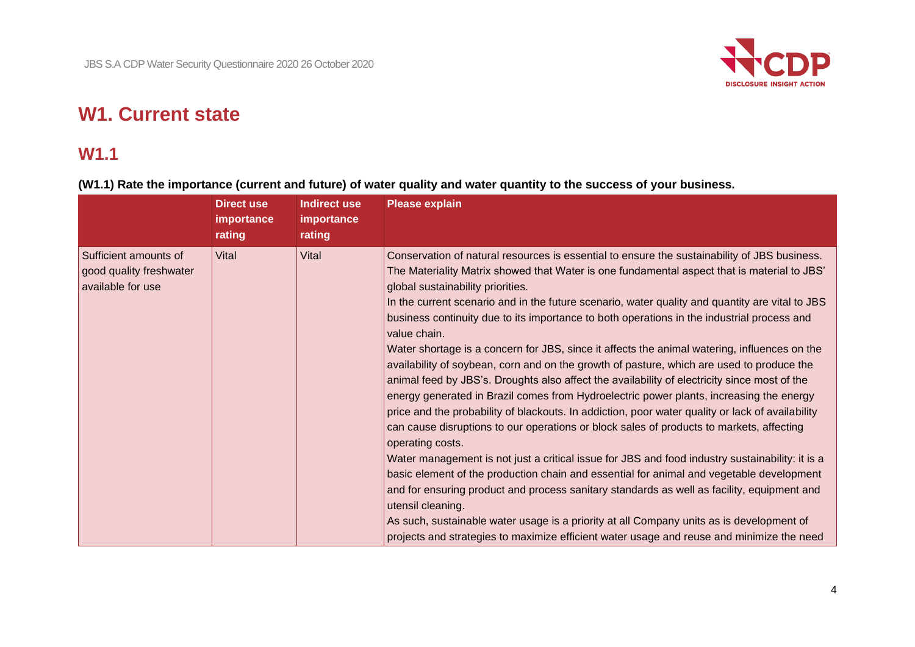# W1. Current state

## W1.1

**(W1.1) Rate the importance (current and future) of water quality and water quantity to the success of your business.**

| | Direct use importance rating | Indirect use importance rating | Please explain |
|---|---|---|---|
| Sufficient amounts of good quality freshwater available for use | Vital | Vital | Conservation of natural resources is essential to ensure the sustainability of JBS business. The Materiality Matrix showed that Water is one fundamental aspect that is material to JBS' global sustainability priorities.<br>In the current scenario and in the future scenario, water quality and quantity are vital to JBS business continuity due to its importance to both operations in the industrial process and value chain.<br>Water shortage is a concern for JBS, since it affects the animal watering, influences on the availability of soybean, corn and on the growth of pasture, which are used to produce the animal feed by JBS's. Droughts also affect the availability of electricity since most of the energy generated in Brazil comes from Hydroelectric power plants, increasing the energy price and the probability of blackouts. In addiction, poor water quality or lack of availability can cause disruptions to our operations or block sales of products to markets, affecting operating costs.<br>Water management is not just a critical issue for JBS and food industry sustainability: it is a basic element of the production chain and essential for animal and vegetable development and for ensuring product and process sanitary standards as well as facility, equipment and utensil cleaning.<br>As such, sustainable water usage is a priority at all Company units as is development of projects and strategies to maximize efficient water usage and reuse and minimize the need |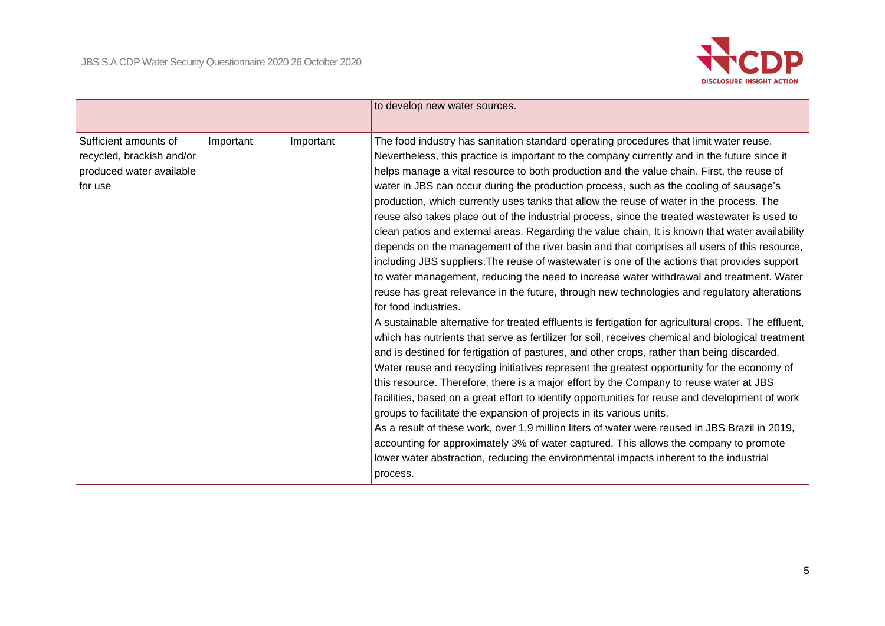| | | | |
|---|---|---|---|
| | | | to develop new water sources. |
| Sufficient amounts of recycled, brackish and/or produced water available for use | Important | Important | The food industry has sanitation standard operating procedures that limit water reuse. Nevertheless, this practice is important to the company currently and in the future since it helps manage a vital resource to both production and the value chain. First, the reuse of water in JBS can occur during the production process, such as the cooling of sausage's production, which currently uses tanks that allow the reuse of water in the process. The reuse also takes place out of the industrial process, since the treated wastewater is used to clean patios and external areas. Regarding the value chain, It is known that water availability depends on the management of the river basin and that comprises all users of this resource, including JBS suppliers.The reuse of wastewater is one of the actions that provides support to water management, reducing the need to increase water withdrawal and treatment. Water reuse has great relevance in the future, through new technologies and regulatory alterations for food industries.<br>A sustainable alternative for treated effluents is fertigation for agricultural crops. The effluent, which has nutrients that serve as fertilizer for soil, receives chemical and biological treatment and is destined for fertigation of pastures, and other crops, rather than being discarded. Water reuse and recycling initiatives represent the greatest opportunity for the economy of this resource. Therefore, there is a major effort by the Company to reuse water at JBS facilities, based on a great effort to identify opportunities for reuse and development of work groups to facilitate the expansion of projects in its various units.<br>As a result of these work, over 1,9 million liters of water were reused in JBS Brazil in 2019, accounting for approximately 3% of water captured. This allows the company to promote lower water abstraction, reducing the environmental impacts inherent to the industrial process. |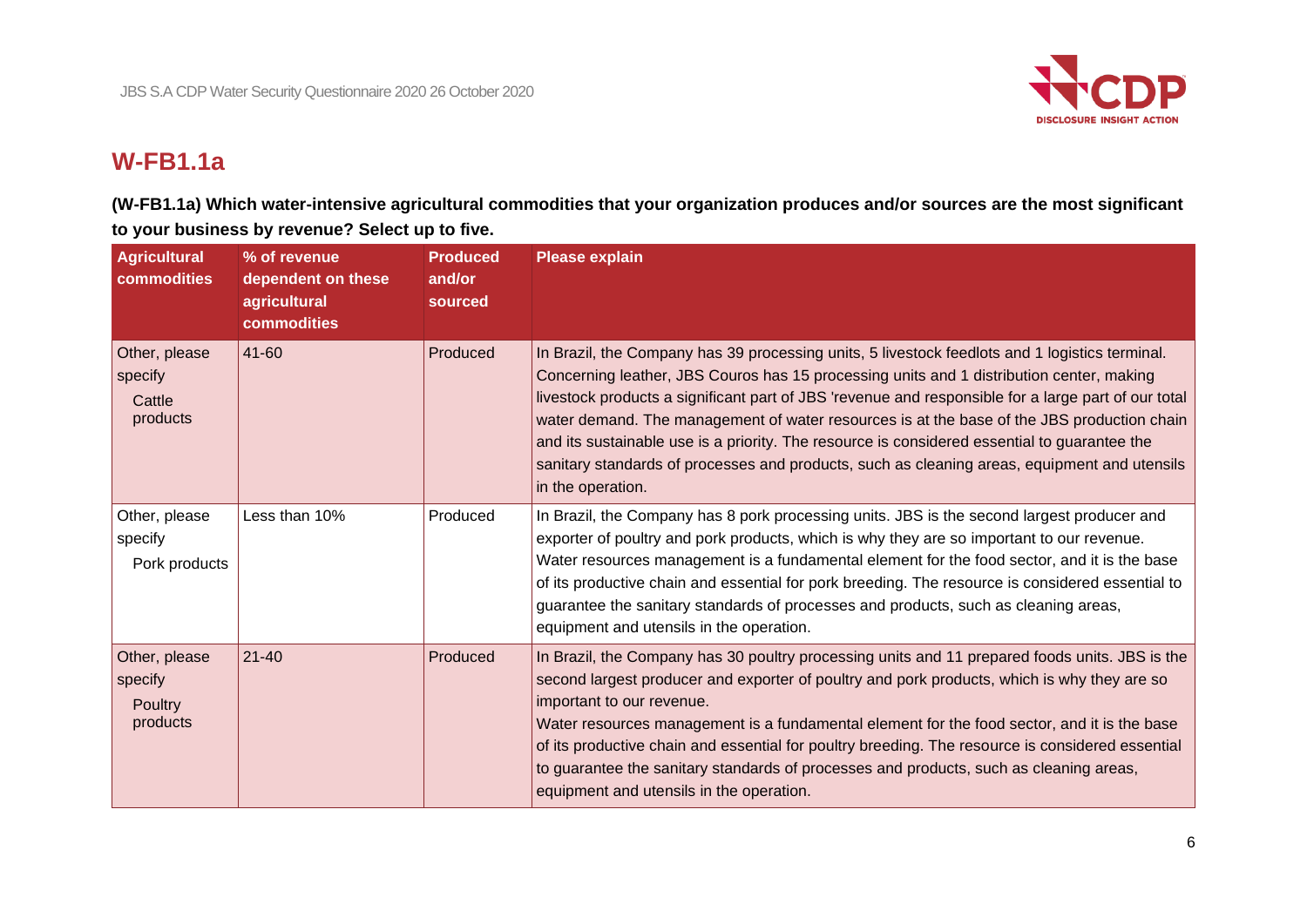## W-FB1.1a

**(W-FB1.1a) Which water-intensive agricultural commodities that your organization produces and/or sources are the most significant to your business by revenue? Select up to five.**

| Agricultural commodities | % of revenue dependent on these agricultural commodities | Produced and/or sourced | Please explain |
|---|---|---|---|
| Other, please specify<br>Cattle products | 41-60 | Produced | In Brazil, the Company has 39 processing units, 5 livestock feedlots and 1 logistics terminal. Concerning leather, JBS Couros has 15 processing units and 1 distribution center, making livestock products a significant part of JBS 'revenue and responsible for a large part of our total water demand. The management of water resources is at the base of the JBS production chain and its sustainable use is a priority. The resource is considered essential to guarantee the sanitary standards of processes and products, such as cleaning areas, equipment and utensils in the operation. |
| Other, please specify<br>Pork products | Less than 10% | Produced | In Brazil, the Company has 8 pork processing units. JBS is the second largest producer and exporter of poultry and pork products, which is why they are so important to our revenue. Water resources management is a fundamental element for the food sector, and it is the base of its productive chain and essential for pork breeding. The resource is considered essential to guarantee the sanitary standards of processes and products, such as cleaning areas, equipment and utensils in the operation. |
| Other, please specify<br>Poultry products | 21-40 | Produced | In Brazil, the Company has 30 poultry processing units and 11 prepared foods units. JBS is the second largest producer and exporter of poultry and pork products, which is why they are so important to our revenue.<br>Water resources management is a fundamental element for the food sector, and it is the base of its productive chain and essential for poultry breeding. The resource is considered essential to guarantee the sanitary standards of processes and products, such as cleaning areas, equipment and utensils in the operation. |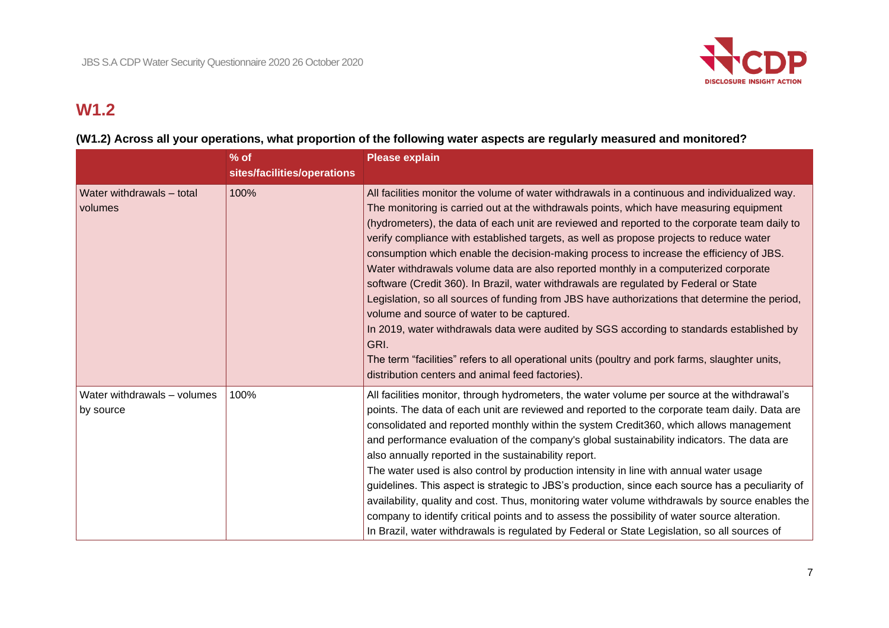## W1.2

### (W1.2) Across all your operations, what proportion of the following water aspects are regularly measured and monitored?

| | % of sites/facilities/operations | Please explain |
|---|---|---|
| Water withdrawals – total volumes | 100% | All facilities monitor the volume of water withdrawals in a continuous and individualized way. The monitoring is carried out at the withdrawals points, which have measuring equipment (hydrometers), the data of each unit are reviewed and reported to the corporate team daily to verify compliance with established targets, as well as propose projects to reduce water consumption which enable the decision-making process to increase the efficiency of JBS. Water withdrawals volume data are also reported monthly in a computerized corporate software (Credit 360). In Brazil, water withdrawals are regulated by Federal or State Legislation, so all sources of funding from JBS have authorizations that determine the period, volume and source of water to be captured.<br>In 2019, water withdrawals data were audited by SGS according to standards established by GRI.<br>The term "facilities" refers to all operational units (poultry and pork farms, slaughter units, distribution centers and animal feed factories). |
| Water withdrawals – volumes by source | 100% | All facilities monitor, through hydrometers, the water volume per source at the withdrawal's points. The data of each unit are reviewed and reported to the corporate team daily. Data are consolidated and reported monthly within the system Credit360, which allows management and performance evaluation of the company's global sustainability indicators. The data are also annually reported in the sustainability report.<br>The water used is also control by production intensity in line with annual water usage guidelines. This aspect is strategic to JBS's production, since each source has a peculiarity of availability, quality and cost. Thus, monitoring water volume withdrawals by source enables the company to identify critical points and to assess the possibility of water source alteration.<br>In Brazil, water withdrawals is regulated by Federal or State Legislation, so all sources of |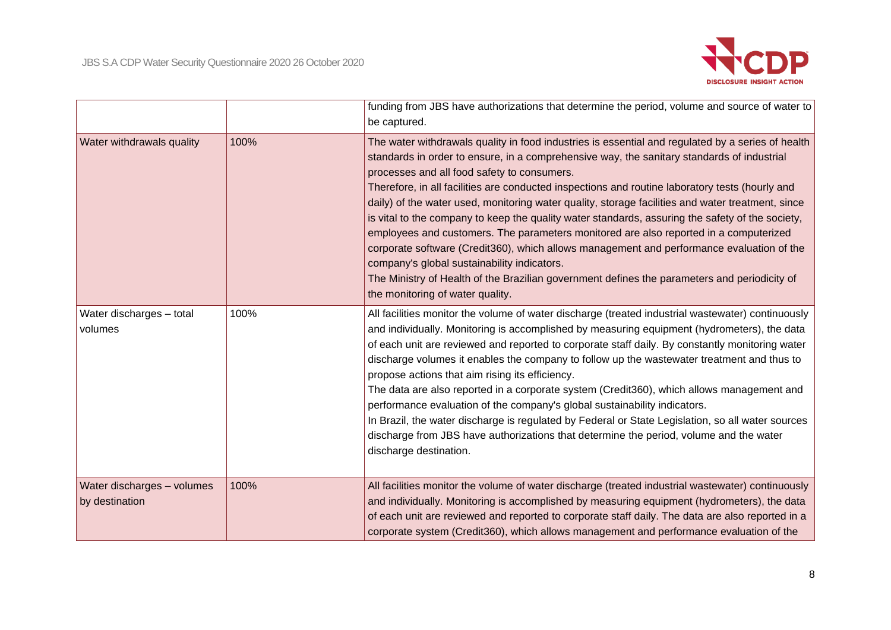| | | |
|---|---|---|
| | | funding from JBS have authorizations that determine the period, volume and source of water to be captured. |
| Water withdrawals quality | 100% | The water withdrawals quality in food industries is essential and regulated by a series of health standards in order to ensure, in a comprehensive way, the sanitary standards of industrial processes and all food safety to consumers.<br>Therefore, in all facilities are conducted inspections and routine laboratory tests (hourly and daily) of the water used, monitoring water quality, storage facilities and water treatment, since is vital to the company to keep the quality water standards, assuring the safety of the society, employees and customers. The parameters monitored are also reported in a computerized corporate software (Credit360), which allows management and performance evaluation of the company's global sustainability indicators.<br>The Ministry of Health of the Brazilian government defines the parameters and periodicity of the monitoring of water quality. |
| Water discharges – total volumes | 100% | All facilities monitor the volume of water discharge (treated industrial wastewater) continuously and individually. Monitoring is accomplished by measuring equipment (hydrometers), the data of each unit are reviewed and reported to corporate staff daily. By constantly monitoring water discharge volumes it enables the company to follow up the wastewater treatment and thus to propose actions that aim rising its efficiency.<br>The data are also reported in a corporate system (Credit360), which allows management and performance evaluation of the company's global sustainability indicators.<br>In Brazil, the water discharge is regulated by Federal or State Legislation, so all water sources discharge from JBS have authorizations that determine the period, volume and the water discharge destination. |
| Water discharges – volumes by destination | 100% | All facilities monitor the volume of water discharge (treated industrial wastewater) continuously and individually. Monitoring is accomplished by measuring equipment (hydrometers), the data of each unit are reviewed and reported to corporate staff daily. The data are also reported in a corporate system (Credit360), which allows management and performance evaluation of the |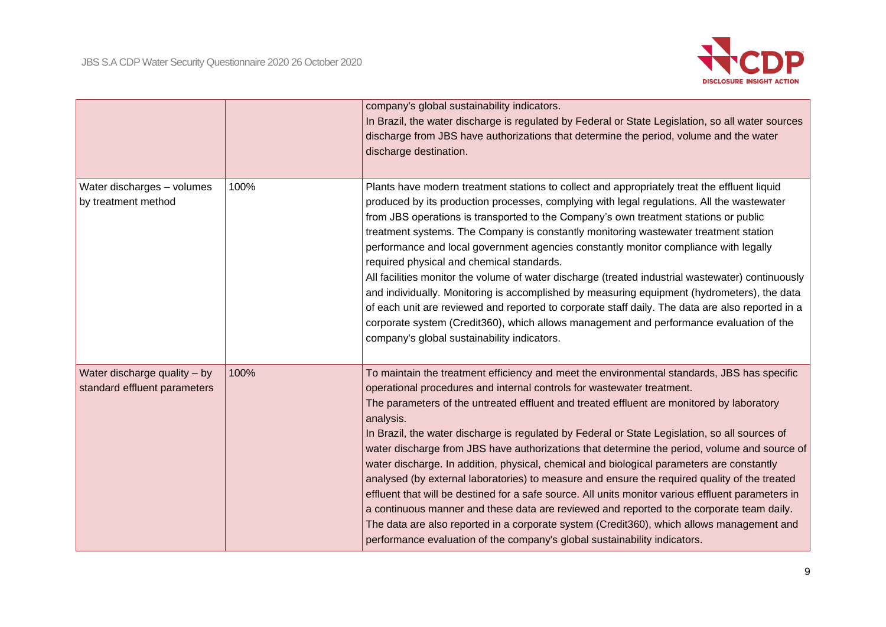|  |  |  |
|---|---|---|
|  |  | company's global sustainability indicators.<br>In Brazil, the water discharge is regulated by Federal or State Legislation, so all water sources discharge from JBS have authorizations that determine the period, volume and the water discharge destination. |
| Water discharges – volumes by treatment method | 100% | Plants have modern treatment stations to collect and appropriately treat the effluent liquid produced by its production processes, complying with legal regulations. All the wastewater from JBS operations is transported to the Company's own treatment stations or public treatment systems. The Company is constantly monitoring wastewater treatment station performance and local government agencies constantly monitor compliance with legally required physical and chemical standards.<br>All facilities monitor the volume of water discharge (treated industrial wastewater) continuously and individually. Monitoring is accomplished by measuring equipment (hydrometers), the data of each unit are reviewed and reported to corporate staff daily. The data are also reported in a corporate system (Credit360), which allows management and performance evaluation of the company's global sustainability indicators. |
| Water discharge quality – by standard effluent parameters | 100% | To maintain the treatment efficiency and meet the environmental standards, JBS has specific operational procedures and internal controls for wastewater treatment.<br>The parameters of the untreated effluent and treated effluent are monitored by laboratory analysis.<br>In Brazil, the water discharge is regulated by Federal or State Legislation, so all sources of water discharge from JBS have authorizations that determine the period, volume and source of water discharge. In addition, physical, chemical and biological parameters are constantly analysed (by external laboratories) to measure and ensure the required quality of the treated effluent that will be destined for a safe source. All units monitor various effluent parameters in a continuous manner and these data are reviewed and reported to the corporate team daily. The data are also reported in a corporate system (Credit360), which allows management and performance evaluation of the company's global sustainability indicators. |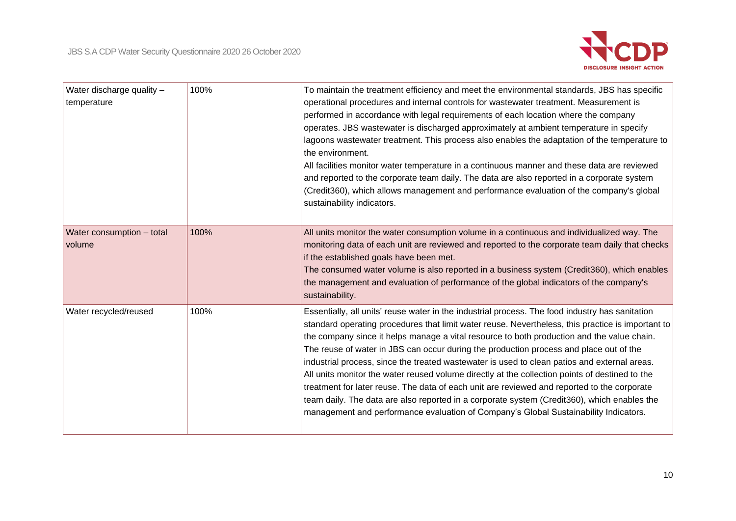| | | |
|---|---|---|
| Water discharge quality – temperature | 100% | To maintain the treatment efficiency and meet the environmental standards, JBS has specific operational procedures and internal controls for wastewater treatment. Measurement is performed in accordance with legal requirements of each location where the company operates. JBS wastewater is discharged approximately at ambient temperature in specify lagoons wastewater treatment. This process also enables the adaptation of the temperature to the environment.<br>All facilities monitor water temperature in a continuous manner and these data are reviewed and reported to the corporate team daily. The data are also reported in a corporate system (Credit360), which allows management and performance evaluation of the company's global sustainability indicators. |
| Water consumption – total volume | 100% | All units monitor the water consumption volume in a continuous and individualized way. The monitoring data of each unit are reviewed and reported to the corporate team daily that checks if the established goals have been met.<br>The consumed water volume is also reported in a business system (Credit360), which enables the management and evaluation of performance of the global indicators of the company's sustainability. |
| Water recycled/reused | 100% | Essentially, all units' reuse water in the industrial process. The food industry has sanitation standard operating procedures that limit water reuse. Nevertheless, this practice is important to the company since it helps manage a vital resource to both production and the value chain. The reuse of water in JBS can occur during the production process and place out of the industrial process, since the treated wastewater is used to clean patios and external areas. All units monitor the water reused volume directly at the collection points of destined to the treatment for later reuse. The data of each unit are reviewed and reported to the corporate team daily. The data are also reported in a corporate system (Credit360), which enables the management and performance evaluation of Company's Global Sustainability Indicators. |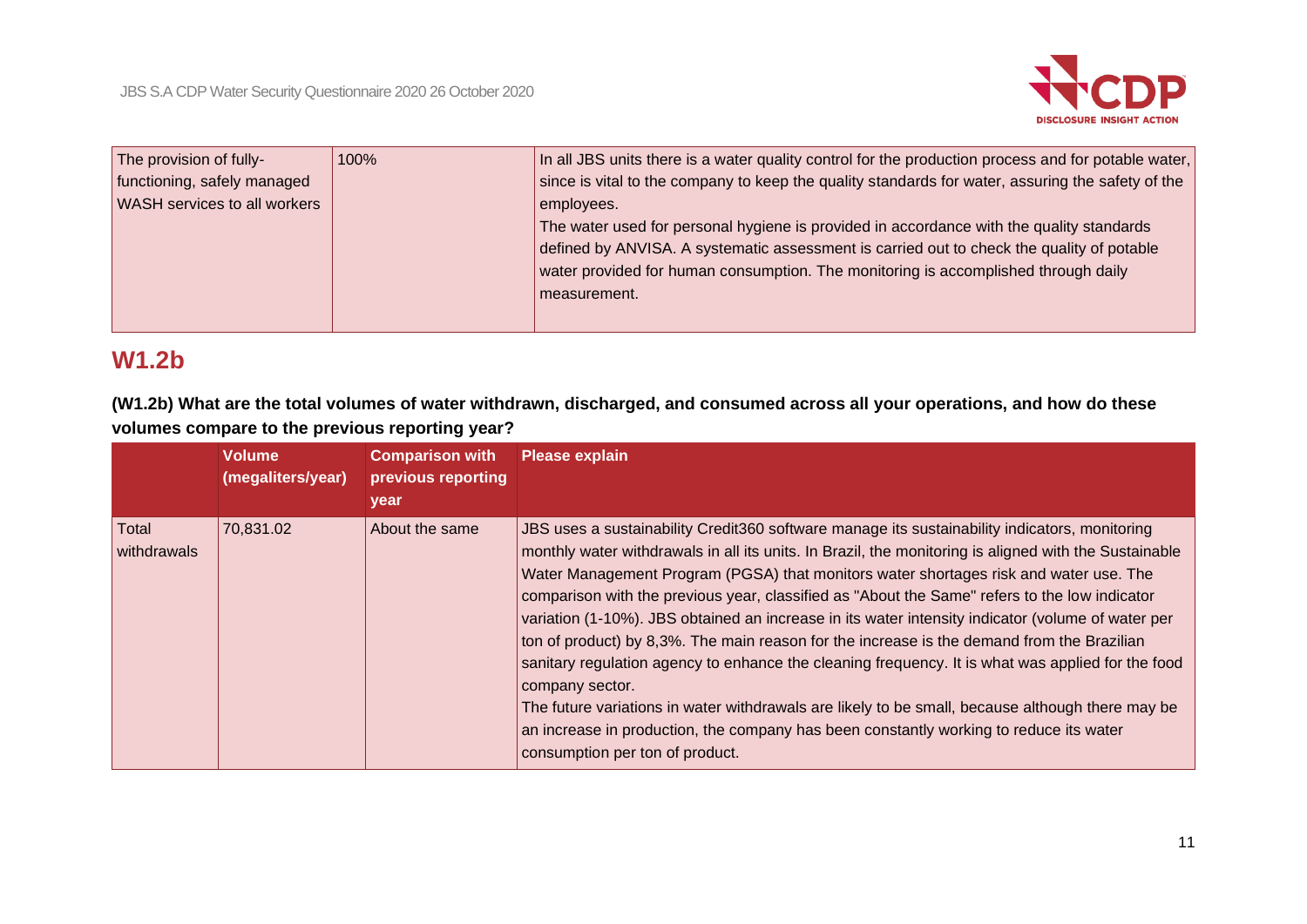| The provision of fully-functioning, safely managed WASH services to all workers | 100% | In all JBS units there is a water quality control for the production process and for potable water, since is vital to the company to keep the quality standards for water, assuring the safety of the employees.<br>The water used for personal hygiene is provided in accordance with the quality standards defined by ANVISA. A systematic assessment is carried out to check the quality of potable water provided for human consumption. The monitoring is accomplished through daily measurement. |
|---|---|---|

## W1.2b

**(W1.2b) What are the total volumes of water withdrawn, discharged, and consumed across all your operations, and how do these volumes compare to the previous reporting year?**

| | Volume (megaliters/year) | Comparison with previous reporting year | Please explain |
|---|---|---|---|
| Total withdrawals | 70,831.02 | About the same | JBS uses a sustainability Credit360 software manage its sustainability indicators, monitoring monthly water withdrawals in all its units. In Brazil, the monitoring is aligned with the Sustainable Water Management Program (PGSA) that monitors water shortages risk and water use. The comparison with the previous year, classified as "About the Same" refers to the low indicator variation (1-10%). JBS obtained an increase in its water intensity indicator (volume of water per ton of product) by 8,3%. The main reason for the increase is the demand from the Brazilian sanitary regulation agency to enhance the cleaning frequency. It is what was applied for the food company sector.<br>The future variations in water withdrawals are likely to be small, because although there may be an increase in production, the company has been constantly working to reduce its water consumption per ton of product. |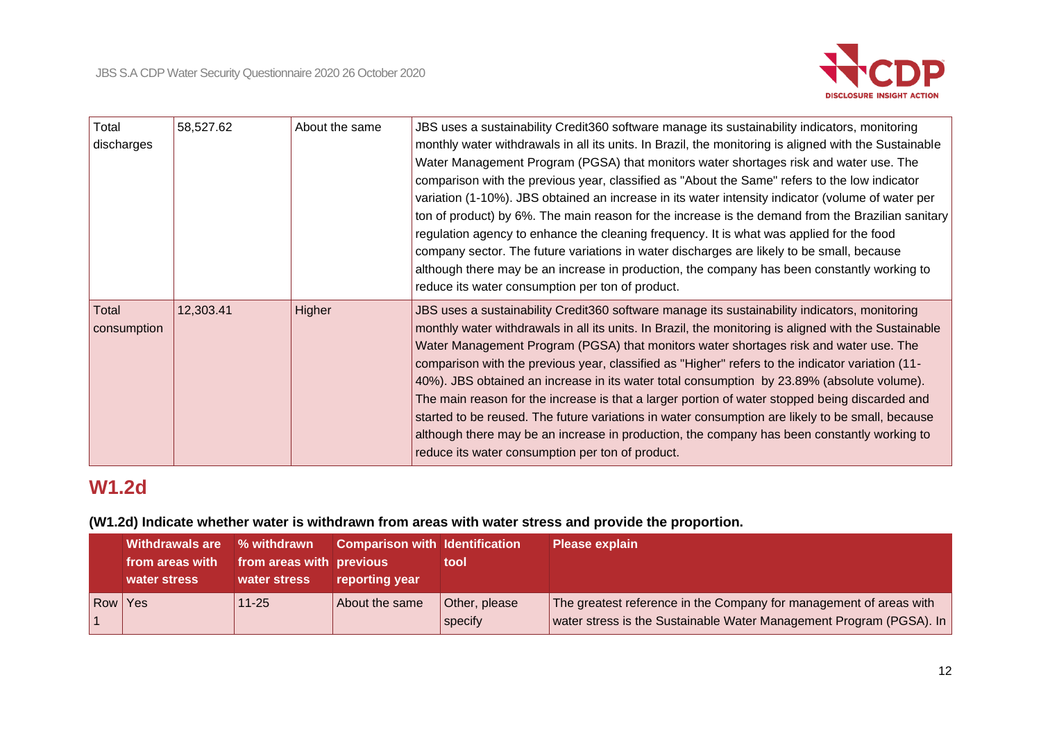| Total discharges | 58,527.62 | About the same | JBS uses a sustainability Credit360 software manage its sustainability indicators, monitoring monthly water withdrawals in all its units. In Brazil, the monitoring is aligned with the Sustainable Water Management Program (PGSA) that monitors water shortages risk and water use. The comparison with the previous year, classified as "About the Same" refers to the low indicator variation (1-10%). JBS obtained an increase in its water intensity indicator (volume of water per ton of product) by 6%. The main reason for the increase is the demand from the Brazilian sanitary regulation agency to enhance the cleaning frequency. It is what was applied for the food company sector. The future variations in water discharges are likely to be small, because although there may be an increase in production, the company has been constantly working to reduce its water consumption per ton of product. |
|---|---|---|---|
| Total consumption | 12,303.41 | Higher | JBS uses a sustainability Credit360 software manage its sustainability indicators, monitoring monthly water withdrawals in all its units. In Brazil, the monitoring is aligned with the Sustainable Water Management Program (PGSA) that monitors water shortages risk and water use. The comparison with the previous year, classified as "Higher" refers to the indicator variation (11-40%). JBS obtained an increase in its water total consumption by 23.89% (absolute volume). The main reason for the increase is that a larger portion of water stopped being discarded and started to be reused. The future variations in water consumption are likely to be small, because although there may be an increase in production, the company has been constantly working to reduce its water consumption per ton of product. |

## W1.2d

**(W1.2d) Indicate whether water is withdrawn from areas with water stress and provide the proportion.**

| | Withdrawals are from areas with water stress | % withdrawn from areas with water stress | Comparison with previous reporting year | Identification tool | Please explain |
|---|---|---|---|---|---|
| Row 1 | Yes | 11-25 | About the same | Other, please specify | The greatest reference in the Company for management of areas with water stress is the Sustainable Water Management Program (PGSA). In |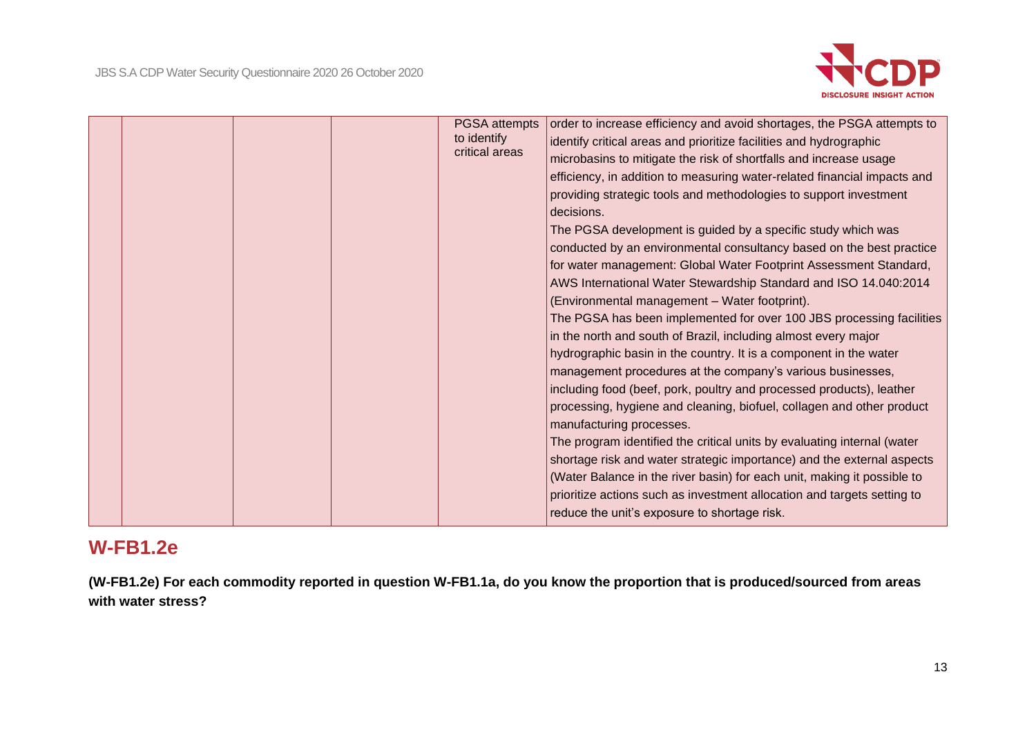| | | | | | |
|---|---|---|---|---|---|
| | | | | PGSA attempts to identify critical areas | order to increase efficiency and avoid shortages, the PSGA attempts to identify critical areas and prioritize facilities and hydrographic microbasins to mitigate the risk of shortfalls and increase usage efficiency, in addition to measuring water-related financial impacts and providing strategic tools and methodologies to support investment decisions.<br>The PGSA development is guided by a specific study which was conducted by an environmental consultancy based on the best practice for water management: Global Water Footprint Assessment Standard, AWS International Water Stewardship Standard and ISO 14.040:2014 (Environmental management – Water footprint).<br>The PGSA has been implemented for over 100 JBS processing facilities in the north and south of Brazil, including almost every major hydrographic basin in the country. It is a component in the water management procedures at the company's various businesses, including food (beef, pork, poultry and processed products), leather processing, hygiene and cleaning, biofuel, collagen and other product manufacturing processes.<br>The program identified the critical units by evaluating internal (water shortage risk and water strategic importance) and the external aspects (Water Balance in the river basin) for each unit, making it possible to prioritize actions such as investment allocation and targets setting to reduce the unit's exposure to shortage risk. |

## W-FB1.2e

**(W-FB1.2e) For each commodity reported in question W-FB1.1a, do you know the proportion that is produced/sourced from areas with water stress?**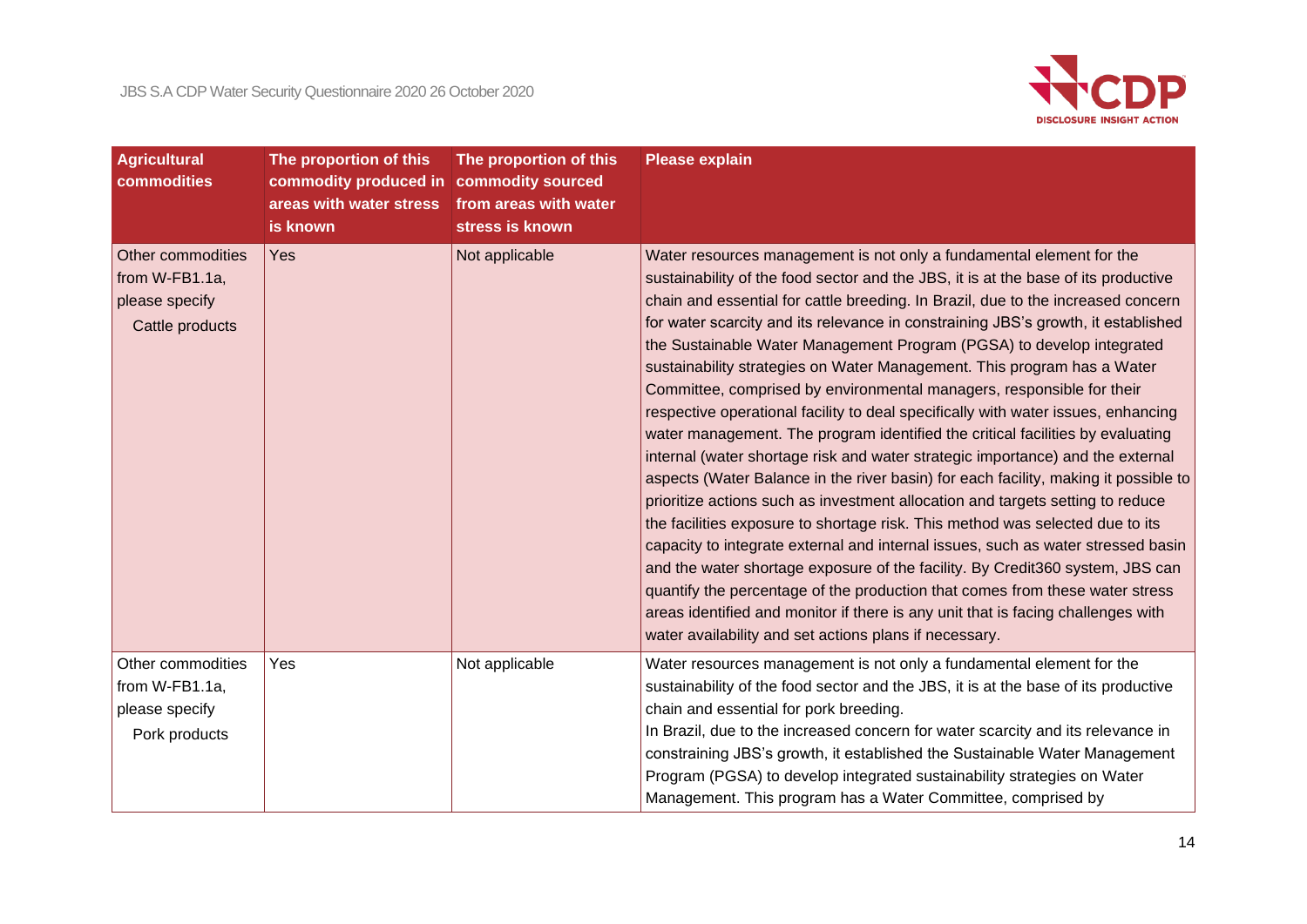| Agricultural commodities | The proportion of this commodity produced in areas with water stress is known | The proportion of this commodity sourced from areas with water stress is known | Please explain |
|---|---|---|---|
| Other commodities from W-FB1.1a, please specify<br>Cattle products | Yes | Not applicable | Water resources management is not only a fundamental element for the sustainability of the food sector and the JBS, it is at the base of its productive chain and essential for cattle breeding. In Brazil, due to the increased concern for water scarcity and its relevance in constraining JBS's growth, it established the Sustainable Water Management Program (PGSA) to develop integrated sustainability strategies on Water Management. This program has a Water Committee, comprised by environmental managers, responsible for their respective operational facility to deal specifically with water issues, enhancing water management. The program identified the critical facilities by evaluating internal (water shortage risk and water strategic importance) and the external aspects (Water Balance in the river basin) for each facility, making it possible to prioritize actions such as investment allocation and targets setting to reduce the facilities exposure to shortage risk. This method was selected due to its capacity to integrate external and internal issues, such as water stressed basin and the water shortage exposure of the facility. By Credit360 system, JBS can quantify the percentage of the production that comes from these water stress areas identified and monitor if there is any unit that is facing challenges with water availability and set actions plans if necessary. |
| Other commodities from W-FB1.1a, please specify<br>Pork products | Yes | Not applicable | Water resources management is not only a fundamental element for the sustainability of the food sector and the JBS, it is at the base of its productive chain and essential for pork breeding.<br>In Brazil, due to the increased concern for water scarcity and its relevance in constraining JBS's growth, it established the Sustainable Water Management Program (PGSA) to develop integrated sustainability strategies on Water Management. This program has a Water Committee, comprised by |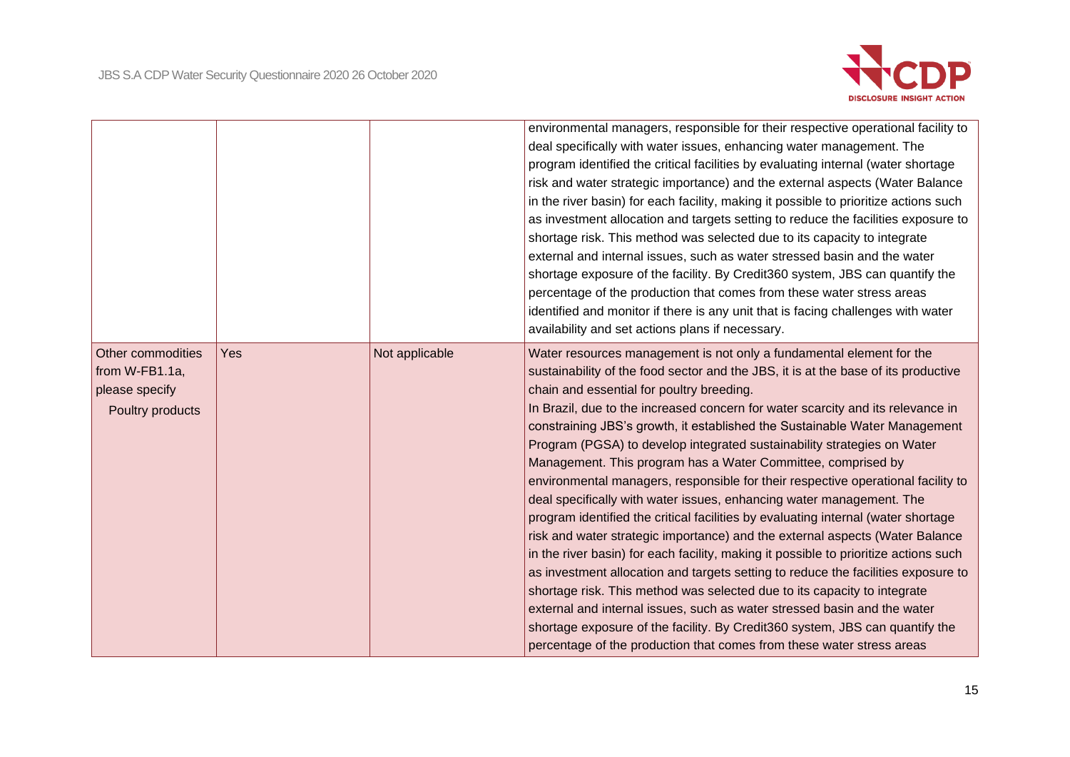|  |  |  |  |
|---|---|---|---|
|  |  |  | environmental managers, responsible for their respective operational facility to deal specifically with water issues, enhancing water management. The program identified the critical facilities by evaluating internal (water shortage risk and water strategic importance) and the external aspects (Water Balance in the river basin) for each facility, making it possible to prioritize actions such as investment allocation and targets setting to reduce the facilities exposure to shortage risk. This method was selected due to its capacity to integrate external and internal issues, such as water stressed basin and the water shortage exposure of the facility. By Credit360 system, JBS can quantify the percentage of the production that comes from these water stress areas identified and monitor if there is any unit that is facing challenges with water availability and set actions plans if necessary. |
| Other commodities from W-FB1.1a, please specify<br>Poultry products | Yes | Not applicable | Water resources management is not only a fundamental element for the sustainability of the food sector and the JBS, it is at the base of its productive chain and essential for poultry breeding.<br>In Brazil, due to the increased concern for water scarcity and its relevance in constraining JBS's growth, it established the Sustainable Water Management Program (PGSA) to develop integrated sustainability strategies on Water Management. This program has a Water Committee, comprised by environmental managers, responsible for their respective operational facility to deal specifically with water issues, enhancing water management. The program identified the critical facilities by evaluating internal (water shortage risk and water strategic importance) and the external aspects (Water Balance in the river basin) for each facility, making it possible to prioritize actions such as investment allocation and targets setting to reduce the facilities exposure to shortage risk. This method was selected due to its capacity to integrate external and internal issues, such as water stressed basin and the water shortage exposure of the facility. By Credit360 system, JBS can quantify the percentage of the production that comes from these water stress areas |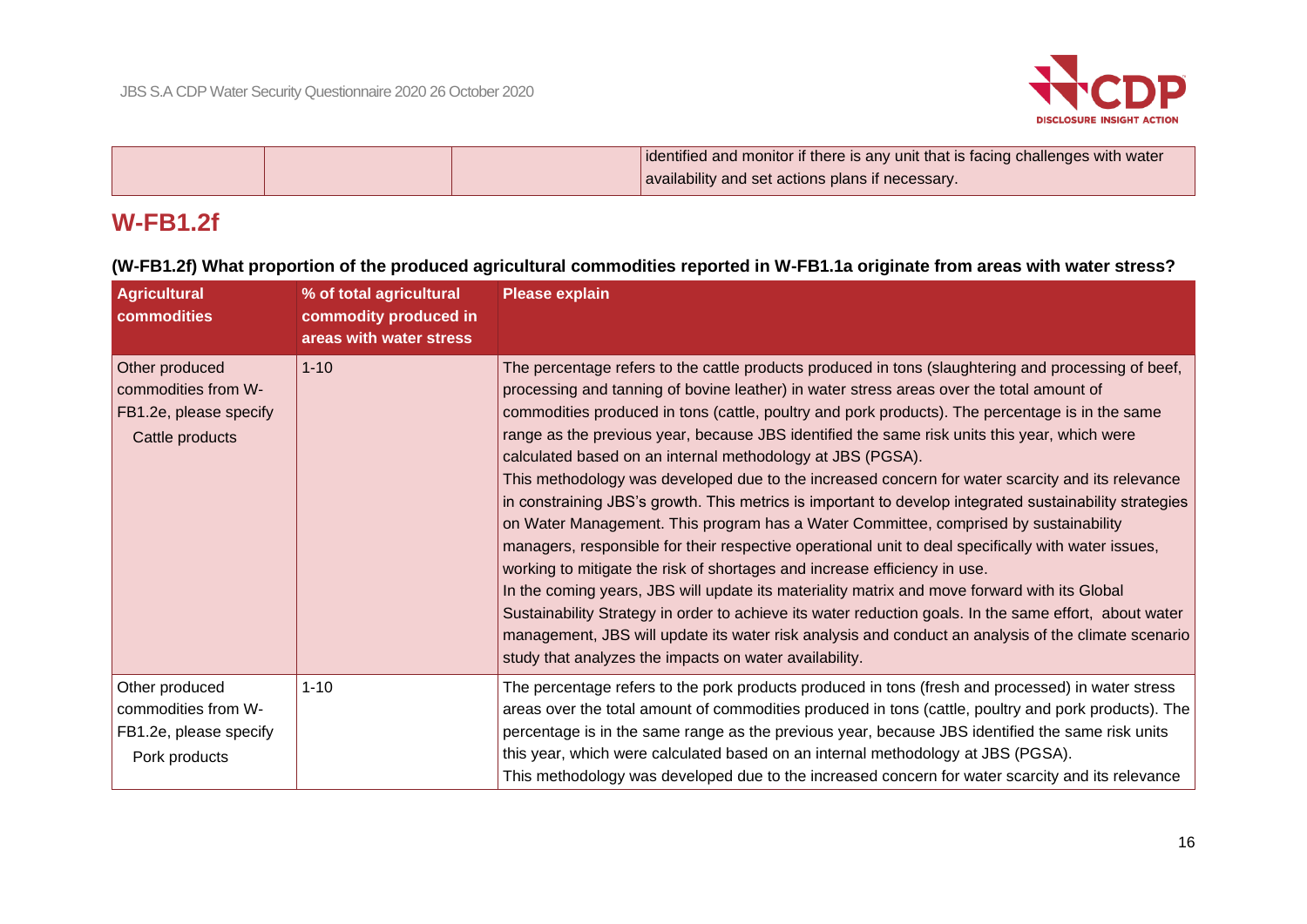| | | | identified and monitor if there is any unit that is facing challenges with water availability and set actions plans if necessary. |
|---|---|---|---|

## W-FB1.2f

**(W-FB1.2f) What proportion of the produced agricultural commodities reported in W-FB1.1a originate from areas with water stress?**

| Agricultural commodities | % of total agricultural commodity produced in areas with water stress | Please explain |
|---|---|---|
| Other produced commodities from W-FB1.2e, please specify<br>Cattle products | 1-10 | The percentage refers to the cattle products produced in tons (slaughtering and processing of beef, processing and tanning of bovine leather) in water stress areas over the total amount of commodities produced in tons (cattle, poultry and pork products). The percentage is in the same range as the previous year, because JBS identified the same risk units this year, which were calculated based on an internal methodology at JBS (PGSA).<br>This methodology was developed due to the increased concern for water scarcity and its relevance in constraining JBS's growth. This metrics is important to develop integrated sustainability strategies on Water Management. This program has a Water Committee, comprised by sustainability managers, responsible for their respective operational unit to deal specifically with water issues, working to mitigate the risk of shortages and increase efficiency in use.<br>In the coming years, JBS will update its materiality matrix and move forward with its Global Sustainability Strategy in order to achieve its water reduction goals. In the same effort, about water management, JBS will update its water risk analysis and conduct an analysis of the climate scenario study that analyzes the impacts on water availability. |
| Other produced commodities from W-FB1.2e, please specify<br>Pork products | 1-10 | The percentage refers to the pork products produced in tons (fresh and processed) in water stress areas over the total amount of commodities produced in tons (cattle, poultry and pork products). The percentage is in the same range as the previous year, because JBS identified the same risk units this year, which were calculated based on an internal methodology at JBS (PGSA).<br>This methodology was developed due to the increased concern for water scarcity and its relevance |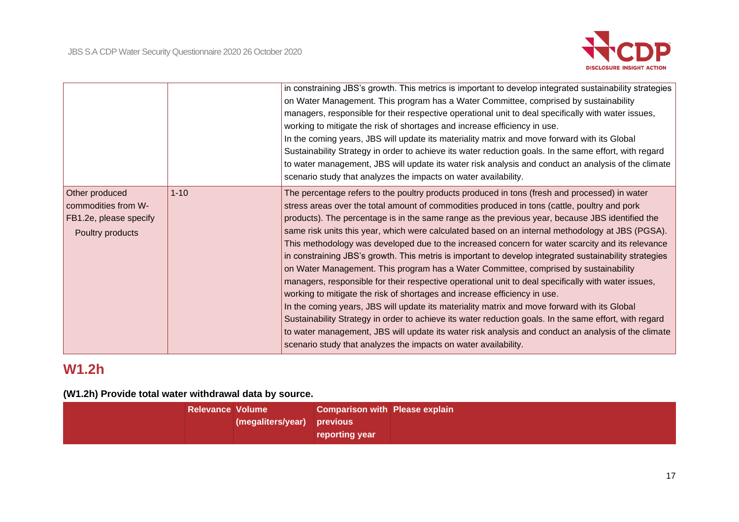|  |  | in constraining JBS's growth. This metrics is important to develop integrated sustainability strategies on Water Management. This program has a Water Committee, comprised by sustainability managers, responsible for their respective operational unit to deal specifically with water issues, working to mitigate the risk of shortages and increase efficiency in use. In the coming years, JBS will update its materiality matrix and move forward with its Global Sustainability Strategy in order to achieve its water reduction goals. In the same effort, with regard to water management, JBS will update its water risk analysis and conduct an analysis of the climate scenario study that analyzes the impacts on water availability. |
|---|---|---|
| Other produced commodities from W-FB1.2e, please specify Poultry products | 1-10 | The percentage refers to the poultry products produced in tons (fresh and processed) in water stress areas over the total amount of commodities produced in tons (cattle, poultry and pork products). The percentage is in the same range as the previous year, because JBS identified the same risk units this year, which were calculated based on an internal methodology at JBS (PGSA). This methodology was developed due to the increased concern for water scarcity and its relevance in constraining JBS's growth. This metris is important to develop integrated sustainability strategies on Water Management. This program has a Water Committee, comprised by sustainability managers, responsible for their respective operational unit to deal specifically with water issues, working to mitigate the risk of shortages and increase efficiency in use. In the coming years, JBS will update its materiality matrix and move forward with its Global Sustainability Strategy in order to achieve its water reduction goals. In the same effort, with regard to water management, JBS will update its water risk analysis and conduct an analysis of the climate scenario study that analyzes the impacts on water availability. |

## W1.2h

**(W1.2h) Provide total water withdrawal data by source.**

|  | Relevance | Volume (megaliters/year) | Comparison with previous reporting year | Please explain |
|---|---|---|---|---|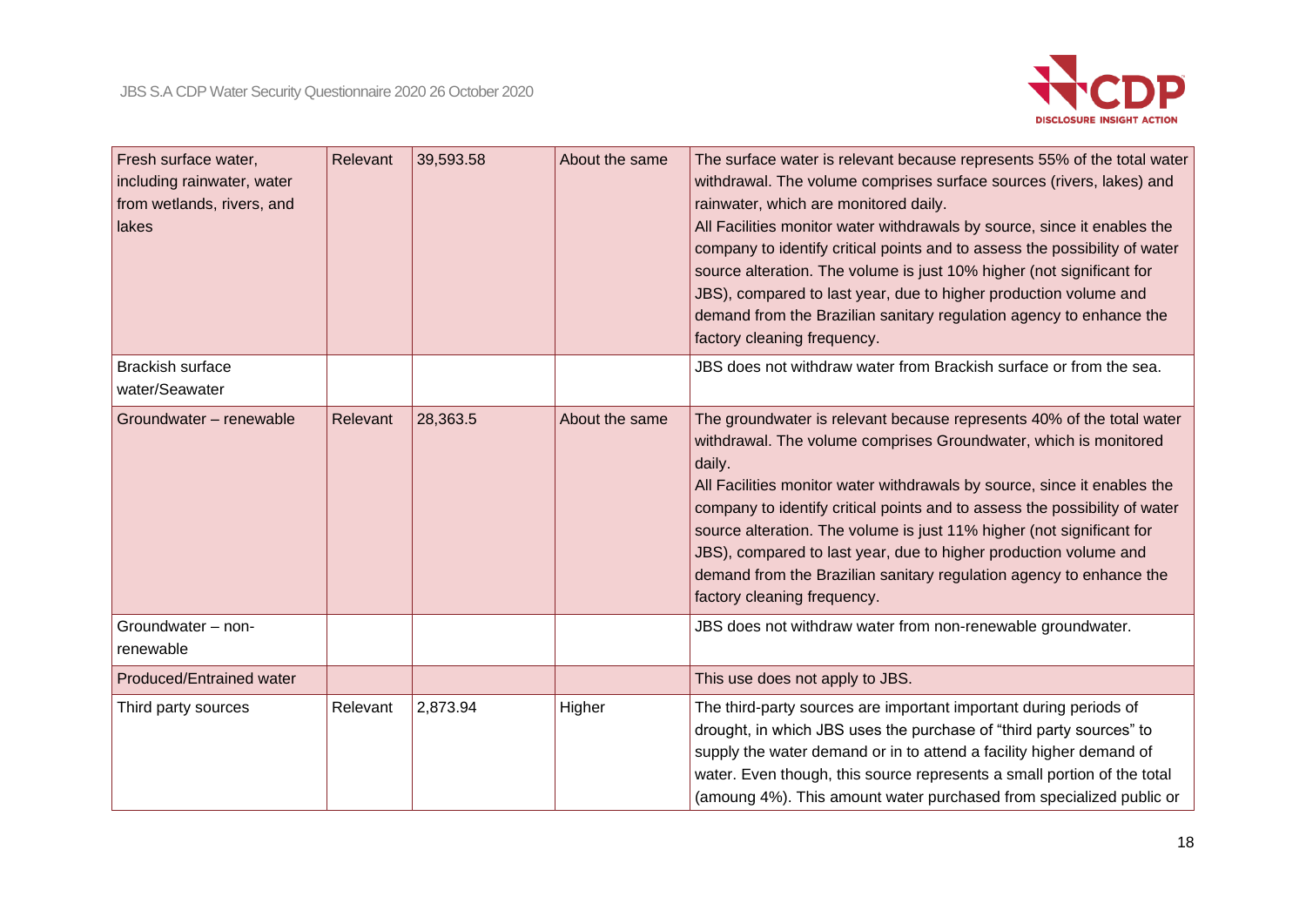| | | | | |
|---|---|---|---|---|
| Fresh surface water, including rainwater, water from wetlands, rivers, and lakes | Relevant | 39,593.58 | About the same | The surface water is relevant because represents 55% of the total water withdrawal. The volume comprises surface sources (rivers, lakes) and rainwater, which are monitored daily.<br>All Facilities monitor water withdrawals by source, since it enables the company to identify critical points and to assess the possibility of water source alteration. The volume is just 10% higher (not significant for JBS), compared to last year, due to higher production volume and demand from the Brazilian sanitary regulation agency to enhance the factory cleaning frequency. |
| Brackish surface water/Seawater | | | | JBS does not withdraw water from Brackish surface or from the sea. |
| Groundwater – renewable | Relevant | 28,363.5 | About the same | The groundwater is relevant because represents 40% of the total water withdrawal. The volume comprises Groundwater, which is monitored daily.<br>All Facilities monitor water withdrawals by source, since it enables the company to identify critical points and to assess the possibility of water source alteration. The volume is just 11% higher (not significant for JBS), compared to last year, due to higher production volume and demand from the Brazilian sanitary regulation agency to enhance the factory cleaning frequency. |
| Groundwater – non-renewable | | | | JBS does not withdraw water from non-renewable groundwater. |
| Produced/Entrained water | | | | This use does not apply to JBS. |
| Third party sources | Relevant | 2,873.94 | Higher | The third-party sources are important important during periods of drought, in which JBS uses the purchase of "third party sources" to supply the water demand or in to attend a facility higher demand of water. Even though, this source represents a small portion of the total (amoung 4%). This amount water purchased from specialized public or |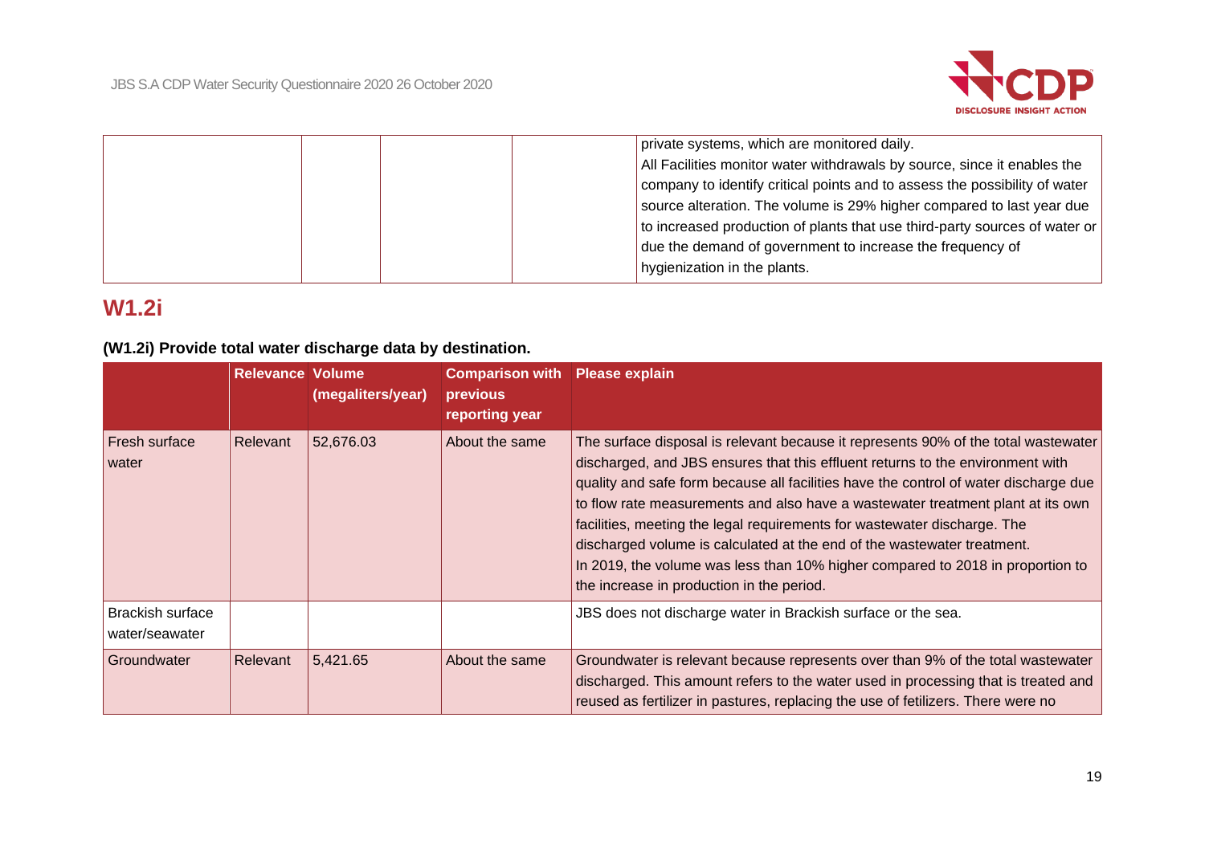| | | | | private systems, which are monitored daily.<br>All Facilities monitor water withdrawals by source, since it enables the company to identify critical points and to assess the possibility of water source alteration. The volume is 29% higher compared to last year due to increased production of plants that use third-party sources of water or due the demand of government to increase the frequency of hygienization in the plants. |
|---|---|---|---|---|

## W1.2i

**(W1.2i) Provide total water discharge data by destination.**

| | Relevance | Volume (megaliters/year) | Comparison with previous reporting year | Please explain |
|---|---|---|---|---|
| Fresh surface water | Relevant | 52,676.03 | About the same | The surface disposal is relevant because it represents 90% of the total wastewater discharged, and JBS ensures that this effluent returns to the environment with quality and safe form because all facilities have the control of water discharge due to flow rate measurements and also have a wastewater treatment plant at its own facilities, meeting the legal requirements for wastewater discharge. The discharged volume is calculated at the end of the wastewater treatment.<br>In 2019, the volume was less than 10% higher compared to 2018 in proportion to the increase in production in the period. |
| Brackish surface water/seawater | | | | JBS does not discharge water in Brackish surface or the sea. |
| Groundwater | Relevant | 5,421.65 | About the same | Groundwater is relevant because represents over than 9% of the total wastewater discharged. This amount refers to the water used in processing that is treated and reused as fertilizer in pastures, replacing the use of fetilizers. There were no |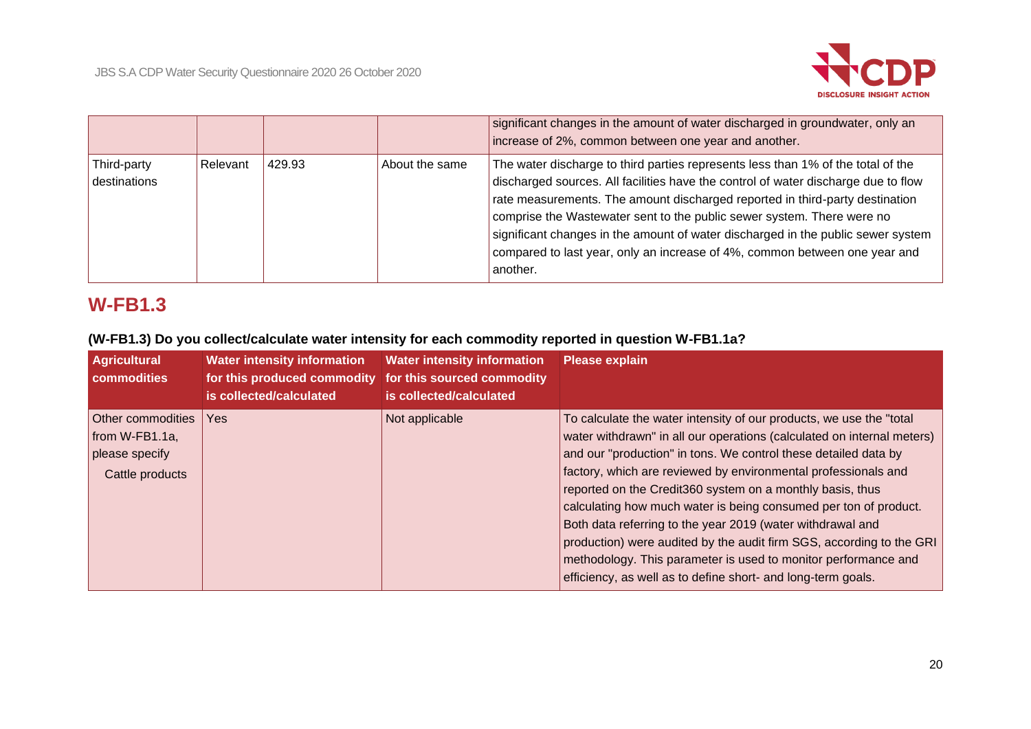|  |  |  |  | significant changes in the amount of water discharged in groundwater, only an increase of 2%, common between one year and another. |
|---|---|---|---|---|
| Third-party destinations | Relevant | 429.93 | About the same | The water discharge to third parties represents less than 1% of the total of the discharged sources. All facilities have the control of water discharge due to flow rate measurements. The amount discharged reported in third-party destination comprise the Wastewater sent to the public sewer system. There were no significant changes in the amount of water discharged in the public sewer system compared to last year, only an increase of 4%, common between one year and another. |

## W-FB1.3

### (W-FB1.3) Do you collect/calculate water intensity for each commodity reported in question W-FB1.1a?

| Agricultural commodities | Water intensity information for this produced commodity is collected/calculated | Water intensity information for this sourced commodity is collected/calculated | Please explain |
|---|---|---|---|
| Other commodities from W-FB1.1a, please specify<br>Cattle products | Yes | Not applicable | To calculate the water intensity of our products, we use the "total water withdrawn" in all our operations (calculated on internal meters) and our "production" in tons. We control these detailed data by factory, which are reviewed by environmental professionals and reported on the Credit360 system on a monthly basis, thus calculating how much water is being consumed per ton of product. Both data referring to the year 2019 (water withdrawal and production) were audited by the audit firm SGS, according to the GRI methodology. This parameter is used to monitor performance and efficiency, as well as to define short- and long-term goals. |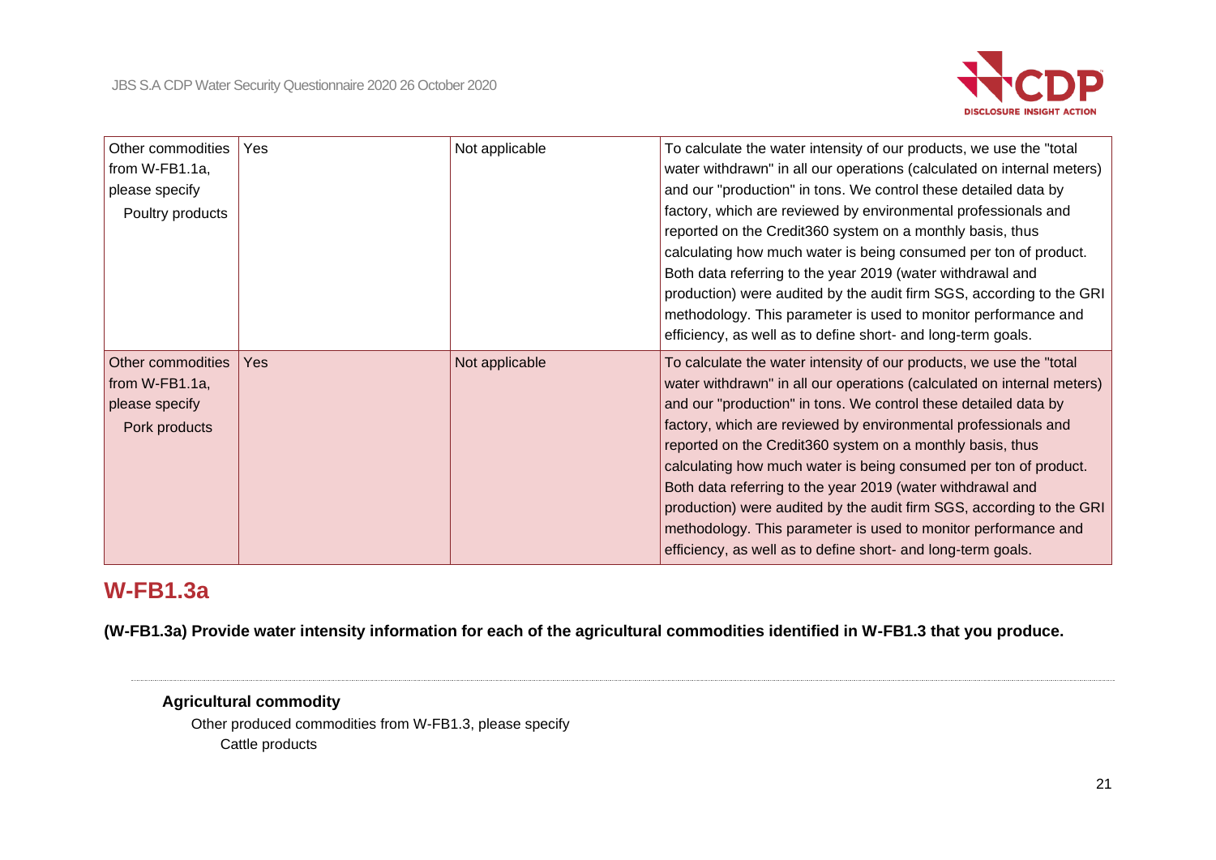| | | | |
|---|---|---|---|
| Other commodities from W-FB1.1a, please specify<br>Poultry products | Yes | Not applicable | To calculate the water intensity of our products, we use the "total water withdrawn" in all our operations (calculated on internal meters) and our "production" in tons. We control these detailed data by factory, which are reviewed by environmental professionals and reported on the Credit360 system on a monthly basis, thus calculating how much water is being consumed per ton of product. Both data referring to the year 2019 (water withdrawal and production) were audited by the audit firm SGS, according to the GRI methodology. This parameter is used to monitor performance and efficiency, as well as to define short- and long-term goals. |
| Other commodities from W-FB1.1a, please specify<br>Pork products | Yes | Not applicable | To calculate the water intensity of our products, we use the "total water withdrawn" in all our operations (calculated on internal meters) and our "production" in tons. We control these detailed data by factory, which are reviewed by environmental professionals and reported on the Credit360 system on a monthly basis, thus calculating how much water is being consumed per ton of product. Both data referring to the year 2019 (water withdrawal and production) were audited by the audit firm SGS, according to the GRI methodology. This parameter is used to monitor performance and efficiency, as well as to define short- and long-term goals. |

## W-FB1.3a

**(W-FB1.3a) Provide water intensity information for each of the agricultural commodities identified in W-FB1.3 that you produce.**

---

**Agricultural commodity**

Other produced commodities from W-FB1.3, please specify

Cattle products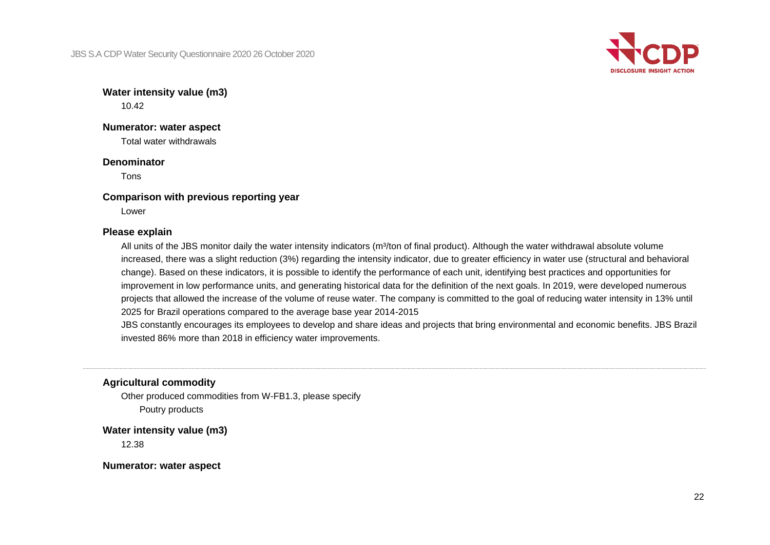**Water intensity value (m3)**

10.42

**Numerator: water aspect**

Total water withdrawals

**Denominator**

Tons

**Comparison with previous reporting year**

Lower

**Please explain**

All units of the JBS monitor daily the water intensity indicators (m³/ton of final product). Although the water withdrawal absolute volume increased, there was a slight reduction (3%) regarding the intensity indicator, due to greater efficiency in water use (structural and behavioral change). Based on these indicators, it is possible to identify the performance of each unit, identifying best practices and opportunities for improvement in low performance units, and generating historical data for the definition of the next goals. In 2019, were developed numerous projects that allowed the increase of the volume of reuse water. The company is committed to the goal of reducing water intensity in 13% until 2025 for Brazil operations compared to the average base year 2014-2015

JBS constantly encourages its employees to develop and share ideas and projects that bring environmental and economic benefits. JBS Brazil invested 86% more than 2018 in efficiency water improvements.

---

**Agricultural commodity**

Other produced commodities from W-FB1.3, please specify

Poutry products

**Water intensity value (m3)**

12.38

**Numerator: water aspect**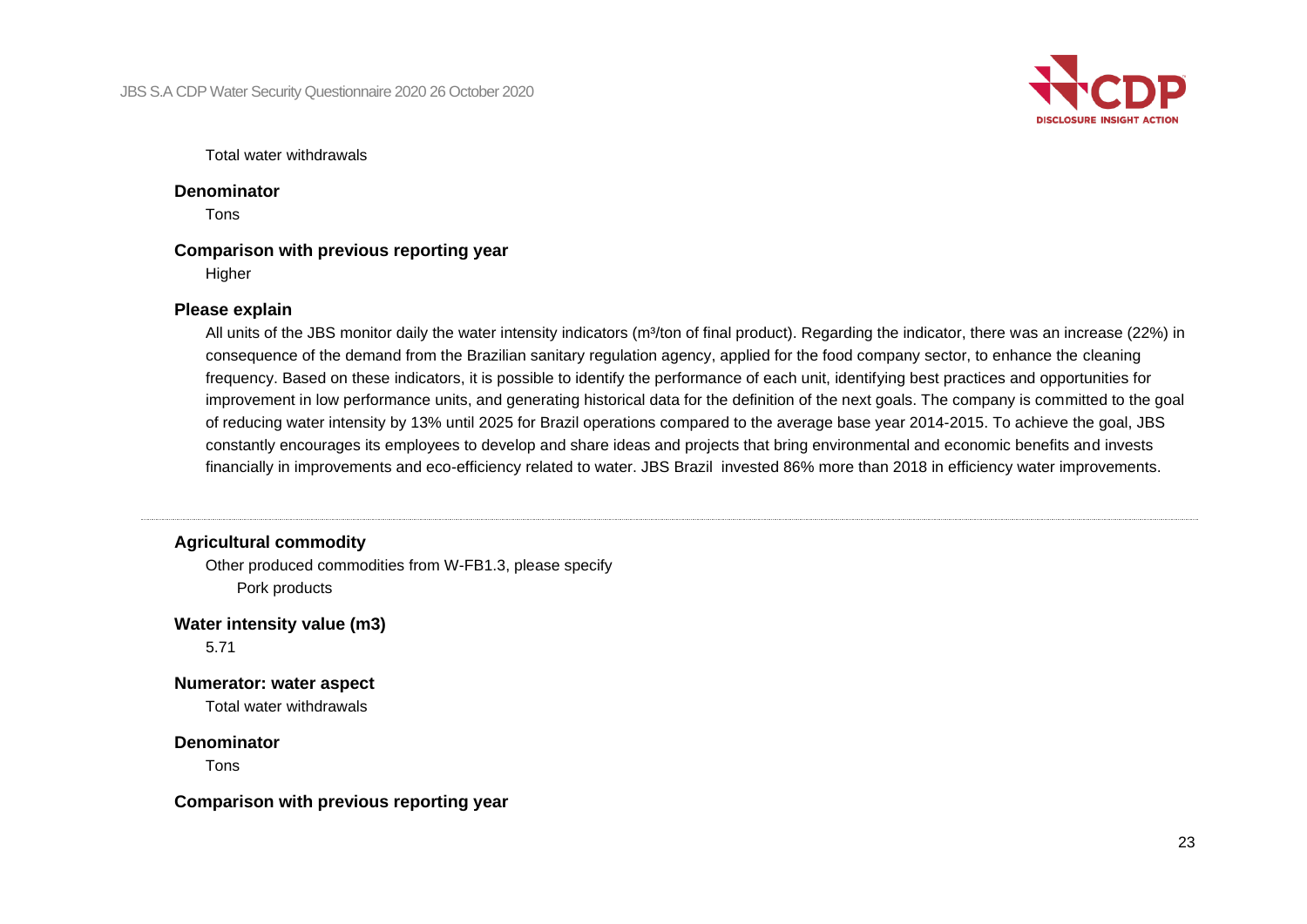Total water withdrawals

**Denominator**

Tons

**Comparison with previous reporting year**

Higher

**Please explain**

All units of the JBS monitor daily the water intensity indicators (m³/ton of final product). Regarding the indicator, there was an increase (22%) in consequence of the demand from the Brazilian sanitary regulation agency, applied for the food company sector, to enhance the cleaning frequency. Based on these indicators, it is possible to identify the performance of each unit, identifying best practices and opportunities for improvement in low performance units, and generating historical data for the definition of the next goals. The company is committed to the goal of reducing water intensity by 13% until 2025 for Brazil operations compared to the average base year 2014-2015. To achieve the goal, JBS constantly encourages its employees to develop and share ideas and projects that bring environmental and economic benefits and invests financially in improvements and eco-efficiency related to water. JBS Brazil invested 86% more than 2018 in efficiency water improvements.

---

**Agricultural commodity**

Other produced commodities from W-FB1.3, please specify

Pork products

**Water intensity value (m3)**

5.71

**Numerator: water aspect**

Total water withdrawals

**Denominator**

Tons

**Comparison with previous reporting year**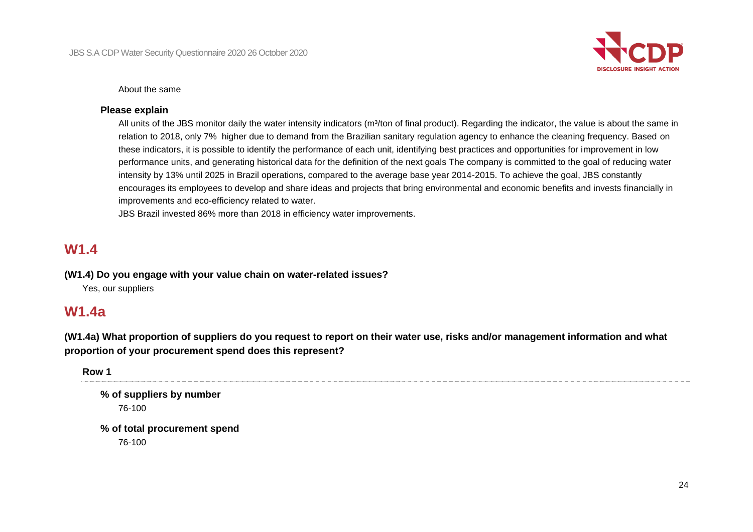About the same

**Please explain**

All units of the JBS monitor daily the water intensity indicators (m³/ton of final product). Regarding the indicator, the value is about the same in relation to 2018, only 7%  higher due to demand from the Brazilian sanitary regulation agency to enhance the cleaning frequency. Based on these indicators, it is possible to identify the performance of each unit, identifying best practices and opportunities for improvement in low performance units, and generating historical data for the definition of the next goals The company is committed to the goal of reducing water intensity by 13% until 2025 in Brazil operations, compared to the average base year 2014-2015. To achieve the goal, JBS constantly encourages its employees to develop and share ideas and projects that bring environmental and economic benefits and invests financially in improvements and eco-efficiency related to water.

JBS Brazil invested 86% more than 2018 in efficiency water improvements.

## W1.4

**(W1.4) Do you engage with your value chain on water-related issues?**

Yes, our suppliers

## W1.4a

**(W1.4a) What proportion of suppliers do you request to report on their water use, risks and/or management information and what proportion of your procurement spend does this represent?**

**Row 1**

**% of suppliers by number**

76-100

**% of total procurement spend**

76-100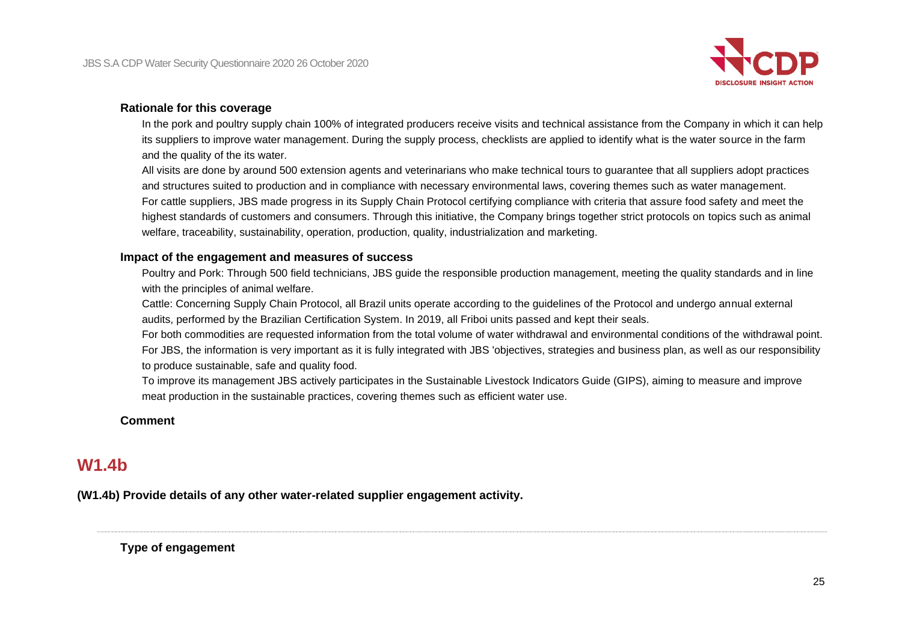**Rationale for this coverage**

In the pork and poultry supply chain 100% of integrated producers receive visits and technical assistance from the Company in which it can help its suppliers to improve water management. During the supply process, checklists are applied to identify what is the water source in the farm and the quality of the its water.

All visits are done by around 500 extension agents and veterinarians who make technical tours to guarantee that all suppliers adopt practices and structures suited to production and in compliance with necessary environmental laws, covering themes such as water management.

For cattle suppliers, JBS made progress in its Supply Chain Protocol certifying compliance with criteria that assure food safety and meet the highest standards of customers and consumers. Through this initiative, the Company brings together strict protocols on topics such as animal welfare, traceability, sustainability, operation, production, quality, industrialization and marketing.

**Impact of the engagement and measures of success**

Poultry and Pork: Through 500 field technicians, JBS guide the responsible production management, meeting the quality standards and in line with the principles of animal welfare.

Cattle: Concerning Supply Chain Protocol, all Brazil units operate according to the guidelines of the Protocol and undergo annual external audits, performed by the Brazilian Certification System. In 2019, all Friboi units passed and kept their seals.

For both commodities are requested information from the total volume of water withdrawal and environmental conditions of the withdrawal point. For JBS, the information is very important as it is fully integrated with JBS 'objectives, strategies and business plan, as well as our responsibility to produce sustainable, safe and quality food.

To improve its management JBS actively participates in the Sustainable Livestock Indicators Guide (GIPS), aiming to measure and improve meat production in the sustainable practices, covering themes such as efficient water use.

**Comment**

## W1.4b

**(W1.4b) Provide details of any other water-related supplier engagement activity.**

---

**Type of engagement**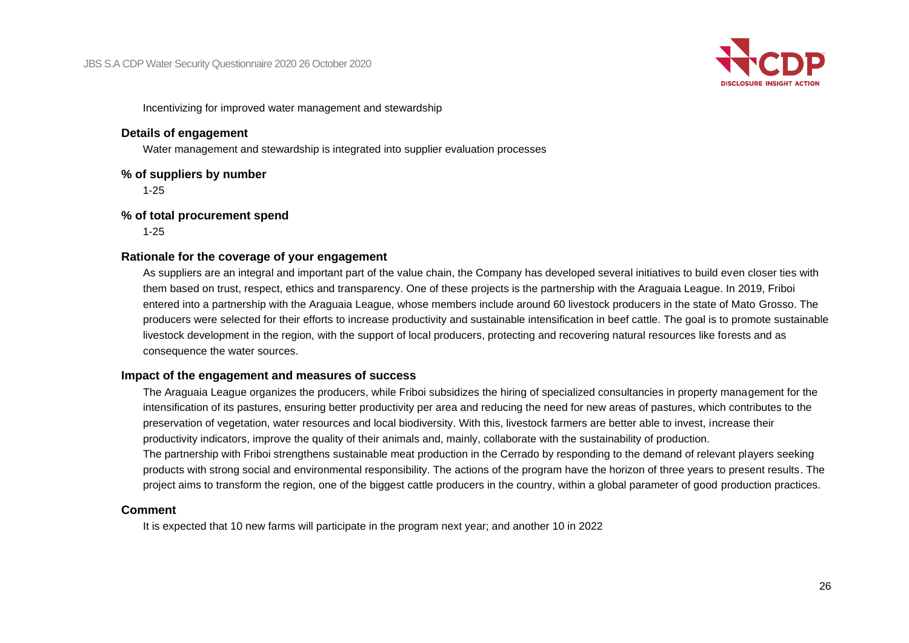Incentivizing for improved water management and stewardship

**Details of engagement**

Water management and stewardship is integrated into supplier evaluation processes

**% of suppliers by number**

1-25

**% of total procurement spend**

1-25

**Rationale for the coverage of your engagement**

As suppliers are an integral and important part of the value chain, the Company has developed several initiatives to build even closer ties with them based on trust, respect, ethics and transparency. One of these projects is the partnership with the Araguaia League. In 2019, Friboi entered into a partnership with the Araguaia League, whose members include around 60 livestock producers in the state of Mato Grosso. The producers were selected for their efforts to increase productivity and sustainable intensification in beef cattle. The goal is to promote sustainable livestock development in the region, with the support of local producers, protecting and recovering natural resources like forests and as consequence the water sources.

**Impact of the engagement and measures of success**

The Araguaia League organizes the producers, while Friboi subsidizes the hiring of specialized consultancies in property management for the intensification of its pastures, ensuring better productivity per area and reducing the need for new areas of pastures, which contributes to the preservation of vegetation, water resources and local biodiversity. With this, livestock farmers are better able to invest, increase their productivity indicators, improve the quality of their animals and, mainly, collaborate with the sustainability of production.
The partnership with Friboi strengthens sustainable meat production in the Cerrado by responding to the demand of relevant players seeking products with strong social and environmental responsibility. The actions of the program have the horizon of three years to present results. The project aims to transform the region, one of the biggest cattle producers in the country, within a global parameter of good production practices.

**Comment**

It is expected that 10 new farms will participate in the program next year; and another 10 in 2022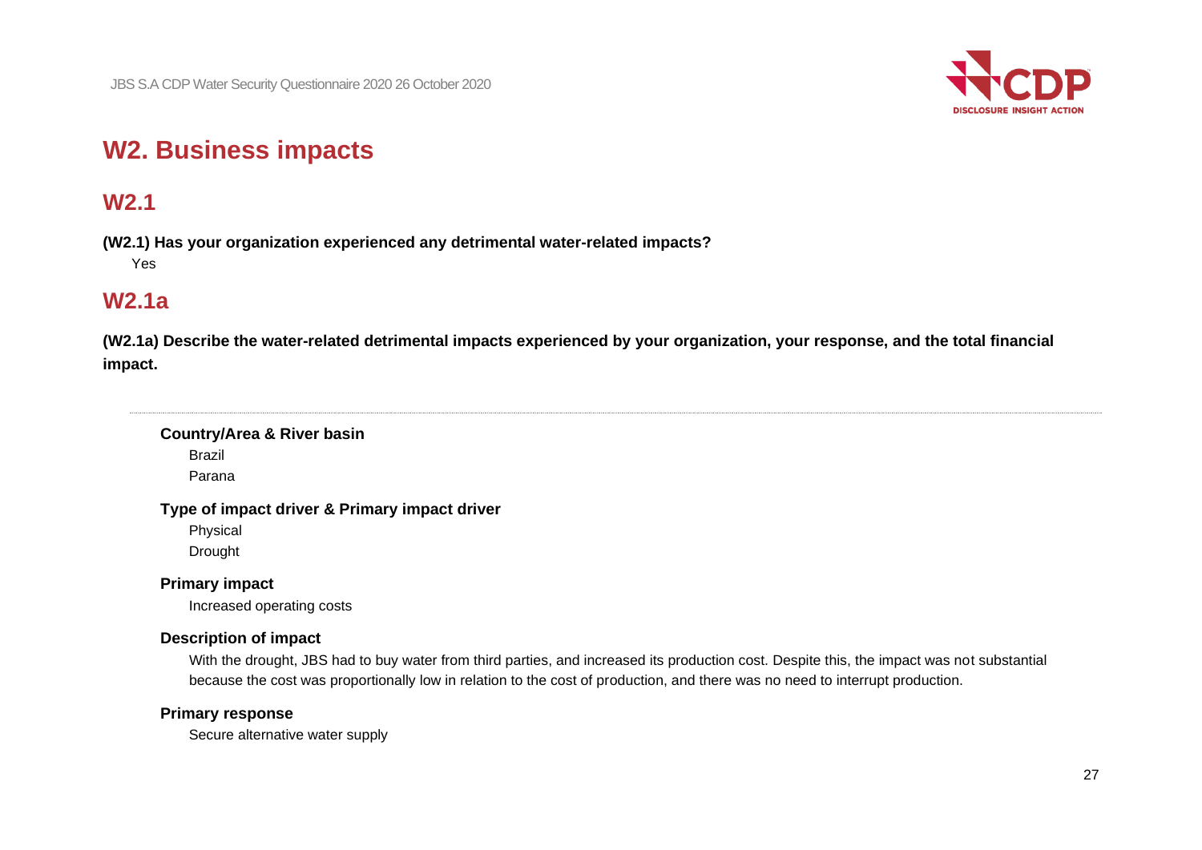# W2. Business impacts

## W2.1

**(W2.1) Has your organization experienced any detrimental water-related impacts?**

Yes

## W2.1a

**(W2.1a) Describe the water-related detrimental impacts experienced by your organization, your response, and the total financial impact.**

---

**Country/Area & River basin**

Brazil

Parana

**Type of impact driver & Primary impact driver**

Physical

Drought

**Primary impact**

Increased operating costs

**Description of impact**

With the drought, JBS had to buy water from third parties, and increased its production cost. Despite this, the impact was not substantial because the cost was proportionally low in relation to the cost of production, and there was no need to interrupt production.

**Primary response**

Secure alternative water supply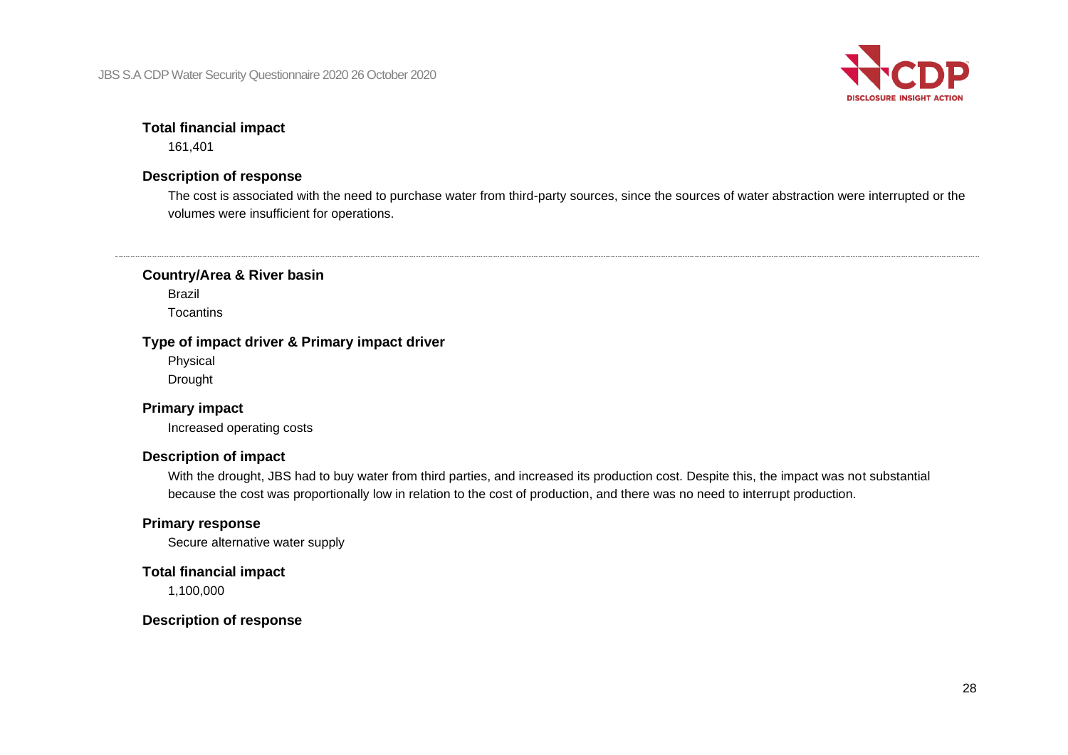**Total financial impact**

161,401

**Description of response**

The cost is associated with the need to purchase water from third-party sources, since the sources of water abstraction were interrupted or the volumes were insufficient for operations.

---

**Country/Area & River basin**

Brazil

Tocantins

**Type of impact driver & Primary impact driver**

Physical

Drought

**Primary impact**

Increased operating costs

**Description of impact**

With the drought, JBS had to buy water from third parties, and increased its production cost. Despite this, the impact was not substantial because the cost was proportionally low in relation to the cost of production, and there was no need to interrupt production.

**Primary response**

Secure alternative water supply

**Total financial impact**

1,100,000

**Description of response**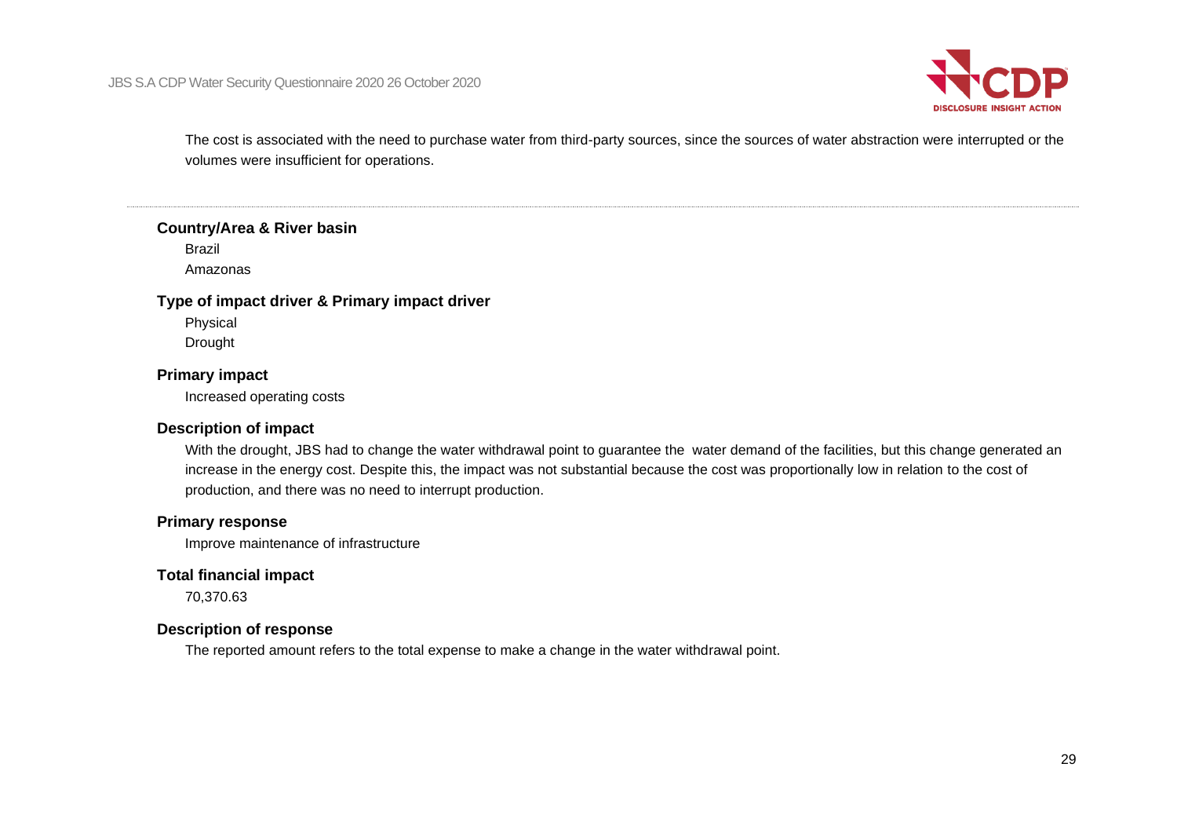The cost is associated with the need to purchase water from third-party sources, since the sources of water abstraction were interrupted or the volumes were insufficient for operations.

---

**Country/Area & River basin**

Brazil

Amazonas

**Type of impact driver & Primary impact driver**

Physical

Drought

**Primary impact**

Increased operating costs

**Description of impact**

With the drought, JBS had to change the water withdrawal point to guarantee the water demand of the facilities, but this change generated an increase in the energy cost. Despite this, the impact was not substantial because the cost was proportionally low in relation to the cost of production, and there was no need to interrupt production.

**Primary response**

Improve maintenance of infrastructure

**Total financial impact**

70,370.63

**Description of response**

The reported amount refers to the total expense to make a change in the water withdrawal point.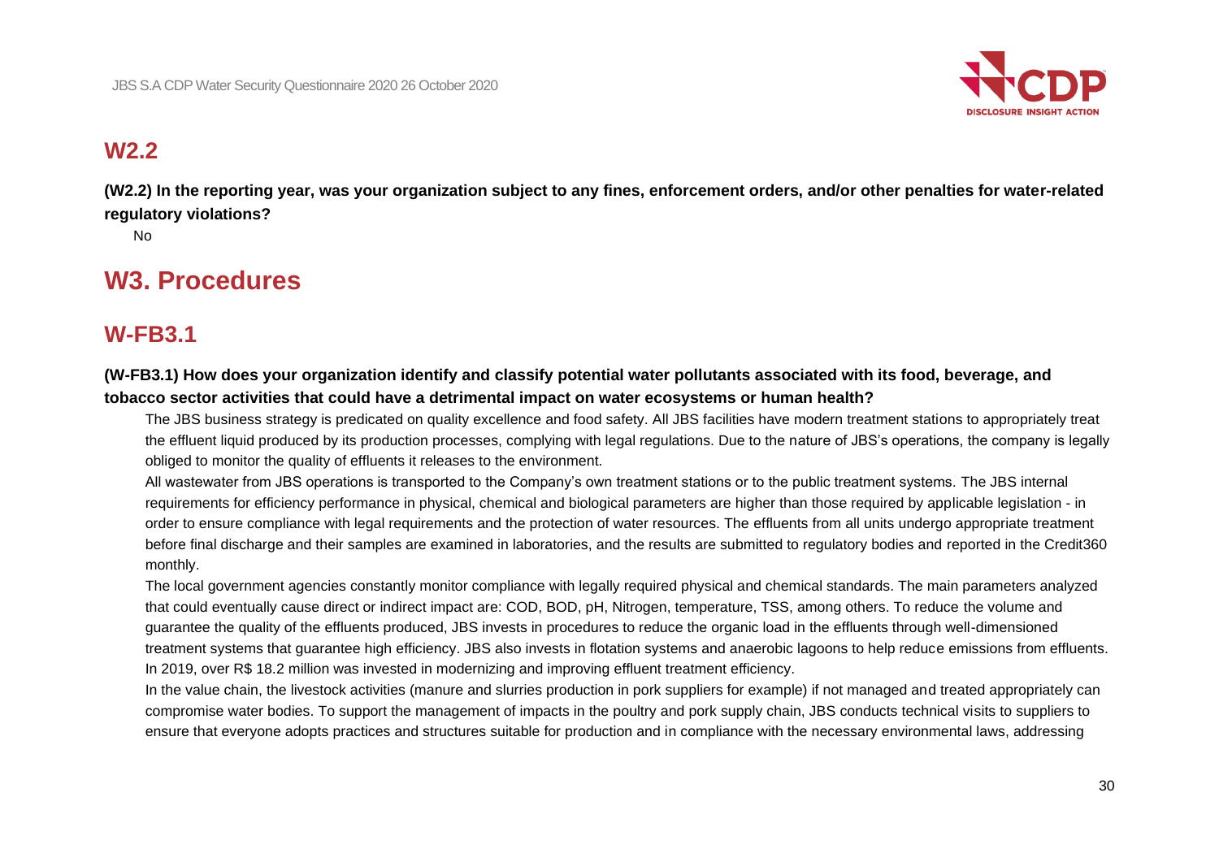## W2.2

**(W2.2) In the reporting year, was your organization subject to any fines, enforcement orders, and/or other penalties for water-related regulatory violations?**

No

# W3. Procedures

## W-FB3.1

**(W-FB3.1) How does your organization identify and classify potential water pollutants associated with its food, beverage, and tobacco sector activities that could have a detrimental impact on water ecosystems or human health?**

The JBS business strategy is predicated on quality excellence and food safety. All JBS facilities have modern treatment stations to appropriately treat the effluent liquid produced by its production processes, complying with legal regulations. Due to the nature of JBS's operations, the company is legally obliged to monitor the quality of effluents it releases to the environment.

All wastewater from JBS operations is transported to the Company's own treatment stations or to the public treatment systems. The JBS internal requirements for efficiency performance in physical, chemical and biological parameters are higher than those required by applicable legislation - in order to ensure compliance with legal requirements and the protection of water resources. The effluents from all units undergo appropriate treatment before final discharge and their samples are examined in laboratories, and the results are submitted to regulatory bodies and reported in the Credit360 monthly.

The local government agencies constantly monitor compliance with legally required physical and chemical standards. The main parameters analyzed that could eventually cause direct or indirect impact are: COD, BOD, pH, Nitrogen, temperature, TSS, among others. To reduce the volume and guarantee the quality of the effluents produced, JBS invests in procedures to reduce the organic load in the effluents through well-dimensioned treatment systems that guarantee high efficiency. JBS also invests in flotation systems and anaerobic lagoons to help reduce emissions from effluents. In 2019, over R$ 18.2 million was invested in modernizing and improving effluent treatment efficiency.

In the value chain, the livestock activities (manure and slurries production in pork suppliers for example) if not managed and treated appropriately can compromise water bodies. To support the management of impacts in the poultry and pork supply chain, JBS conducts technical visits to suppliers to ensure that everyone adopts practices and structures suitable for production and in compliance with the necessary environmental laws, addressing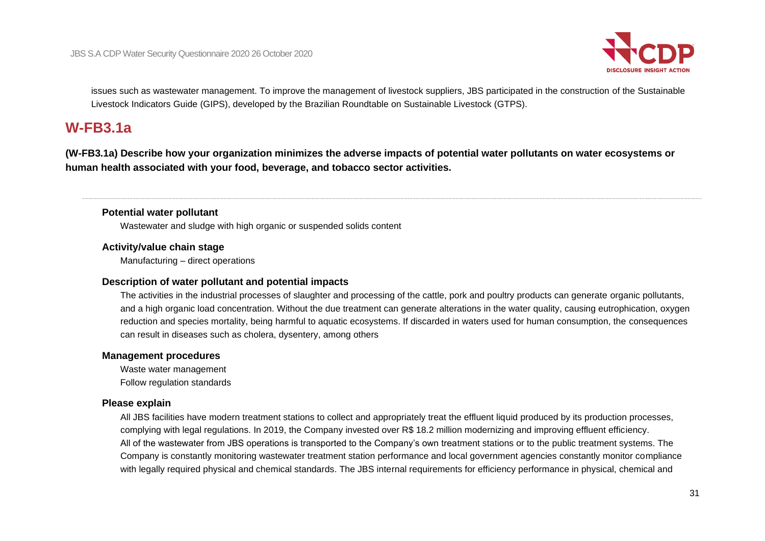issues such as wastewater management. To improve the management of livestock suppliers, JBS participated in the construction of the Sustainable Livestock Indicators Guide (GIPS), developed by the Brazilian Roundtable on Sustainable Livestock (GTPS).

## W-FB3.1a

**(W-FB3.1a) Describe how your organization minimizes the adverse impacts of potential water pollutants on water ecosystems or human health associated with your food, beverage, and tobacco sector activities.**

**Potential water pollutant**

Wastewater and sludge with high organic or suspended solids content

**Activity/value chain stage**

Manufacturing – direct operations

**Description of water pollutant and potential impacts**

The activities in the industrial processes of slaughter and processing of the cattle, pork and poultry products can generate organic pollutants, and a high organic load concentration. Without the due treatment can generate alterations in the water quality, causing eutrophication, oxygen reduction and species mortality, being harmful to aquatic ecosystems. If discarded in waters used for human consumption, the consequences can result in diseases such as cholera, dysentery, among others

**Management procedures**

Waste water management
Follow regulation standards

**Please explain**

All JBS facilities have modern treatment stations to collect and appropriately treat the effluent liquid produced by its production processes, complying with legal regulations. In 2019, the Company invested over R$ 18.2 million modernizing and improving effluent efficiency.
All of the wastewater from JBS operations is transported to the Company's own treatment stations or to the public treatment systems. The Company is constantly monitoring wastewater treatment station performance and local government agencies constantly monitor compliance with legally required physical and chemical standards. The JBS internal requirements for efficiency performance in physical, chemical and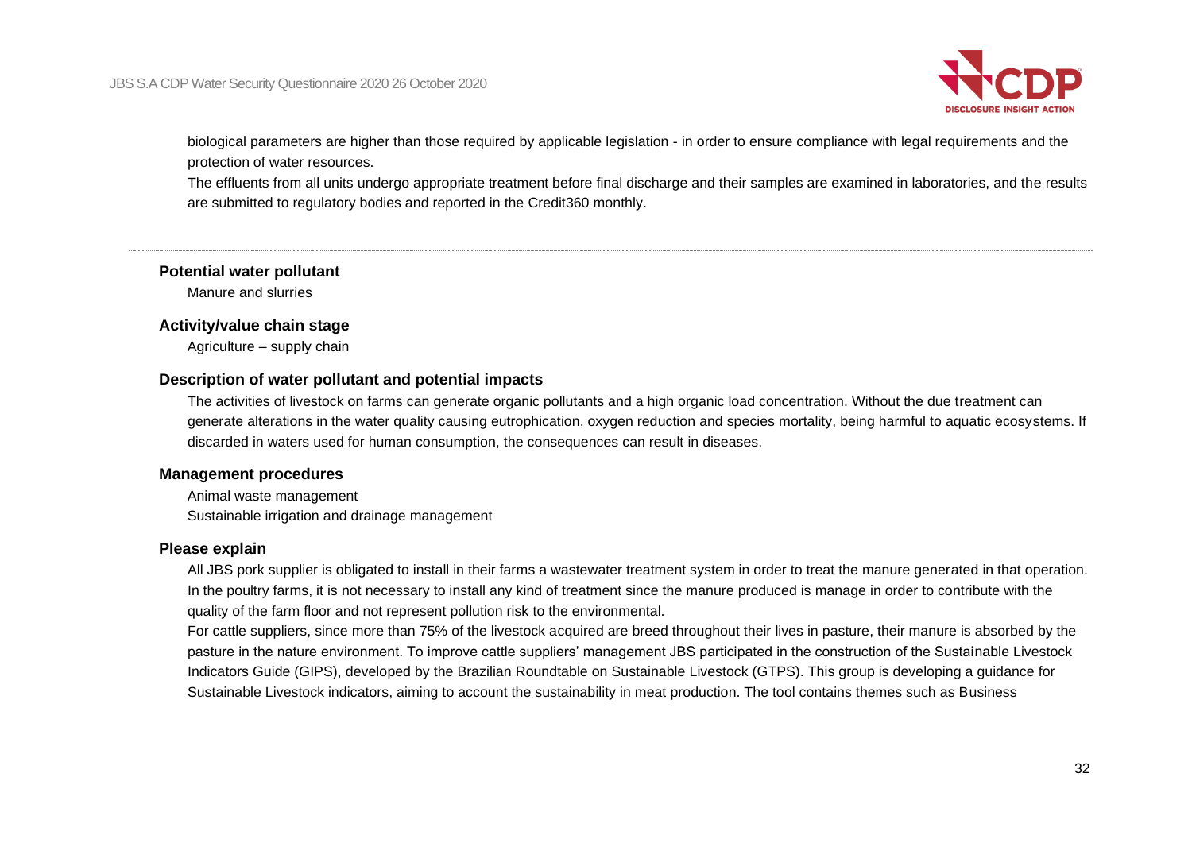biological parameters are higher than those required by applicable legislation - in order to ensure compliance with legal requirements and the protection of water resources.

The effluents from all units undergo appropriate treatment before final discharge and their samples are examined in laboratories, and the results are submitted to regulatory bodies and reported in the Credit360 monthly.

---

**Potential water pollutant**

Manure and slurries

**Activity/value chain stage**

Agriculture – supply chain

**Description of water pollutant and potential impacts**

The activities of livestock on farms can generate organic pollutants and a high organic load concentration. Without the due treatment can generate alterations in the water quality causing eutrophication, oxygen reduction and species mortality, being harmful to aquatic ecosystems. If discarded in waters used for human consumption, the consequences can result in diseases.

**Management procedures**

Animal waste management
Sustainable irrigation and drainage management

**Please explain**

All JBS pork supplier is obligated to install in their farms a wastewater treatment system in order to treat the manure generated in that operation. In the poultry farms, it is not necessary to install any kind of treatment since the manure produced is manage in order to contribute with the quality of the farm floor and not represent pollution risk to the environmental.

For cattle suppliers, since more than 75% of the livestock acquired are breed throughout their lives in pasture, their manure is absorbed by the pasture in the nature environment. To improve cattle suppliers' management JBS participated in the construction of the Sustainable Livestock Indicators Guide (GIPS), developed by the Brazilian Roundtable on Sustainable Livestock (GTPS). This group is developing a guidance for Sustainable Livestock indicators, aiming to account the sustainability in meat production. The tool contains themes such as Business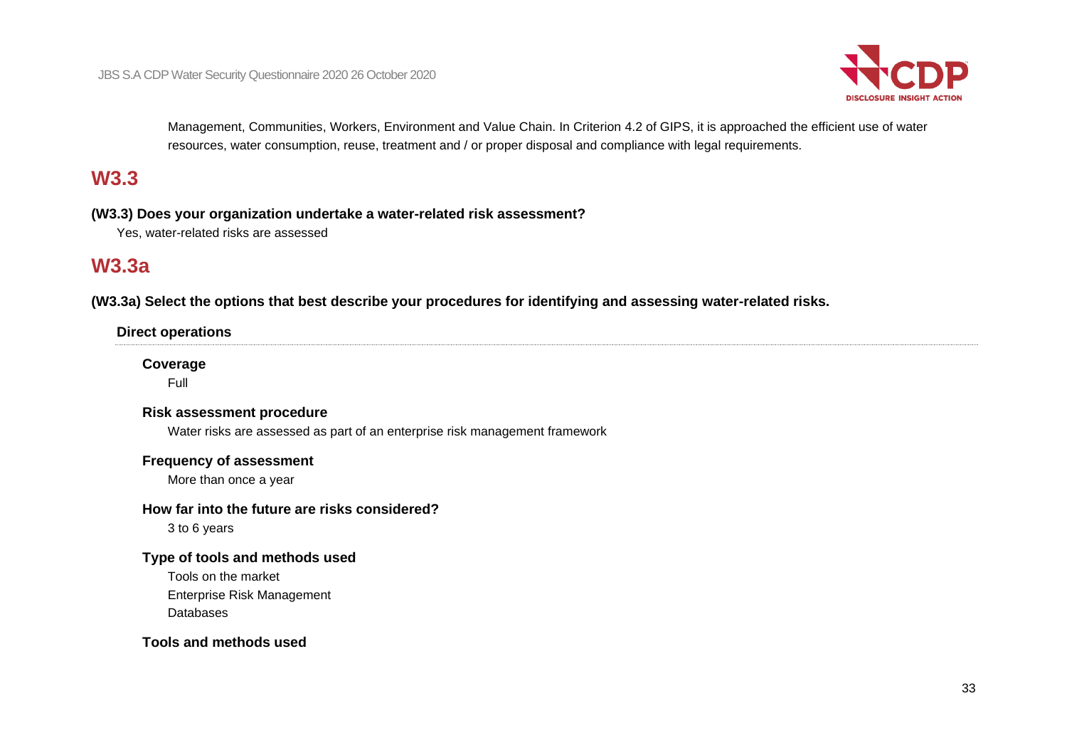Management, Communities, Workers, Environment and Value Chain. In Criterion 4.2 of GIPS, it is approached the efficient use of water resources, water consumption, reuse, treatment and / or proper disposal and compliance with legal requirements.

## W3.3

**(W3.3) Does your organization undertake a water-related risk assessment?**

Yes, water-related risks are assessed

## W3.3a

**(W3.3a) Select the options that best describe your procedures for identifying and assessing water-related risks.**

### Direct operations

**Coverage**

Full

**Risk assessment procedure**

Water risks are assessed as part of an enterprise risk management framework

**Frequency of assessment**

More than once a year

**How far into the future are risks considered?**

3 to 6 years

**Type of tools and methods used**

Tools on the market

Enterprise Risk Management

Databases

**Tools and methods used**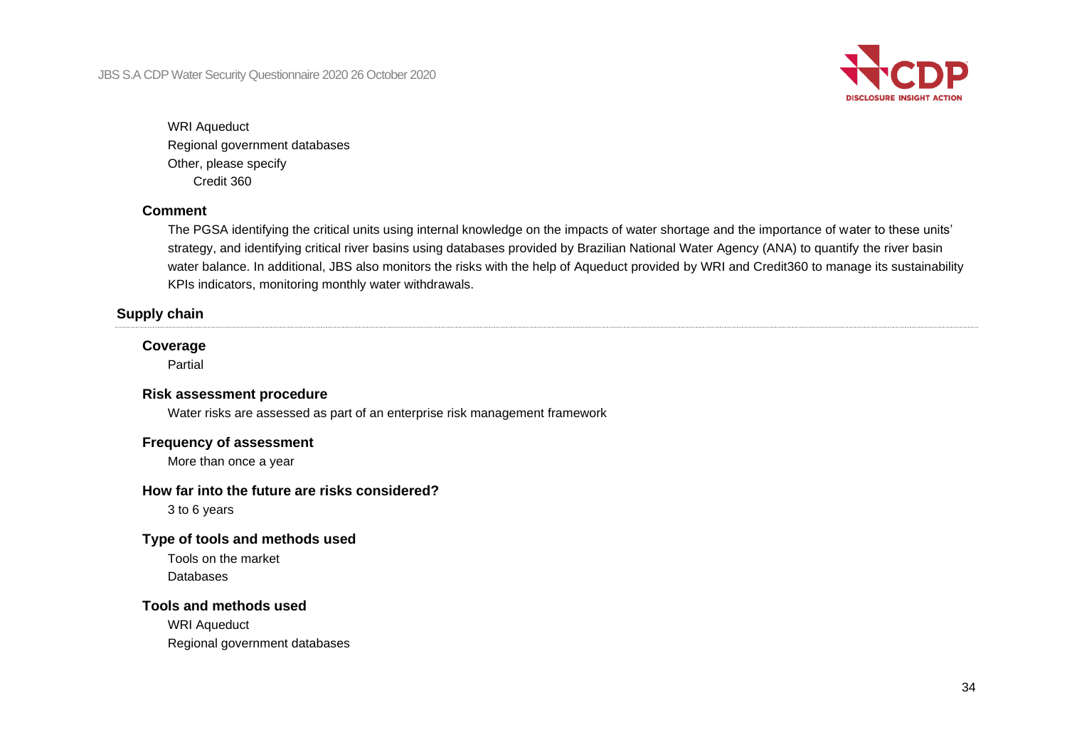WRI Aqueduct
Regional government databases
Other, please specify
Credit 360

**Comment**

The PGSA identifying the critical units using internal knowledge on the impacts of water shortage and the importance of water to these units' strategy, and identifying critical river basins using databases provided by Brazilian National Water Agency (ANA) to quantify the river basin water balance. In additional, JBS also monitors the risks with the help of Aqueduct provided by WRI and Credit360 to manage its sustainability KPIs indicators, monitoring monthly water withdrawals.

### Supply chain

**Coverage**

Partial

**Risk assessment procedure**

Water risks are assessed as part of an enterprise risk management framework

**Frequency of assessment**

More than once a year

**How far into the future are risks considered?**

3 to 6 years

**Type of tools and methods used**

Tools on the market
Databases

**Tools and methods used**

WRI Aqueduct
Regional government databases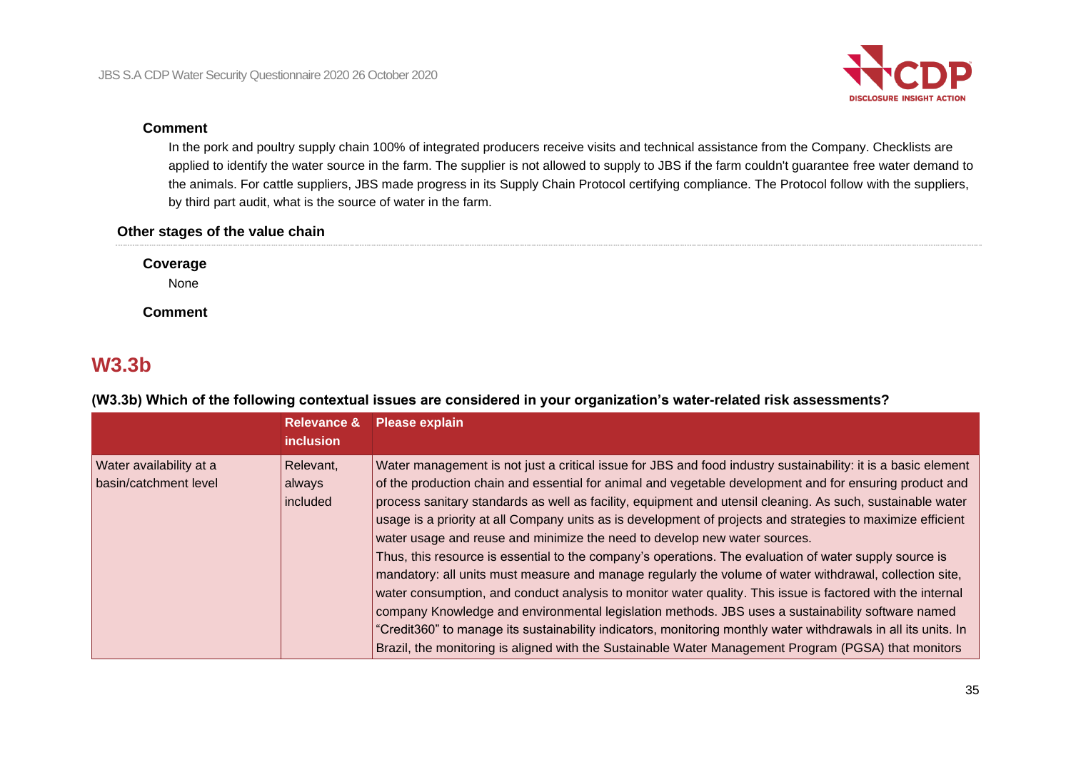**Comment**

In the pork and poultry supply chain 100% of integrated producers receive visits and technical assistance from the Company. Checklists are applied to identify the water source in the farm. The supplier is not allowed to supply to JBS if the farm couldn't guarantee free water demand to the animals. For cattle suppliers, JBS made progress in its Supply Chain Protocol certifying compliance. The Protocol follow with the suppliers, by third part audit, what is the source of water in the farm.

### Other stages of the value chain

**Coverage**

None

**Comment**

## W3.3b

**(W3.3b) Which of the following contextual issues are considered in your organization's water-related risk assessments?**

| | Relevance & inclusion | Please explain |
|---|---|---|
| Water availability at a basin/catchment level | Relevant, always included | Water management is not just a critical issue for JBS and food industry sustainability: it is a basic element of the production chain and essential for animal and vegetable development and for ensuring product and process sanitary standards as well as facility, equipment and utensil cleaning. As such, sustainable water usage is a priority at all Company units as is development of projects and strategies to maximize efficient water usage and reuse and minimize the need to develop new water sources.<br>Thus, this resource is essential to the company's operations. The evaluation of water supply source is mandatory: all units must measure and manage regularly the volume of water withdrawal, collection site, water consumption, and conduct analysis to monitor water quality. This issue is factored with the internal company Knowledge and environmental legislation methods. JBS uses a sustainability software named "Credit360" to manage its sustainability indicators, monitoring monthly water withdrawals in all its units. In Brazil, the monitoring is aligned with the Sustainable Water Management Program (PGSA) that monitors |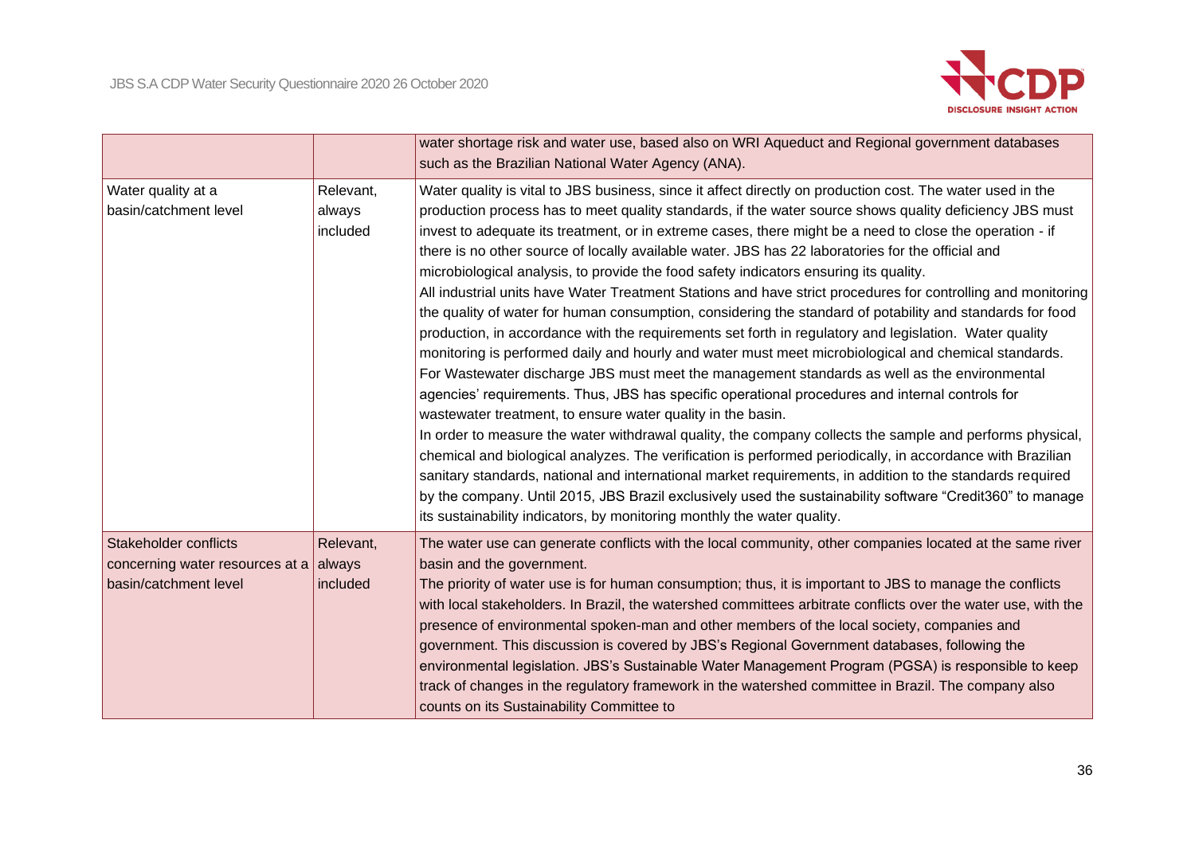| | | |
|---|---|---|
| | | water shortage risk and water use, based also on WRI Aqueduct and Regional government databases such as the Brazilian National Water Agency (ANA). |
| Water quality at a basin/catchment level | Relevant, always included | Water quality is vital to JBS business, since it affect directly on production cost. The water used in the production process has to meet quality standards, if the water source shows quality deficiency JBS must invest to adequate its treatment, or in extreme cases, there might be a need to close the operation - if there is no other source of locally available water. JBS has 22 laboratories for the official and microbiological analysis, to provide the food safety indicators ensuring its quality.<br>All industrial units have Water Treatment Stations and have strict procedures for controlling and monitoring the quality of water for human consumption, considering the standard of potability and standards for food production, in accordance with the requirements set forth in regulatory and legislation. Water quality monitoring is performed daily and hourly and water must meet microbiological and chemical standards. For Wastewater discharge JBS must meet the management standards as well as the environmental agencies' requirements. Thus, JBS has specific operational procedures and internal controls for wastewater treatment, to ensure water quality in the basin.<br>In order to measure the water withdrawal quality, the company collects the sample and performs physical, chemical and biological analyzes. The verification is performed periodically, in accordance with Brazilian sanitary standards, national and international market requirements, in addition to the standards required by the company. Until 2015, JBS Brazil exclusively used the sustainability software "Credit360" to manage its sustainability indicators, by monitoring monthly the water quality. |
| Stakeholder conflicts concerning water resources at a basin/catchment level | Relevant, always included | The water use can generate conflicts with the local community, other companies located at the same river basin and the government.<br>The priority of water use is for human consumption; thus, it is important to JBS to manage the conflicts with local stakeholders. In Brazil, the watershed committees arbitrate conflicts over the water use, with the presence of environmental spoken-man and other members of the local society, companies and government. This discussion is covered by JBS's Regional Government databases, following the environmental legislation. JBS's Sustainable Water Management Program (PGSA) is responsible to keep track of changes in the regulatory framework in the watershed committee in Brazil. The company also counts on its Sustainability Committee to |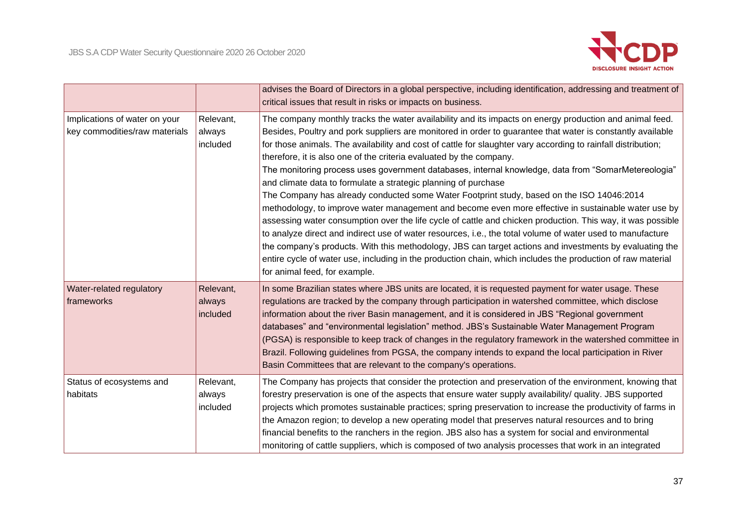| | | |
|---|---|---|
| | | advises the Board of Directors in a global perspective, including identification, addressing and treatment of critical issues that result in risks or impacts on business. |
| Implications of water on your key commodities/raw materials | Relevant, always included | The company monthly tracks the water availability and its impacts on energy production and animal feed. Besides, Poultry and pork suppliers are monitored in order to guarantee that water is constantly available for those animals. The availability and cost of cattle for slaughter vary according to rainfall distribution; therefore, it is also one of the criteria evaluated by the company.<br>The monitoring process uses government databases, internal knowledge, data from "SomarMetereologia" and climate data to formulate a strategic planning of purchase<br>The Company has already conducted some Water Footprint study, based on the ISO 14046:2014 methodology, to improve water management and become even more effective in sustainable water use by assessing water consumption over the life cycle of cattle and chicken production. This way, it was possible to analyze direct and indirect use of water resources, i.e., the total volume of water used to manufacture the company's products. With this methodology, JBS can target actions and investments by evaluating the entire cycle of water use, including in the production chain, which includes the production of raw material for animal feed, for example. |
| Water-related regulatory frameworks | Relevant, always included | In some Brazilian states where JBS units are located, it is requested payment for water usage. These regulations are tracked by the company through participation in watershed committee, which disclose information about the river Basin management, and it is considered in JBS "Regional government databases" and "environmental legislation" method. JBS's Sustainable Water Management Program (PGSA) is responsible to keep track of changes in the regulatory framework in the watershed committee in Brazil. Following guidelines from PGSA, the company intends to expand the local participation in River Basin Committees that are relevant to the company's operations. |
| Status of ecosystems and habitats | Relevant, always included | The Company has projects that consider the protection and preservation of the environment, knowing that forestry preservation is one of the aspects that ensure water supply availability/ quality. JBS supported projects which promotes sustainable practices; spring preservation to increase the productivity of farms in the Amazon region; to develop a new operating model that preserves natural resources and to bring financial benefits to the ranchers in the region. JBS also has a system for social and environmental monitoring of cattle suppliers, which is composed of two analysis processes that work in an integrated |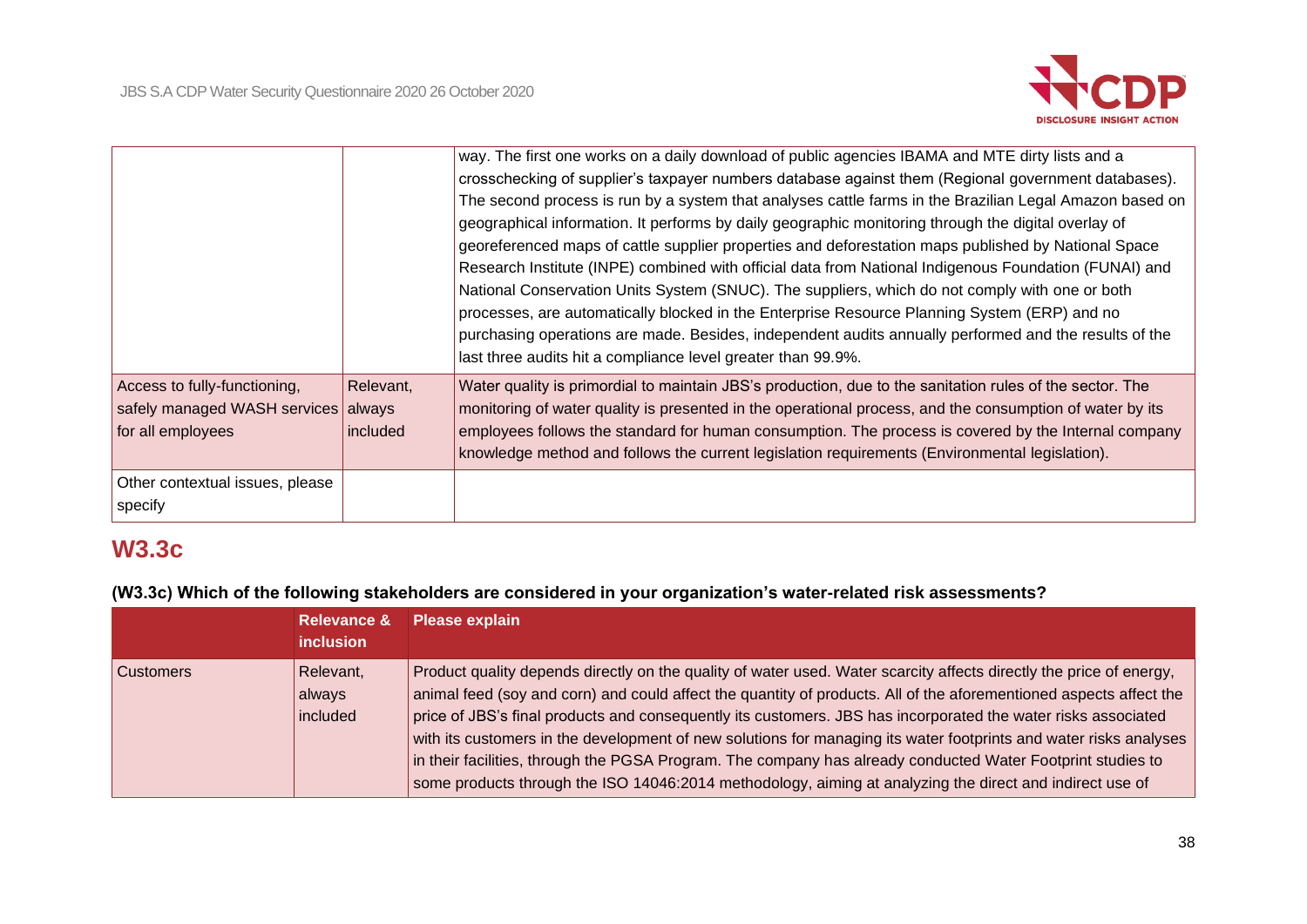| | | |
|---|---|---|
| | | way. The first one works on a daily download of public agencies IBAMA and MTE dirty lists and a crosschecking of supplier's taxpayer numbers database against them (Regional government databases). The second process is run by a system that analyses cattle farms in the Brazilian Legal Amazon based on geographical information. It performs by daily geographic monitoring through the digital overlay of georeferenced maps of cattle supplier properties and deforestation maps published by National Space Research Institute (INPE) combined with official data from National Indigenous Foundation (FUNAI) and National Conservation Units System (SNUC). The suppliers, which do not comply with one or both processes, are automatically blocked in the Enterprise Resource Planning System (ERP) and no purchasing operations are made. Besides, independent audits annually performed and the results of the last three audits hit a compliance level greater than 99.9%. |
| Access to fully-functioning, safely managed WASH services for all employees | Relevant, always included | Water quality is primordial to maintain JBS's production, due to the sanitation rules of the sector. The monitoring of water quality is presented in the operational process, and the consumption of water by its employees follows the standard for human consumption. The process is covered by the Internal company knowledge method and follows the current legislation requirements (Environmental legislation). |
| Other contextual issues, please specify | | |

## W3.3c

**(W3.3c) Which of the following stakeholders are considered in your organization's water-related risk assessments?**

| | Relevance & inclusion | Please explain |
|---|---|---|
| Customers | Relevant, always included | Product quality depends directly on the quality of water used. Water scarcity affects directly the price of energy, animal feed (soy and corn) and could affect the quantity of products. All of the aforementioned aspects affect the price of JBS's final products and consequently its customers. JBS has incorporated the water risks associated with its customers in the development of new solutions for managing its water footprints and water risks analyses in their facilities, through the PGSA Program. The company has already conducted Water Footprint studies to some products through the ISO 14046:2014 methodology, aiming at analyzing the direct and indirect use of |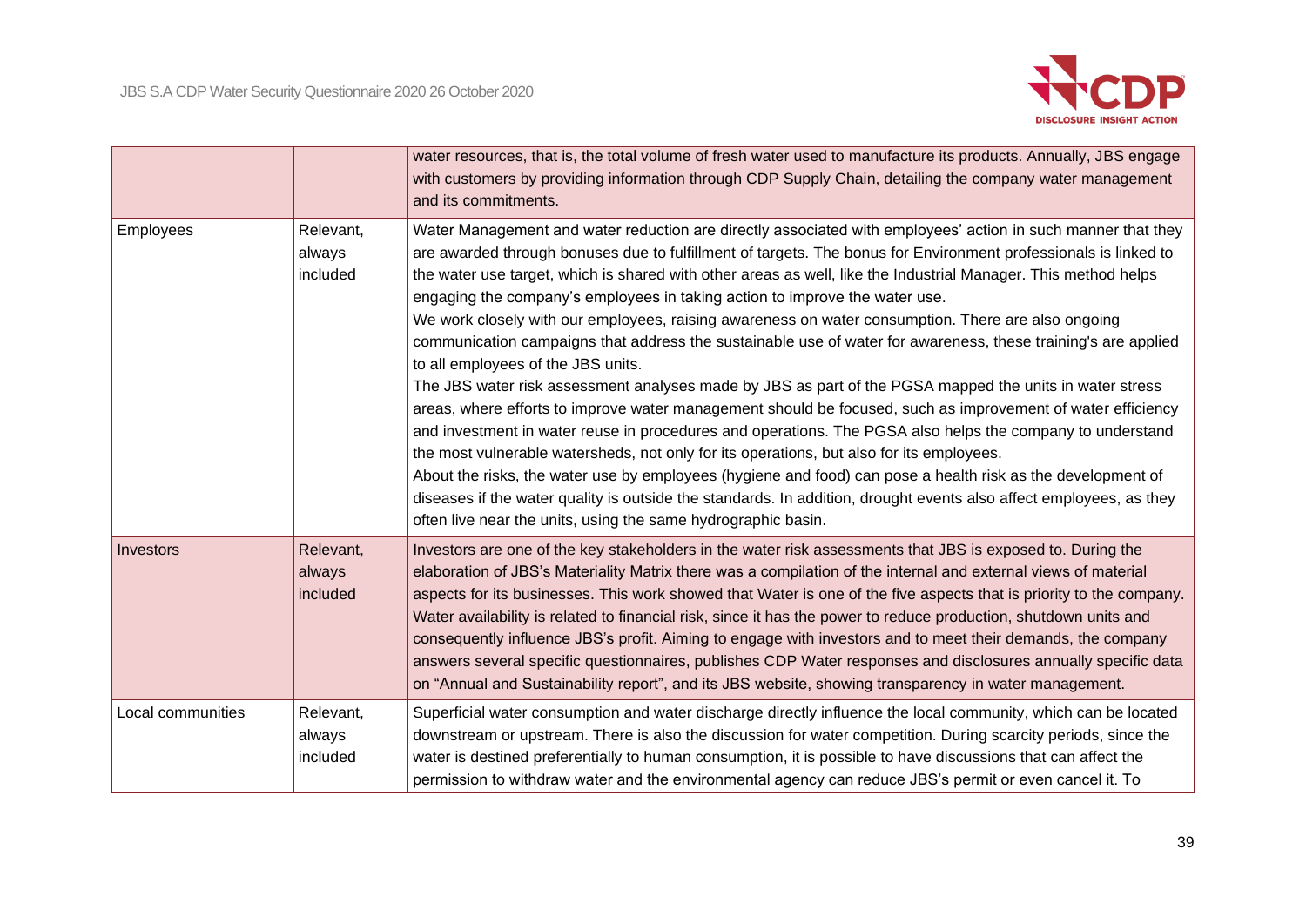|  |  |  |
|---|---|---|
|  |  | water resources, that is, the total volume of fresh water used to manufacture its products. Annually, JBS engage with customers by providing information through CDP Supply Chain, detailing the company water management and its commitments. |
| Employees | Relevant, always included | Water Management and water reduction are directly associated with employees' action in such manner that they are awarded through bonuses due to fulfillment of targets. The bonus for Environment professionals is linked to the water use target, which is shared with other areas as well, like the Industrial Manager. This method helps engaging the company's employees in taking action to improve the water use.<br>We work closely with our employees, raising awareness on water consumption. There are also ongoing communication campaigns that address the sustainable use of water for awareness, these training's are applied to all employees of the JBS units.<br>The JBS water risk assessment analyses made by JBS as part of the PGSA mapped the units in water stress areas, where efforts to improve water management should be focused, such as improvement of water efficiency and investment in water reuse in procedures and operations. The PGSA also helps the company to understand the most vulnerable watersheds, not only for its operations, but also for its employees.<br>About the risks, the water use by employees (hygiene and food) can pose a health risk as the development of diseases if the water quality is outside the standards. In addition, drought events also affect employees, as they often live near the units, using the same hydrographic basin. |
| Investors | Relevant, always included | Investors are one of the key stakeholders in the water risk assessments that JBS is exposed to. During the elaboration of JBS's Materiality Matrix there was a compilation of the internal and external views of material aspects for its businesses. This work showed that Water is one of the five aspects that is priority to the company. Water availability is related to financial risk, since it has the power to reduce production, shutdown units and consequently influence JBS's profit. Aiming to engage with investors and to meet their demands, the company answers several specific questionnaires, publishes CDP Water responses and disclosures annually specific data on "Annual and Sustainability report", and its JBS website, showing transparency in water management. |
| Local communities | Relevant, always included | Superficial water consumption and water discharge directly influence the local community, which can be located downstream or upstream. There is also the discussion for water competition. During scarcity periods, since the water is destined preferentially to human consumption, it is possible to have discussions that can affect the permission to withdraw water and the environmental agency can reduce JBS's permit or even cancel it. To |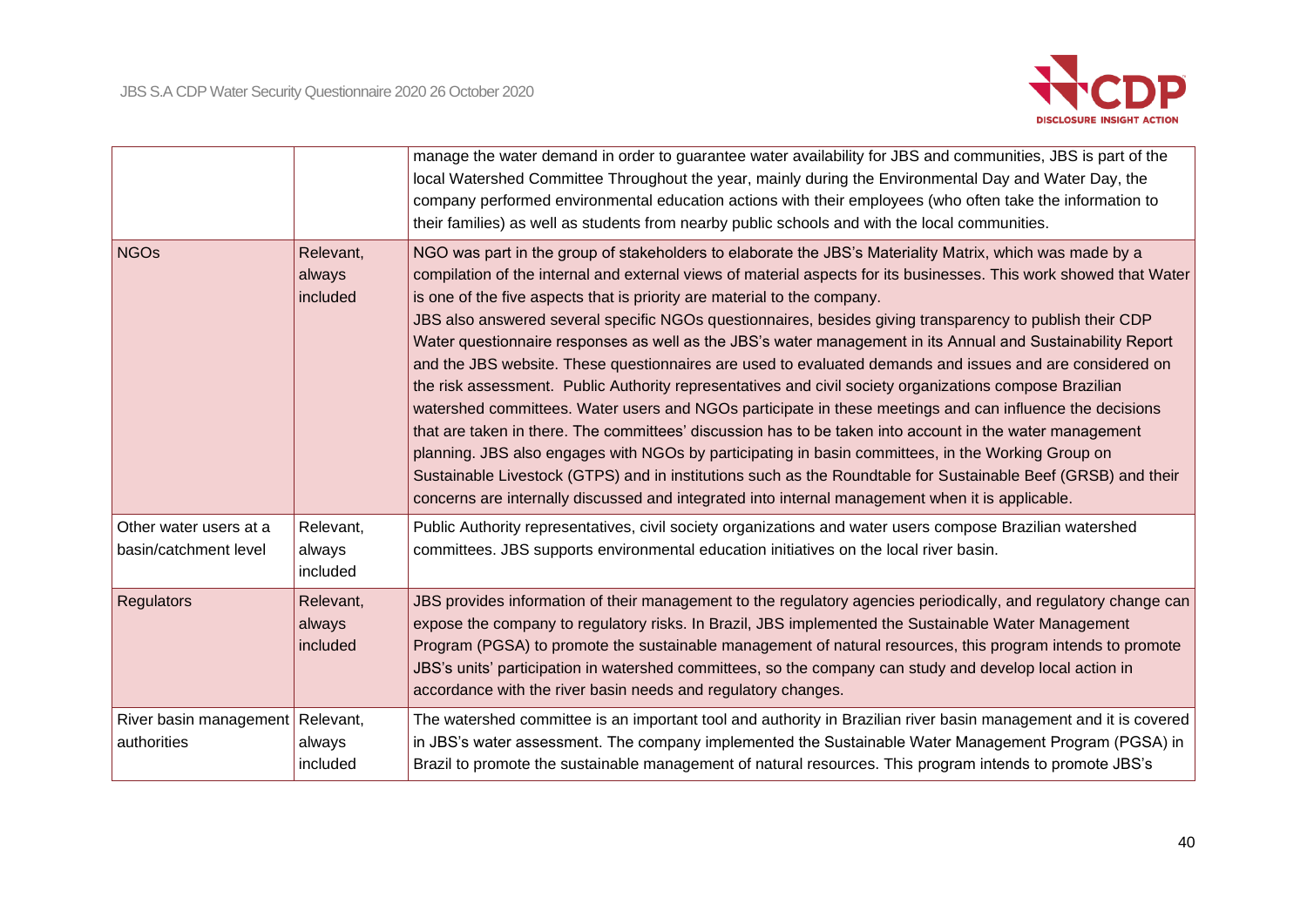| | | |
|---|---|---|
| | | manage the water demand in order to guarantee water availability for JBS and communities, JBS is part of the local Watershed Committee Throughout the year, mainly during the Environmental Day and Water Day, the company performed environmental education actions with their employees (who often take the information to their families) as well as students from nearby public schools and with the local communities. |
| NGOs | Relevant, always included | NGO was part in the group of stakeholders to elaborate the JBS's Materiality Matrix, which was made by a compilation of the internal and external views of material aspects for its businesses. This work showed that Water is one of the five aspects that is priority are material to the company.<br>JBS also answered several specific NGOs questionnaires, besides giving transparency to publish their CDP Water questionnaire responses as well as the JBS's water management in its Annual and Sustainability Report and the JBS website. These questionnaires are used to evaluated demands and issues and are considered on the risk assessment. Public Authority representatives and civil society organizations compose Brazilian watershed committees. Water users and NGOs participate in these meetings and can influence the decisions that are taken in there. The committees' discussion has to be taken into account in the water management planning. JBS also engages with NGOs by participating in basin committees, in the Working Group on Sustainable Livestock (GTPS) and in institutions such as the Roundtable for Sustainable Beef (GRSB) and their concerns are internally discussed and integrated into internal management when it is applicable. |
| Other water users at a basin/catchment level | Relevant, always included | Public Authority representatives, civil society organizations and water users compose Brazilian watershed committees. JBS supports environmental education initiatives on the local river basin. |
| Regulators | Relevant, always included | JBS provides information of their management to the regulatory agencies periodically, and regulatory change can expose the company to regulatory risks. In Brazil, JBS implemented the Sustainable Water Management Program (PGSA) to promote the sustainable management of natural resources, this program intends to promote JBS's units' participation in watershed committees, so the company can study and develop local action in accordance with the river basin needs and regulatory changes. |
| River basin management authorities | Relevant, always included | The watershed committee is an important tool and authority in Brazilian river basin management and it is covered in JBS's water assessment. The company implemented the Sustainable Water Management Program (PGSA) in Brazil to promote the sustainable management of natural resources. This program intends to promote JBS's |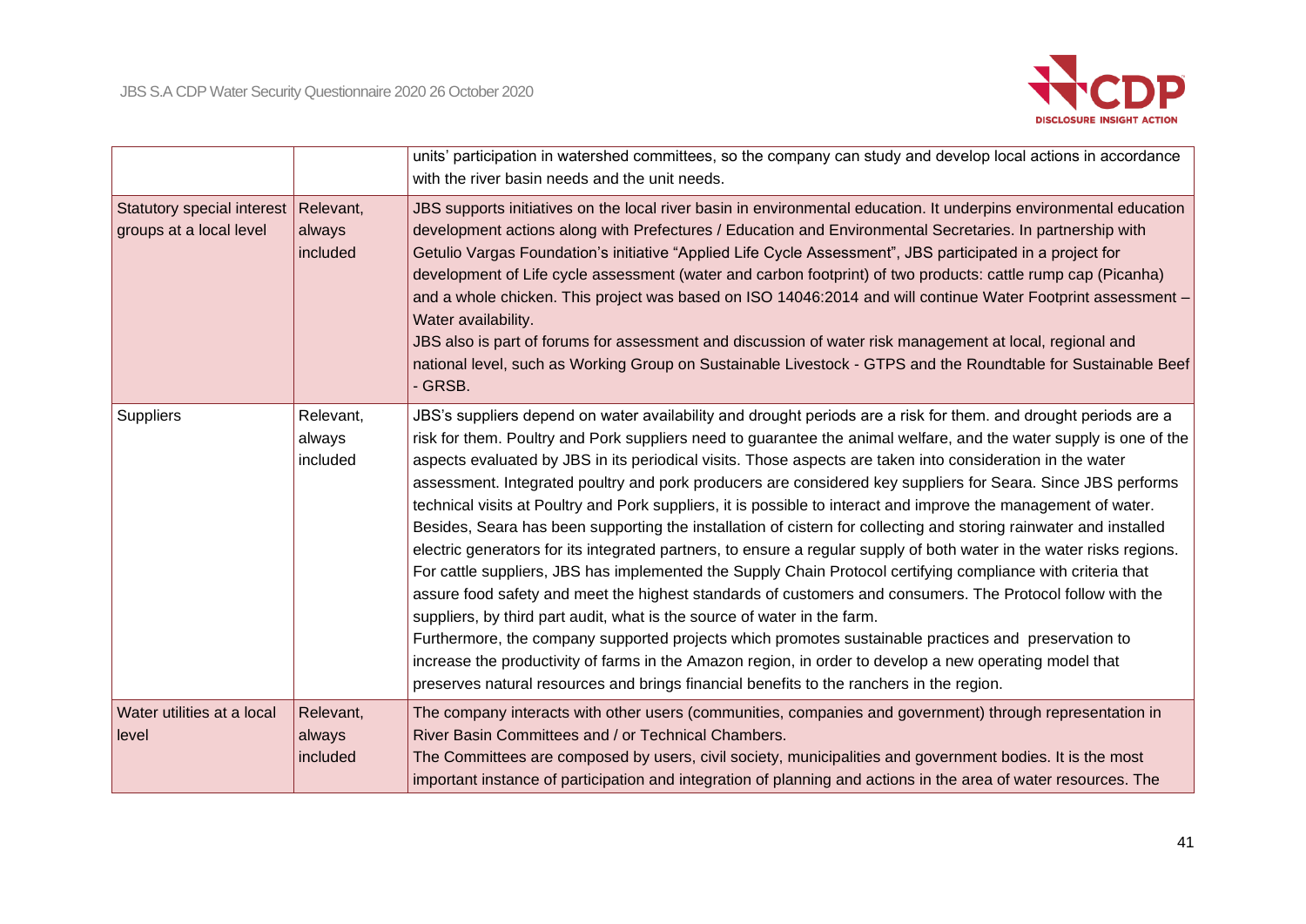| | | |
|---|---|---|
| | | units' participation in watershed committees, so the company can study and develop local actions in accordance with the river basin needs and the unit needs. |
| Statutory special interest groups at a local level | Relevant, always included | JBS supports initiatives on the local river basin in environmental education. It underpins environmental education development actions along with Prefectures / Education and Environmental Secretaries. In partnership with Getulio Vargas Foundation's initiative "Applied Life Cycle Assessment", JBS participated in a project for development of Life cycle assessment (water and carbon footprint) of two products: cattle rump cap (Picanha) and a whole chicken. This project was based on ISO 14046:2014 and will continue Water Footprint assessment – Water availability.<br>JBS also is part of forums for assessment and discussion of water risk management at local, regional and national level, such as Working Group on Sustainable Livestock - GTPS and the Roundtable for Sustainable Beef - GRSB. |
| Suppliers | Relevant, always included | JBS's suppliers depend on water availability and drought periods are a risk for them. and drought periods are a risk for them. Poultry and Pork suppliers need to guarantee the animal welfare, and the water supply is one of the aspects evaluated by JBS in its periodical visits. Those aspects are taken into consideration in the water assessment. Integrated poultry and pork producers are considered key suppliers for Seara. Since JBS performs technical visits at Poultry and Pork suppliers, it is possible to interact and improve the management of water. Besides, Seara has been supporting the installation of cistern for collecting and storing rainwater and installed electric generators for its integrated partners, to ensure a regular supply of both water in the water risks regions. For cattle suppliers, JBS has implemented the Supply Chain Protocol certifying compliance with criteria that assure food safety and meet the highest standards of customers and consumers. The Protocol follow with the suppliers, by third part audit, what is the source of water in the farm.<br>Furthermore, the company supported projects which promotes sustainable practices and preservation to increase the productivity of farms in the Amazon region, in order to develop a new operating model that preserves natural resources and brings financial benefits to the ranchers in the region. |
| Water utilities at a local level | Relevant, always included | The company interacts with other users (communities, companies and government) through representation in River Basin Committees and / or Technical Chambers.<br>The Committees are composed by users, civil society, municipalities and government bodies. It is the most important instance of participation and integration of planning and actions in the area of water resources. The |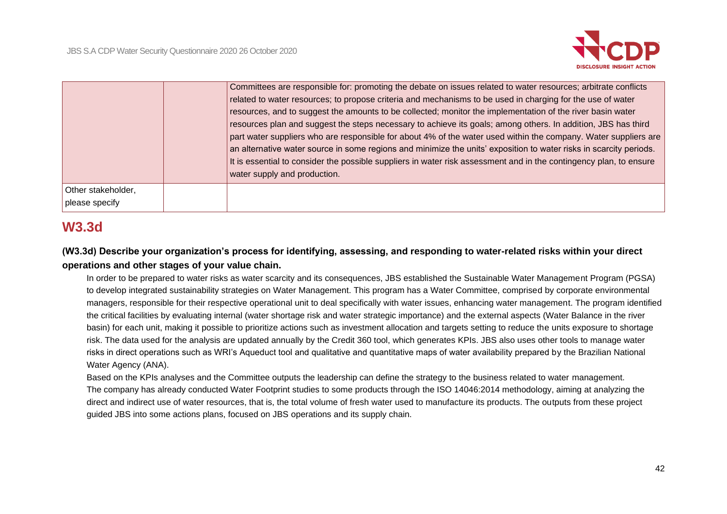| | | |
|---|---|---|
| | | Committees are responsible for: promoting the debate on issues related to water resources; arbitrate conflicts related to water resources; to propose criteria and mechanisms to be used in charging for the use of water resources, and to suggest the amounts to be collected; monitor the implementation of the river basin water resources plan and suggest the steps necessary to achieve its goals; among others. In addition, JBS has third part water suppliers who are responsible for about 4% of the water used within the company. Water suppliers are an alternative water source in some regions and minimize the units' exposition to water risks in scarcity periods. It is essential to consider the possible suppliers in water risk assessment and in the contingency plan, to ensure water supply and production. |
| Other stakeholder, please specify | | |

## W3.3d

**(W3.3d) Describe your organization's process for identifying, assessing, and responding to water-related risks within your direct operations and other stages of your value chain.**

In order to be prepared to water risks as water scarcity and its consequences, JBS established the Sustainable Water Management Program (PGSA) to develop integrated sustainability strategies on Water Management. This program has a Water Committee, comprised by corporate environmental managers, responsible for their respective operational unit to deal specifically with water issues, enhancing water management. The program identified the critical facilities by evaluating internal (water shortage risk and water strategic importance) and the external aspects (Water Balance in the river basin) for each unit, making it possible to prioritize actions such as investment allocation and targets setting to reduce the units exposure to shortage risk. The data used for the analysis are updated annually by the Credit 360 tool, which generates KPIs. JBS also uses other tools to manage water risks in direct operations such as WRI's Aqueduct tool and qualitative and quantitative maps of water availability prepared by the Brazilian National Water Agency (ANA).

Based on the KPIs analyses and the Committee outputs the leadership can define the strategy to the business related to water management.

The company has already conducted Water Footprint studies to some products through the ISO 14046:2014 methodology, aiming at analyzing the direct and indirect use of water resources, that is, the total volume of fresh water used to manufacture its products. The outputs from these project guided JBS into some actions plans, focused on JBS operations and its supply chain.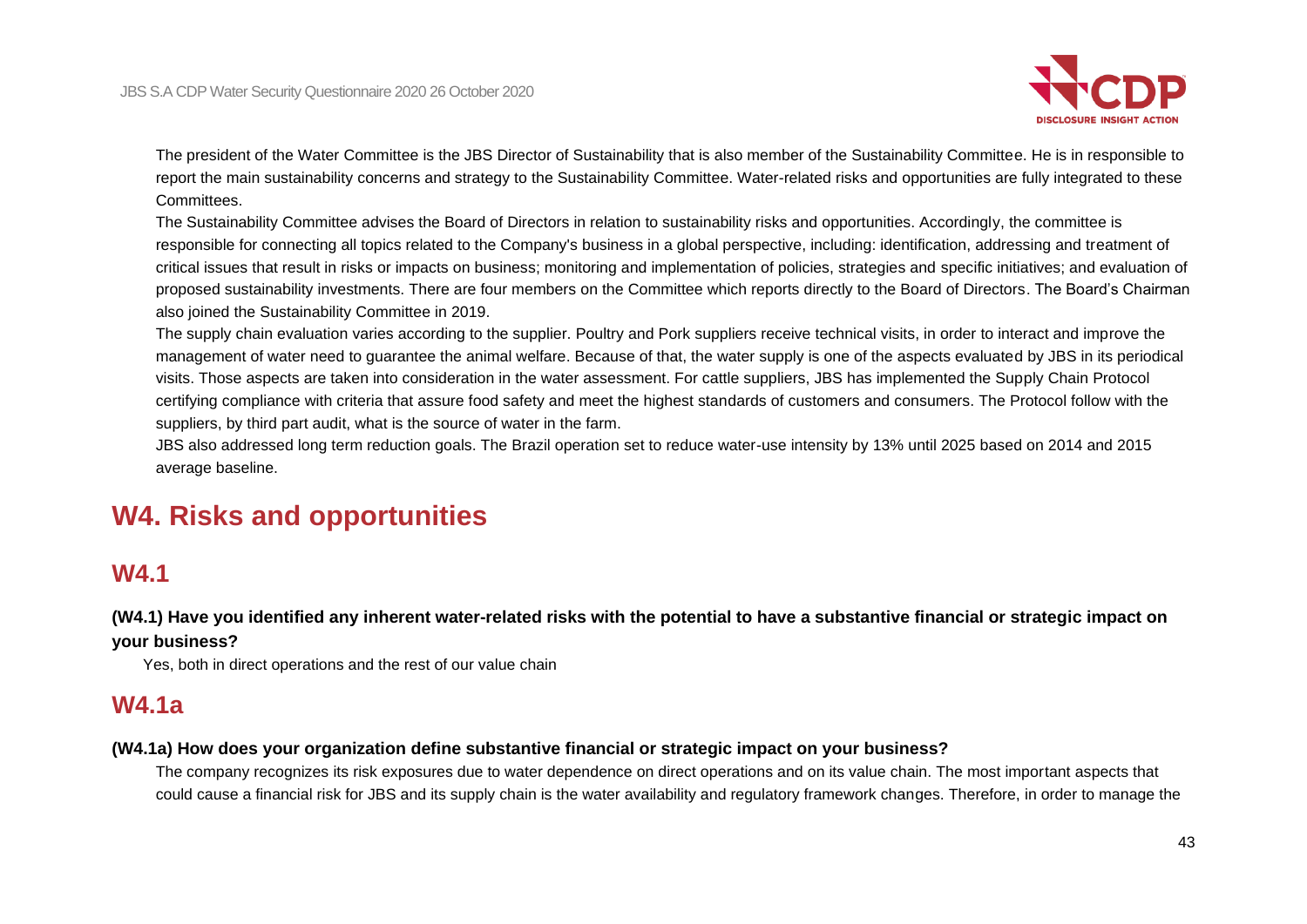The president of the Water Committee is the JBS Director of Sustainability that is also member of the Sustainability Committee. He is in responsible to report the main sustainability concerns and strategy to the Sustainability Committee. Water-related risks and opportunities are fully integrated to these Committees.

The Sustainability Committee advises the Board of Directors in relation to sustainability risks and opportunities. Accordingly, the committee is responsible for connecting all topics related to the Company's business in a global perspective, including: identification, addressing and treatment of critical issues that result in risks or impacts on business; monitoring and implementation of policies, strategies and specific initiatives; and evaluation of proposed sustainability investments. There are four members on the Committee which reports directly to the Board of Directors. The Board's Chairman also joined the Sustainability Committee in 2019.

The supply chain evaluation varies according to the supplier. Poultry and Pork suppliers receive technical visits, in order to interact and improve the management of water need to guarantee the animal welfare. Because of that, the water supply is one of the aspects evaluated by JBS in its periodical visits. Those aspects are taken into consideration in the water assessment. For cattle suppliers, JBS has implemented the Supply Chain Protocol certifying compliance with criteria that assure food safety and meet the highest standards of customers and consumers. The Protocol follow with the suppliers, by third part audit, what is the source of water in the farm.

JBS also addressed long term reduction goals. The Brazil operation set to reduce water-use intensity by 13% until 2025 based on 2014 and 2015 average baseline.

# W4. Risks and opportunities

## W4.1

**(W4.1) Have you identified any inherent water-related risks with the potential to have a substantive financial or strategic impact on your business?**

Yes, both in direct operations and the rest of our value chain

## W4.1a

**(W4.1a) How does your organization define substantive financial or strategic impact on your business?**

The company recognizes its risk exposures due to water dependence on direct operations and on its value chain. The most important aspects that could cause a financial risk for JBS and its supply chain is the water availability and regulatory framework changes. Therefore, in order to manage the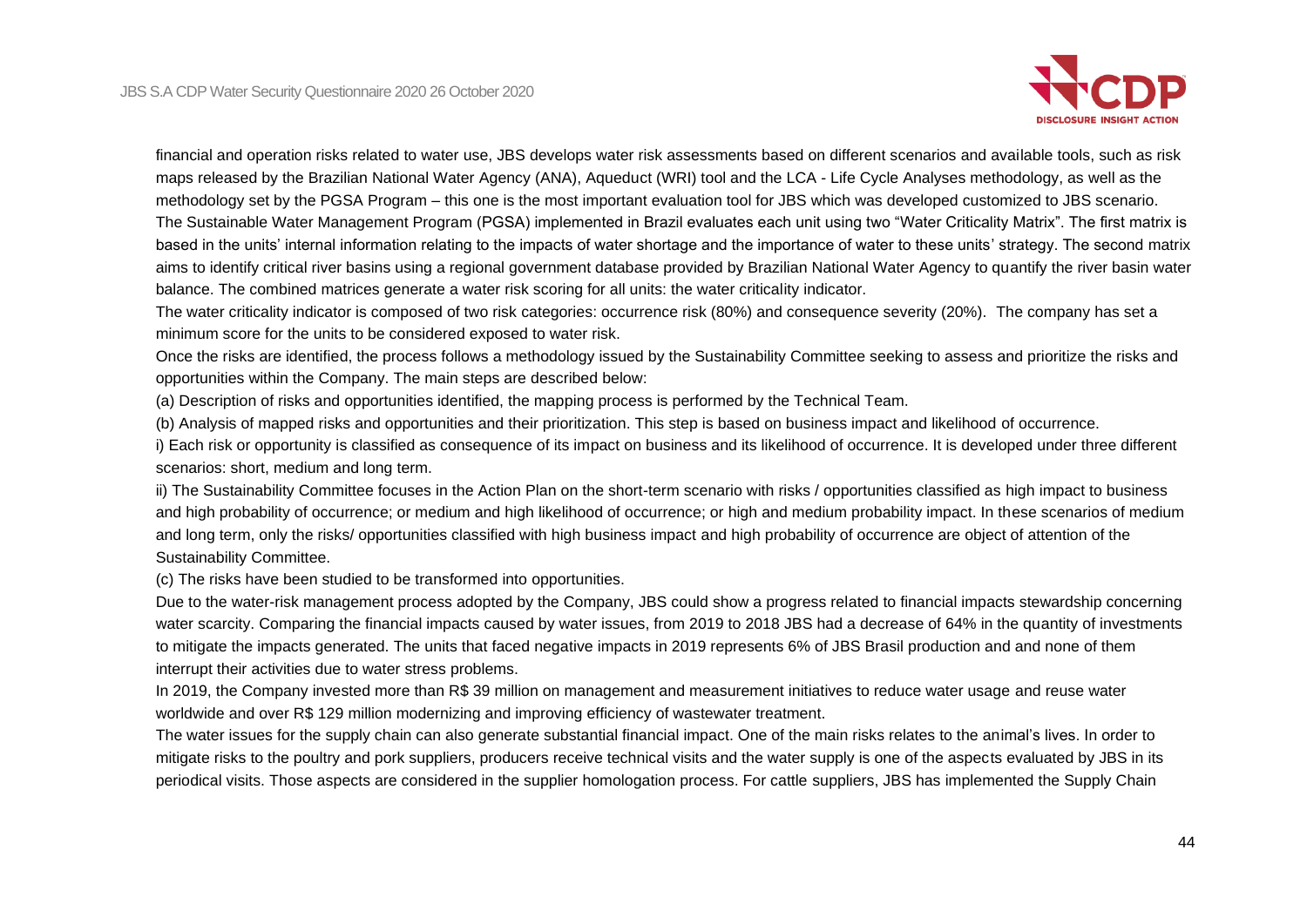financial and operation risks related to water use, JBS develops water risk assessments based on different scenarios and available tools, such as risk maps released by the Brazilian National Water Agency (ANA), Aqueduct (WRI) tool and the LCA - Life Cycle Analyses methodology, as well as the methodology set by the PGSA Program – this one is the most important evaluation tool for JBS which was developed customized to JBS scenario.
The Sustainable Water Management Program (PGSA) implemented in Brazil evaluates each unit using two "Water Criticality Matrix". The first matrix is based in the units' internal information relating to the impacts of water shortage and the importance of water to these units' strategy. The second matrix aims to identify critical river basins using a regional government database provided by Brazilian National Water Agency to quantify the river basin water balance. The combined matrices generate a water risk scoring for all units: the water criticality indicator.
The water criticality indicator is composed of two risk categories: occurrence risk (80%) and consequence severity (20%). The company has set a minimum score for the units to be considered exposed to water risk.
Once the risks are identified, the process follows a methodology issued by the Sustainability Committee seeking to assess and prioritize the risks and opportunities within the Company. The main steps are described below:
(a) Description of risks and opportunities identified, the mapping process is performed by the Technical Team.
(b) Analysis of mapped risks and opportunities and their prioritization. This step is based on business impact and likelihood of occurrence.
i) Each risk or opportunity is classified as consequence of its impact on business and its likelihood of occurrence. It is developed under three different scenarios: short, medium and long term.
ii) The Sustainability Committee focuses in the Action Plan on the short-term scenario with risks / opportunities classified as high impact to business and high probability of occurrence; or medium and high likelihood of occurrence; or high and medium probability impact. In these scenarios of medium and long term, only the risks/ opportunities classified with high business impact and high probability of occurrence are object of attention of the Sustainability Committee.
(c) The risks have been studied to be transformed into opportunities.
Due to the water-risk management process adopted by the Company, JBS could show a progress related to financial impacts stewardship concerning water scarcity. Comparing the financial impacts caused by water issues, from 2019 to 2018 JBS had a decrease of 64% in the quantity of investments to mitigate the impacts generated. The units that faced negative impacts in 2019 represents 6% of JBS Brasil production and and none of them interrupt their activities due to water stress problems.
In 2019, the Company invested more than R$ 39 million on management and measurement initiatives to reduce water usage and reuse water worldwide and over R$ 129 million modernizing and improving efficiency of wastewater treatment.
The water issues for the supply chain can also generate substantial financial impact. One of the main risks relates to the animal's lives. In order to mitigate risks to the poultry and pork suppliers, producers receive technical visits and the water supply is one of the aspects evaluated by JBS in its periodical visits. Those aspects are considered in the supplier homologation process. For cattle suppliers, JBS has implemented the Supply Chain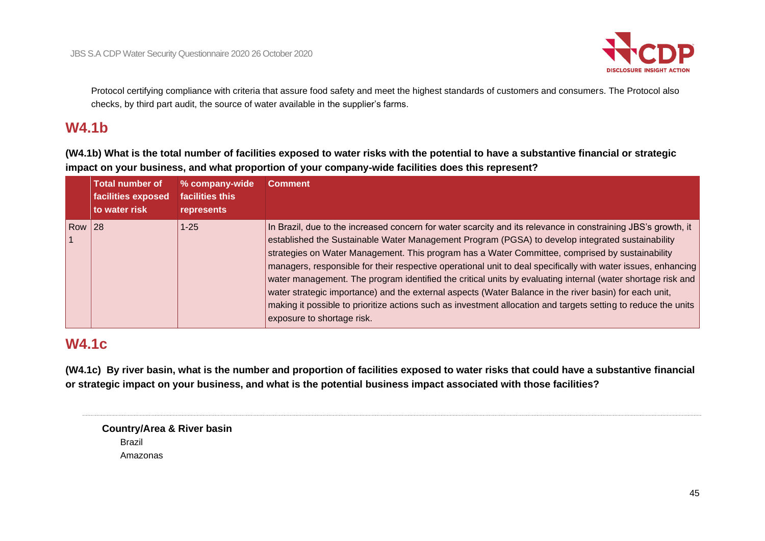Protocol certifying compliance with criteria that assure food safety and meet the highest standards of customers and consumers. The Protocol also checks, by third part audit, the source of water available in the supplier's farms.

## W4.1b

**(W4.1b) What is the total number of facilities exposed to water risks with the potential to have a substantive financial or strategic impact on your business, and what proportion of your company-wide facilities does this represent?**

| | Total number of facilities exposed to water risk | % company-wide facilities this represents | Comment |
|---|---|---|---|
| Row 1 | 28 | 1-25 | In Brazil, due to the increased concern for water scarcity and its relevance in constraining JBS's growth, it established the Sustainable Water Management Program (PGSA) to develop integrated sustainability strategies on Water Management. This program has a Water Committee, comprised by sustainability managers, responsible for their respective operational unit to deal specifically with water issues, enhancing water management. The program identified the critical units by evaluating internal (water shortage risk and water strategic importance) and the external aspects (Water Balance in the river basin) for each unit, making it possible to prioritize actions such as investment allocation and targets setting to reduce the units exposure to shortage risk. |

## W4.1c

**(W4.1c) By river basin, what is the number and proportion of facilities exposed to water risks that could have a substantive financial or strategic impact on your business, and what is the potential business impact associated with those facilities?**

**Country/Area & River basin**

Brazil

Amazonas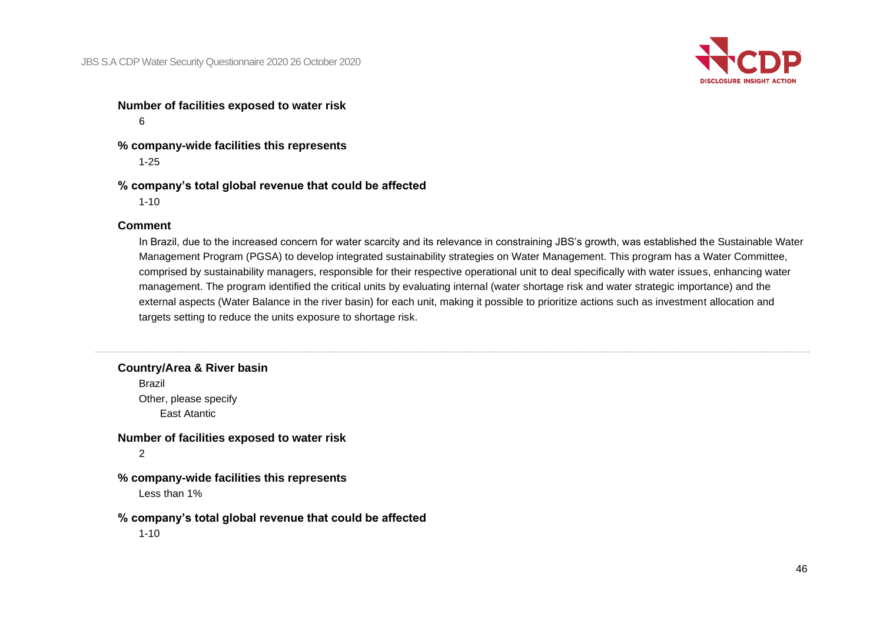**Number of facilities exposed to water risk**

6

**% company-wide facilities this represents**

1-25

**% company's total global revenue that could be affected**

1-10

**Comment**

In Brazil, due to the increased concern for water scarcity and its relevance in constraining JBS's growth, was established the Sustainable Water Management Program (PGSA) to develop integrated sustainability strategies on Water Management. This program has a Water Committee, comprised by sustainability managers, responsible for their respective operational unit to deal specifically with water issues, enhancing water management. The program identified the critical units by evaluating internal (water shortage risk and water strategic importance) and the external aspects (Water Balance in the river basin) for each unit, making it possible to prioritize actions such as investment allocation and targets setting to reduce the units exposure to shortage risk.

---

**Country/Area & River basin**

Brazil

Other, please specify

East Atantic

**Number of facilities exposed to water risk**

2

**% company-wide facilities this represents**

Less than 1%

**% company's total global revenue that could be affected**

1-10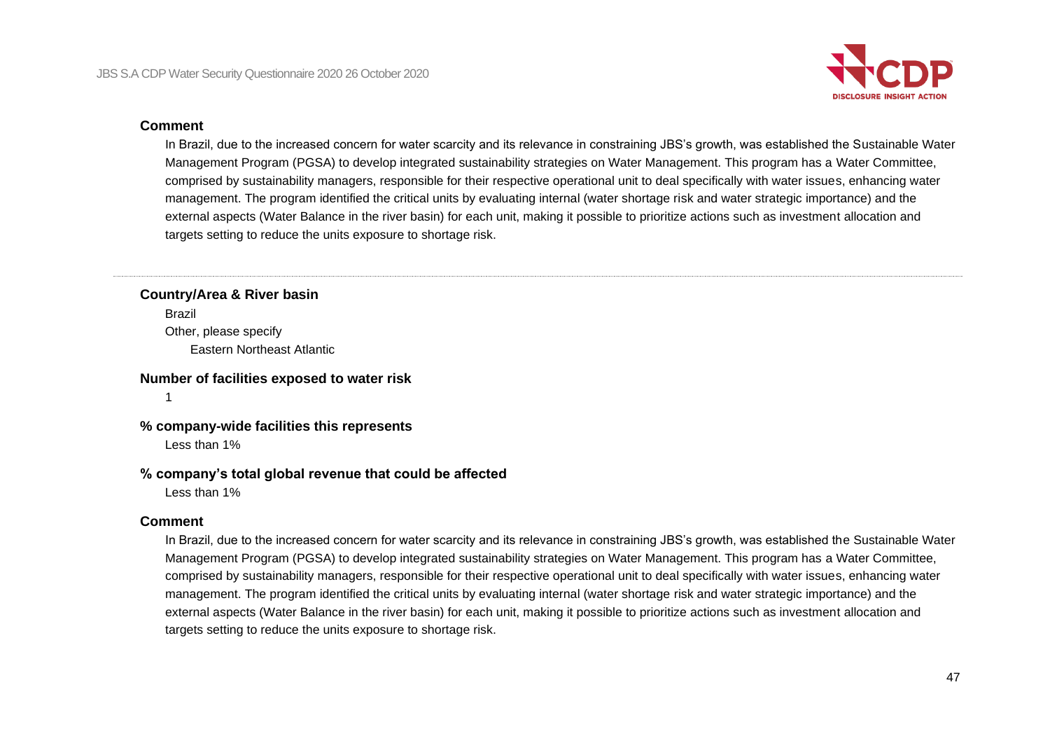#### Comment

In Brazil, due to the increased concern for water scarcity and its relevance in constraining JBS's growth, was established the Sustainable Water Management Program (PGSA) to develop integrated sustainability strategies on Water Management. This program has a Water Committee, comprised by sustainability managers, responsible for their respective operational unit to deal specifically with water issues, enhancing water management. The program identified the critical units by evaluating internal (water shortage risk and water strategic importance) and the external aspects (Water Balance in the river basin) for each unit, making it possible to prioritize actions such as investment allocation and targets setting to reduce the units exposure to shortage risk.

---

#### Country/Area & River basin

Brazil

Other, please specify

Eastern Northeast Atlantic

#### Number of facilities exposed to water risk

1

#### % company-wide facilities this represents

Less than 1%

#### % company's total global revenue that could be affected

Less than 1%

#### Comment

In Brazil, due to the increased concern for water scarcity and its relevance in constraining JBS's growth, was established the Sustainable Water Management Program (PGSA) to develop integrated sustainability strategies on Water Management. This program has a Water Committee, comprised by sustainability managers, responsible for their respective operational unit to deal specifically with water issues, enhancing water management. The program identified the critical units by evaluating internal (water shortage risk and water strategic importance) and the external aspects (Water Balance in the river basin) for each unit, making it possible to prioritize actions such as investment allocation and targets setting to reduce the units exposure to shortage risk.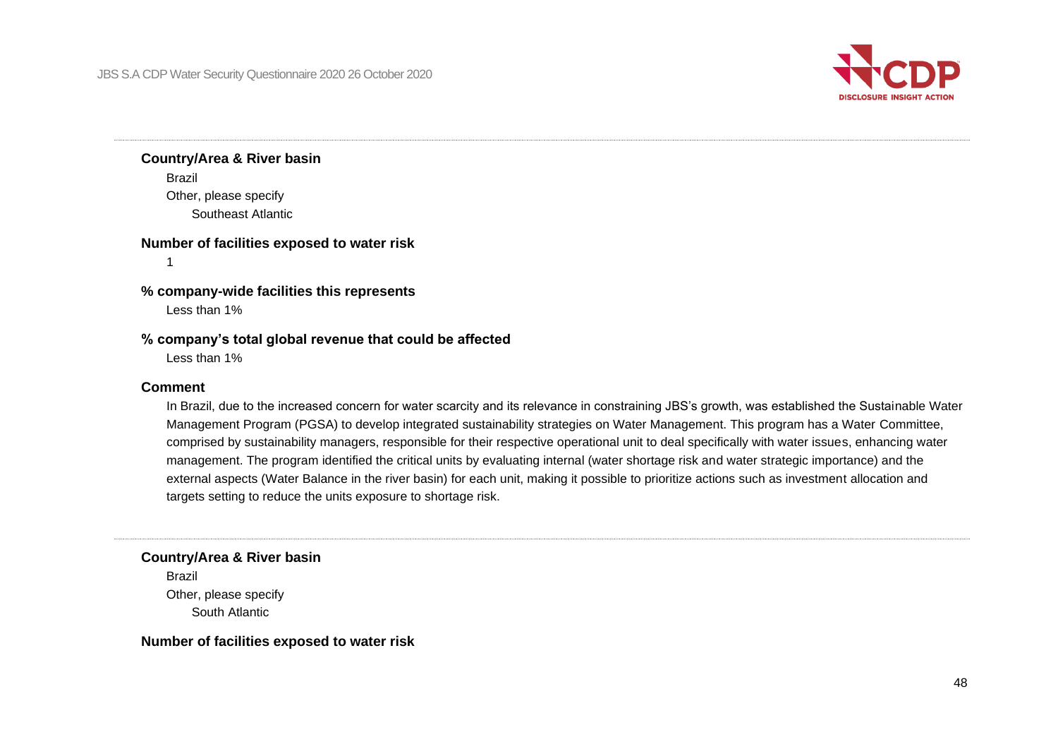**Country/Area & River basin**

Brazil

Other, please specify

Southeast Atlantic

**Number of facilities exposed to water risk**

1

**% company-wide facilities this represents**

Less than 1%

**% company's total global revenue that could be affected**

Less than 1%

**Comment**

In Brazil, due to the increased concern for water scarcity and its relevance in constraining JBS's growth, was established the Sustainable Water Management Program (PGSA) to develop integrated sustainability strategies on Water Management. This program has a Water Committee, comprised by sustainability managers, responsible for their respective operational unit to deal specifically with water issues, enhancing water management. The program identified the critical units by evaluating internal (water shortage risk and water strategic importance) and the external aspects (Water Balance in the river basin) for each unit, making it possible to prioritize actions such as investment allocation and targets setting to reduce the units exposure to shortage risk.

---

**Country/Area & River basin**

Brazil

Other, please specify

South Atlantic

**Number of facilities exposed to water risk**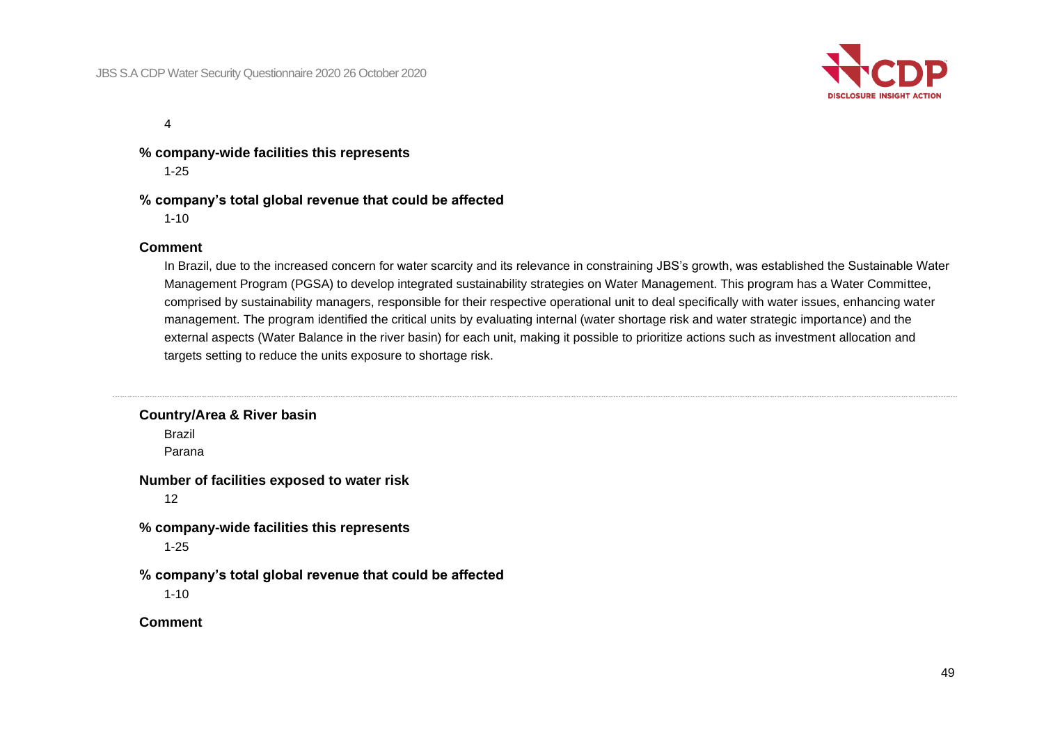4

**% company-wide facilities this represents**

1-25

**% company's total global revenue that could be affected**

1-10

**Comment**

In Brazil, due to the increased concern for water scarcity and its relevance in constraining JBS's growth, was established the Sustainable Water Management Program (PGSA) to develop integrated sustainability strategies on Water Management. This program has a Water Committee, comprised by sustainability managers, responsible for their respective operational unit to deal specifically with water issues, enhancing water management. The program identified the critical units by evaluating internal (water shortage risk and water strategic importance) and the external aspects (Water Balance in the river basin) for each unit, making it possible to prioritize actions such as investment allocation and targets setting to reduce the units exposure to shortage risk.

---

**Country/Area & River basin**

Brazil

Parana

**Number of facilities exposed to water risk**

12

**% company-wide facilities this represents**

1-25

**% company's total global revenue that could be affected**

1-10

**Comment**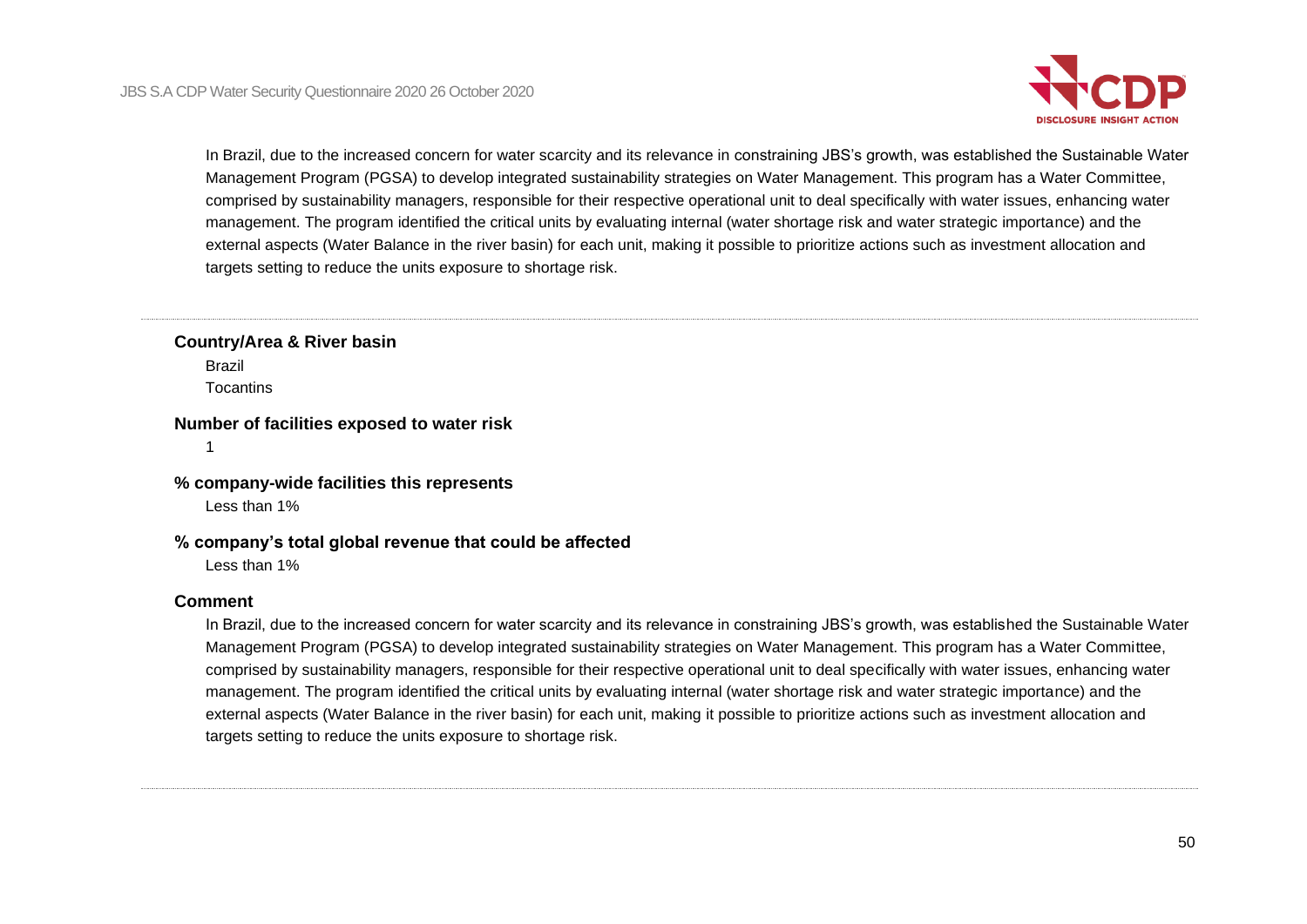In Brazil, due to the increased concern for water scarcity and its relevance in constraining JBS's growth, was established the Sustainable Water Management Program (PGSA) to develop integrated sustainability strategies on Water Management. This program has a Water Committee, comprised by sustainability managers, responsible for their respective operational unit to deal specifically with water issues, enhancing water management. The program identified the critical units by evaluating internal (water shortage risk and water strategic importance) and the external aspects (Water Balance in the river basin) for each unit, making it possible to prioritize actions such as investment allocation and targets setting to reduce the units exposure to shortage risk.

---

**Country/Area & River basin**

Brazil
Tocantins

**Number of facilities exposed to water risk**

1

**% company-wide facilities this represents**

Less than 1%

**% company's total global revenue that could be affected**

Less than 1%

**Comment**

In Brazil, due to the increased concern for water scarcity and its relevance in constraining JBS's growth, was established the Sustainable Water Management Program (PGSA) to develop integrated sustainability strategies on Water Management. This program has a Water Committee, comprised by sustainability managers, responsible for their respective operational unit to deal specifically with water issues, enhancing water management. The program identified the critical units by evaluating internal (water shortage risk and water strategic importance) and the external aspects (Water Balance in the river basin) for each unit, making it possible to prioritize actions such as investment allocation and targets setting to reduce the units exposure to shortage risk.

---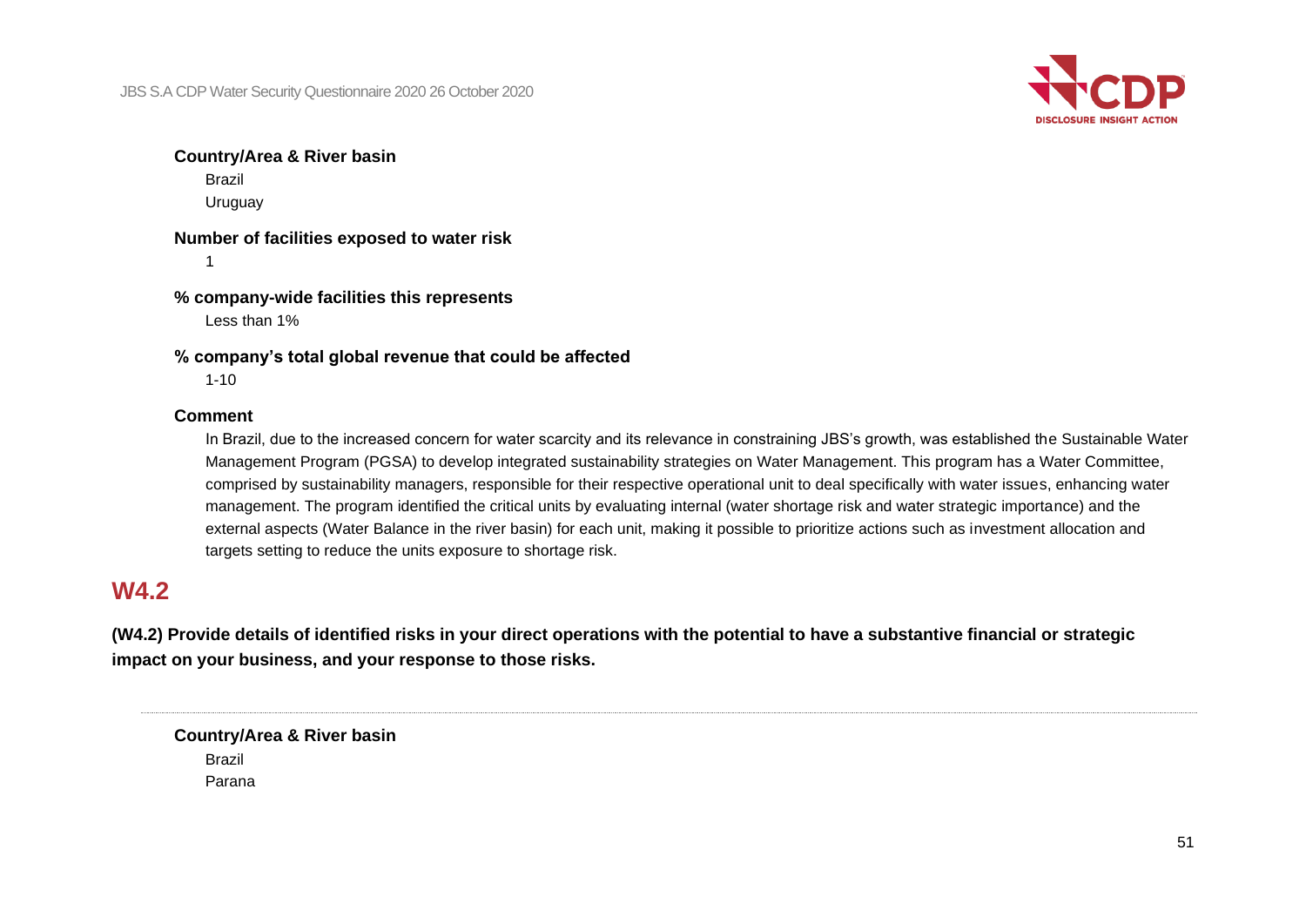**Country/Area & River basin**

Brazil

Uruguay

**Number of facilities exposed to water risk**

1

**% company-wide facilities this represents**

Less than 1%

**% company's total global revenue that could be affected**

1-10

**Comment**

In Brazil, due to the increased concern for water scarcity and its relevance in constraining JBS's growth, was established the Sustainable Water Management Program (PGSA) to develop integrated sustainability strategies on Water Management. This program has a Water Committee, comprised by sustainability managers, responsible for their respective operational unit to deal specifically with water issues, enhancing water management. The program identified the critical units by evaluating internal (water shortage risk and water strategic importance) and the external aspects (Water Balance in the river basin) for each unit, making it possible to prioritize actions such as investment allocation and targets setting to reduce the units exposure to shortage risk.

## W4.2

**(W4.2) Provide details of identified risks in your direct operations with the potential to have a substantive financial or strategic impact on your business, and your response to those risks.**

---

**Country/Area & River basin**

Brazil

Parana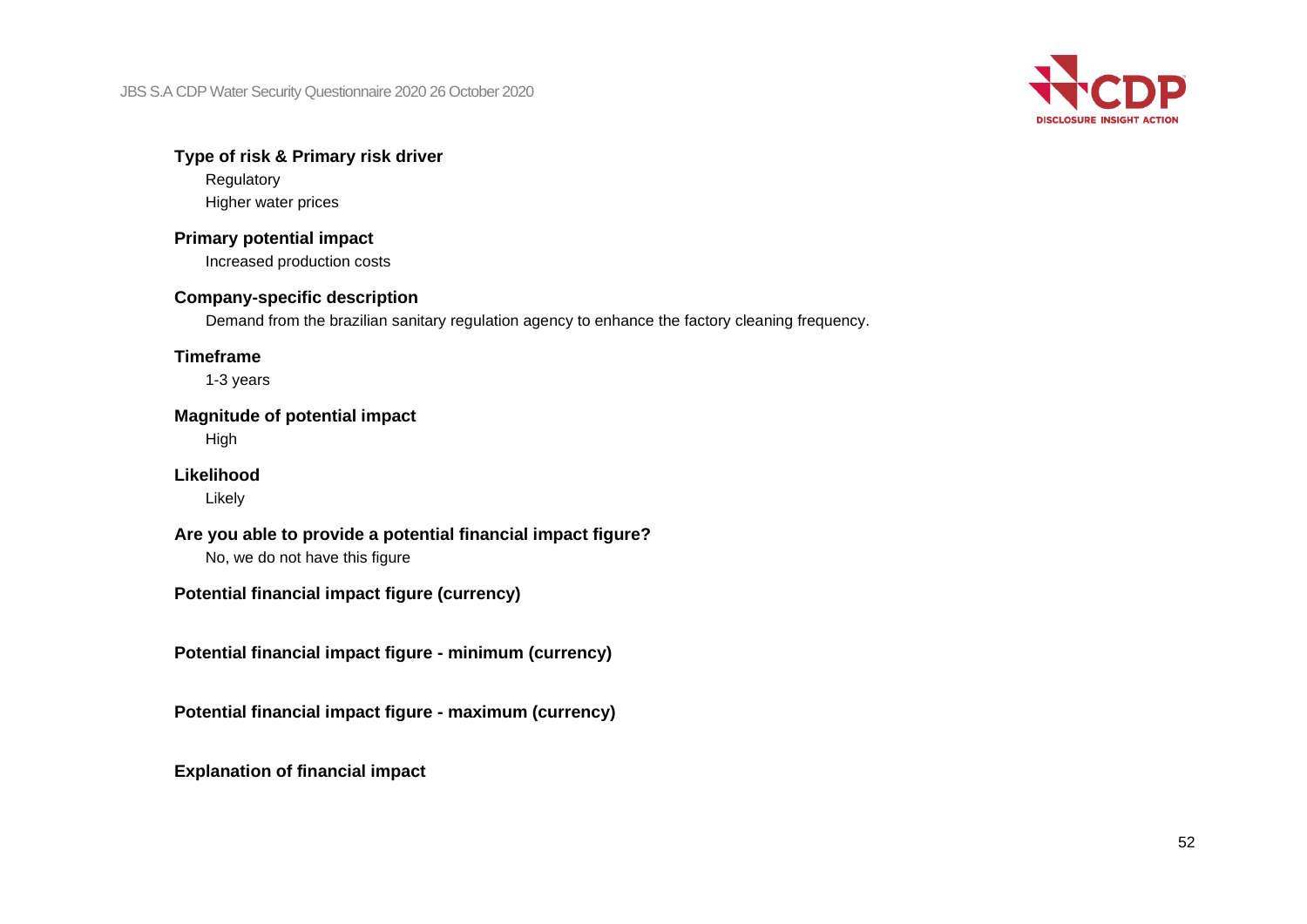**Type of risk & Primary risk driver**

Regulatory

Higher water prices

**Primary potential impact**

Increased production costs

**Company-specific description**

Demand from the brazilian sanitary regulation agency to enhance the factory cleaning frequency.

**Timeframe**

1-3 years

**Magnitude of potential impact**

High

**Likelihood**

Likely

**Are you able to provide a potential financial impact figure?**

No, we do not have this figure

**Potential financial impact figure (currency)**

**Potential financial impact figure - minimum (currency)**

**Potential financial impact figure - maximum (currency)**

**Explanation of financial impact**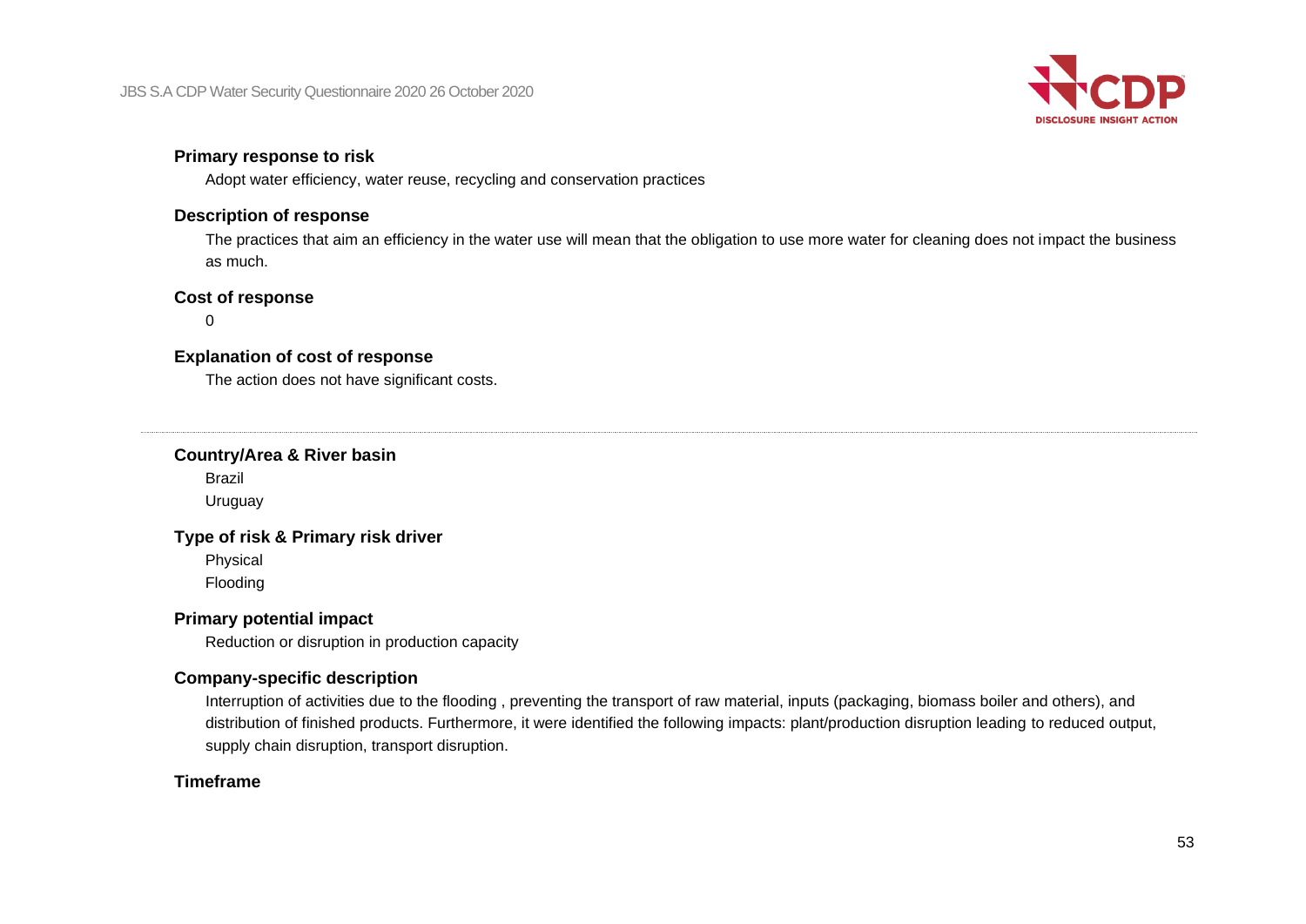**Primary response to risk**

Adopt water efficiency, water reuse, recycling and conservation practices

**Description of response**

The practices that aim an efficiency in the water use will mean that the obligation to use more water for cleaning does not impact the business as much.

**Cost of response**

0

**Explanation of cost of response**

The action does not have significant costs.

---

**Country/Area & River basin**

Brazil

Uruguay

**Type of risk & Primary risk driver**

Physical

Flooding

**Primary potential impact**

Reduction or disruption in production capacity

**Company-specific description**

Interruption of activities due to the flooding , preventing the transport of raw material, inputs (packaging, biomass boiler and others), and distribution of finished products. Furthermore, it were identified the following impacts: plant/production disruption leading to reduced output, supply chain disruption, transport disruption.

**Timeframe**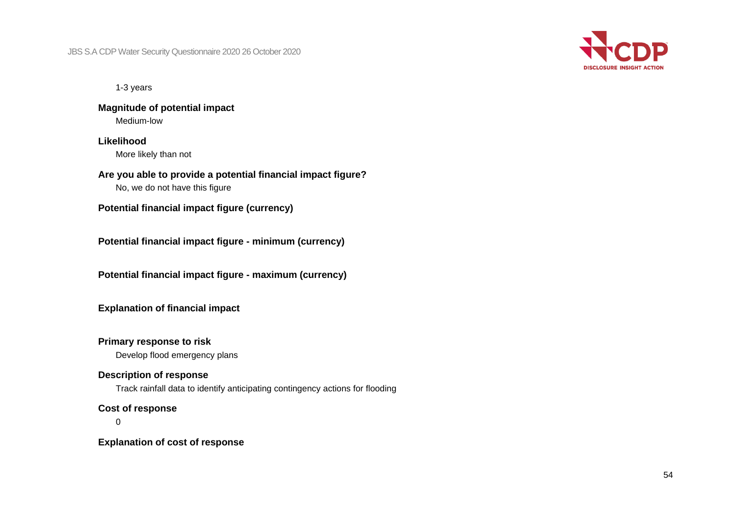1-3 years

**Magnitude of potential impact**

Medium-low

**Likelihood**

More likely than not

**Are you able to provide a potential financial impact figure?**

No, we do not have this figure

**Potential financial impact figure (currency)**

**Potential financial impact figure - minimum (currency)**

**Potential financial impact figure - maximum (currency)**

**Explanation of financial impact**

**Primary response to risk**

Develop flood emergency plans

**Description of response**

Track rainfall data to identify anticipating contingency actions for flooding

**Cost of response**

0

**Explanation of cost of response**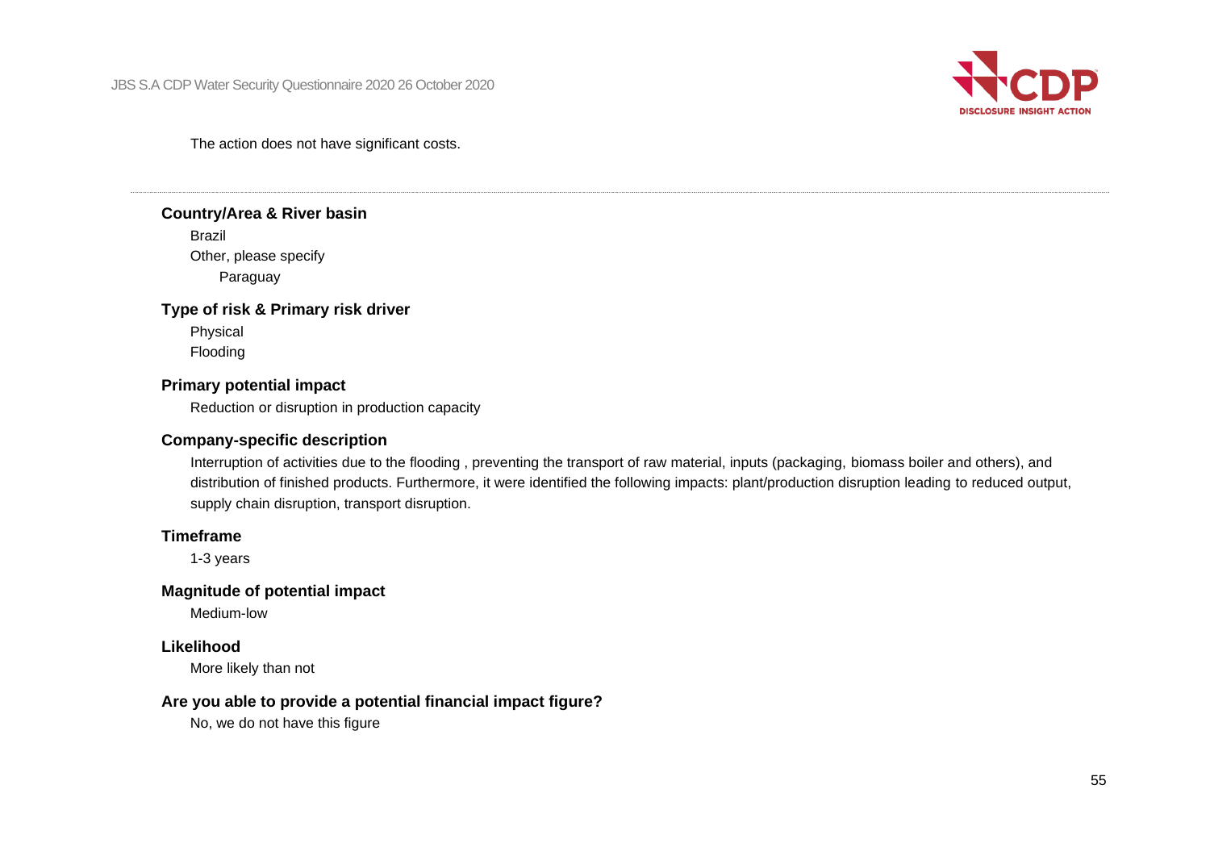The action does not have significant costs.

---

**Country/Area & River basin**

Brazil

Other, please specify

Paraguay

**Type of risk & Primary risk driver**

Physical

Flooding

**Primary potential impact**

Reduction or disruption in production capacity

**Company-specific description**

Interruption of activities due to the flooding , preventing the transport of raw material, inputs (packaging, biomass boiler and others), and distribution of finished products. Furthermore, it were identified the following impacts: plant/production disruption leading to reduced output, supply chain disruption, transport disruption.

**Timeframe**

1-3 years

**Magnitude of potential impact**

Medium-low

**Likelihood**

More likely than not

**Are you able to provide a potential financial impact figure?**

No, we do not have this figure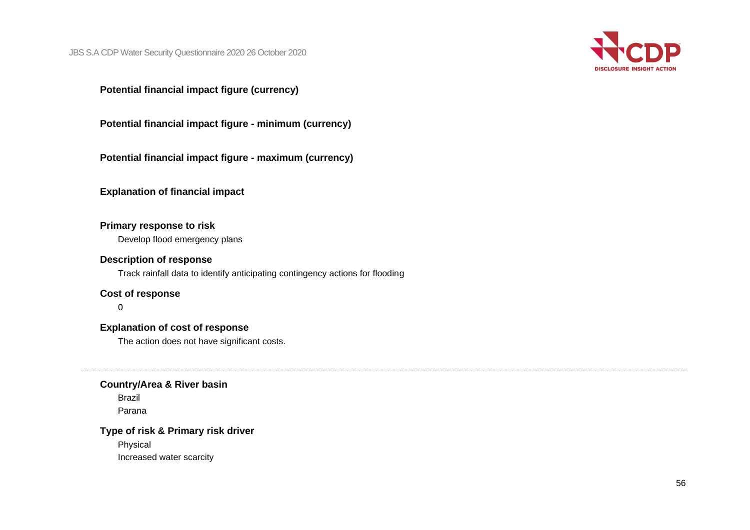**Potential financial impact figure (currency)**

**Potential financial impact figure - minimum (currency)**

**Potential financial impact figure - maximum (currency)**

**Explanation of financial impact**

**Primary response to risk**

Develop flood emergency plans

**Description of response**

Track rainfall data to identify anticipating contingency actions for flooding

**Cost of response**

0

**Explanation of cost of response**

The action does not have significant costs.

---

**Country/Area & River basin**

Brazil

Parana

**Type of risk & Primary risk driver**

Physical

Increased water scarcity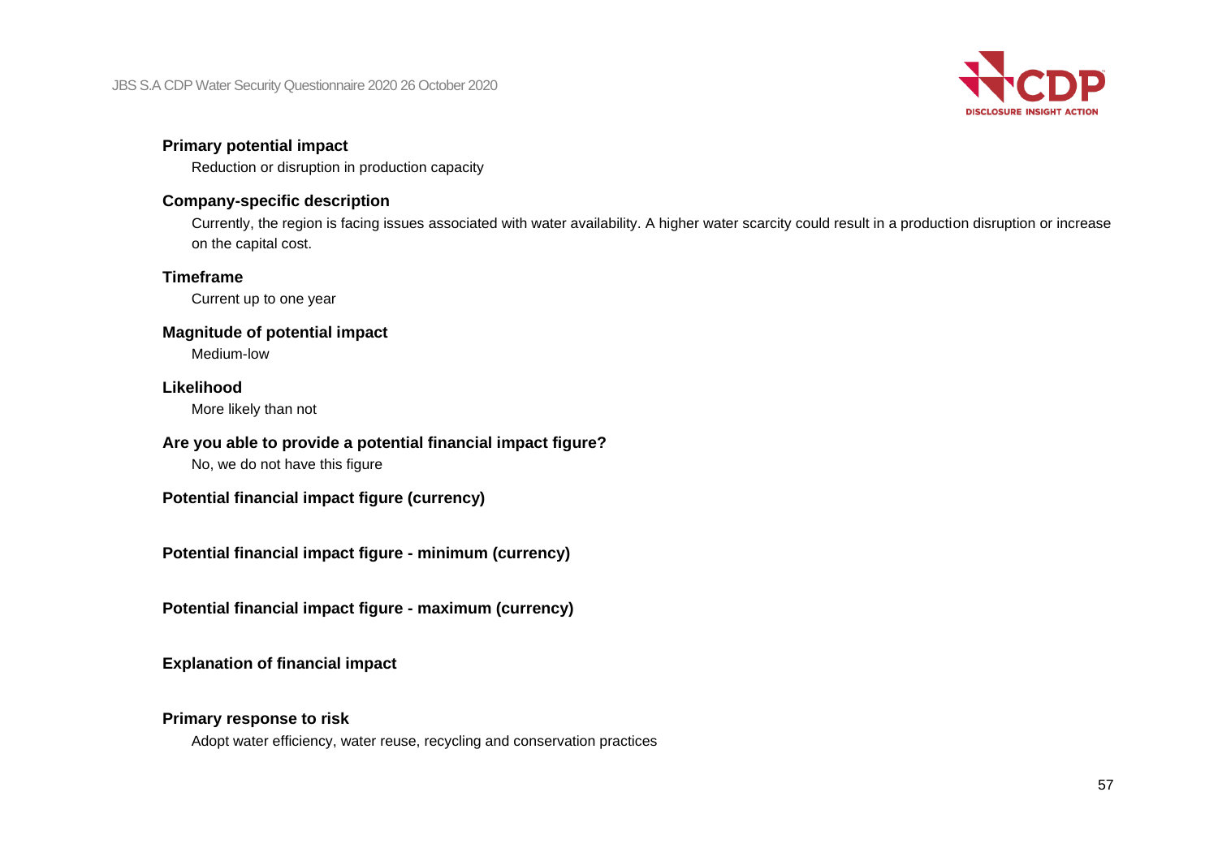**Primary potential impact**

Reduction or disruption in production capacity

**Company-specific description**

Currently, the region is facing issues associated with water availability. A higher water scarcity could result in a production disruption or increase on the capital cost.

**Timeframe**

Current up to one year

**Magnitude of potential impact**

Medium-low

**Likelihood**

More likely than not

**Are you able to provide a potential financial impact figure?**

No, we do not have this figure

**Potential financial impact figure (currency)**

**Potential financial impact figure - minimum (currency)**

**Potential financial impact figure - maximum (currency)**

**Explanation of financial impact**

**Primary response to risk**

Adopt water efficiency, water reuse, recycling and conservation practices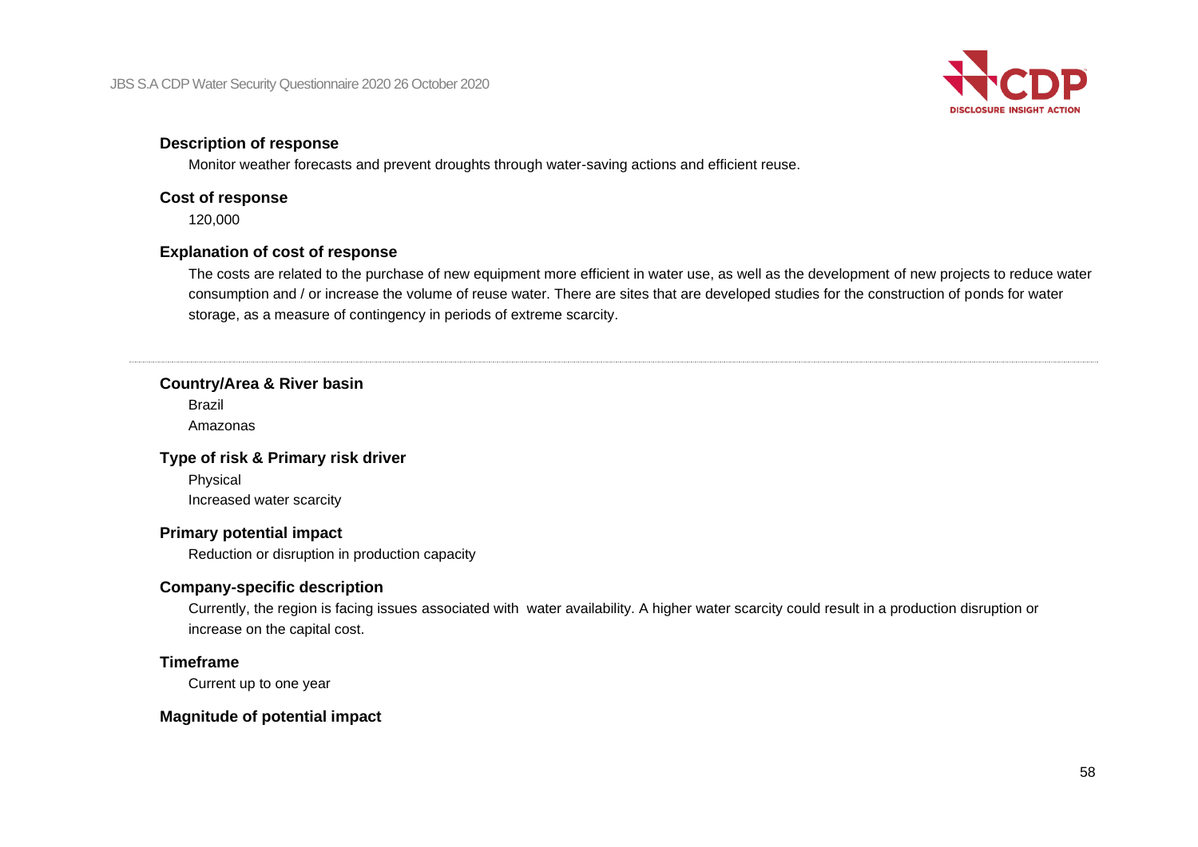**Description of response**

Monitor weather forecasts and prevent droughts through water-saving actions and efficient reuse.

**Cost of response**

120,000

**Explanation of cost of response**

The costs are related to the purchase of new equipment more efficient in water use, as well as the development of new projects to reduce water consumption and / or increase the volume of reuse water. There are sites that are developed studies for the construction of ponds for water storage, as a measure of contingency in periods of extreme scarcity.

---

**Country/Area & River basin**

Brazil
Amazonas

**Type of risk & Primary risk driver**

Physical
Increased water scarcity

**Primary potential impact**

Reduction or disruption in production capacity

**Company-specific description**

Currently, the region is facing issues associated with  water availability. A higher water scarcity could result in a production disruption or increase on the capital cost.

**Timeframe**

Current up to one year

**Magnitude of potential impact**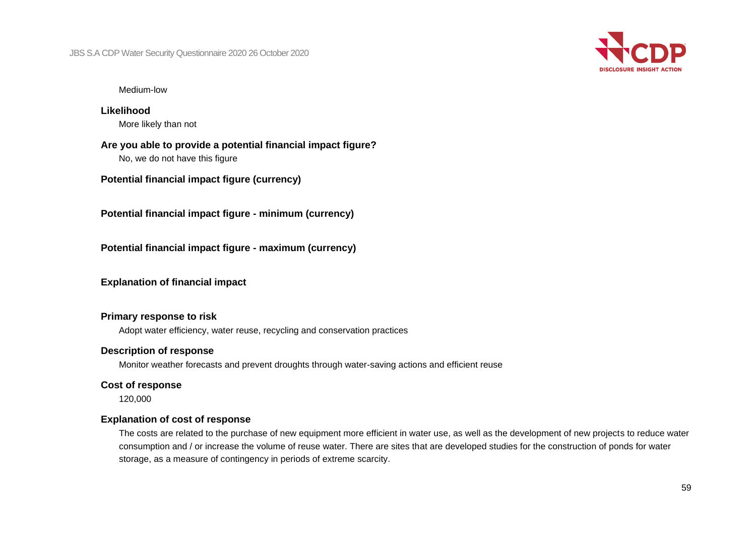Medium-low

**Likelihood**

More likely than not

**Are you able to provide a potential financial impact figure?**

No, we do not have this figure

**Potential financial impact figure (currency)**

**Potential financial impact figure - minimum (currency)**

**Potential financial impact figure - maximum (currency)**

**Explanation of financial impact**

**Primary response to risk**

Adopt water efficiency, water reuse, recycling and conservation practices

**Description of response**

Monitor weather forecasts and prevent droughts through water-saving actions and efficient reuse

**Cost of response**

120,000

**Explanation of cost of response**

The costs are related to the purchase of new equipment more efficient in water use, as well as the development of new projects to reduce water consumption and / or increase the volume of reuse water. There are sites that are developed studies for the construction of ponds for water storage, as a measure of contingency in periods of extreme scarcity.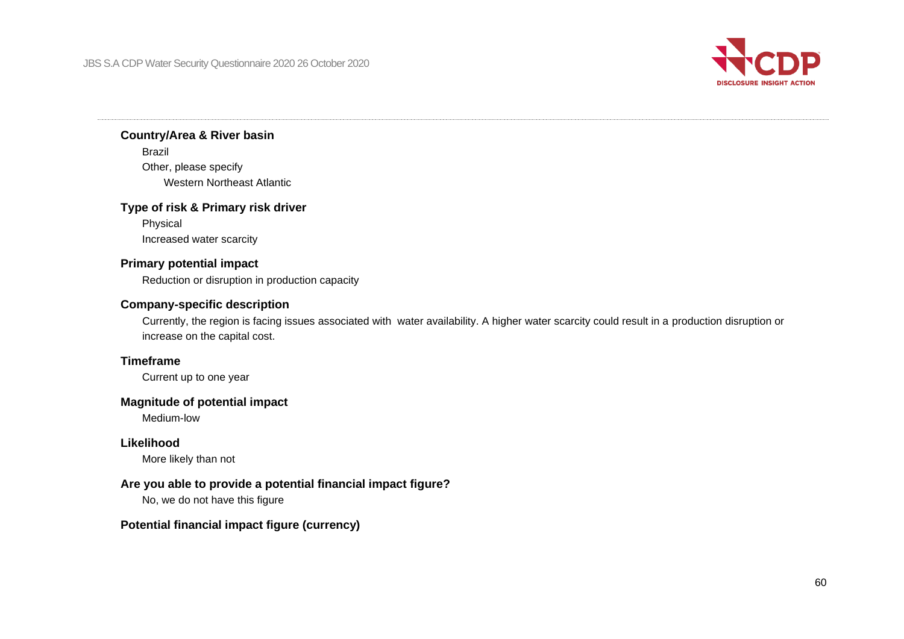**Country/Area & River basin**

Brazil

Other, please specify

Western Northeast Atlantic

**Type of risk & Primary risk driver**

Physical

Increased water scarcity

**Primary potential impact**

Reduction or disruption in production capacity

**Company-specific description**

Currently, the region is facing issues associated with water availability. A higher water scarcity could result in a production disruption or increase on the capital cost.

**Timeframe**

Current up to one year

**Magnitude of potential impact**

Medium-low

**Likelihood**

More likely than not

**Are you able to provide a potential financial impact figure?**

No, we do not have this figure

**Potential financial impact figure (currency)**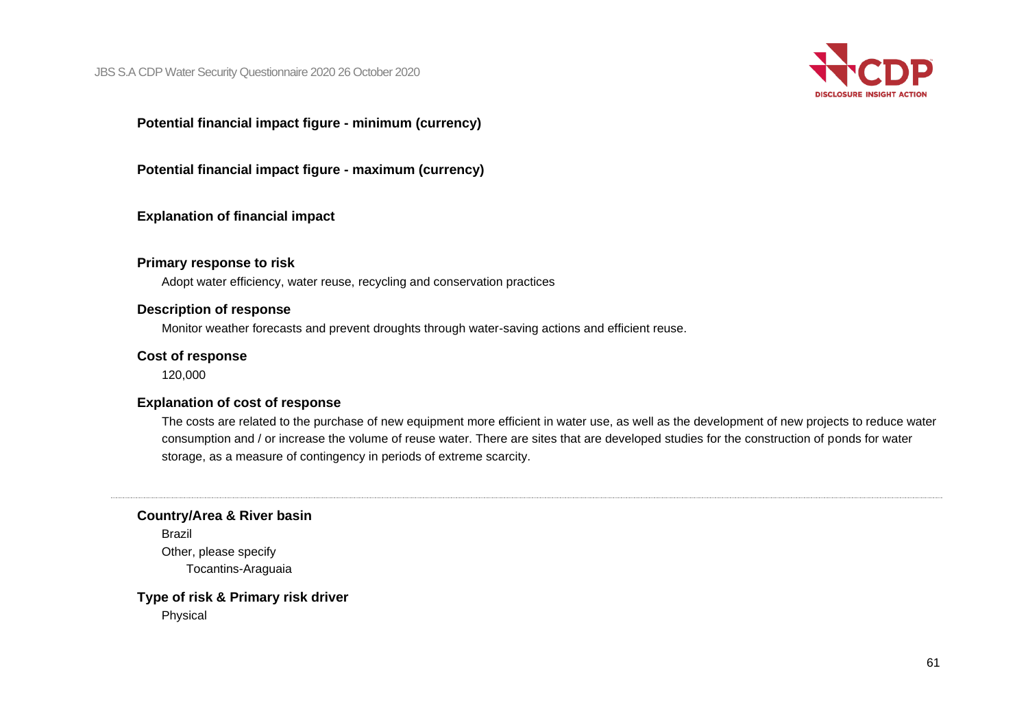**Potential financial impact figure - minimum (currency)**

**Potential financial impact figure - maximum (currency)**

**Explanation of financial impact**

**Primary response to risk**

Adopt water efficiency, water reuse, recycling and conservation practices

**Description of response**

Monitor weather forecasts and prevent droughts through water-saving actions and efficient reuse.

**Cost of response**

120,000

**Explanation of cost of response**

The costs are related to the purchase of new equipment more efficient in water use, as well as the development of new projects to reduce water consumption and / or increase the volume of reuse water. There are sites that are developed studies for the construction of ponds for water storage, as a measure of contingency in periods of extreme scarcity.

---

**Country/Area & River basin**

Brazil

Other, please specify

Tocantins-Araguaia

**Type of risk & Primary risk driver**

Physical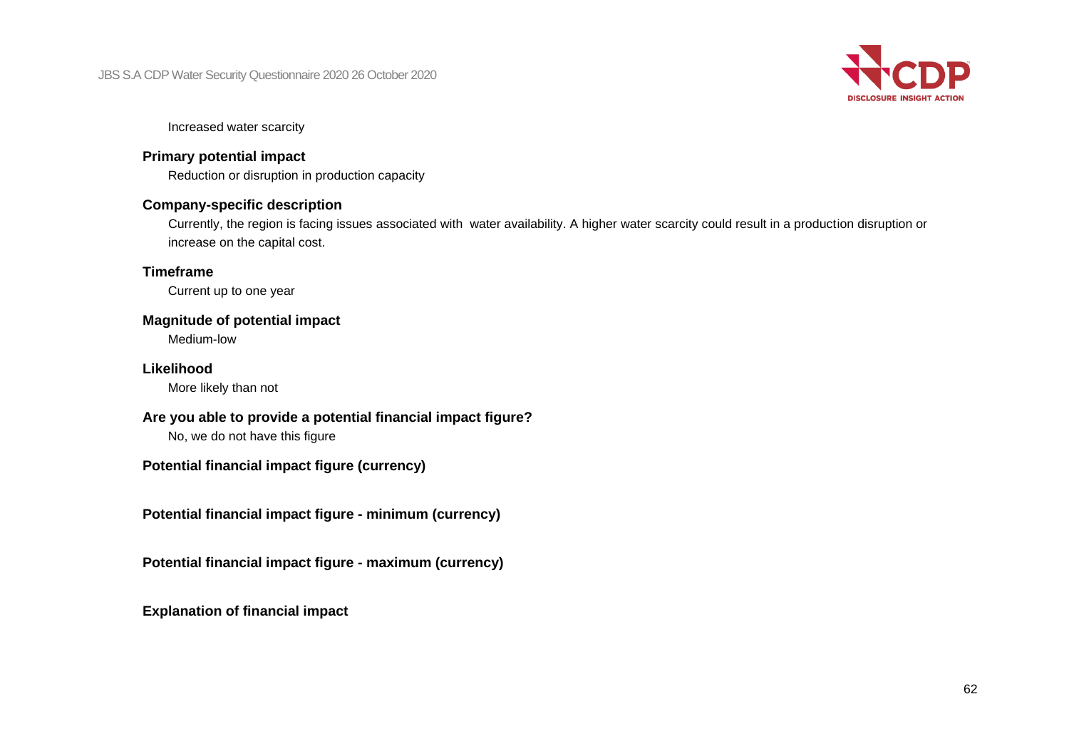Increased water scarcity

**Primary potential impact**

Reduction or disruption in production capacity

**Company-specific description**

Currently, the region is facing issues associated with water availability. A higher water scarcity could result in a production disruption or increase on the capital cost.

**Timeframe**

Current up to one year

**Magnitude of potential impact**

Medium-low

**Likelihood**

More likely than not

**Are you able to provide a potential financial impact figure?**

No, we do not have this figure

**Potential financial impact figure (currency)**

**Potential financial impact figure - minimum (currency)**

**Potential financial impact figure - maximum (currency)**

**Explanation of financial impact**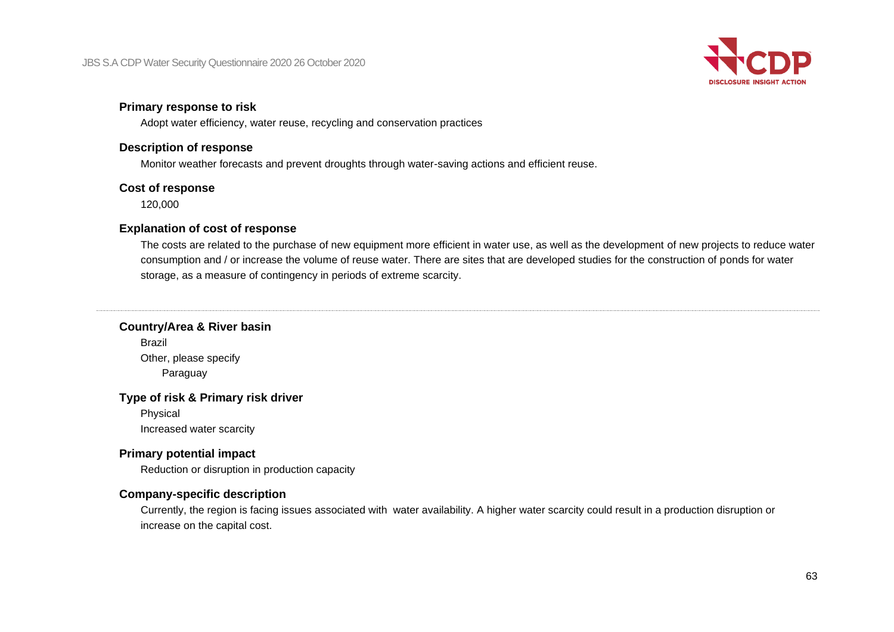**Primary response to risk**

Adopt water efficiency, water reuse, recycling and conservation practices

**Description of response**

Monitor weather forecasts and prevent droughts through water-saving actions and efficient reuse.

**Cost of response**

120,000

**Explanation of cost of response**

The costs are related to the purchase of new equipment more efficient in water use, as well as the development of new projects to reduce water consumption and / or increase the volume of reuse water. There are sites that are developed studies for the construction of ponds for water storage, as a measure of contingency in periods of extreme scarcity.

---

**Country/Area & River basin**

Brazil

Other, please specify

Paraguay

**Type of risk & Primary risk driver**

Physical

Increased water scarcity

**Primary potential impact**

Reduction or disruption in production capacity

**Company-specific description**

Currently, the region is facing issues associated with water availability. A higher water scarcity could result in a production disruption or increase on the capital cost.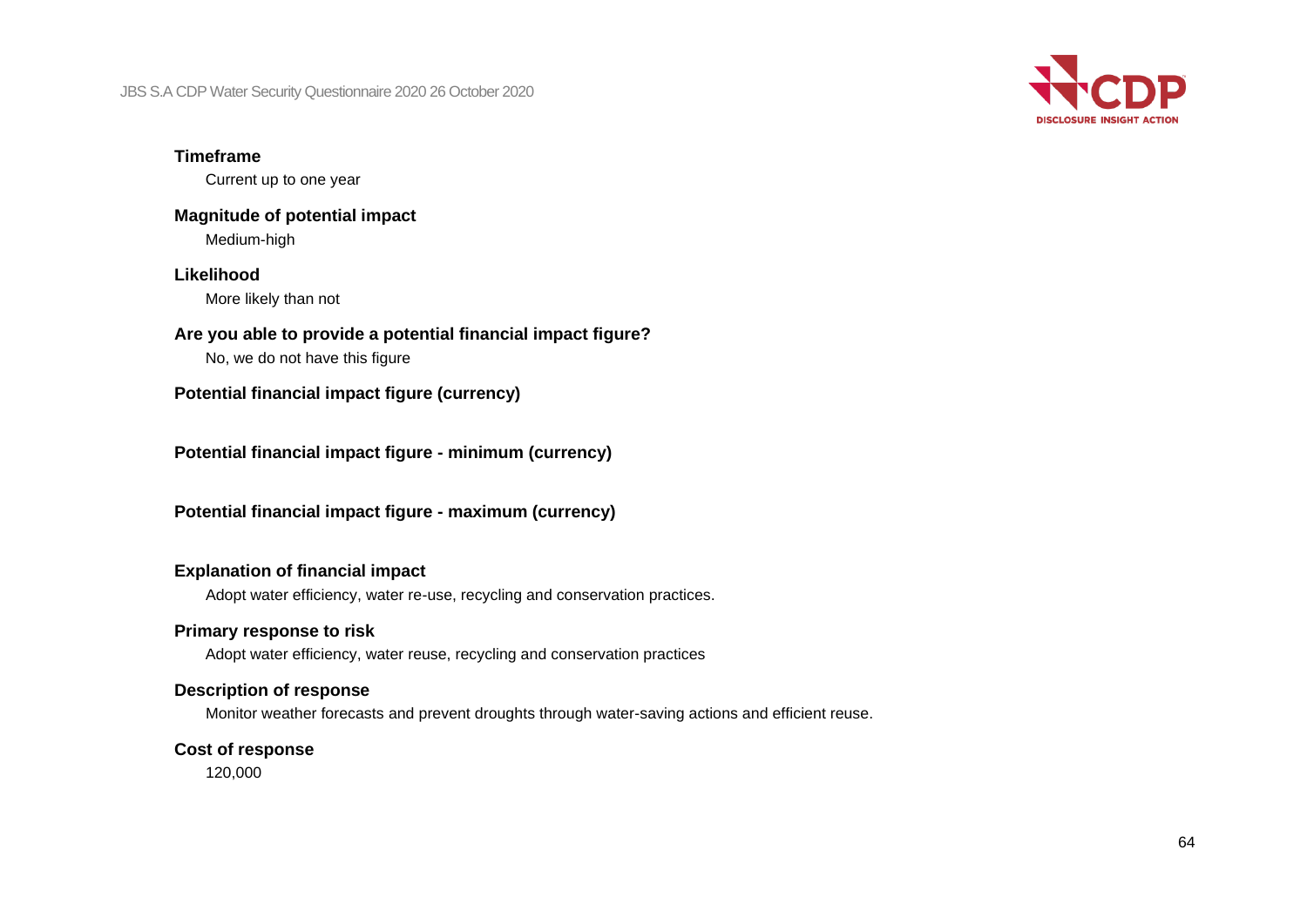**Timeframe**

Current up to one year

**Magnitude of potential impact**

Medium-high

**Likelihood**

More likely than not

**Are you able to provide a potential financial impact figure?**

No, we do not have this figure

**Potential financial impact figure (currency)**

**Potential financial impact figure - minimum (currency)**

**Potential financial impact figure - maximum (currency)**

**Explanation of financial impact**

Adopt water efficiency, water re-use, recycling and conservation practices.

**Primary response to risk**

Adopt water efficiency, water reuse, recycling and conservation practices

**Description of response**

Monitor weather forecasts and prevent droughts through water-saving actions and efficient reuse.

**Cost of response**

120,000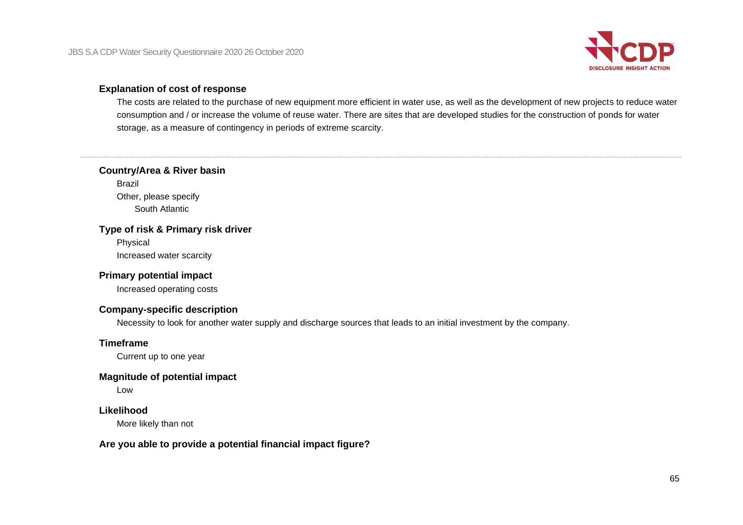**Explanation of cost of response**

The costs are related to the purchase of new equipment more efficient in water use, as well as the development of new projects to reduce water consumption and / or increase the volume of reuse water. There are sites that are developed studies for the construction of ponds for water storage, as a measure of contingency in periods of extreme scarcity.

---

**Country/Area & River basin**

Brazil

Other, please specify

South Atlantic

**Type of risk & Primary risk driver**

Physical

Increased water scarcity

**Primary potential impact**

Increased operating costs

**Company-specific description**

Necessity to look for another water supply and discharge sources that leads to an initial investment by the company.

**Timeframe**

Current up to one year

**Magnitude of potential impact**

Low

**Likelihood**

More likely than not

**Are you able to provide a potential financial impact figure?**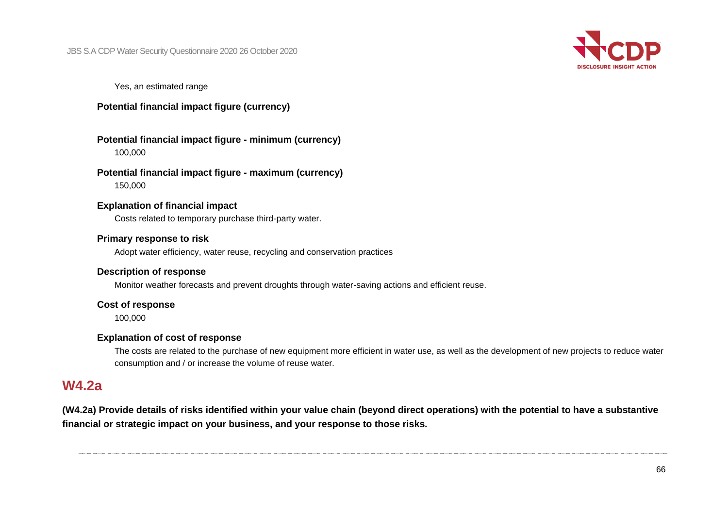Yes, an estimated range

**Potential financial impact figure (currency)**

**Potential financial impact figure - minimum (currency)**

100,000

**Potential financial impact figure - maximum (currency)**

150,000

**Explanation of financial impact**

Costs related to temporary purchase third-party water.

**Primary response to risk**

Adopt water efficiency, water reuse, recycling and conservation practices

**Description of response**

Monitor weather forecasts and prevent droughts through water-saving actions and efficient reuse.

**Cost of response**

100,000

**Explanation of cost of response**

The costs are related to the purchase of new equipment more efficient in water use, as well as the development of new projects to reduce water consumption and / or increase the volume of reuse water.

## W4.2a

**(W4.2a) Provide details of risks identified within your value chain (beyond direct operations) with the potential to have a substantive financial or strategic impact on your business, and your response to those risks.**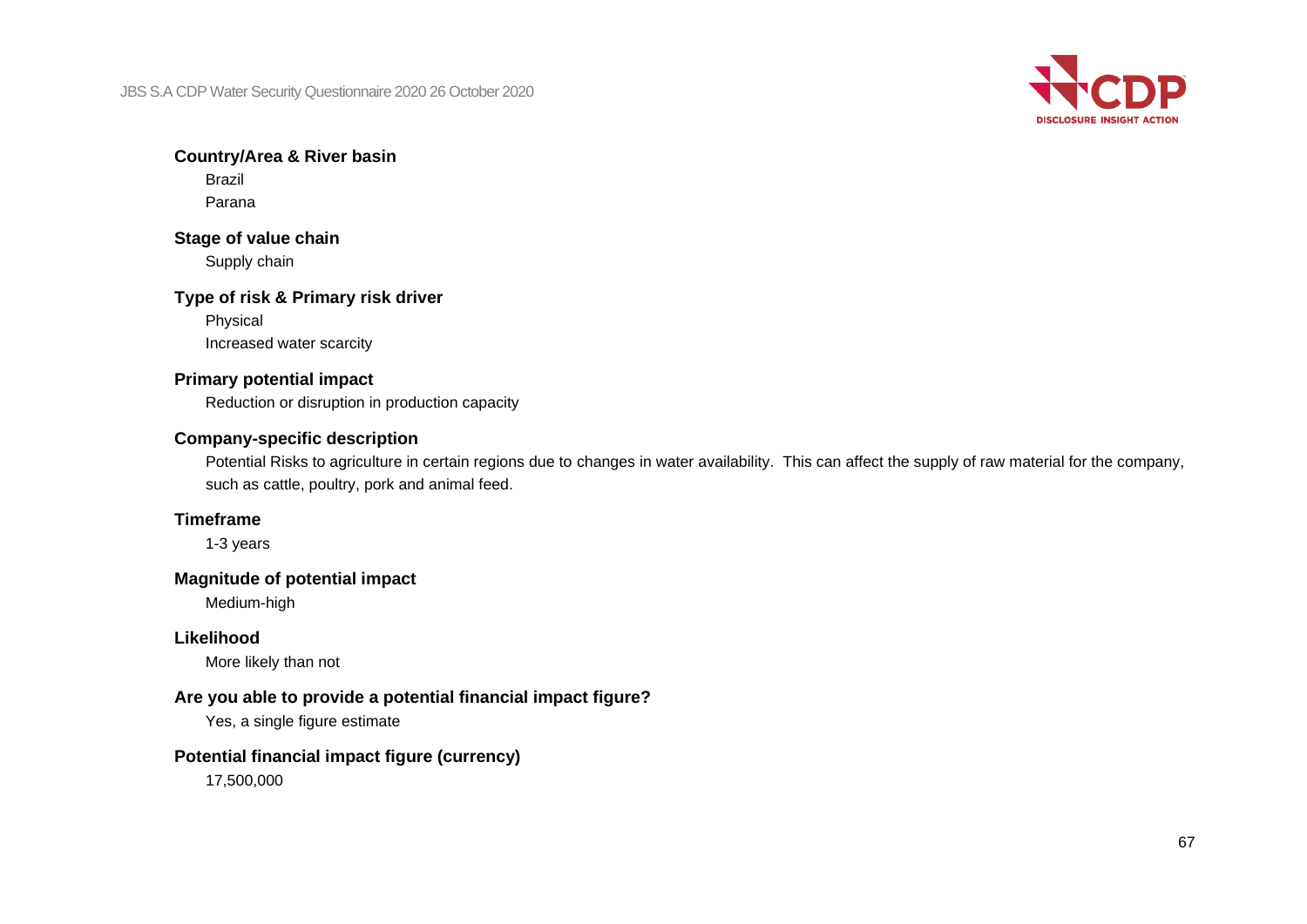**Country/Area & River basin**

Brazil

Parana

**Stage of value chain**

Supply chain

**Type of risk & Primary risk driver**

Physical

Increased water scarcity

**Primary potential impact**

Reduction or disruption in production capacity

**Company-specific description**

Potential Risks to agriculture in certain regions due to changes in water availability. This can affect the supply of raw material for the company, such as cattle, poultry, pork and animal feed.

**Timeframe**

1-3 years

**Magnitude of potential impact**

Medium-high

**Likelihood**

More likely than not

**Are you able to provide a potential financial impact figure?**

Yes, a single figure estimate

**Potential financial impact figure (currency)**

17,500,000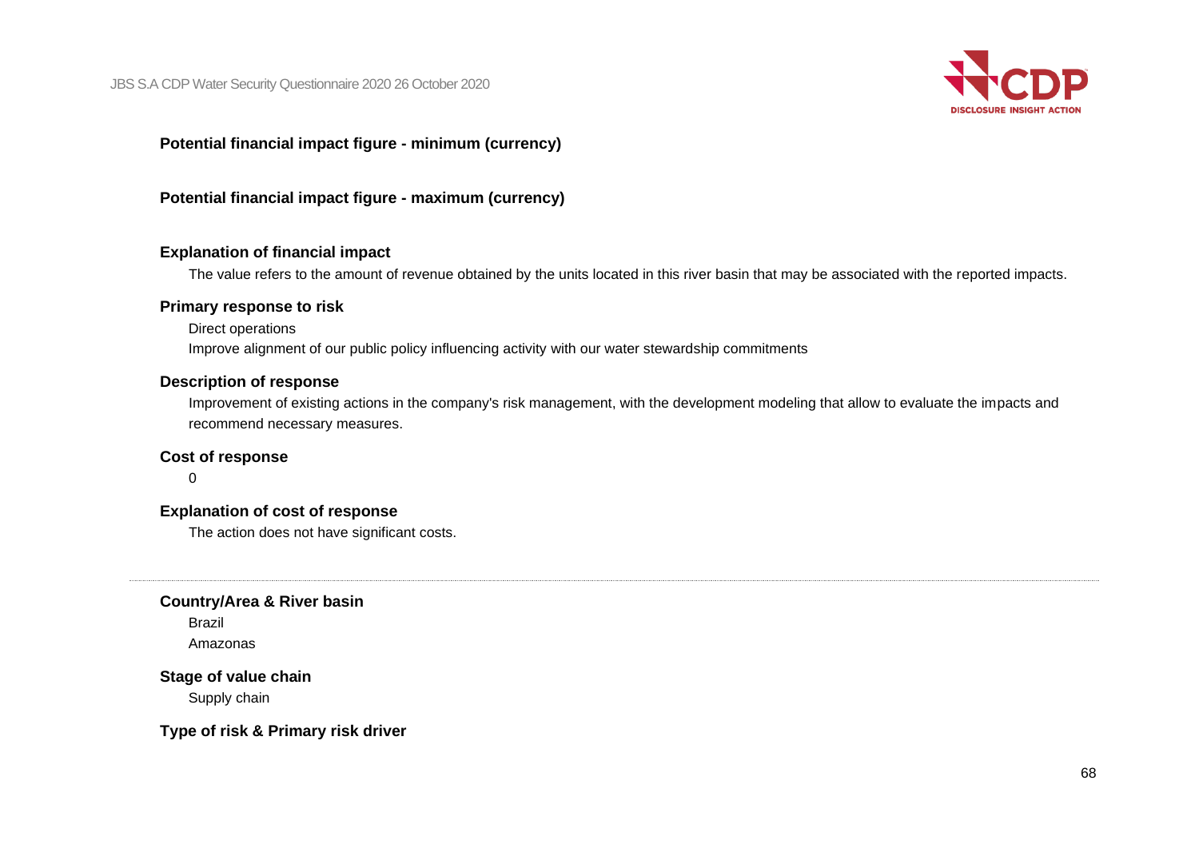**Potential financial impact figure - minimum (currency)**

**Potential financial impact figure - maximum (currency)**

**Explanation of financial impact**

The value refers to the amount of revenue obtained by the units located in this river basin that may be associated with the reported impacts.

**Primary response to risk**

Direct operations

Improve alignment of our public policy influencing activity with our water stewardship commitments

**Description of response**

Improvement of existing actions in the company's risk management, with the development modeling that allow to evaluate the impacts and recommend necessary measures.

**Cost of response**

0

**Explanation of cost of response**

The action does not have significant costs.

---

**Country/Area & River basin**

Brazil

Amazonas

**Stage of value chain**

Supply chain

**Type of risk & Primary risk driver**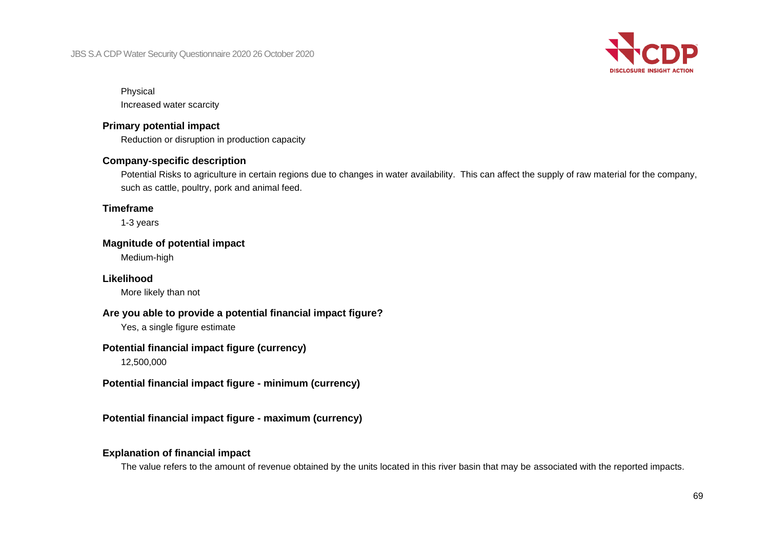Physical
Increased water scarcity

**Primary potential impact**

Reduction or disruption in production capacity

**Company-specific description**

Potential Risks to agriculture in certain regions due to changes in water availability. This can affect the supply of raw material for the company, such as cattle, poultry, pork and animal feed.

**Timeframe**

1-3 years

**Magnitude of potential impact**

Medium-high

**Likelihood**

More likely than not

**Are you able to provide a potential financial impact figure?**

Yes, a single figure estimate

**Potential financial impact figure (currency)**

12,500,000

**Potential financial impact figure - minimum (currency)**

**Potential financial impact figure - maximum (currency)**

**Explanation of financial impact**

The value refers to the amount of revenue obtained by the units located in this river basin that may be associated with the reported impacts.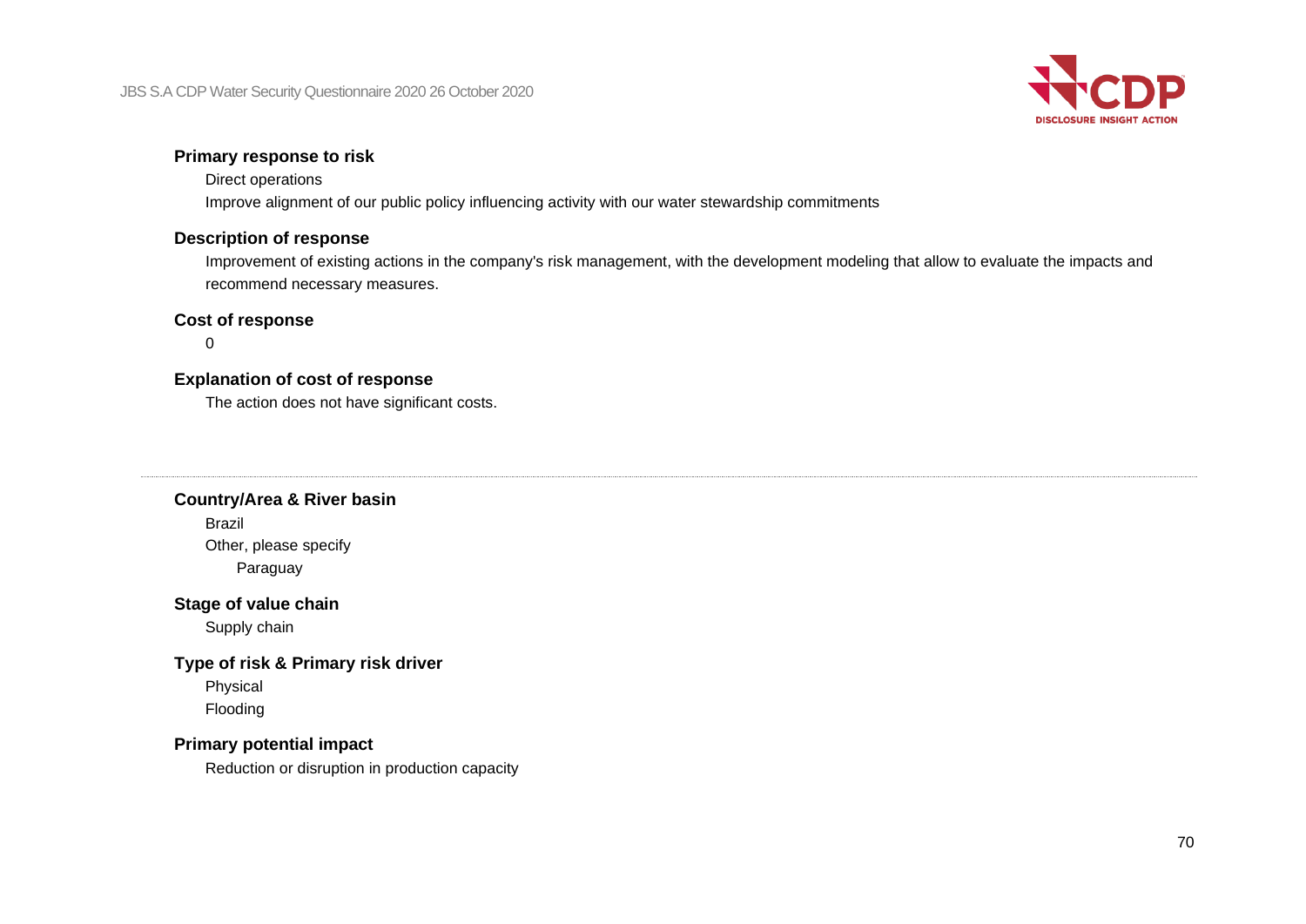**Primary response to risk**

Direct operations

Improve alignment of our public policy influencing activity with our water stewardship commitments

**Description of response**

Improvement of existing actions in the company's risk management, with the development modeling that allow to evaluate the impacts and recommend necessary measures.

**Cost of response**

0

**Explanation of cost of response**

The action does not have significant costs.

---

**Country/Area & River basin**

Brazil

Other, please specify

Paraguay

**Stage of value chain**

Supply chain

**Type of risk & Primary risk driver**

Physical

Flooding

**Primary potential impact**

Reduction or disruption in production capacity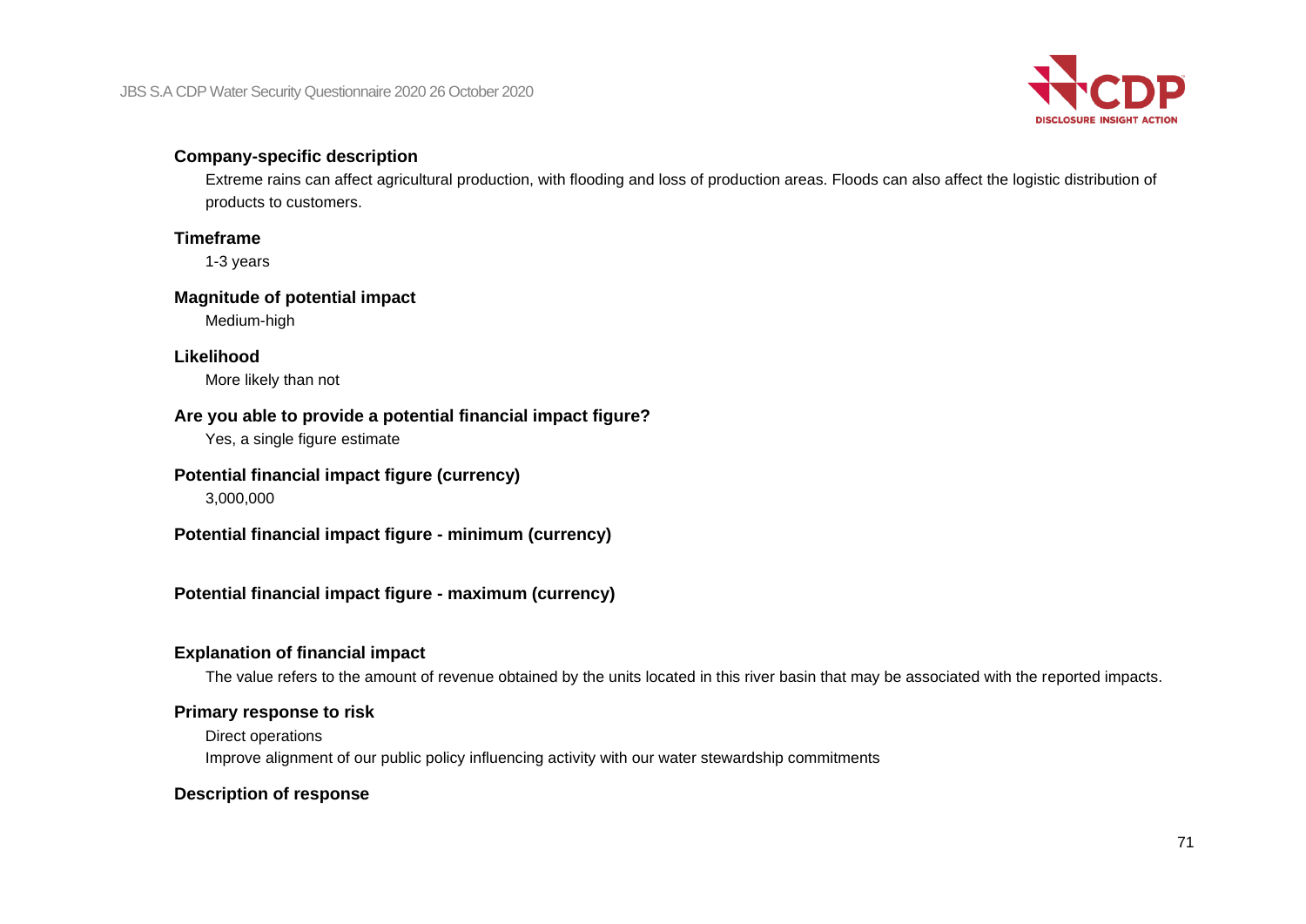**Company-specific description**

Extreme rains can affect agricultural production, with flooding and loss of production areas. Floods can also affect the logistic distribution of products to customers.

**Timeframe**

1-3 years

**Magnitude of potential impact**

Medium-high

**Likelihood**

More likely than not

**Are you able to provide a potential financial impact figure?**

Yes, a single figure estimate

**Potential financial impact figure (currency)**

3,000,000

**Potential financial impact figure - minimum (currency)**

**Potential financial impact figure - maximum (currency)**

**Explanation of financial impact**

The value refers to the amount of revenue obtained by the units located in this river basin that may be associated with the reported impacts.

**Primary response to risk**

Direct operations

Improve alignment of our public policy influencing activity with our water stewardship commitments

**Description of response**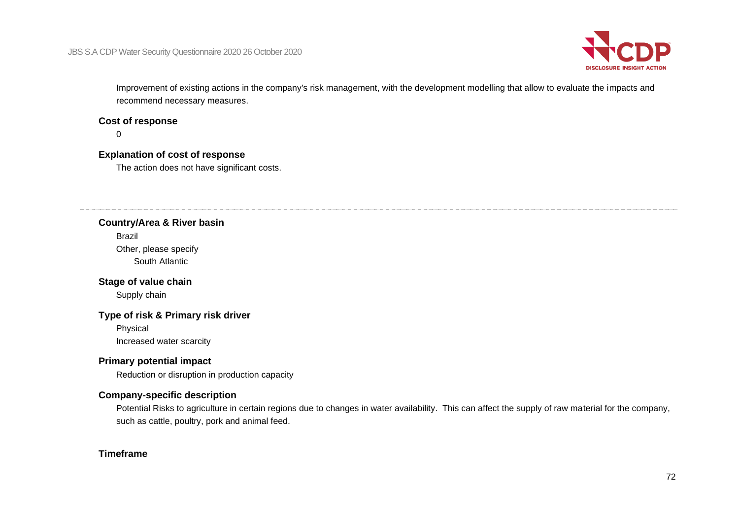Improvement of existing actions in the company's risk management, with the development modelling that allow to evaluate the impacts and recommend necessary measures.

**Cost of response**

0

**Explanation of cost of response**

The action does not have significant costs.

---

**Country/Area & River basin**

Brazil

Other, please specify

South Atlantic

**Stage of value chain**

Supply chain

**Type of risk & Primary risk driver**

Physical

Increased water scarcity

**Primary potential impact**

Reduction or disruption in production capacity

**Company-specific description**

Potential Risks to agriculture in certain regions due to changes in water availability. This can affect the supply of raw material for the company, such as cattle, poultry, pork and animal feed.

**Timeframe**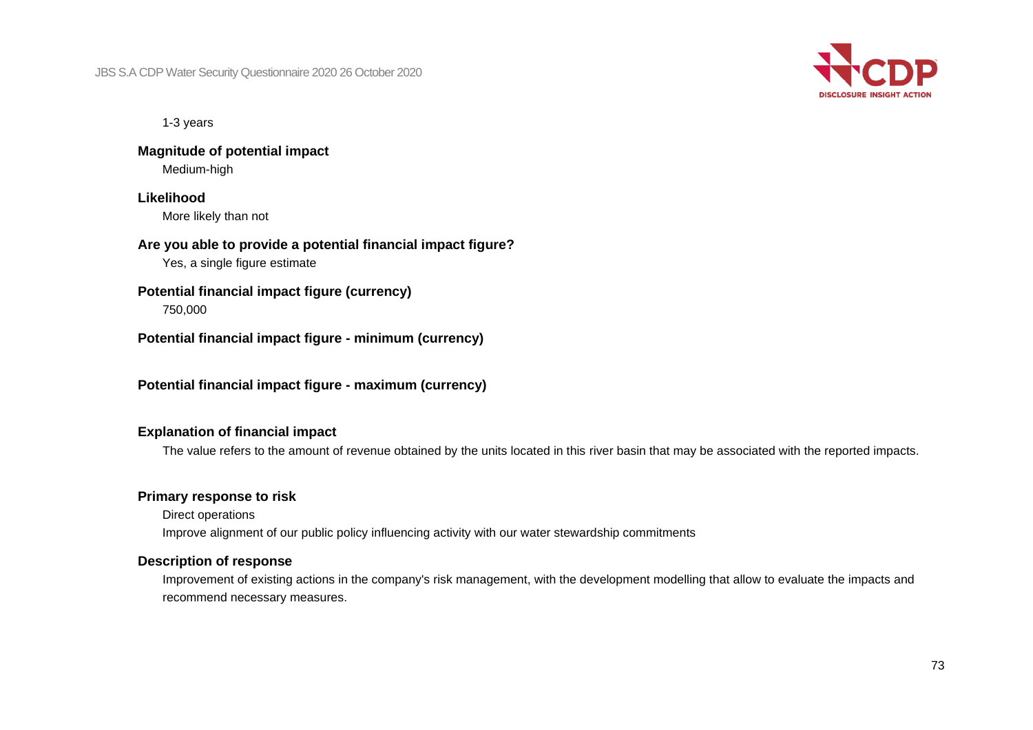1-3 years

**Magnitude of potential impact**

Medium-high

**Likelihood**

More likely than not

**Are you able to provide a potential financial impact figure?**

Yes, a single figure estimate

**Potential financial impact figure (currency)**

750,000

**Potential financial impact figure - minimum (currency)**

**Potential financial impact figure - maximum (currency)**

**Explanation of financial impact**

The value refers to the amount of revenue obtained by the units located in this river basin that may be associated with the reported impacts.

**Primary response to risk**

Direct operations

Improve alignment of our public policy influencing activity with our water stewardship commitments

**Description of response**

Improvement of existing actions in the company's risk management, with the development modelling that allow to evaluate the impacts and recommend necessary measures.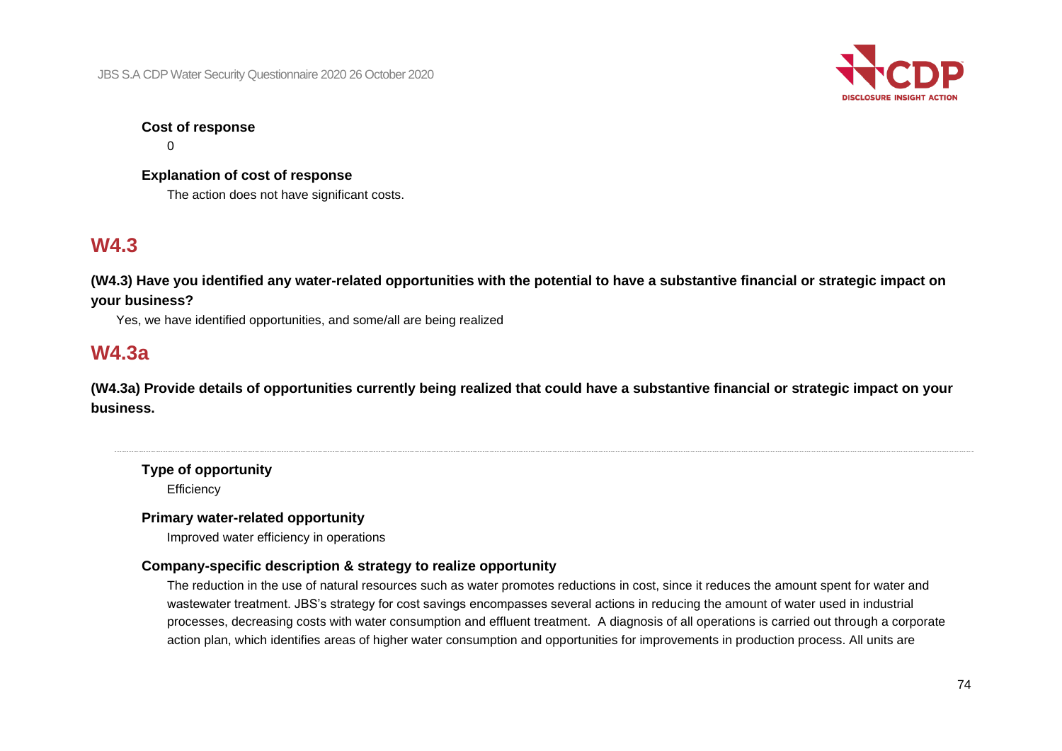**Cost of response**

0

**Explanation of cost of response**

The action does not have significant costs.

## W4.3

**(W4.3) Have you identified any water-related opportunities with the potential to have a substantive financial or strategic impact on your business?**

Yes, we have identified opportunities, and some/all are being realized

## W4.3a

**(W4.3a) Provide details of opportunities currently being realized that could have a substantive financial or strategic impact on your business.**

---

**Type of opportunity**

Efficiency

**Primary water-related opportunity**

Improved water efficiency in operations

**Company-specific description & strategy to realize opportunity**

The reduction in the use of natural resources such as water promotes reductions in cost, since it reduces the amount spent for water and wastewater treatment. JBS's strategy for cost savings encompasses several actions in reducing the amount of water used in industrial processes, decreasing costs with water consumption and effluent treatment. A diagnosis of all operations is carried out through a corporate action plan, which identifies areas of higher water consumption and opportunities for improvements in production process. All units are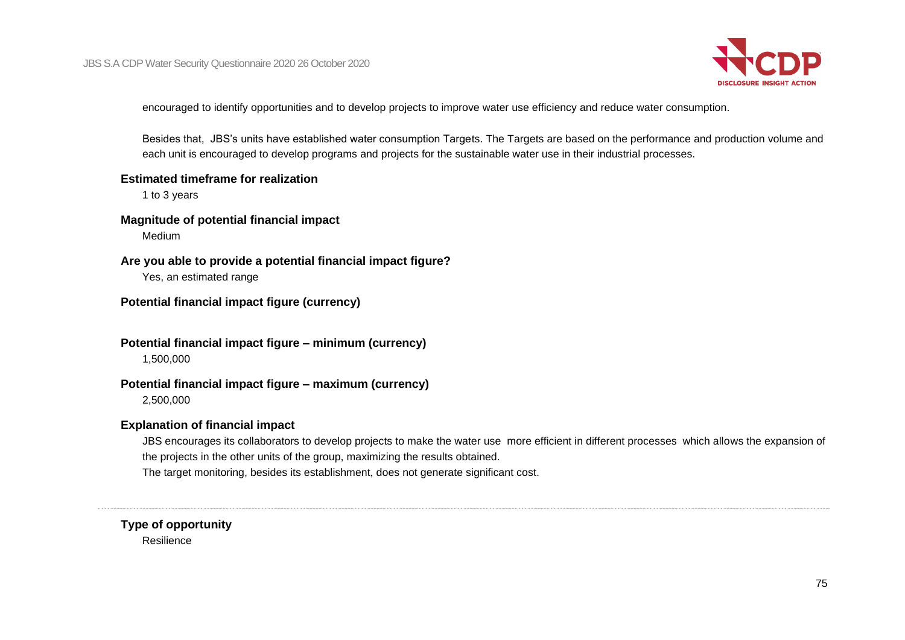encouraged to identify opportunities and to develop projects to improve water use efficiency and reduce water consumption.

Besides that, JBS's units have established water consumption Targets. The Targets are based on the performance and production volume and each unit is encouraged to develop programs and projects for the sustainable water use in their industrial processes.

**Estimated timeframe for realization**

1 to 3 years

**Magnitude of potential financial impact**

Medium

**Are you able to provide a potential financial impact figure?**

Yes, an estimated range

**Potential financial impact figure (currency)**

**Potential financial impact figure – minimum (currency)**

1,500,000

**Potential financial impact figure – maximum (currency)**

2,500,000

**Explanation of financial impact**

JBS encourages its collaborators to develop projects to make the water use more efficient in different processes which allows the expansion of the projects in the other units of the group, maximizing the results obtained.
The target monitoring, besides its establishment, does not generate significant cost.

---

**Type of opportunity**

Resilience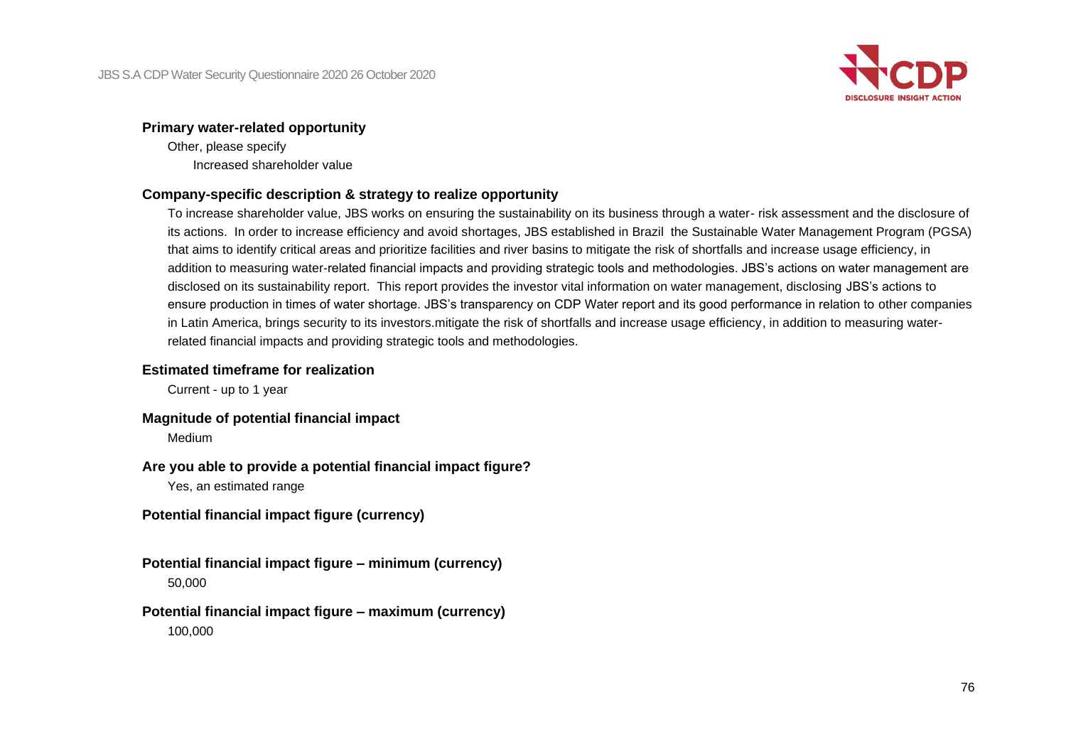**Primary water-related opportunity**

Other, please specify

Increased shareholder value

**Company-specific description & strategy to realize opportunity**

To increase shareholder value, JBS works on ensuring the sustainability on its business through a water- risk assessment and the disclosure of its actions. In order to increase efficiency and avoid shortages, JBS established in Brazil the Sustainable Water Management Program (PGSA) that aims to identify critical areas and prioritize facilities and river basins to mitigate the risk of shortfalls and increase usage efficiency, in addition to measuring water-related financial impacts and providing strategic tools and methodologies. JBS's actions on water management are disclosed on its sustainability report. This report provides the investor vital information on water management, disclosing JBS's actions to ensure production in times of water shortage. JBS's transparency on CDP Water report and its good performance in relation to other companies in Latin America, brings security to its investors.mitigate the risk of shortfalls and increase usage efficiency, in addition to measuring water-related financial impacts and providing strategic tools and methodologies.

**Estimated timeframe for realization**

Current - up to 1 year

**Magnitude of potential financial impact**

Medium

**Are you able to provide a potential financial impact figure?**

Yes, an estimated range

**Potential financial impact figure (currency)**

**Potential financial impact figure – minimum (currency)**

50,000

**Potential financial impact figure – maximum (currency)**

100,000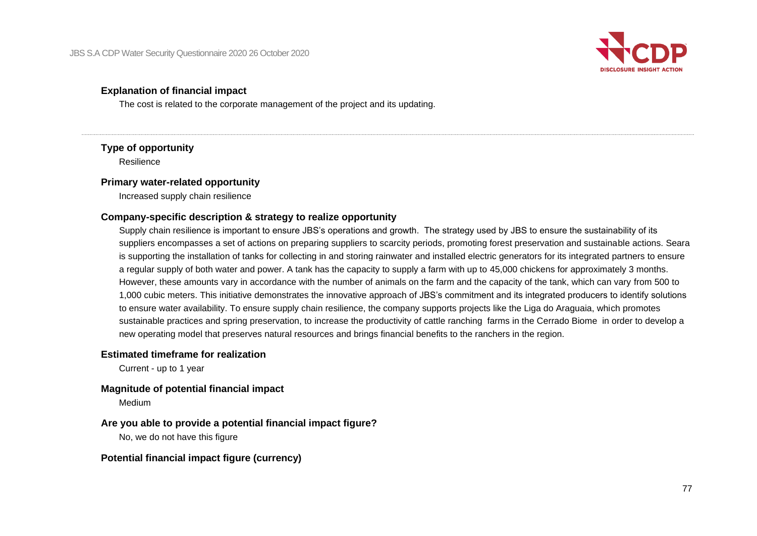**Explanation of financial impact**

The cost is related to the corporate management of the project and its updating.

---

**Type of opportunity**

Resilience

**Primary water-related opportunity**

Increased supply chain resilience

**Company-specific description & strategy to realize opportunity**

Supply chain resilience is important to ensure JBS's operations and growth. The strategy used by JBS to ensure the sustainability of its suppliers encompasses a set of actions on preparing suppliers to scarcity periods, promoting forest preservation and sustainable actions. Seara is supporting the installation of tanks for collecting in and storing rainwater and installed electric generators for its integrated partners to ensure a regular supply of both water and power. A tank has the capacity to supply a farm with up to 45,000 chickens for approximately 3 months. However, these amounts vary in accordance with the number of animals on the farm and the capacity of the tank, which can vary from 500 to 1,000 cubic meters. This initiative demonstrates the innovative approach of JBS's commitment and its integrated producers to identify solutions to ensure water availability. To ensure supply chain resilience, the company supports projects like the Liga do Araguaia, which promotes sustainable practices and spring preservation, to increase the productivity of cattle ranching farms in the Cerrado Biome in order to develop a new operating model that preserves natural resources and brings financial benefits to the ranchers in the region.

**Estimated timeframe for realization**

Current - up to 1 year

**Magnitude of potential financial impact**

Medium

**Are you able to provide a potential financial impact figure?**

No, we do not have this figure

**Potential financial impact figure (currency)**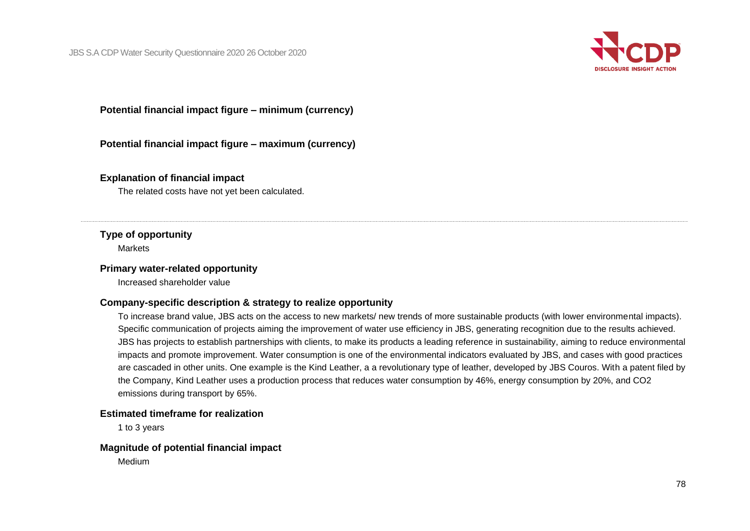**Potential financial impact figure – minimum (currency)**

**Potential financial impact figure – maximum (currency)**

**Explanation of financial impact**

The related costs have not yet been calculated.

---

**Type of opportunity**

Markets

**Primary water-related opportunity**

Increased shareholder value

**Company-specific description & strategy to realize opportunity**

To increase brand value, JBS acts on the access to new markets/ new trends of more sustainable products (with lower environmental impacts). Specific communication of projects aiming the improvement of water use efficiency in JBS, generating recognition due to the results achieved. JBS has projects to establish partnerships with clients, to make its products a leading reference in sustainability, aiming to reduce environmental impacts and promote improvement. Water consumption is one of the environmental indicators evaluated by JBS, and cases with good practices are cascaded in other units. One example is the Kind Leather, a a revolutionary type of leather, developed by JBS Couros. With a patent filed by the Company, Kind Leather uses a production process that reduces water consumption by 46%, energy consumption by 20%, and $CO_2$ emissions during transport by 65%.

**Estimated timeframe for realization**

1 to 3 years

**Magnitude of potential financial impact**

Medium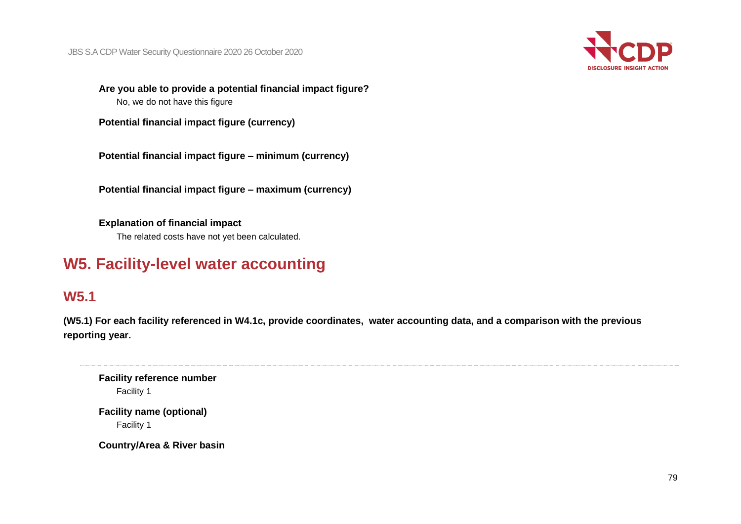**Are you able to provide a potential financial impact figure?**

No, we do not have this figure

**Potential financial impact figure (currency)**

**Potential financial impact figure – minimum (currency)**

**Potential financial impact figure – maximum (currency)**

**Explanation of financial impact**

The related costs have not yet been calculated.

# W5. Facility-level water accounting

## W5.1

**(W5.1) For each facility referenced in W4.1c, provide coordinates, water accounting data, and a comparison with the previous reporting year.**

---

**Facility reference number**

Facility 1

**Facility name (optional)**

Facility 1

**Country/Area & River basin**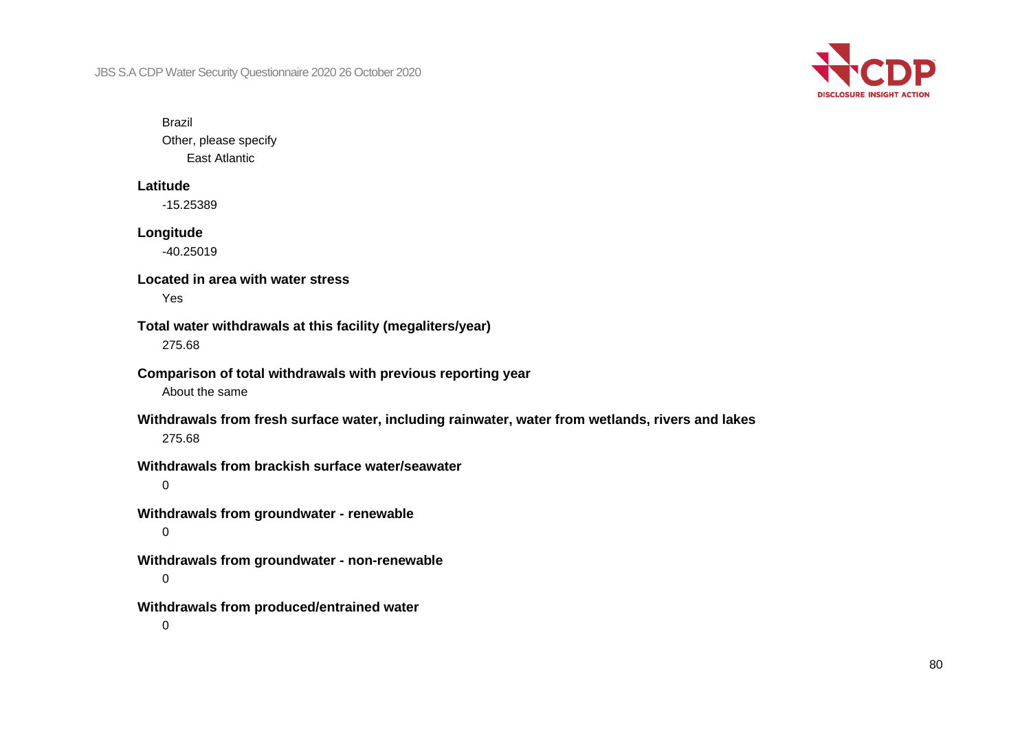Brazil

Other, please specify

East Atlantic

**Latitude**

-15.25389

**Longitude**

-40.25019

**Located in area with water stress**

Yes

**Total water withdrawals at this facility (megaliters/year)**

275.68

**Comparison of total withdrawals with previous reporting year**

About the same

**Withdrawals from fresh surface water, including rainwater, water from wetlands, rivers and lakes**

275.68

**Withdrawals from brackish surface water/seawater**

0

**Withdrawals from groundwater - renewable**

0

**Withdrawals from groundwater - non-renewable**

0

**Withdrawals from produced/entrained water**

0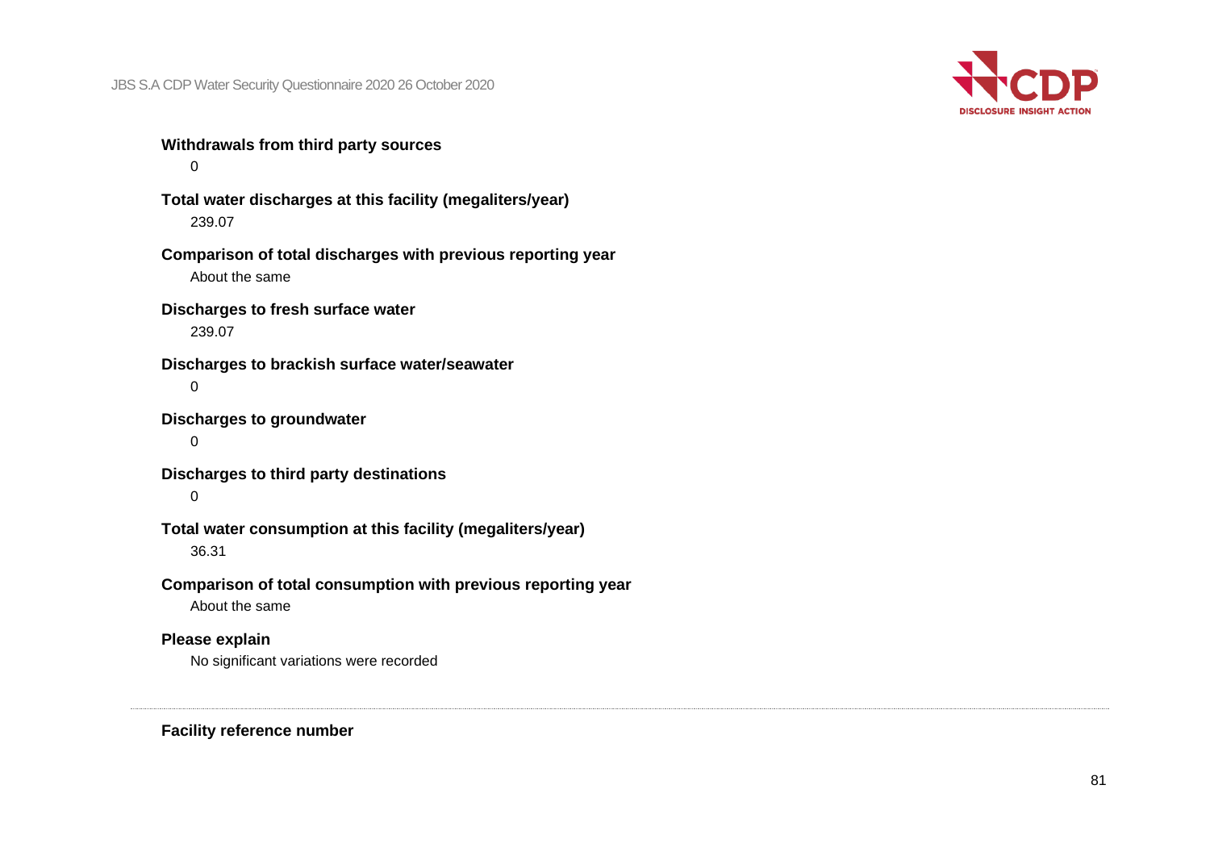**Withdrawals from third party sources**

0

**Total water discharges at this facility (megaliters/year)**

239.07

**Comparison of total discharges with previous reporting year**

About the same

**Discharges to fresh surface water**

239.07

**Discharges to brackish surface water/seawater**

0

**Discharges to groundwater**

0

**Discharges to third party destinations**

0

**Total water consumption at this facility (megaliters/year)**

36.31

**Comparison of total consumption with previous reporting year**

About the same

**Please explain**

No significant variations were recorded

---

**Facility reference number**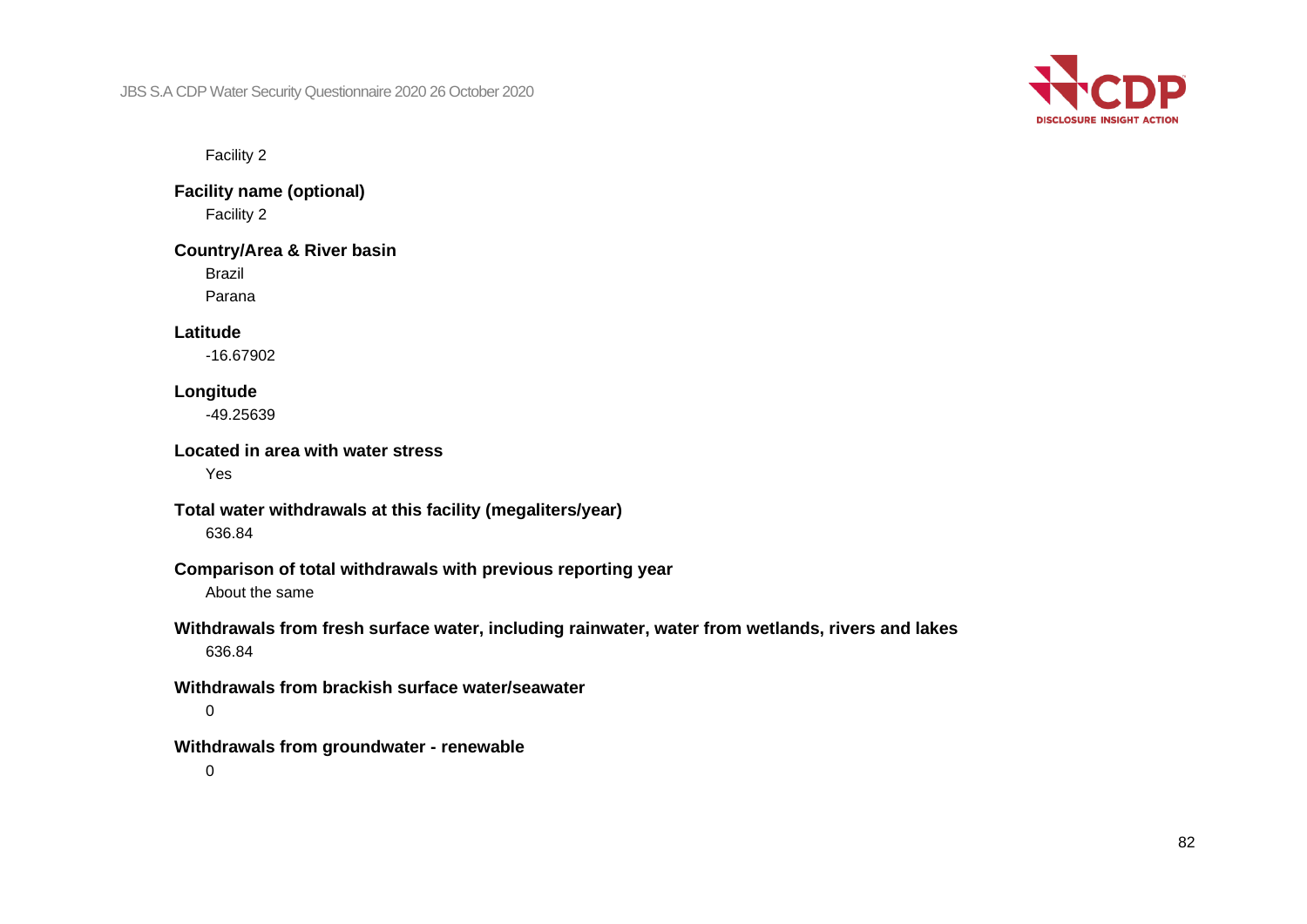Facility 2

**Facility name (optional)**

Facility 2

**Country/Area & River basin**

Brazil

Parana

**Latitude**

-16.67902

**Longitude**

-49.25639

**Located in area with water stress**

Yes

**Total water withdrawals at this facility (megaliters/year)**

636.84

**Comparison of total withdrawals with previous reporting year**

About the same

**Withdrawals from fresh surface water, including rainwater, water from wetlands, rivers and lakes**

636.84

**Withdrawals from brackish surface water/seawater**

0

**Withdrawals from groundwater - renewable**

0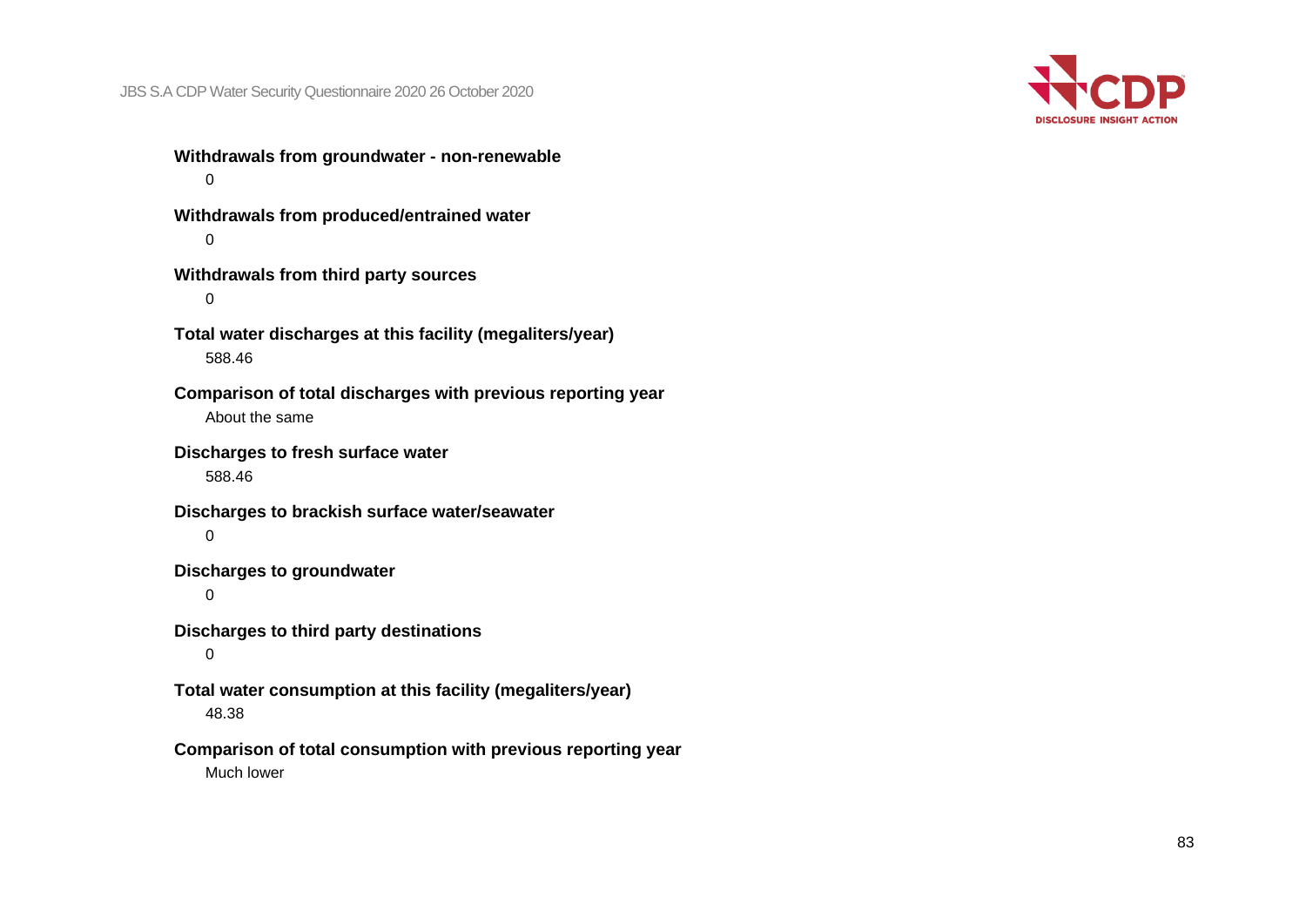**Withdrawals from groundwater - non-renewable**

0

**Withdrawals from produced/entrained water**

0

**Withdrawals from third party sources**

0

**Total water discharges at this facility (megaliters/year)**

588.46

**Comparison of total discharges with previous reporting year**

About the same

**Discharges to fresh surface water**

588.46

**Discharges to brackish surface water/seawater**

0

**Discharges to groundwater**

0

**Discharges to third party destinations**

0

**Total water consumption at this facility (megaliters/year)**

48.38

**Comparison of total consumption with previous reporting year**

Much lower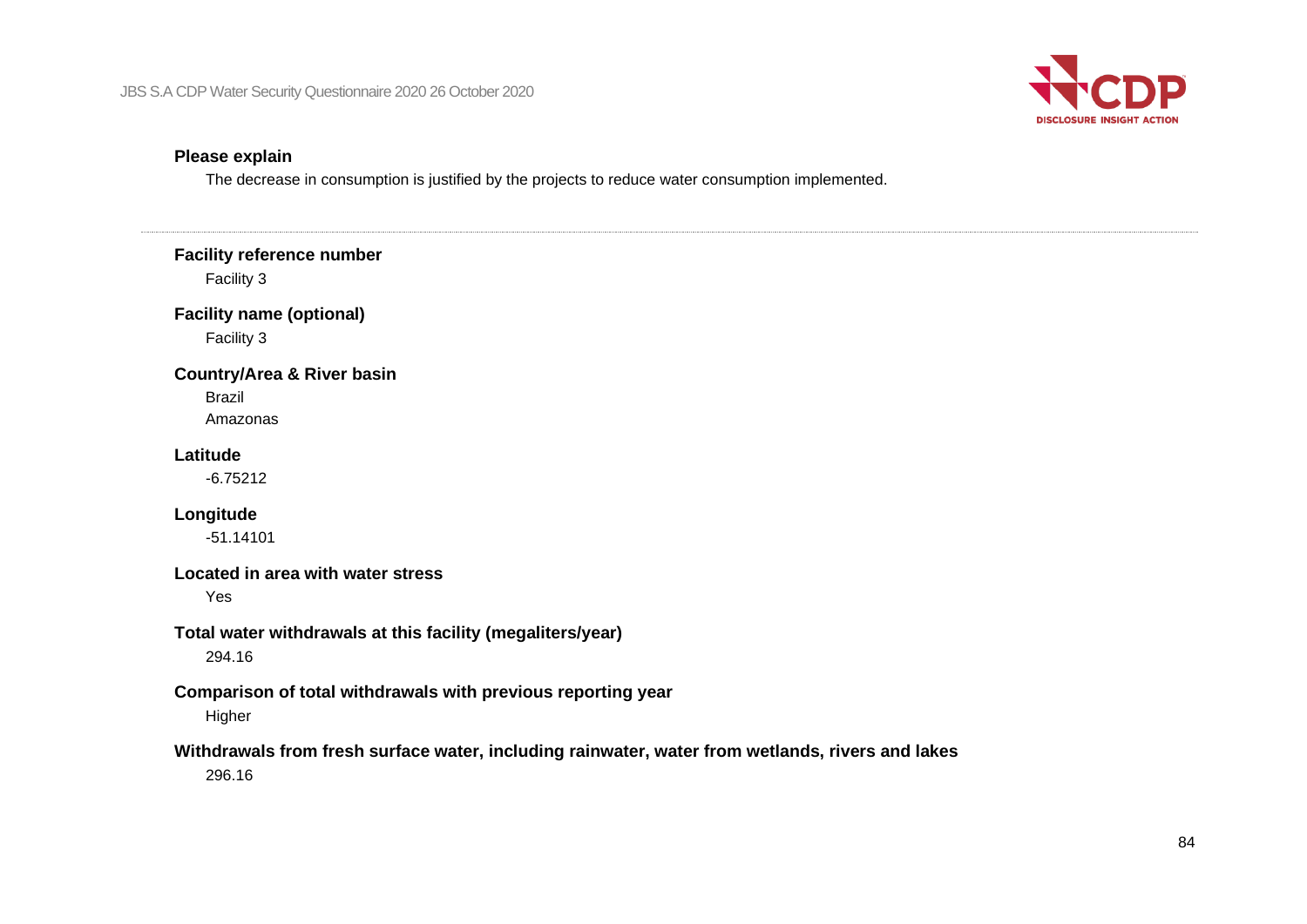**Please explain**

The decrease in consumption is justified by the projects to reduce water consumption implemented.

---

**Facility reference number**

Facility 3

**Facility name (optional)**

Facility 3

**Country/Area & River basin**

Brazil

Amazonas

**Latitude**

-6.75212

**Longitude**

-51.14101

**Located in area with water stress**

Yes

**Total water withdrawals at this facility (megaliters/year)**

294.16

**Comparison of total withdrawals with previous reporting year**

Higher

**Withdrawals from fresh surface water, including rainwater, water from wetlands, rivers and lakes**

296.16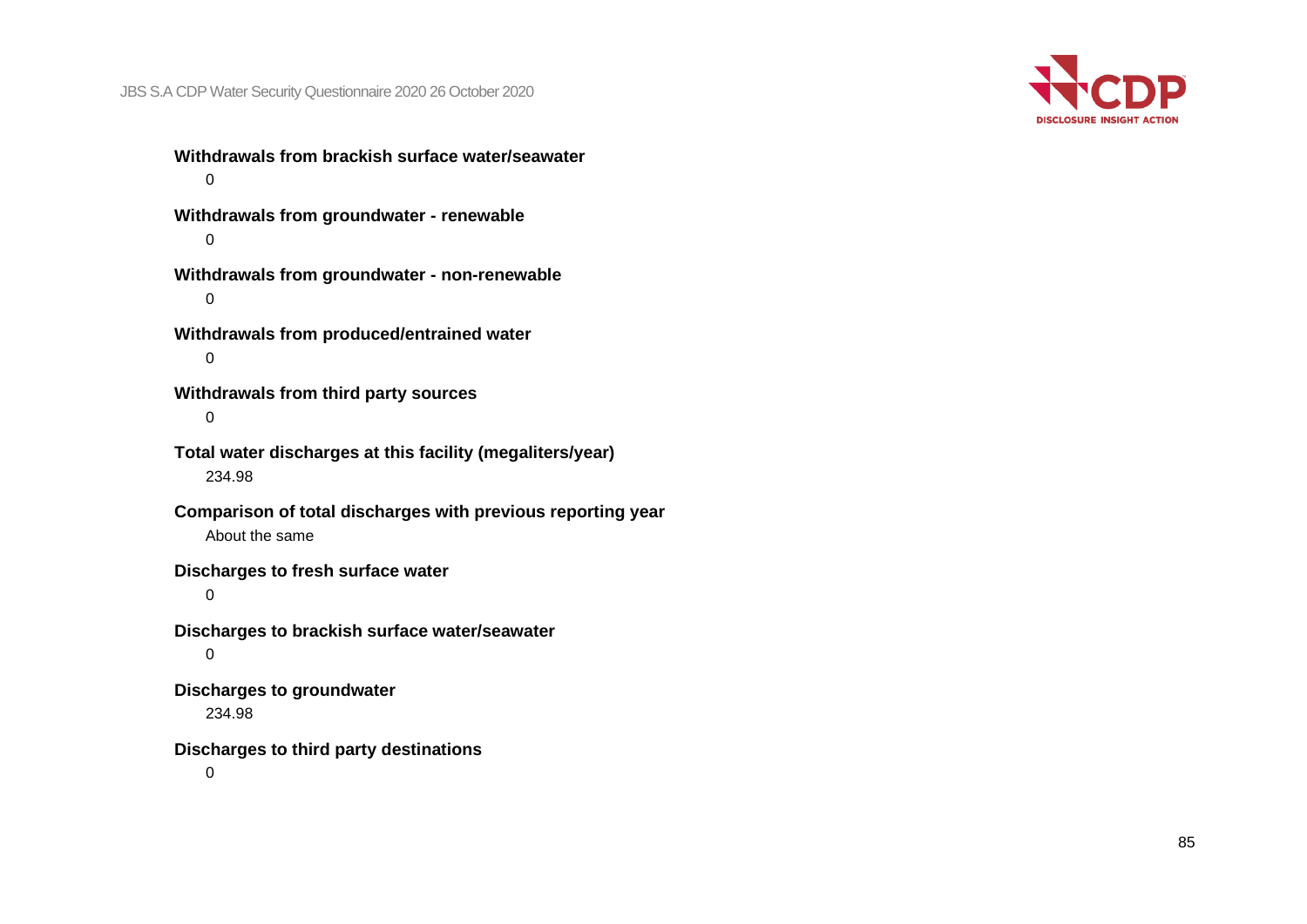**Withdrawals from brackish surface water/seawater**

0

**Withdrawals from groundwater - renewable**

0

**Withdrawals from groundwater - non-renewable**

0

**Withdrawals from produced/entrained water**

0

**Withdrawals from third party sources**

0

**Total water discharges at this facility (megaliters/year)**

234.98

**Comparison of total discharges with previous reporting year**

About the same

**Discharges to fresh surface water**

0

**Discharges to brackish surface water/seawater**

0

**Discharges to groundwater**

234.98

**Discharges to third party destinations**

0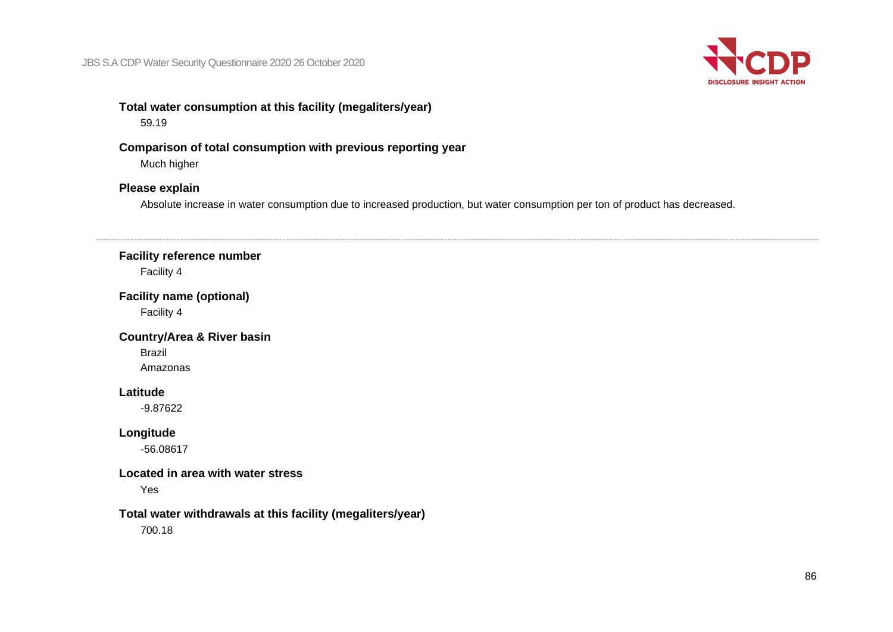**Total water consumption at this facility (megaliters/year)**

59.19

**Comparison of total consumption with previous reporting year**

Much higher

**Please explain**

Absolute increase in water consumption due to increased production, but water consumption per ton of product has decreased.

---

**Facility reference number**

Facility 4

**Facility name (optional)**

Facility 4

**Country/Area & River basin**

Brazil

Amazonas

**Latitude**

-9.87622

**Longitude**

-56.08617

**Located in area with water stress**

Yes

**Total water withdrawals at this facility (megaliters/year)**

700.18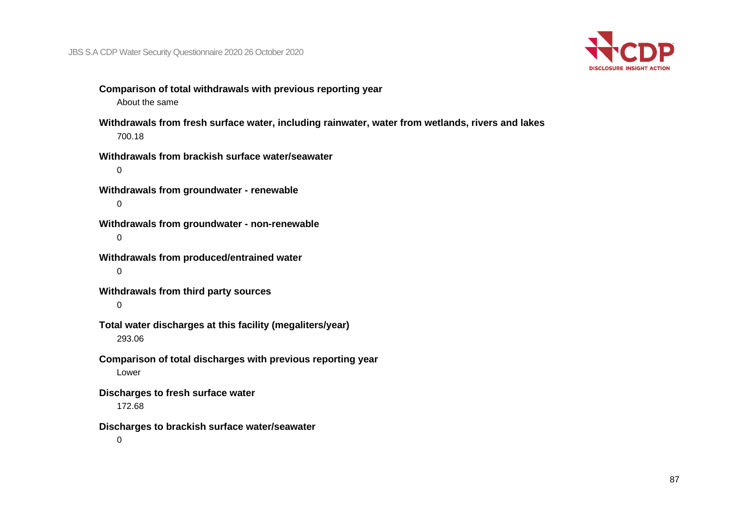**Comparison of total withdrawals with previous reporting year**

About the same

**Withdrawals from fresh surface water, including rainwater, water from wetlands, rivers and lakes**

700.18

**Withdrawals from brackish surface water/seawater**

0

**Withdrawals from groundwater - renewable**

0

**Withdrawals from groundwater - non-renewable**

0

**Withdrawals from produced/entrained water**

0

**Withdrawals from third party sources**

0

**Total water discharges at this facility (megaliters/year)**

293.06

**Comparison of total discharges with previous reporting year**

Lower

**Discharges to fresh surface water**

172.68

**Discharges to brackish surface water/seawater**

0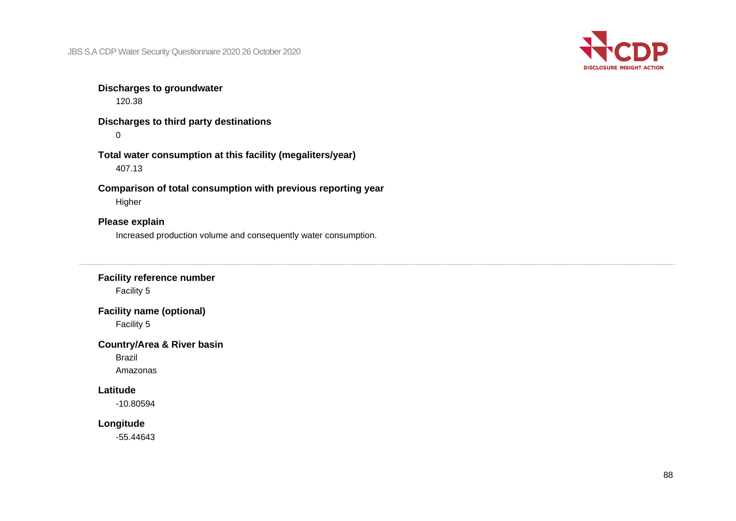**Discharges to groundwater**

120.38

**Discharges to third party destinations**

0

**Total water consumption at this facility (megaliters/year)**

407.13

**Comparison of total consumption with previous reporting year**

Higher

**Please explain**

Increased production volume and consequently water consumption.

---

**Facility reference number**

Facility 5

**Facility name (optional)**

Facility 5

**Country/Area & River basin**

Brazil

Amazonas

**Latitude**

-10.80594

**Longitude**

-55.44643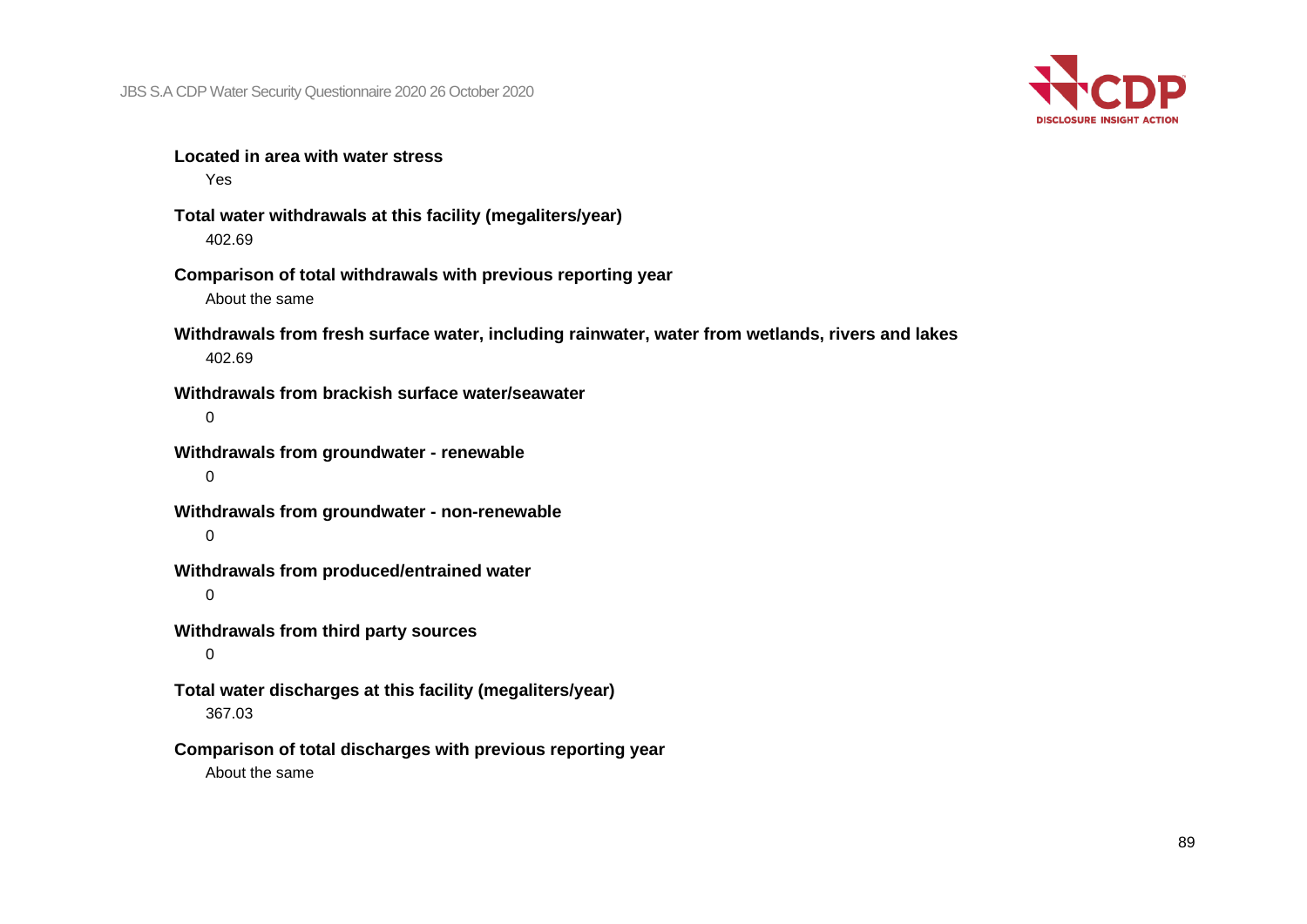**Located in area with water stress**

Yes

**Total water withdrawals at this facility (megaliters/year)**

402.69

**Comparison of total withdrawals with previous reporting year**

About the same

**Withdrawals from fresh surface water, including rainwater, water from wetlands, rivers and lakes**

402.69

**Withdrawals from brackish surface water/seawater**

0

**Withdrawals from groundwater - renewable**

0

**Withdrawals from groundwater - non-renewable**

0

**Withdrawals from produced/entrained water**

0

**Withdrawals from third party sources**

0

**Total water discharges at this facility (megaliters/year)**

367.03

**Comparison of total discharges with previous reporting year**

About the same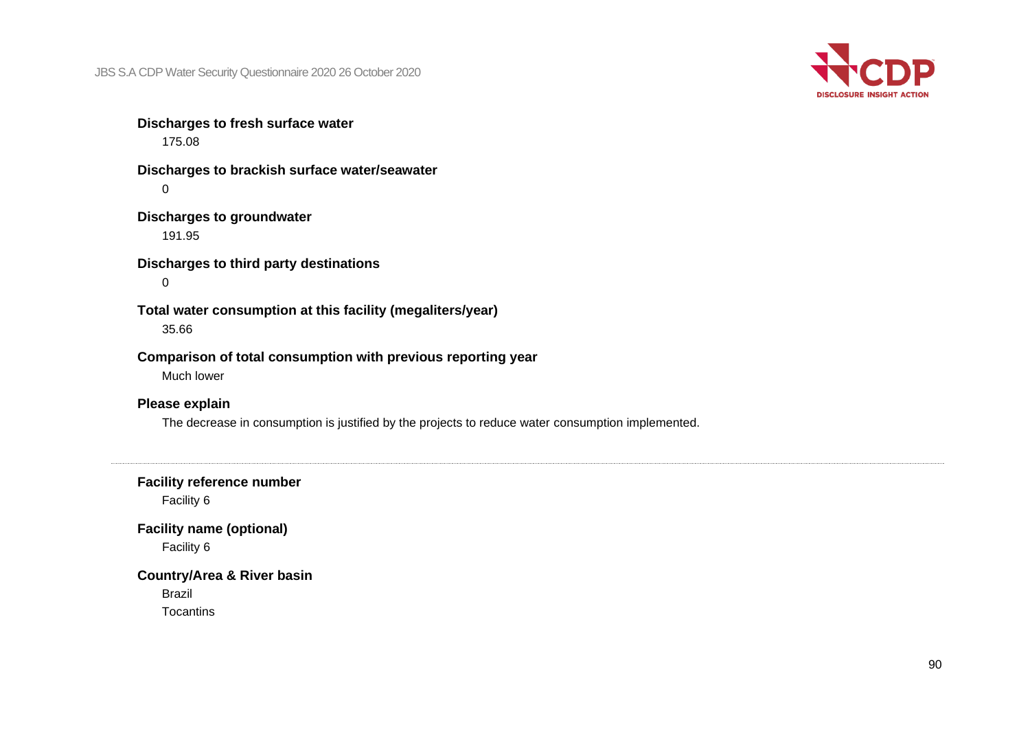**Discharges to fresh surface water**

175.08

**Discharges to brackish surface water/seawater**

0

**Discharges to groundwater**

191.95

**Discharges to third party destinations**

0

**Total water consumption at this facility (megaliters/year)**

35.66

**Comparison of total consumption with previous reporting year**

Much lower

**Please explain**

The decrease in consumption is justified by the projects to reduce water consumption implemented.

---

**Facility reference number**

Facility 6

**Facility name (optional)**

Facility 6

**Country/Area & River basin**

Brazil

Tocantins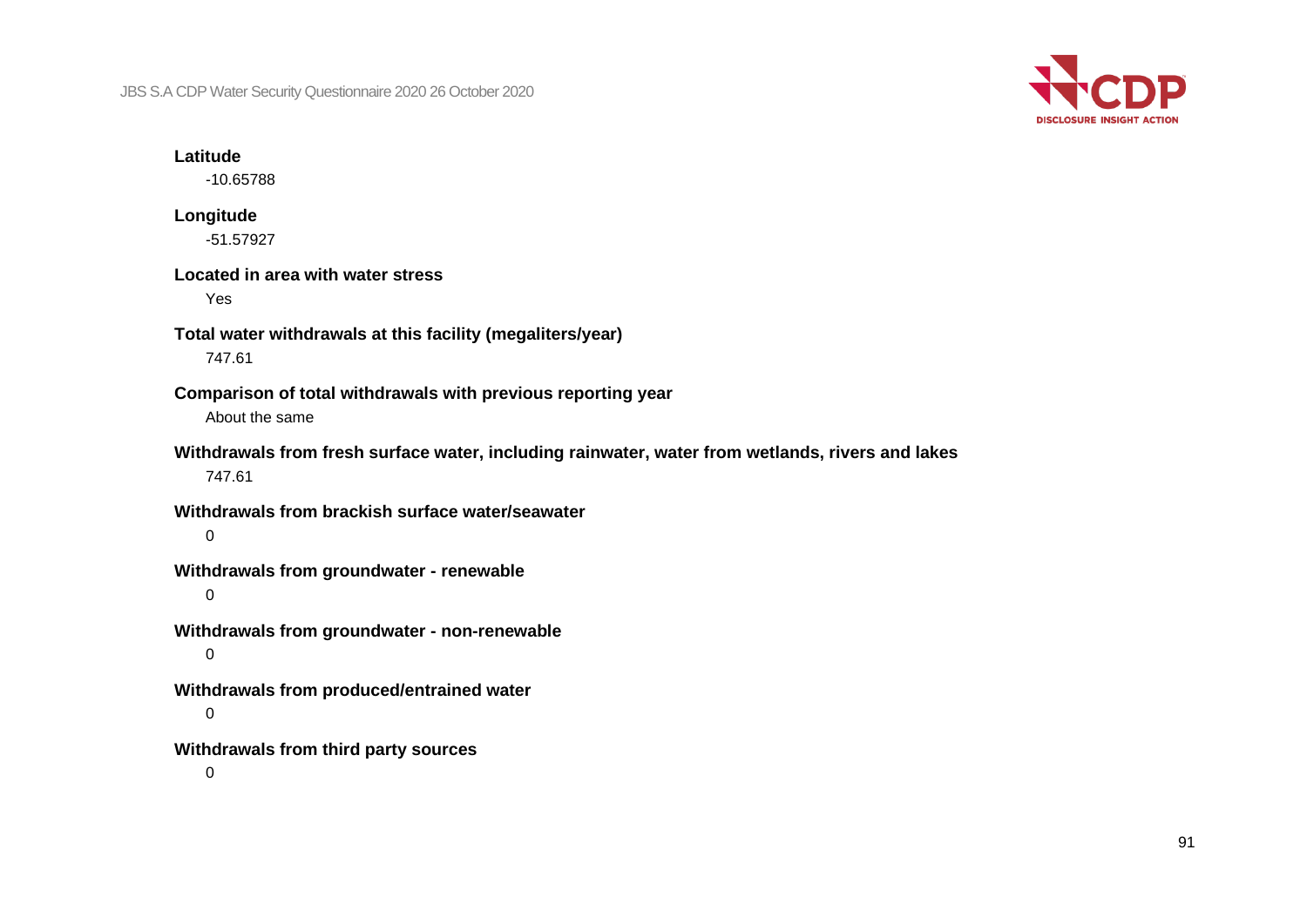**Latitude**

-10.65788

**Longitude**

-51.57927

**Located in area with water stress**

Yes

**Total water withdrawals at this facility (megaliters/year)**

747.61

**Comparison of total withdrawals with previous reporting year**

About the same

**Withdrawals from fresh surface water, including rainwater, water from wetlands, rivers and lakes**

747.61

**Withdrawals from brackish surface water/seawater**

0

**Withdrawals from groundwater - renewable**

0

**Withdrawals from groundwater - non-renewable**

0

**Withdrawals from produced/entrained water**

0

**Withdrawals from third party sources**

0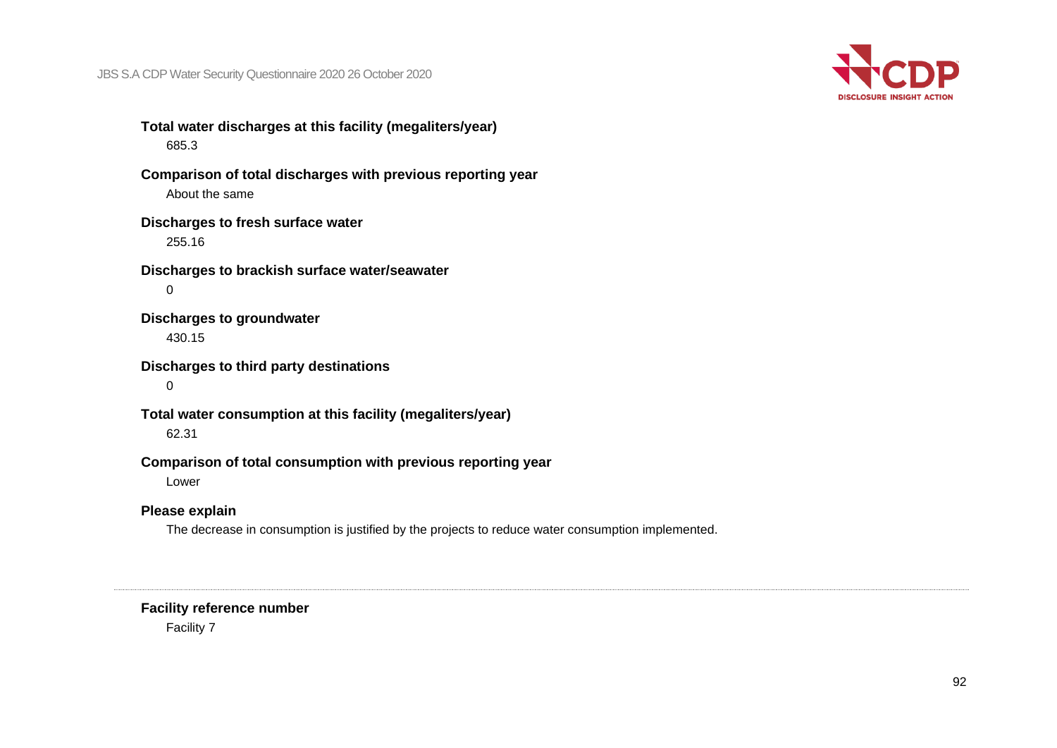**Total water discharges at this facility (megaliters/year)**

685.3

**Comparison of total discharges with previous reporting year**

About the same

**Discharges to fresh surface water**

255.16

**Discharges to brackish surface water/seawater**

0

**Discharges to groundwater**

430.15

**Discharges to third party destinations**

0

**Total water consumption at this facility (megaliters/year)**

62.31

**Comparison of total consumption with previous reporting year**

Lower

**Please explain**

The decrease in consumption is justified by the projects to reduce water consumption implemented.

---

**Facility reference number**

Facility 7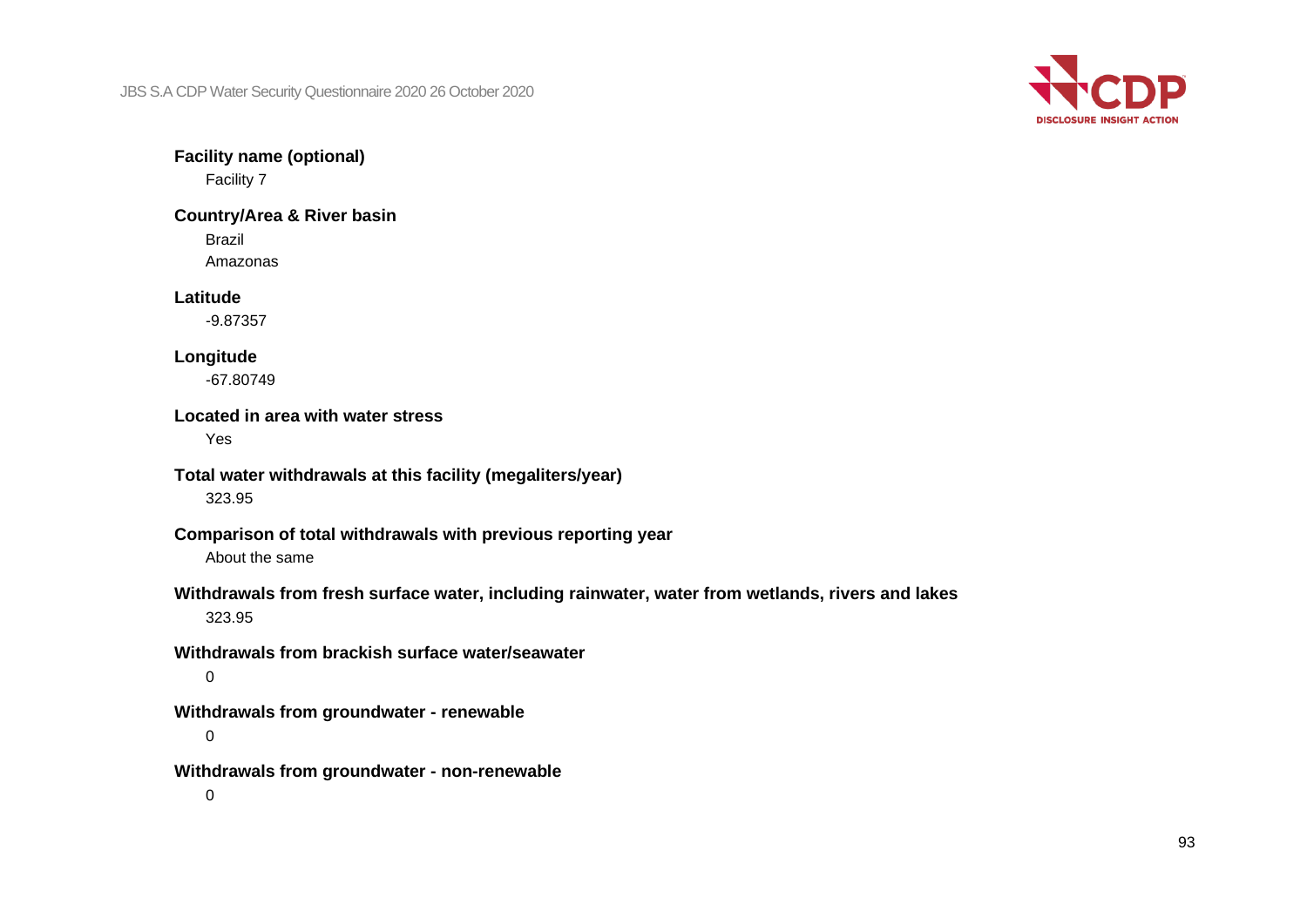**Facility name (optional)**

Facility 7

**Country/Area & River basin**

Brazil

Amazonas

**Latitude**

-9.87357

**Longitude**

-67.80749

**Located in area with water stress**

Yes

**Total water withdrawals at this facility (megaliters/year)**

323.95

**Comparison of total withdrawals with previous reporting year**

About the same

**Withdrawals from fresh surface water, including rainwater, water from wetlands, rivers and lakes**

323.95

**Withdrawals from brackish surface water/seawater**

0

**Withdrawals from groundwater - renewable**

0

**Withdrawals from groundwater - non-renewable**

0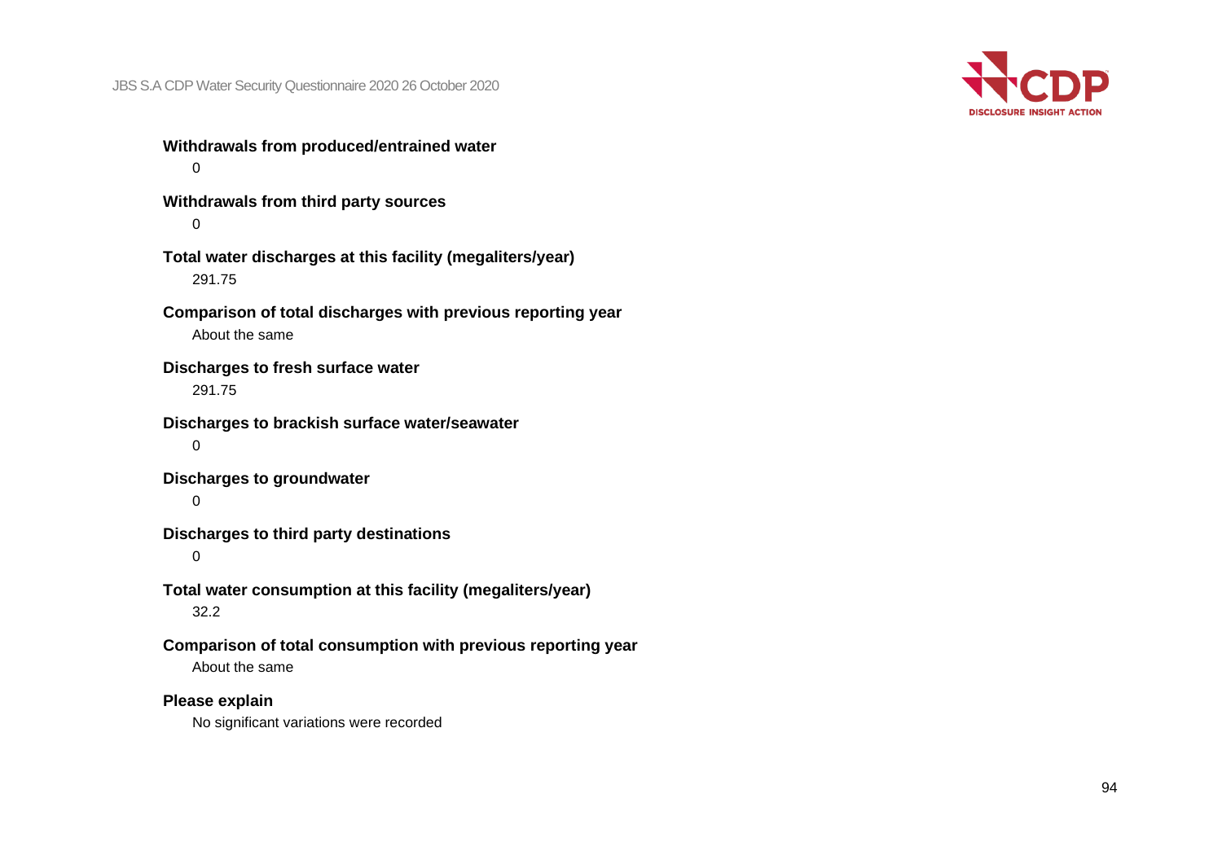**Withdrawals from produced/entrained water**

0

**Withdrawals from third party sources**

0

**Total water discharges at this facility (megaliters/year)**

291.75

**Comparison of total discharges with previous reporting year**

About the same

**Discharges to fresh surface water**

291.75

**Discharges to brackish surface water/seawater**

0

**Discharges to groundwater**

0

**Discharges to third party destinations**

0

**Total water consumption at this facility (megaliters/year)**

32.2

**Comparison of total consumption with previous reporting year**

About the same

**Please explain**

No significant variations were recorded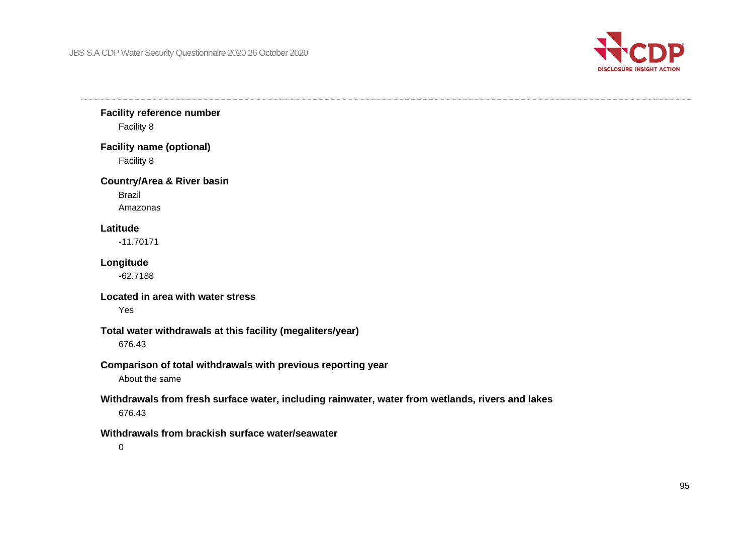**Facility reference number**

Facility 8

**Facility name (optional)**

Facility 8

**Country/Area & River basin**

Brazil

Amazonas

**Latitude**

-11.70171

**Longitude**

-62.7188

**Located in area with water stress**

Yes

**Total water withdrawals at this facility (megaliters/year)**

676.43

**Comparison of total withdrawals with previous reporting year**

About the same

**Withdrawals from fresh surface water, including rainwater, water from wetlands, rivers and lakes**

676.43

**Withdrawals from brackish surface water/seawater**

0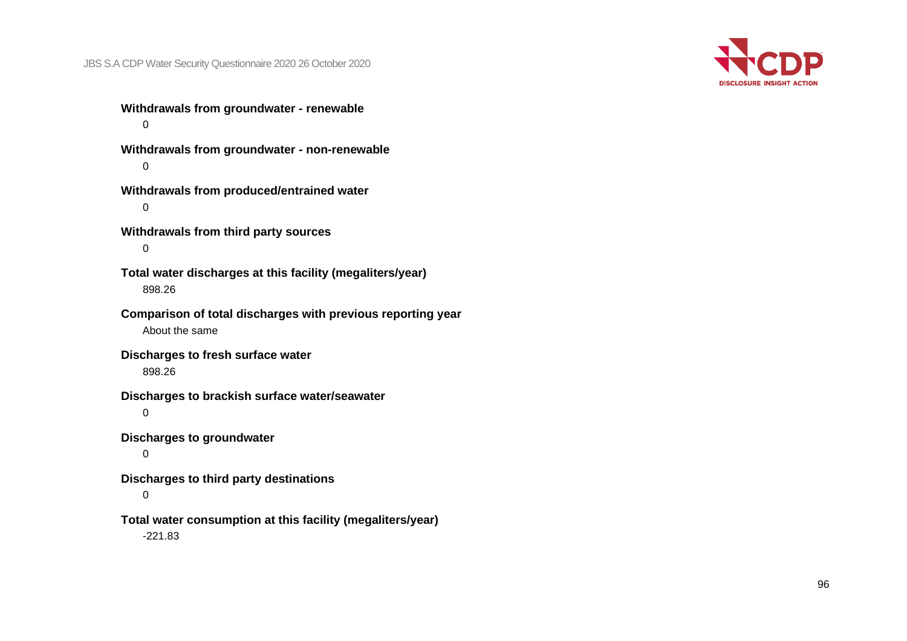**Withdrawals from groundwater - renewable**

0

**Withdrawals from groundwater - non-renewable**

0

**Withdrawals from produced/entrained water**

0

**Withdrawals from third party sources**

0

**Total water discharges at this facility (megaliters/year)**

898.26

**Comparison of total discharges with previous reporting year**

About the same

**Discharges to fresh surface water**

898.26

**Discharges to brackish surface water/seawater**

0

**Discharges to groundwater**

0

**Discharges to third party destinations**

0

**Total water consumption at this facility (megaliters/year)**

-221.83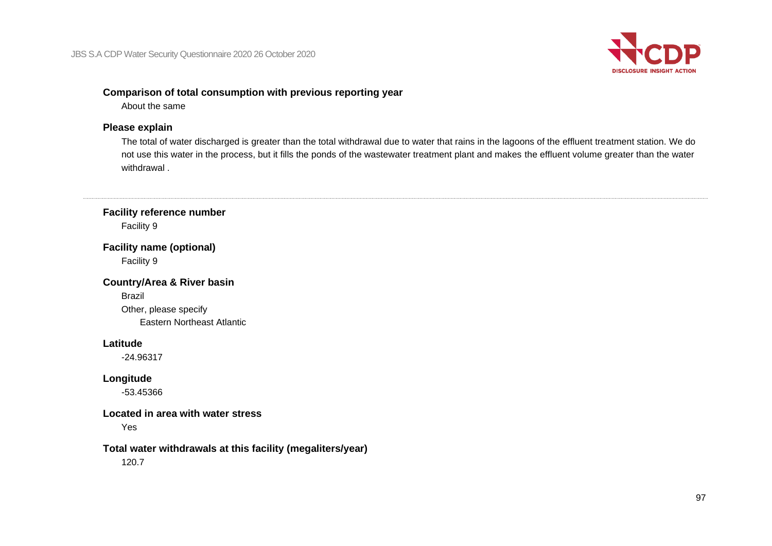**Comparison of total consumption with previous reporting year**

About the same

**Please explain**

The total of water discharged is greater than the total withdrawal due to water that rains in the lagoons of the effluent treatment station. We do not use this water in the process, but it fills the ponds of the wastewater treatment plant and makes the effluent volume greater than the water withdrawal .

---

**Facility reference number**

Facility 9

**Facility name (optional)**

Facility 9

**Country/Area & River basin**

Brazil

Other, please specify

Eastern Northeast Atlantic

**Latitude**

-24.96317

**Longitude**

-53.45366

**Located in area with water stress**

Yes

**Total water withdrawals at this facility (megaliters/year)**

120.7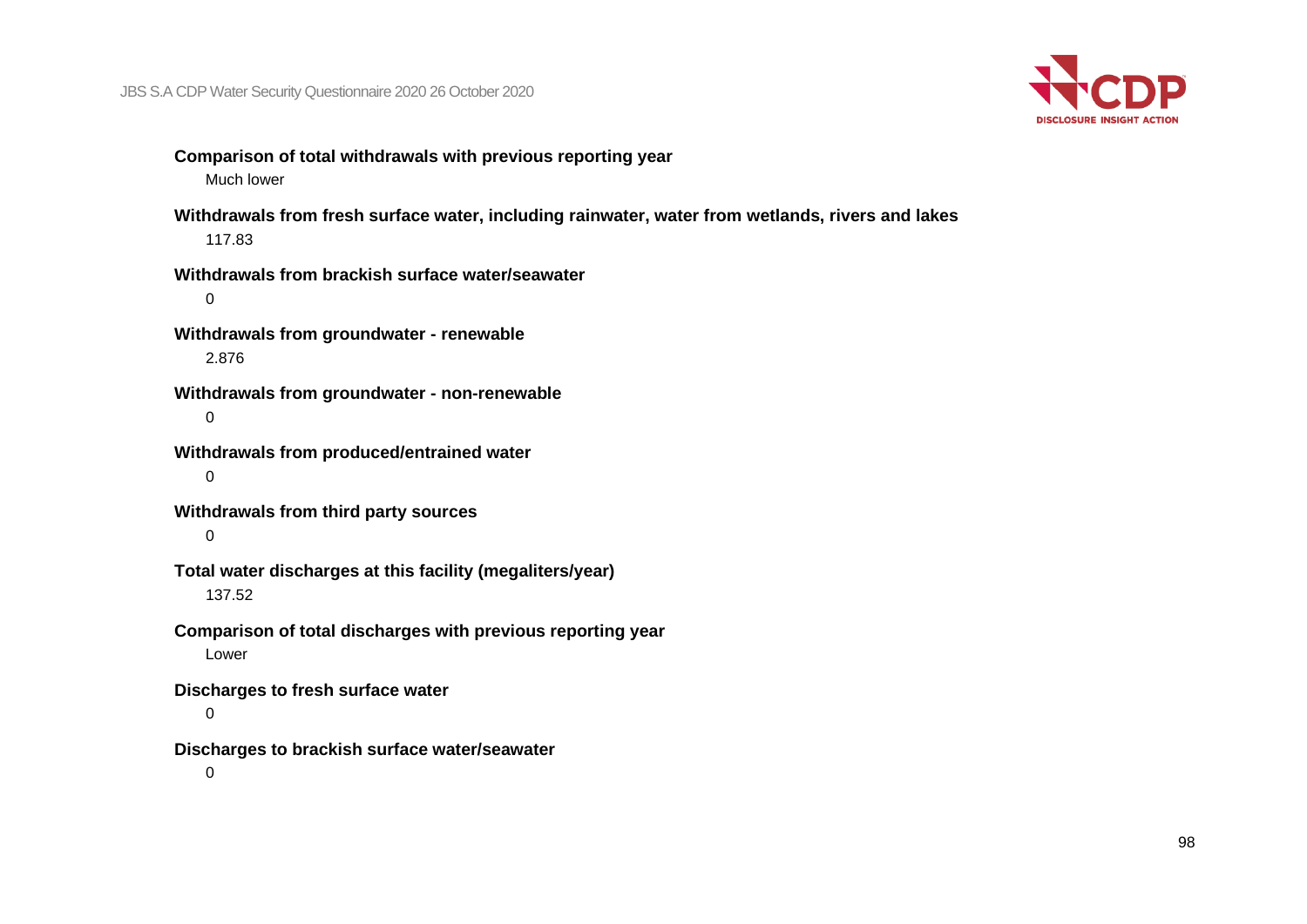**Comparison of total withdrawals with previous reporting year**

Much lower

**Withdrawals from fresh surface water, including rainwater, water from wetlands, rivers and lakes**

117.83

**Withdrawals from brackish surface water/seawater**

0

**Withdrawals from groundwater - renewable**

2.876

**Withdrawals from groundwater - non-renewable**

0

**Withdrawals from produced/entrained water**

0

**Withdrawals from third party sources**

0

**Total water discharges at this facility (megaliters/year)**

137.52

**Comparison of total discharges with previous reporting year**

Lower

**Discharges to fresh surface water**

0

**Discharges to brackish surface water/seawater**

0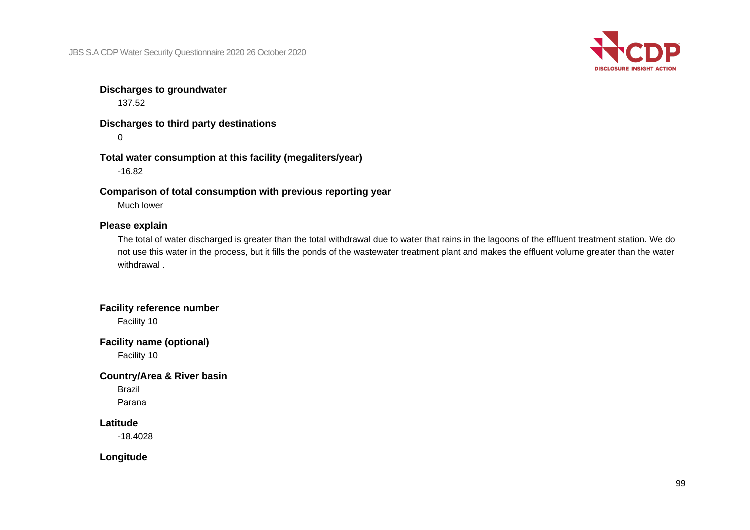**Discharges to groundwater**

137.52

**Discharges to third party destinations**

0

**Total water consumption at this facility (megaliters/year)**

-16.82

**Comparison of total consumption with previous reporting year**

Much lower

**Please explain**

The total of water discharged is greater than the total withdrawal due to water that rains in the lagoons of the effluent treatment station. We do not use this water in the process, but it fills the ponds of the wastewater treatment plant and makes the effluent volume greater than the water withdrawal .

---

**Facility reference number**

Facility 10

**Facility name (optional)**

Facility 10

**Country/Area & River basin**

Brazil

Parana

**Latitude**

-18.4028

**Longitude**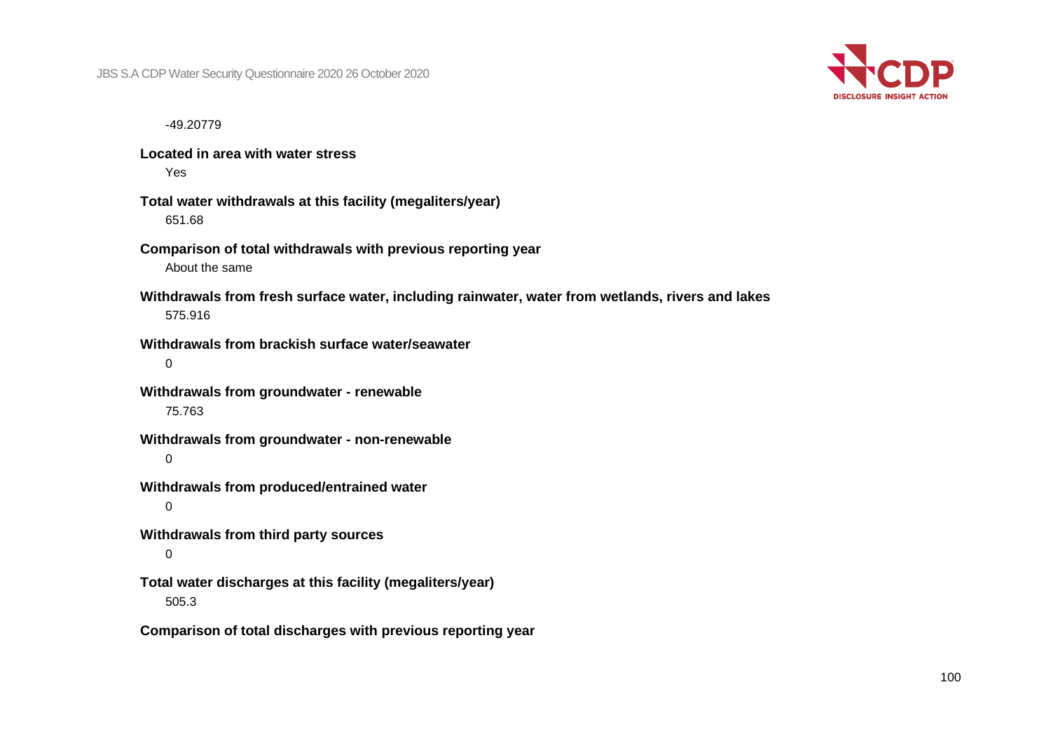-49.20779

**Located in area with water stress**

Yes

**Total water withdrawals at this facility (megaliters/year)**

651.68

**Comparison of total withdrawals with previous reporting year**

About the same

**Withdrawals from fresh surface water, including rainwater, water from wetlands, rivers and lakes**

575.916

**Withdrawals from brackish surface water/seawater**

0

**Withdrawals from groundwater - renewable**

75.763

**Withdrawals from groundwater - non-renewable**

0

**Withdrawals from produced/entrained water**

0

**Withdrawals from third party sources**

0

**Total water discharges at this facility (megaliters/year)**

505.3

**Comparison of total discharges with previous reporting year**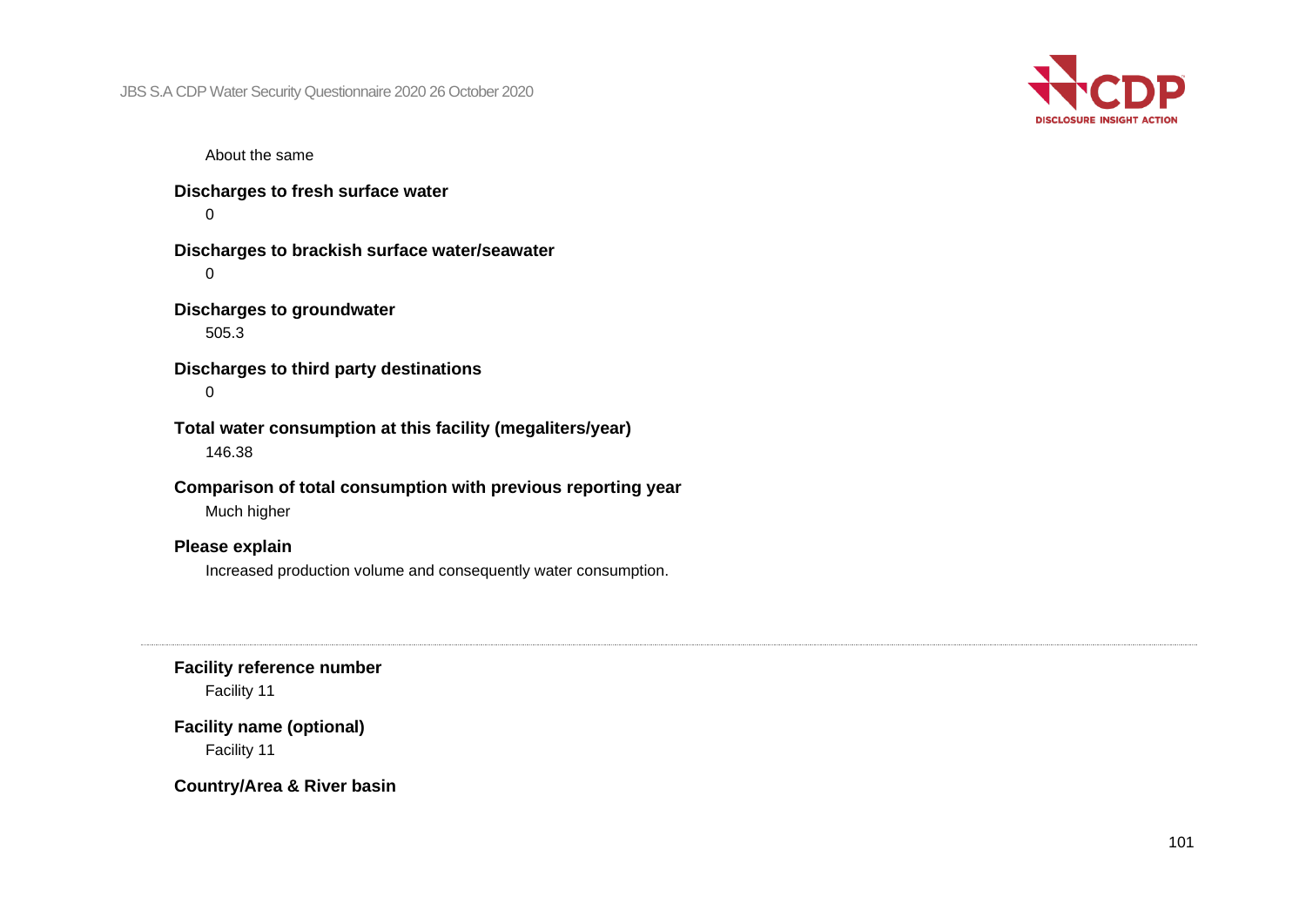About the same

**Discharges to fresh surface water**

0

**Discharges to brackish surface water/seawater**

0

**Discharges to groundwater**

505.3

**Discharges to third party destinations**

0

**Total water consumption at this facility (megaliters/year)**

146.38

**Comparison of total consumption with previous reporting year**

Much higher

**Please explain**

Increased production volume and consequently water consumption.

---

**Facility reference number**

Facility 11

**Facility name (optional)**

Facility 11

**Country/Area & River basin**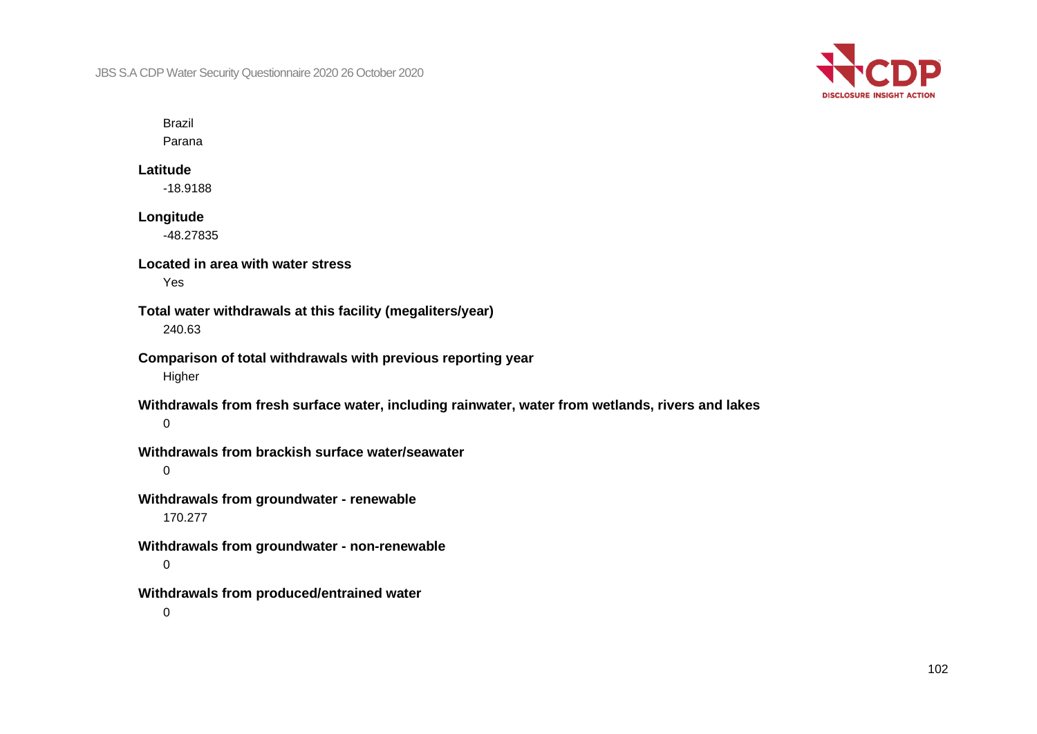Brazil

Parana

**Latitude**

-18.9188

**Longitude**

-48.27835

**Located in area with water stress**

Yes

**Total water withdrawals at this facility (megaliters/year)**

240.63

**Comparison of total withdrawals with previous reporting year**

Higher

**Withdrawals from fresh surface water, including rainwater, water from wetlands, rivers and lakes**

0

**Withdrawals from brackish surface water/seawater**

0

**Withdrawals from groundwater - renewable**

170.277

**Withdrawals from groundwater - non-renewable**

0

**Withdrawals from produced/entrained water**

0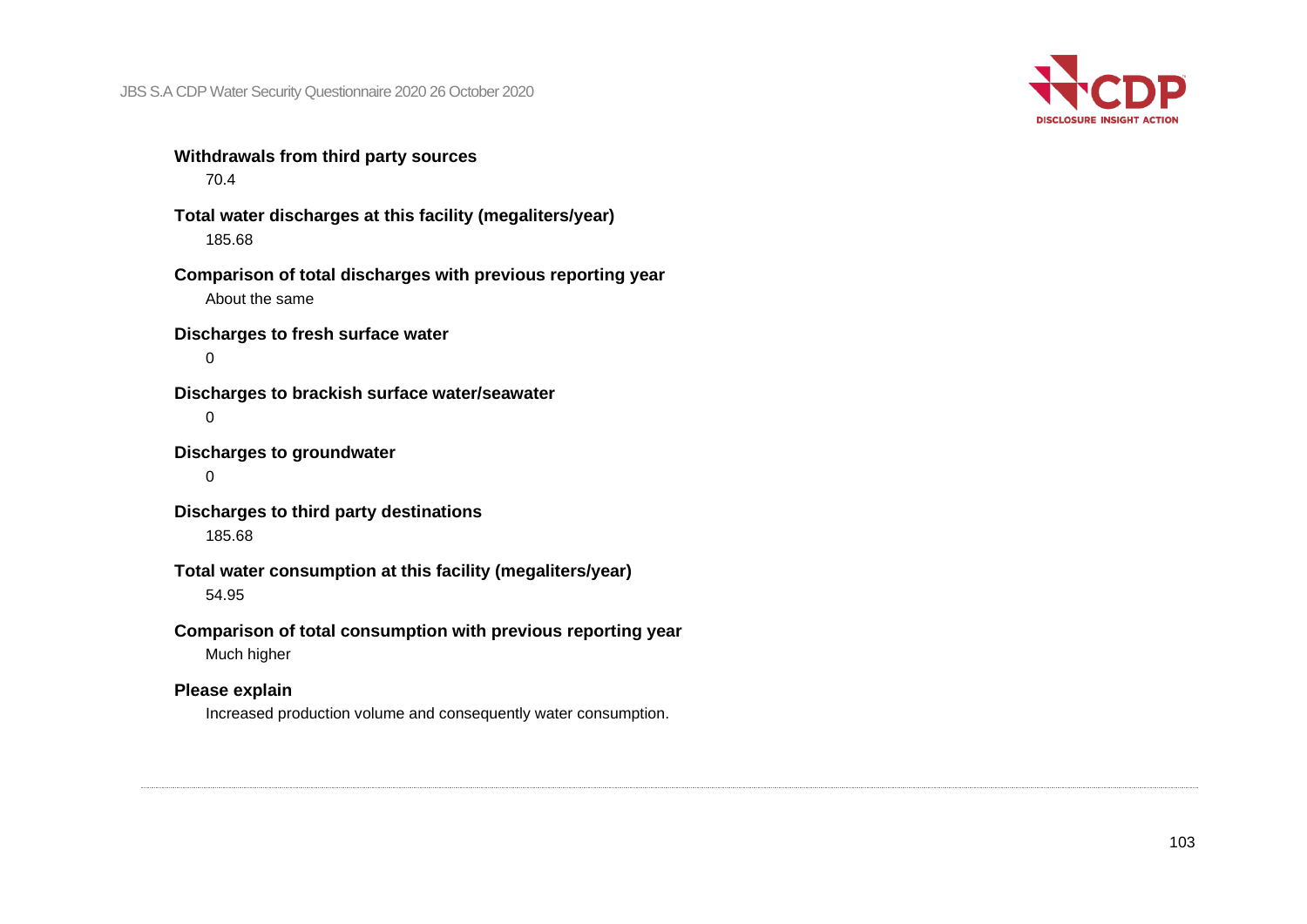**Withdrawals from third party sources**

70.4

**Total water discharges at this facility (megaliters/year)**

185.68

**Comparison of total discharges with previous reporting year**

About the same

**Discharges to fresh surface water**

0

**Discharges to brackish surface water/seawater**

0

**Discharges to groundwater**

0

**Discharges to third party destinations**

185.68

**Total water consumption at this facility (megaliters/year)**

54.95

**Comparison of total consumption with previous reporting year**

Much higher

**Please explain**

Increased production volume and consequently water consumption.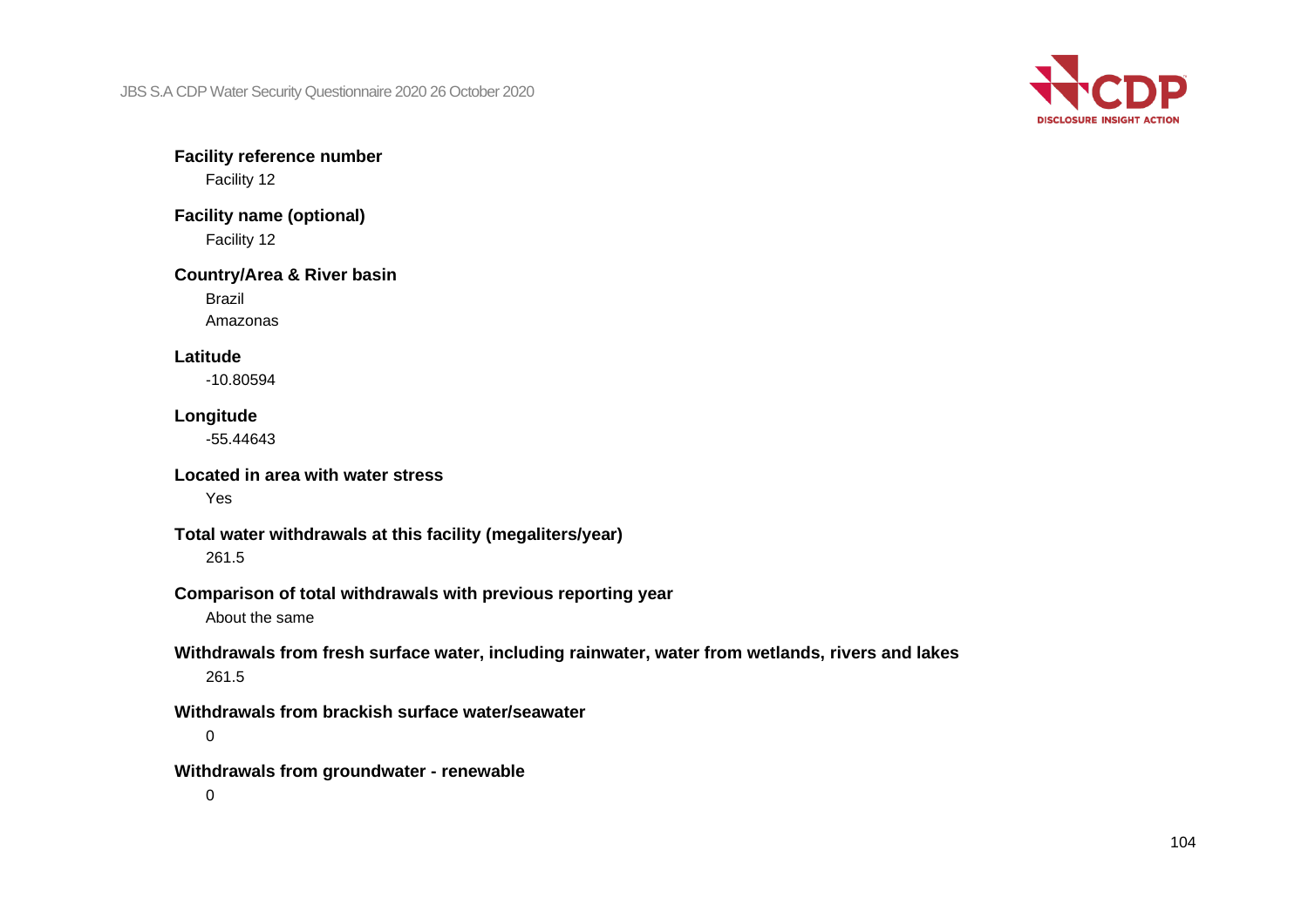**Facility reference number**

Facility 12

**Facility name (optional)**

Facility 12

**Country/Area & River basin**

Brazil

Amazonas

**Latitude**

-10.80594

**Longitude**

-55.44643

**Located in area with water stress**

Yes

**Total water withdrawals at this facility (megaliters/year)**

261.5

**Comparison of total withdrawals with previous reporting year**

About the same

**Withdrawals from fresh surface water, including rainwater, water from wetlands, rivers and lakes**

261.5

**Withdrawals from brackish surface water/seawater**

0

**Withdrawals from groundwater - renewable**

0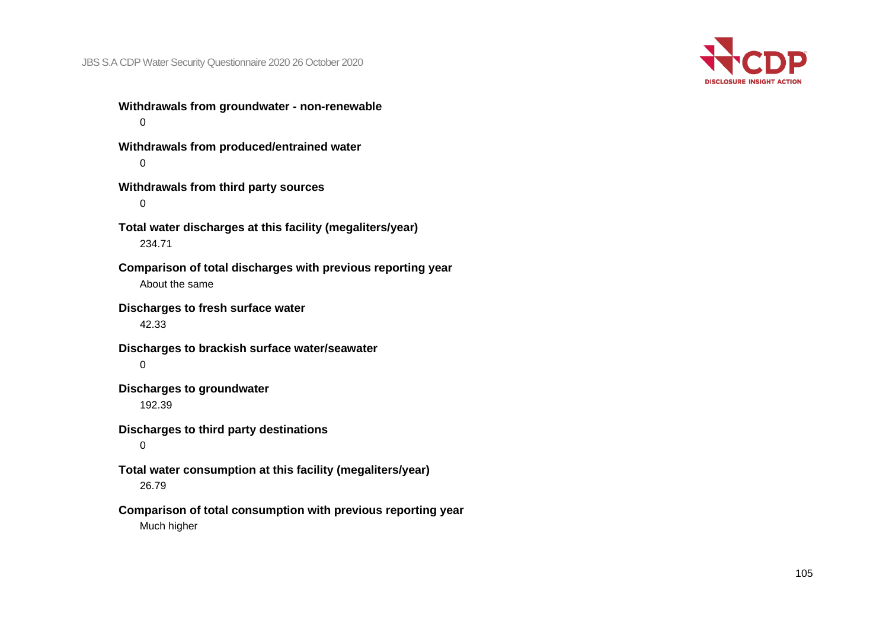**Withdrawals from groundwater - non-renewable**

0

**Withdrawals from produced/entrained water**

0

**Withdrawals from third party sources**

0

**Total water discharges at this facility (megaliters/year)**

234.71

**Comparison of total discharges with previous reporting year**

About the same

**Discharges to fresh surface water**

42.33

**Discharges to brackish surface water/seawater**

0

**Discharges to groundwater**

192.39

**Discharges to third party destinations**

0

**Total water consumption at this facility (megaliters/year)**

26.79

**Comparison of total consumption with previous reporting year**

Much higher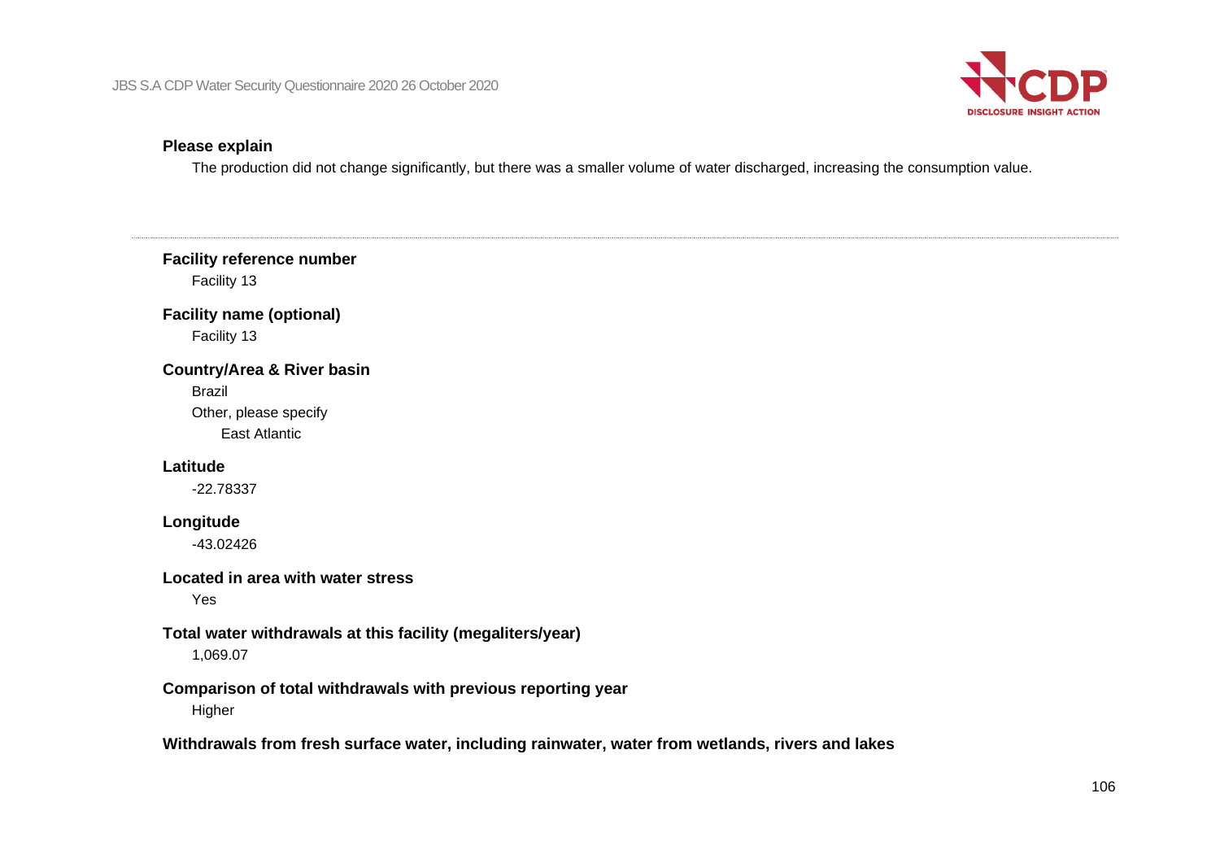**Please explain**

The production did not change significantly, but there was a smaller volume of water discharged, increasing the consumption value.

---

**Facility reference number**

Facility 13

**Facility name (optional)**

Facility 13

**Country/Area & River basin**

Brazil

Other, please specify

East Atlantic

**Latitude**

-22.78337

**Longitude**

-43.02426

**Located in area with water stress**

Yes

**Total water withdrawals at this facility (megaliters/year)**

1,069.07

**Comparison of total withdrawals with previous reporting year**

Higher

**Withdrawals from fresh surface water, including rainwater, water from wetlands, rivers and lakes**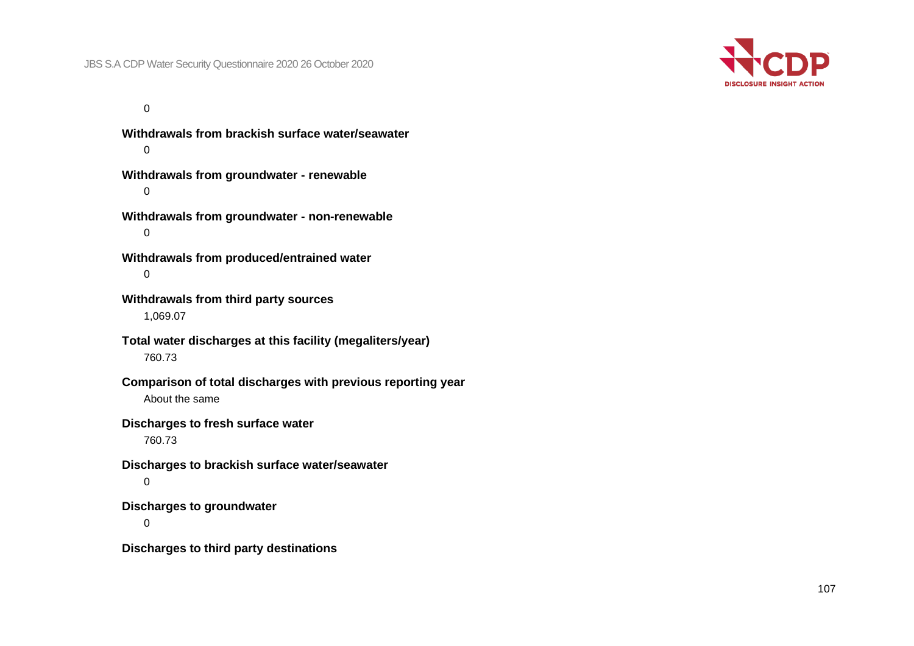0

**Withdrawals from brackish surface water/seawater**

0

**Withdrawals from groundwater - renewable**

0

**Withdrawals from groundwater - non-renewable**

0

**Withdrawals from produced/entrained water**

0

**Withdrawals from third party sources**

1,069.07

**Total water discharges at this facility (megaliters/year)**

760.73

**Comparison of total discharges with previous reporting year**

About the same

**Discharges to fresh surface water**

760.73

**Discharges to brackish surface water/seawater**

0

**Discharges to groundwater**

0

**Discharges to third party destinations**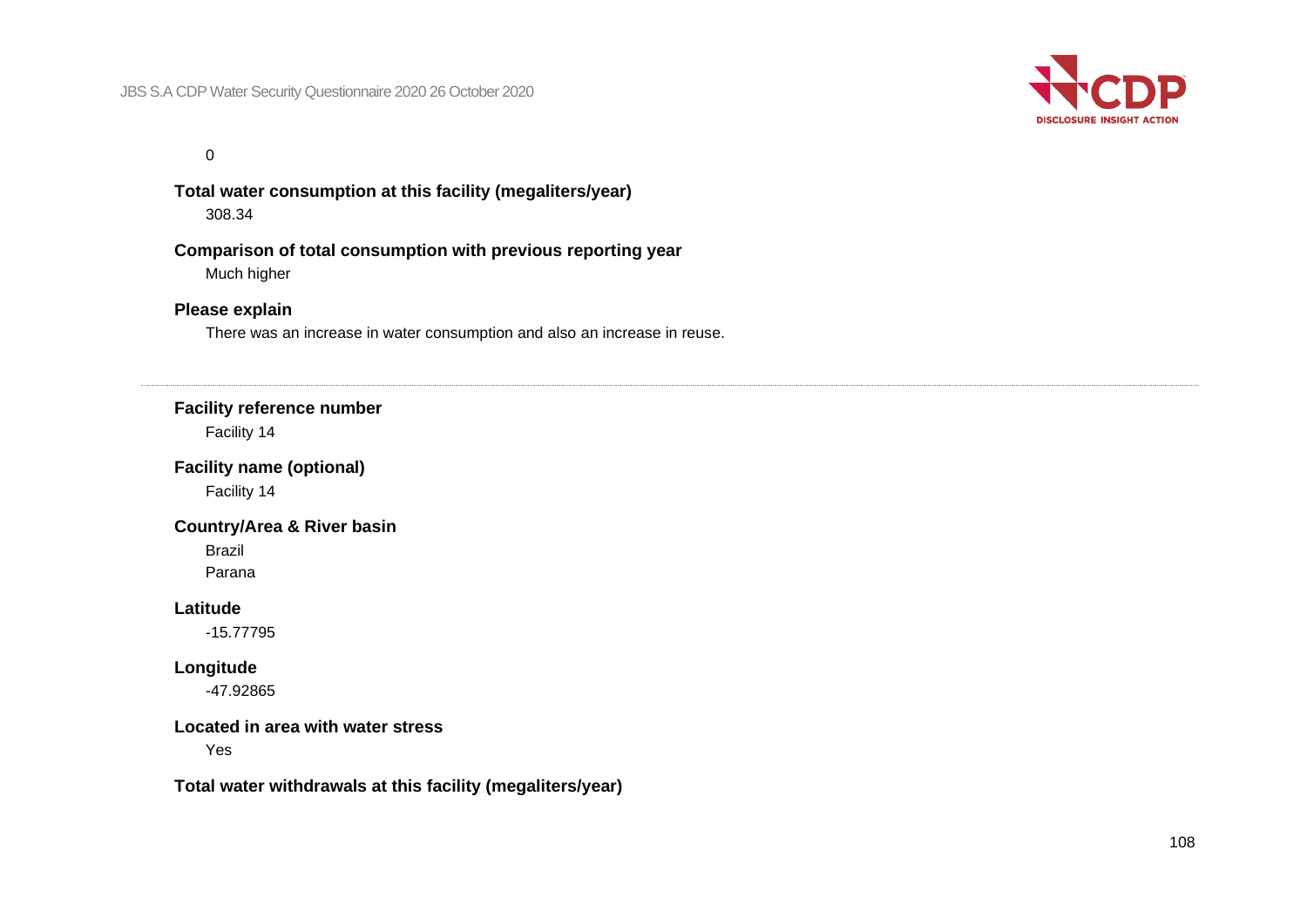0

**Total water consumption at this facility (megaliters/year)**

308.34

**Comparison of total consumption with previous reporting year**

Much higher

**Please explain**

There was an increase in water consumption and also an increase in reuse.

---

**Facility reference number**

Facility 14

**Facility name (optional)**

Facility 14

**Country/Area & River basin**

Brazil

Parana

**Latitude**

-15.77795

**Longitude**

-47.92865

**Located in area with water stress**

Yes

**Total water withdrawals at this facility (megaliters/year)**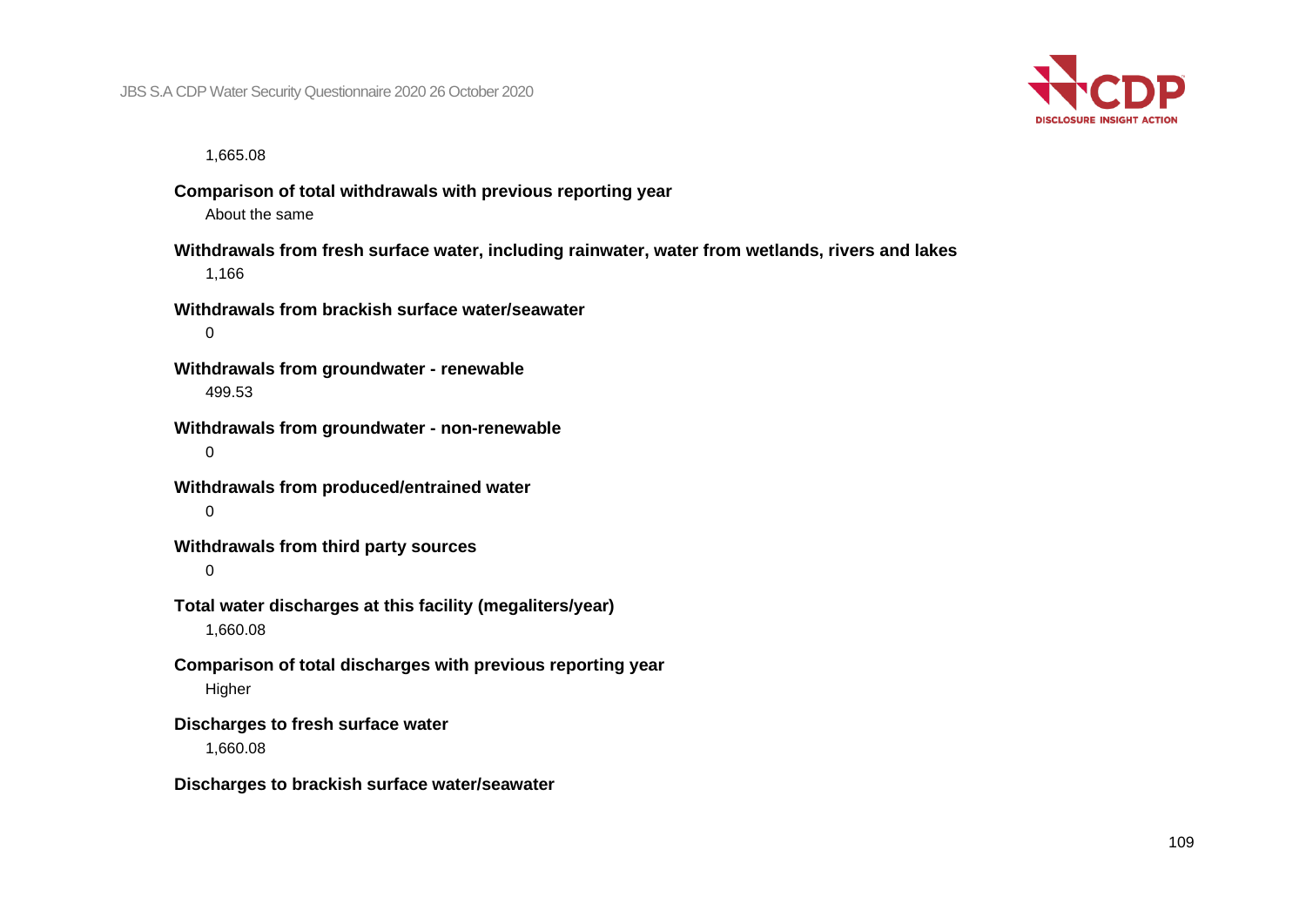1,665.08

**Comparison of total withdrawals with previous reporting year**

About the same

**Withdrawals from fresh surface water, including rainwater, water from wetlands, rivers and lakes**

1,166

**Withdrawals from brackish surface water/seawater**

0

**Withdrawals from groundwater - renewable**

499.53

**Withdrawals from groundwater - non-renewable**

0

**Withdrawals from produced/entrained water**

0

**Withdrawals from third party sources**

0

**Total water discharges at this facility (megaliters/year)**

1,660.08

**Comparison of total discharges with previous reporting year**

Higher

**Discharges to fresh surface water**

1,660.08

**Discharges to brackish surface water/seawater**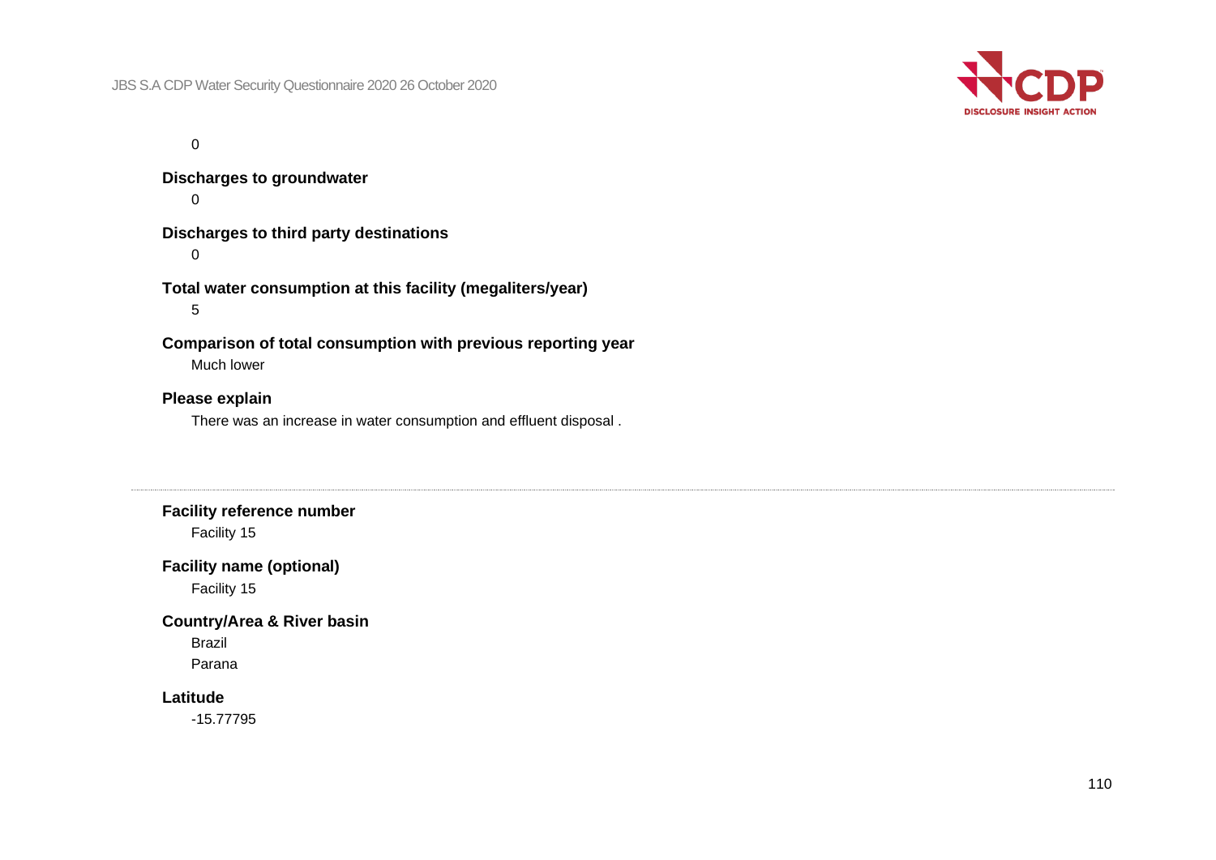0

**Discharges to groundwater**

0

**Discharges to third party destinations**

0

**Total water consumption at this facility (megaliters/year)**

5

**Comparison of total consumption with previous reporting year**

Much lower

**Please explain**

There was an increase in water consumption and effluent disposal .

---

**Facility reference number**

Facility 15

**Facility name (optional)**

Facility 15

**Country/Area & River basin**

Brazil

Parana

**Latitude**

-15.77795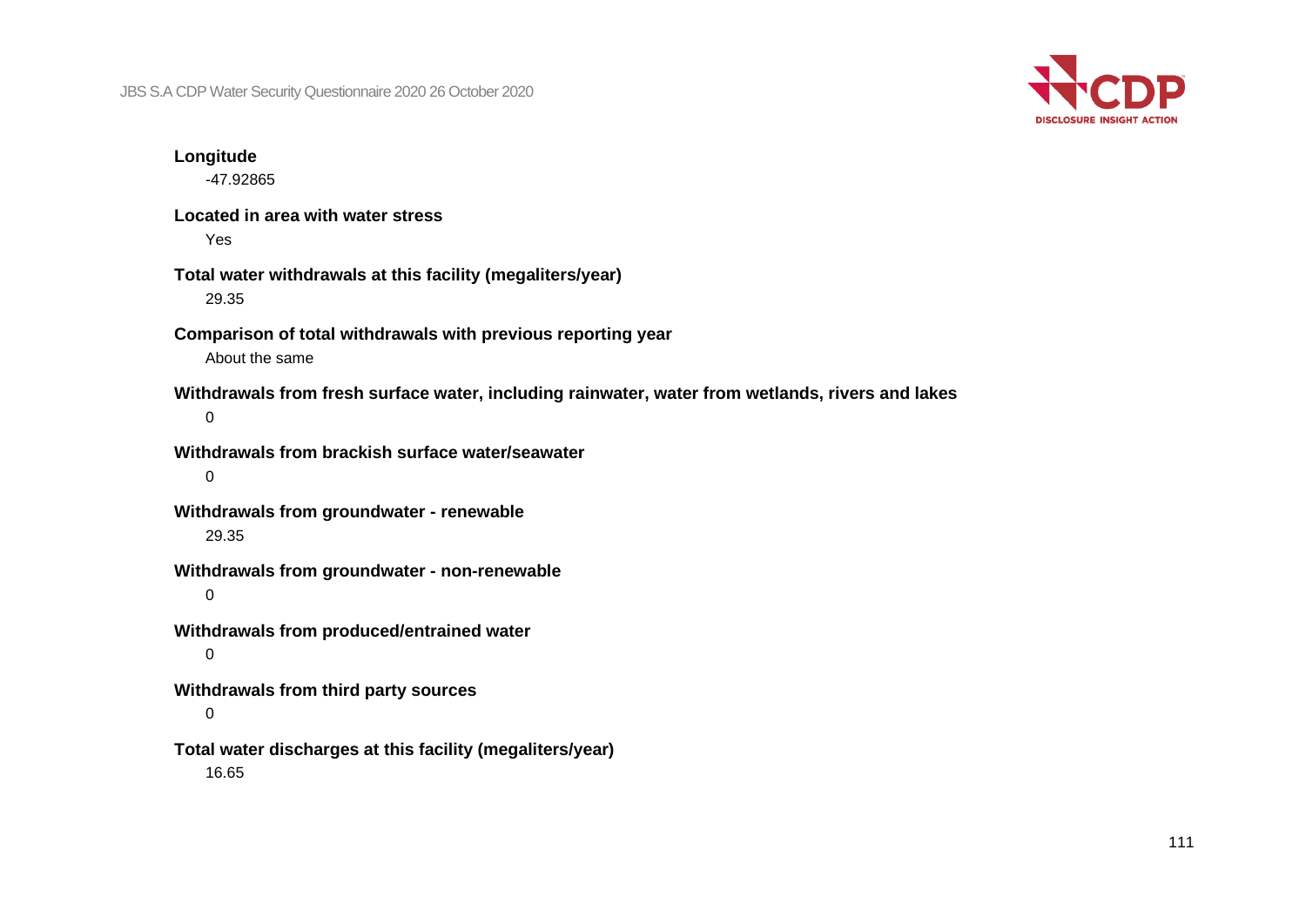**Longitude**

-47.92865

**Located in area with water stress**

Yes

**Total water withdrawals at this facility (megaliters/year)**

29.35

**Comparison of total withdrawals with previous reporting year**

About the same

**Withdrawals from fresh surface water, including rainwater, water from wetlands, rivers and lakes**

0

**Withdrawals from brackish surface water/seawater**

0

**Withdrawals from groundwater - renewable**

29.35

**Withdrawals from groundwater - non-renewable**

0

**Withdrawals from produced/entrained water**

0

**Withdrawals from third party sources**

0

**Total water discharges at this facility (megaliters/year)**

16.65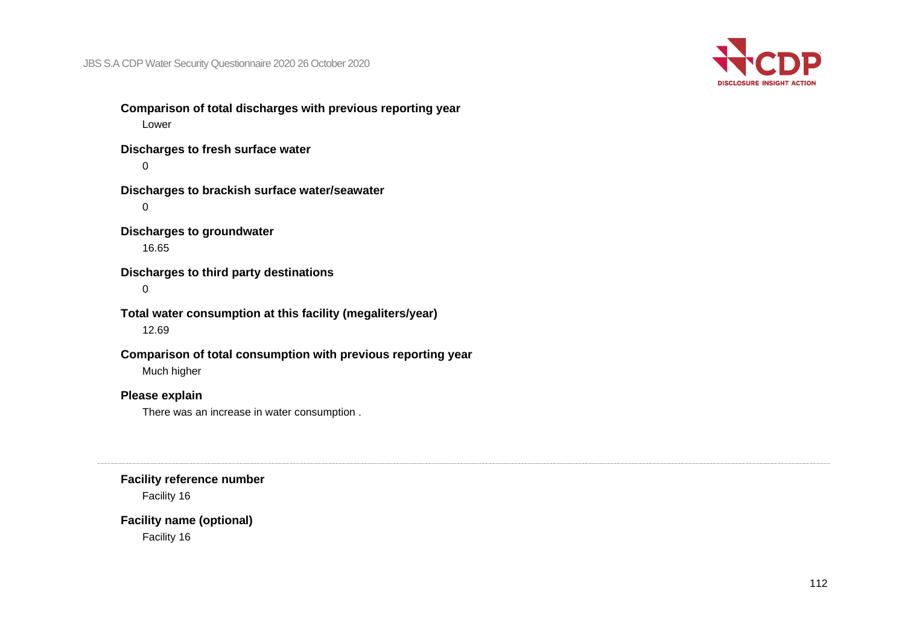**Comparison of total discharges with previous reporting year**

Lower

**Discharges to fresh surface water**

0

**Discharges to brackish surface water/seawater**

0

**Discharges to groundwater**

16.65

**Discharges to third party destinations**

0

**Total water consumption at this facility (megaliters/year)**

12.69

**Comparison of total consumption with previous reporting year**

Much higher

**Please explain**

There was an increase in water consumption .

---

**Facility reference number**

Facility 16

**Facility name (optional)**

Facility 16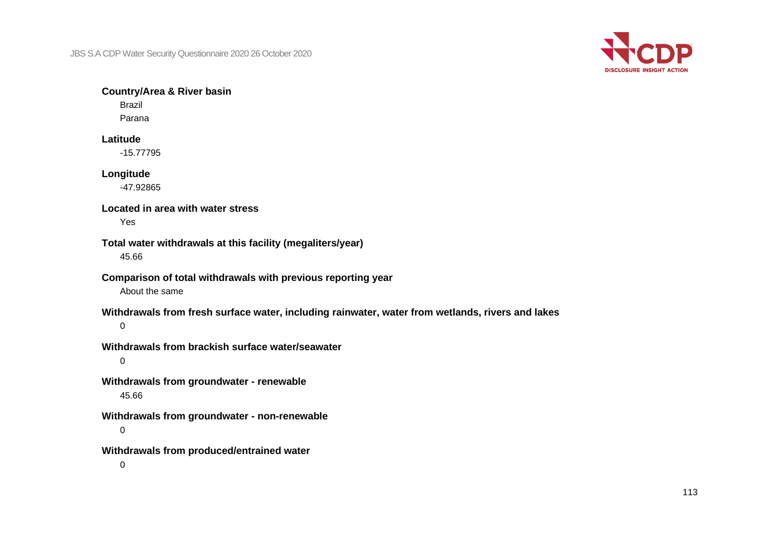**Country/Area & River basin**

Brazil

Parana

**Latitude**

-15.77795

**Longitude**

-47.92865

**Located in area with water stress**

Yes

**Total water withdrawals at this facility (megaliters/year)**

45.66

**Comparison of total withdrawals with previous reporting year**

About the same

**Withdrawals from fresh surface water, including rainwater, water from wetlands, rivers and lakes**

0

**Withdrawals from brackish surface water/seawater**

0

**Withdrawals from groundwater - renewable**

45.66

**Withdrawals from groundwater - non-renewable**

0

**Withdrawals from produced/entrained water**

0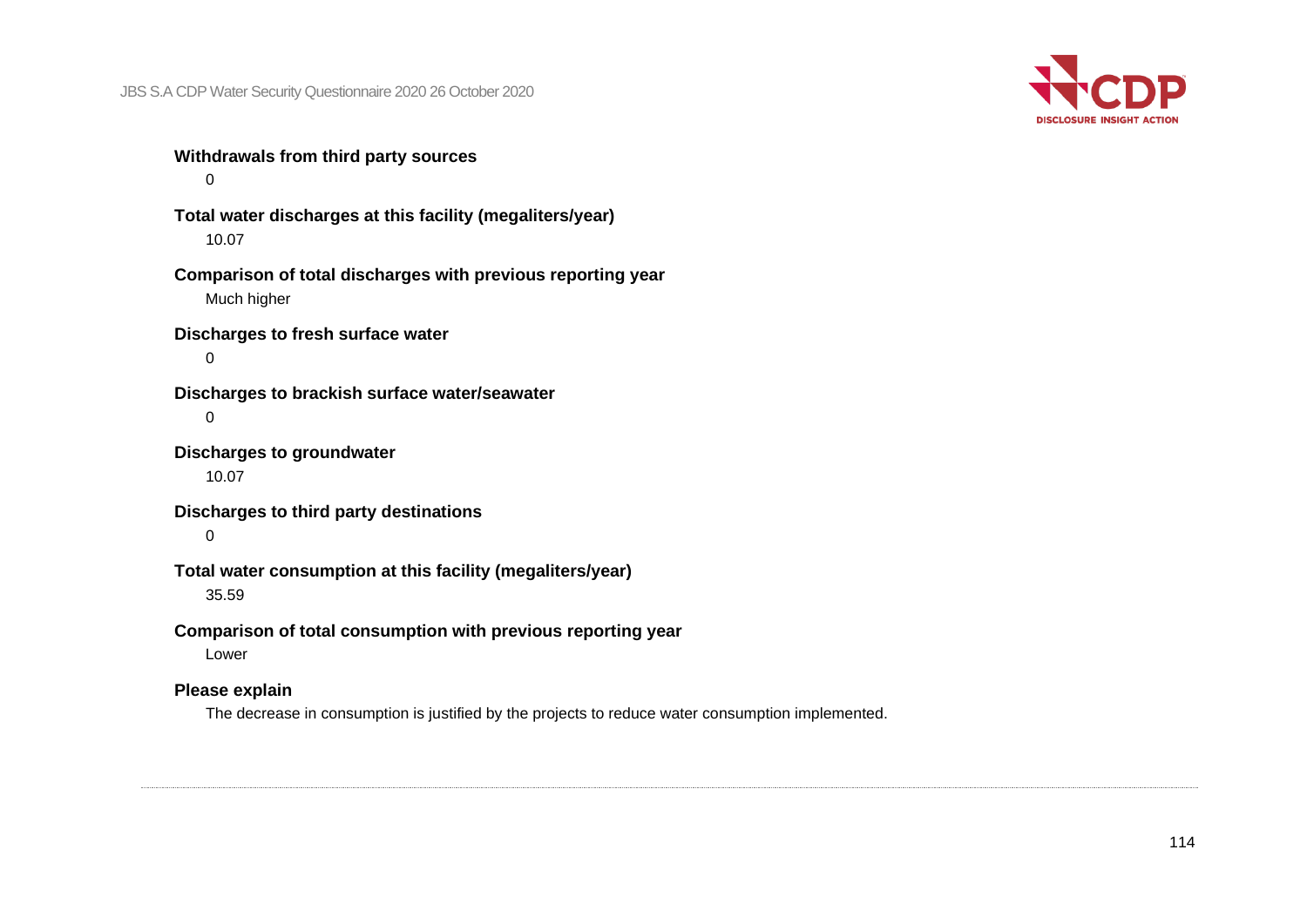**Withdrawals from third party sources**

0

**Total water discharges at this facility (megaliters/year)**

10.07

**Comparison of total discharges with previous reporting year**

Much higher

**Discharges to fresh surface water**

0

**Discharges to brackish surface water/seawater**

0

**Discharges to groundwater**

10.07

**Discharges to third party destinations**

0

**Total water consumption at this facility (megaliters/year)**

35.59

**Comparison of total consumption with previous reporting year**

Lower

**Please explain**

The decrease in consumption is justified by the projects to reduce water consumption implemented.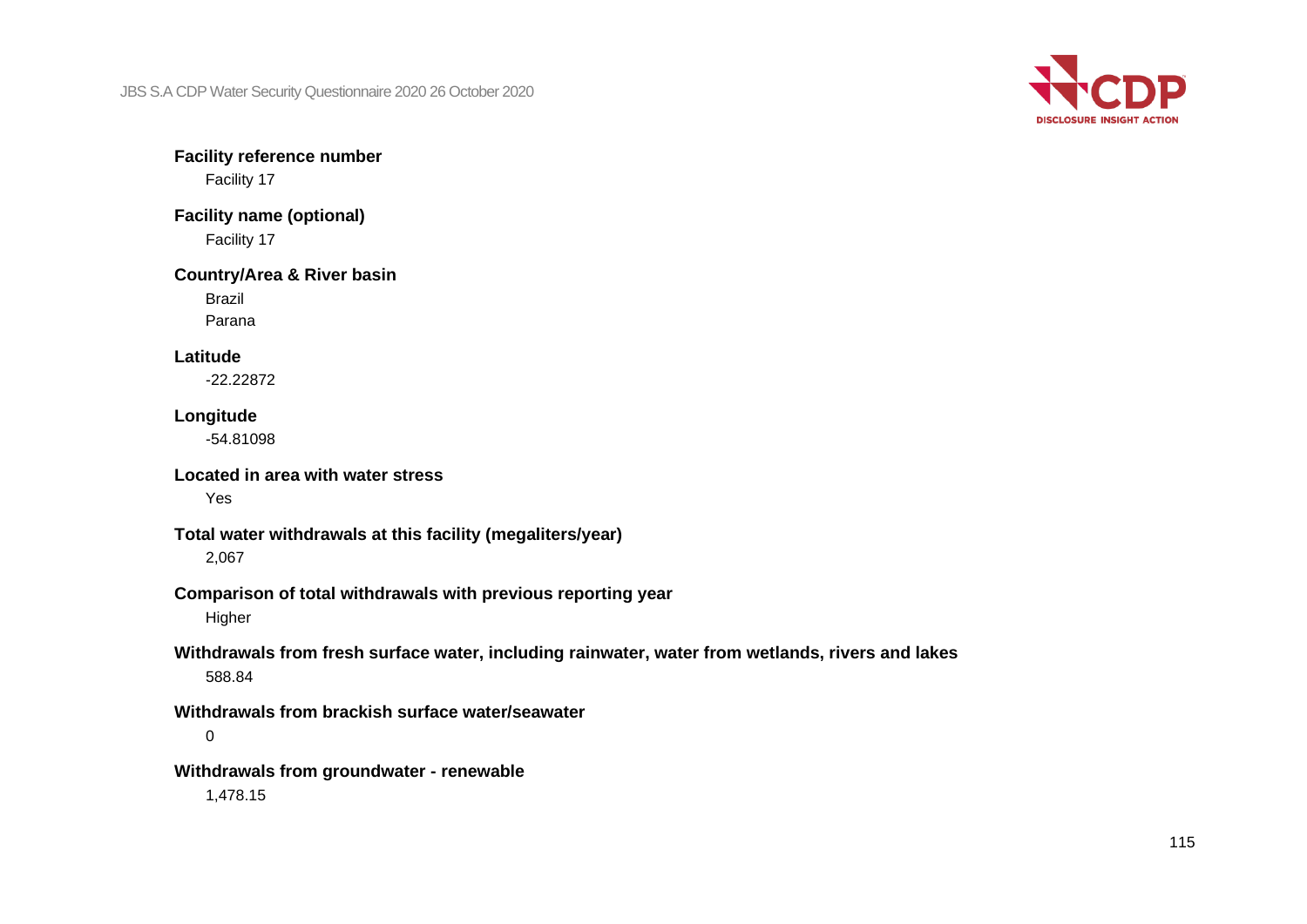**Facility reference number**

Facility 17

**Facility name (optional)**

Facility 17

**Country/Area & River basin**

Brazil

Parana

**Latitude**

-22.22872

**Longitude**

-54.81098

**Located in area with water stress**

Yes

**Total water withdrawals at this facility (megaliters/year)**

2,067

**Comparison of total withdrawals with previous reporting year**

Higher

**Withdrawals from fresh surface water, including rainwater, water from wetlands, rivers and lakes**

588.84

**Withdrawals from brackish surface water/seawater**

0

**Withdrawals from groundwater - renewable**

1,478.15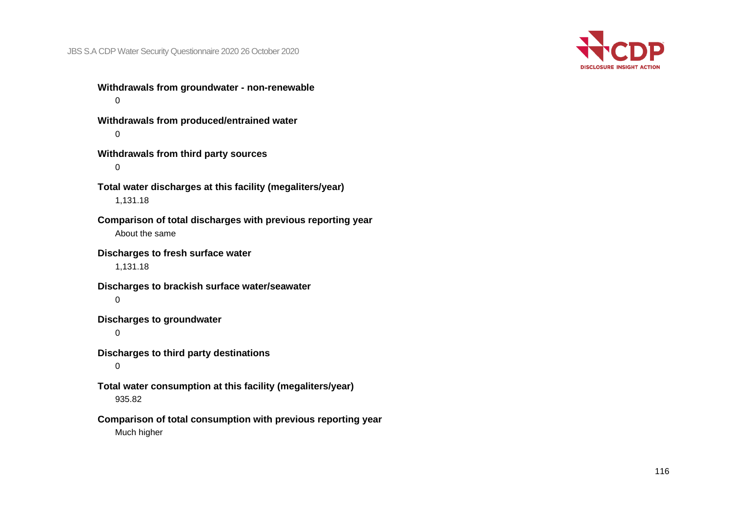**Withdrawals from groundwater - non-renewable**

0

**Withdrawals from produced/entrained water**

0

**Withdrawals from third party sources**

0

**Total water discharges at this facility (megaliters/year)**

1,131.18

**Comparison of total discharges with previous reporting year**

About the same

**Discharges to fresh surface water**

1,131.18

**Discharges to brackish surface water/seawater**

0

**Discharges to groundwater**

0

**Discharges to third party destinations**

0

**Total water consumption at this facility (megaliters/year)**

935.82

**Comparison of total consumption with previous reporting year**

Much higher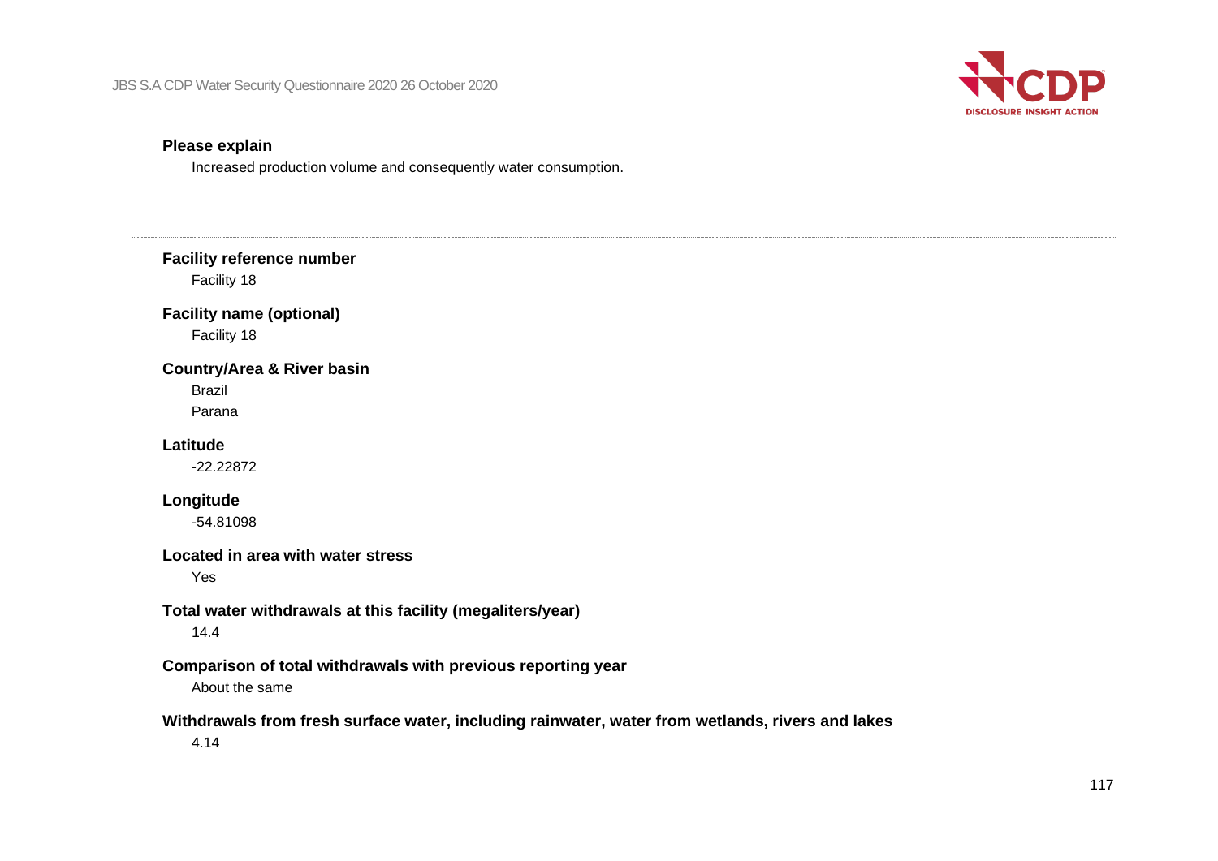**Please explain**

Increased production volume and consequently water consumption.

---

**Facility reference number**

Facility 18

**Facility name (optional)**

Facility 18

**Country/Area & River basin**

Brazil

Parana

**Latitude**

-22.22872

**Longitude**

-54.81098

**Located in area with water stress**

Yes

**Total water withdrawals at this facility (megaliters/year)**

14.4

**Comparison of total withdrawals with previous reporting year**

About the same

**Withdrawals from fresh surface water, including rainwater, water from wetlands, rivers and lakes**

4.14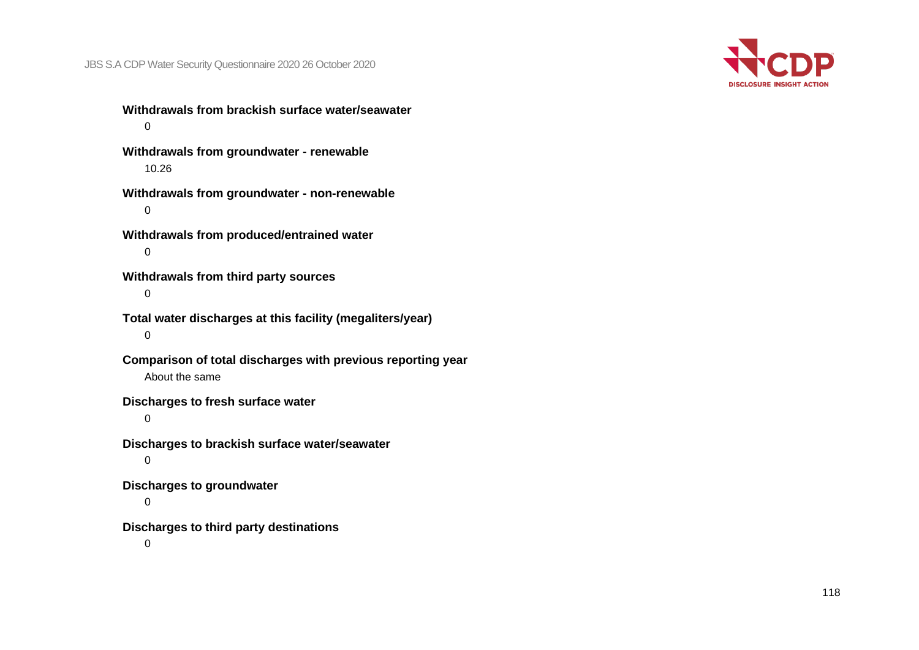**Withdrawals from brackish surface water/seawater**

0

**Withdrawals from groundwater - renewable**

10.26

**Withdrawals from groundwater - non-renewable**

0

**Withdrawals from produced/entrained water**

0

**Withdrawals from third party sources**

0

**Total water discharges at this facility (megaliters/year)**

0

**Comparison of total discharges with previous reporting year**

About the same

**Discharges to fresh surface water**

0

**Discharges to brackish surface water/seawater**

0

**Discharges to groundwater**

0

**Discharges to third party destinations**

0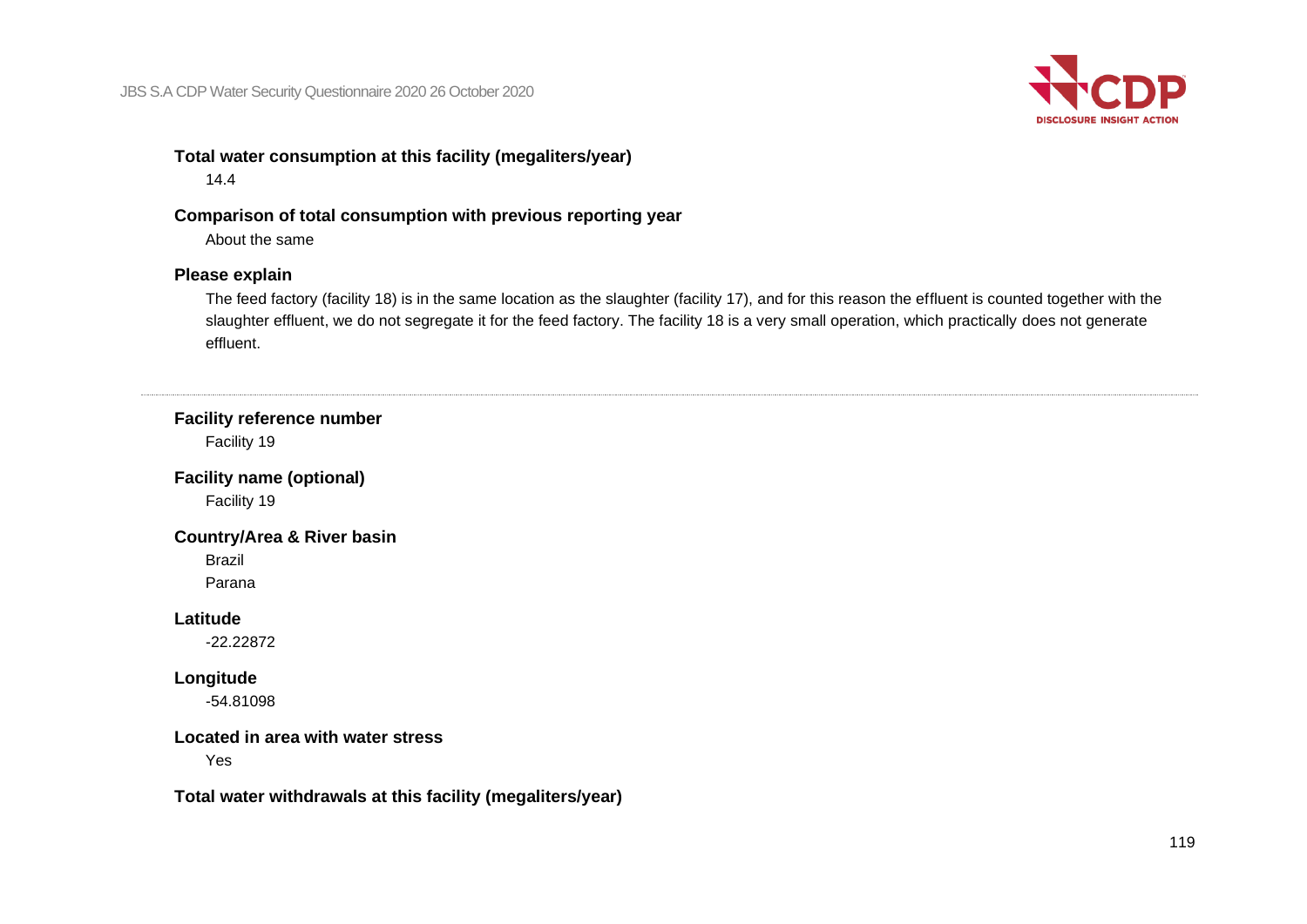**Total water consumption at this facility (megaliters/year)**

14.4

**Comparison of total consumption with previous reporting year**

About the same

**Please explain**

The feed factory (facility 18) is in the same location as the slaughter (facility 17), and for this reason the effluent is counted together with the slaughter effluent, we do not segregate it for the feed factory. The facility 18 is a very small operation, which practically does not generate effluent.

---

**Facility reference number**

Facility 19

**Facility name (optional)**

Facility 19

**Country/Area & River basin**

Brazil

Parana

**Latitude**

-22.22872

**Longitude**

-54.81098

**Located in area with water stress**

Yes

**Total water withdrawals at this facility (megaliters/year)**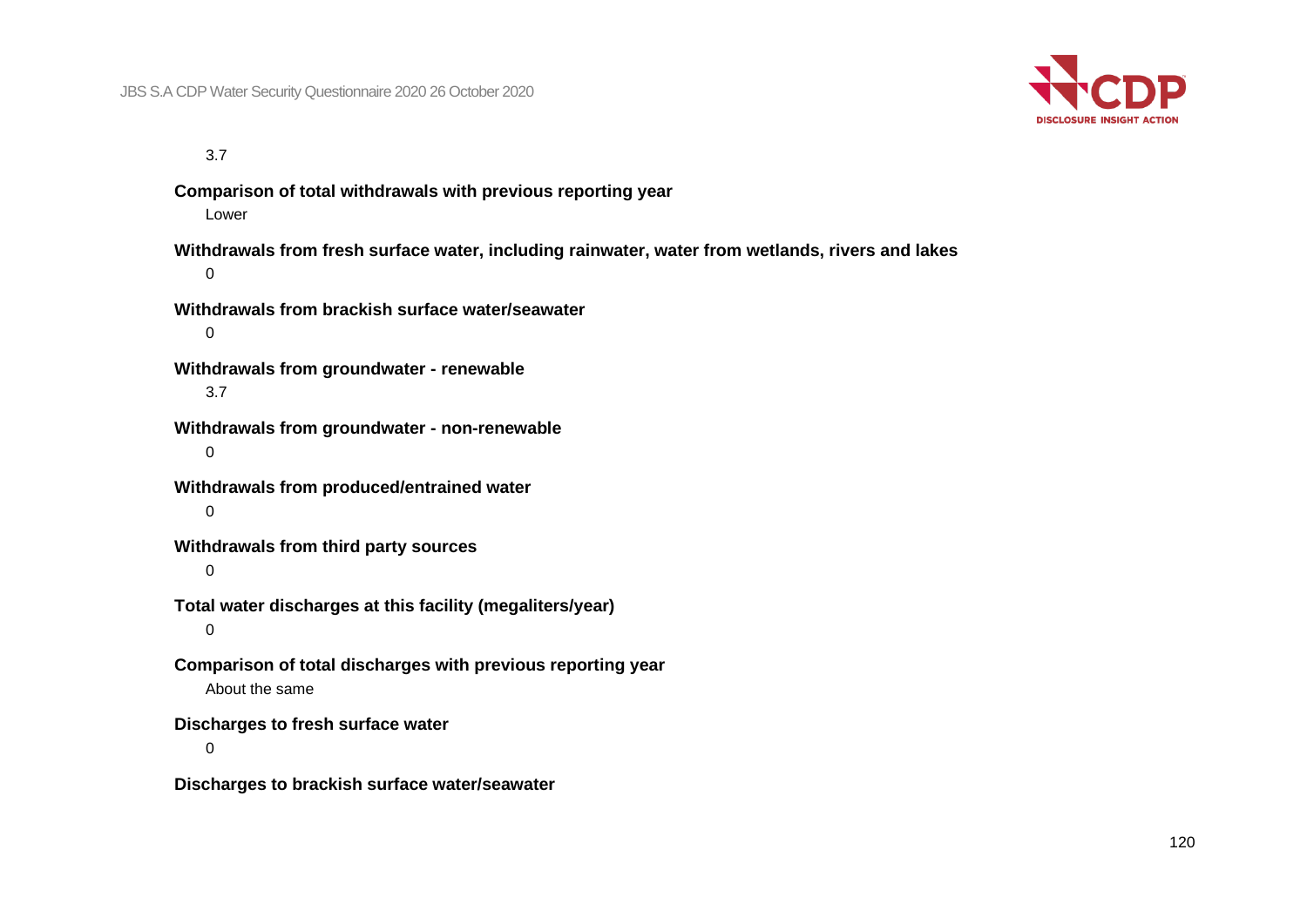3.7

**Comparison of total withdrawals with previous reporting year**

Lower

**Withdrawals from fresh surface water, including rainwater, water from wetlands, rivers and lakes**

0

**Withdrawals from brackish surface water/seawater**

0

**Withdrawals from groundwater - renewable**

3.7

**Withdrawals from groundwater - non-renewable**

0

**Withdrawals from produced/entrained water**

0

**Withdrawals from third party sources**

0

**Total water discharges at this facility (megaliters/year)**

0

**Comparison of total discharges with previous reporting year**

About the same

**Discharges to fresh surface water**

0

**Discharges to brackish surface water/seawater**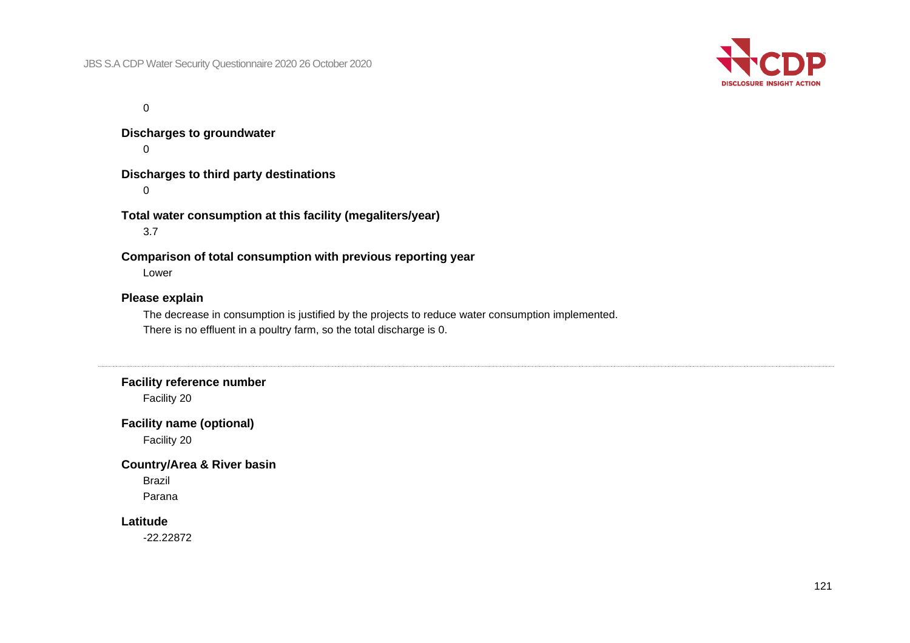0

**Discharges to groundwater**

0

**Discharges to third party destinations**

0

**Total water consumption at this facility (megaliters/year)**

3.7

**Comparison of total consumption with previous reporting year**

Lower

**Please explain**

The decrease in consumption is justified by the projects to reduce water consumption implemented.
There is no effluent in a poultry farm, so the total discharge is 0.

---

**Facility reference number**

Facility 20

**Facility name (optional)**

Facility 20

**Country/Area & River basin**

Brazil
Parana

**Latitude**

-22.22872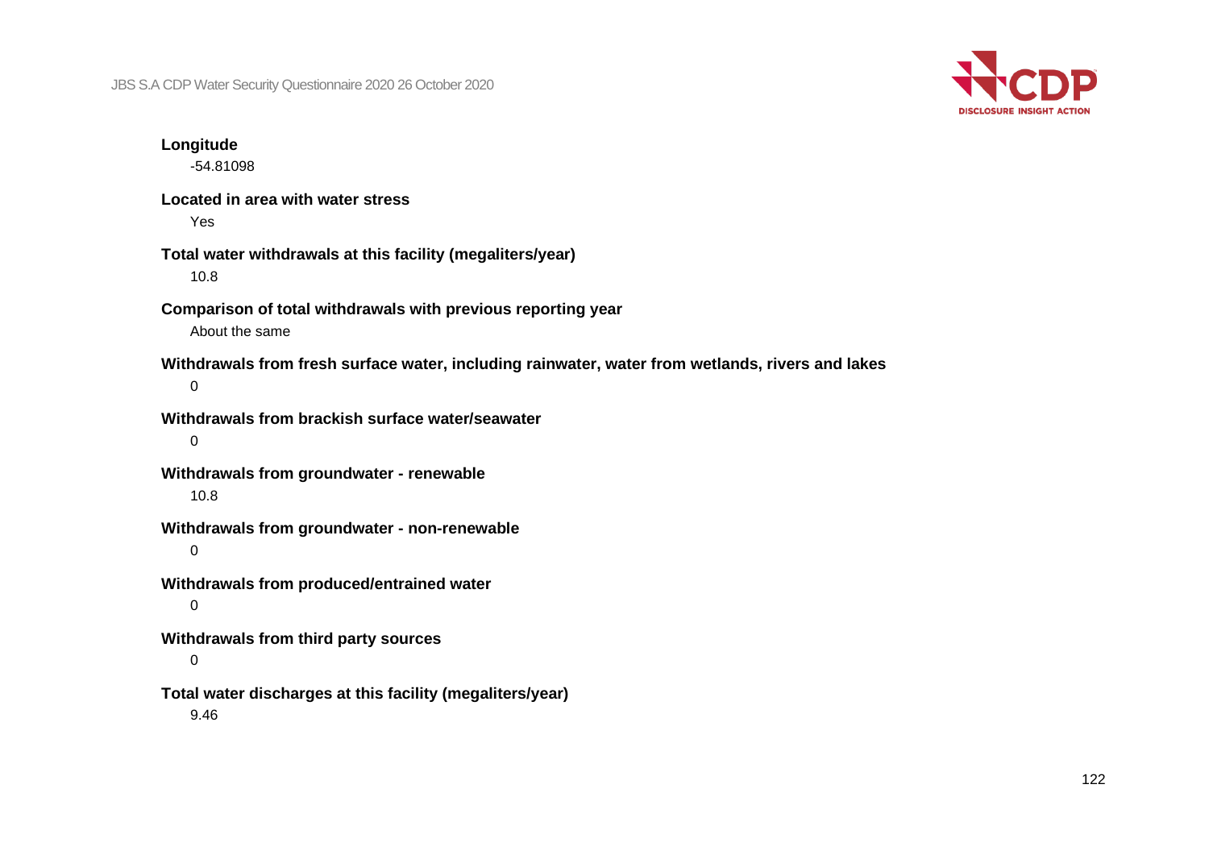**Longitude**

-54.81098

**Located in area with water stress**

Yes

**Total water withdrawals at this facility (megaliters/year)**

10.8

**Comparison of total withdrawals with previous reporting year**

About the same

**Withdrawals from fresh surface water, including rainwater, water from wetlands, rivers and lakes**

0

**Withdrawals from brackish surface water/seawater**

0

**Withdrawals from groundwater - renewable**

10.8

**Withdrawals from groundwater - non-renewable**

0

**Withdrawals from produced/entrained water**

0

**Withdrawals from third party sources**

0

**Total water discharges at this facility (megaliters/year)**

9.46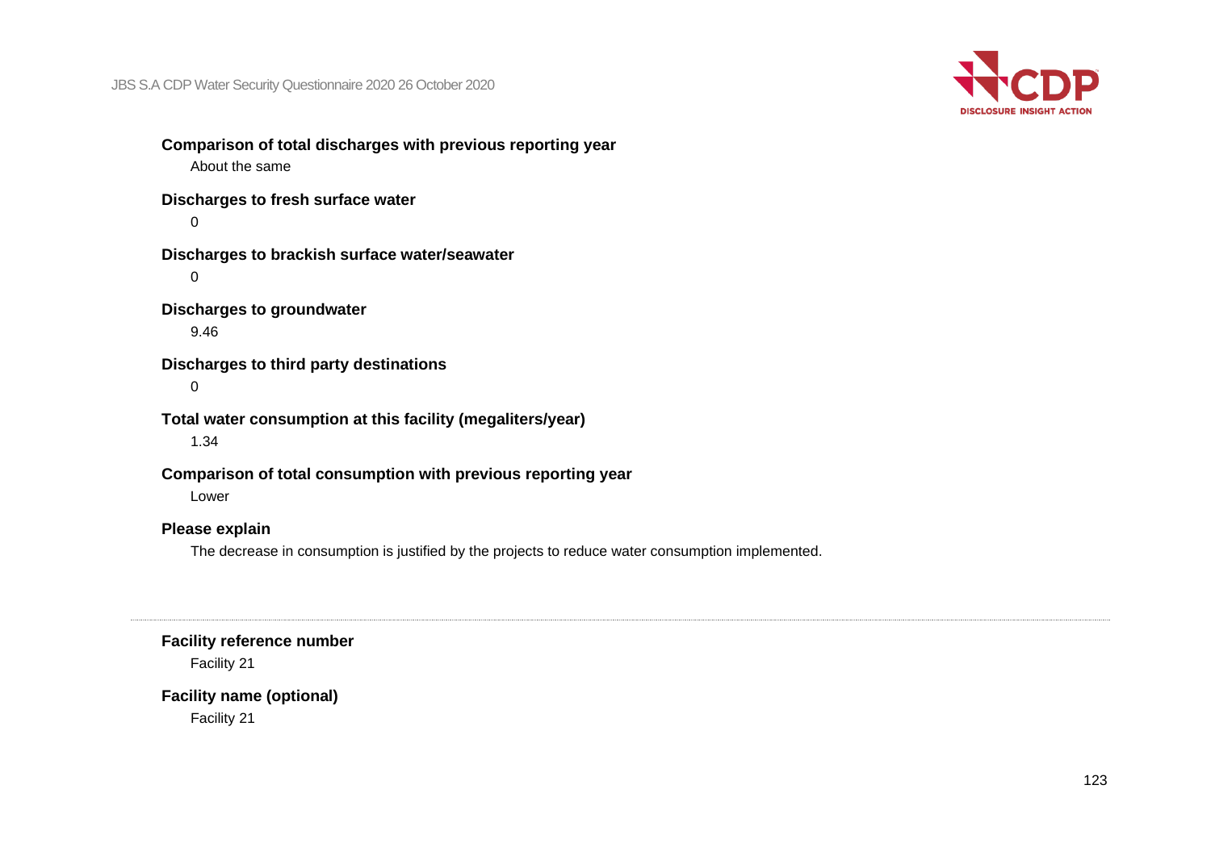**Comparison of total discharges with previous reporting year**

About the same

**Discharges to fresh surface water**

0

**Discharges to brackish surface water/seawater**

0

**Discharges to groundwater**

9.46

**Discharges to third party destinations**

0

**Total water consumption at this facility (megaliters/year)**

1.34

**Comparison of total consumption with previous reporting year**

Lower

**Please explain**

The decrease in consumption is justified by the projects to reduce water consumption implemented.

---

**Facility reference number**

Facility 21

**Facility name (optional)**

Facility 21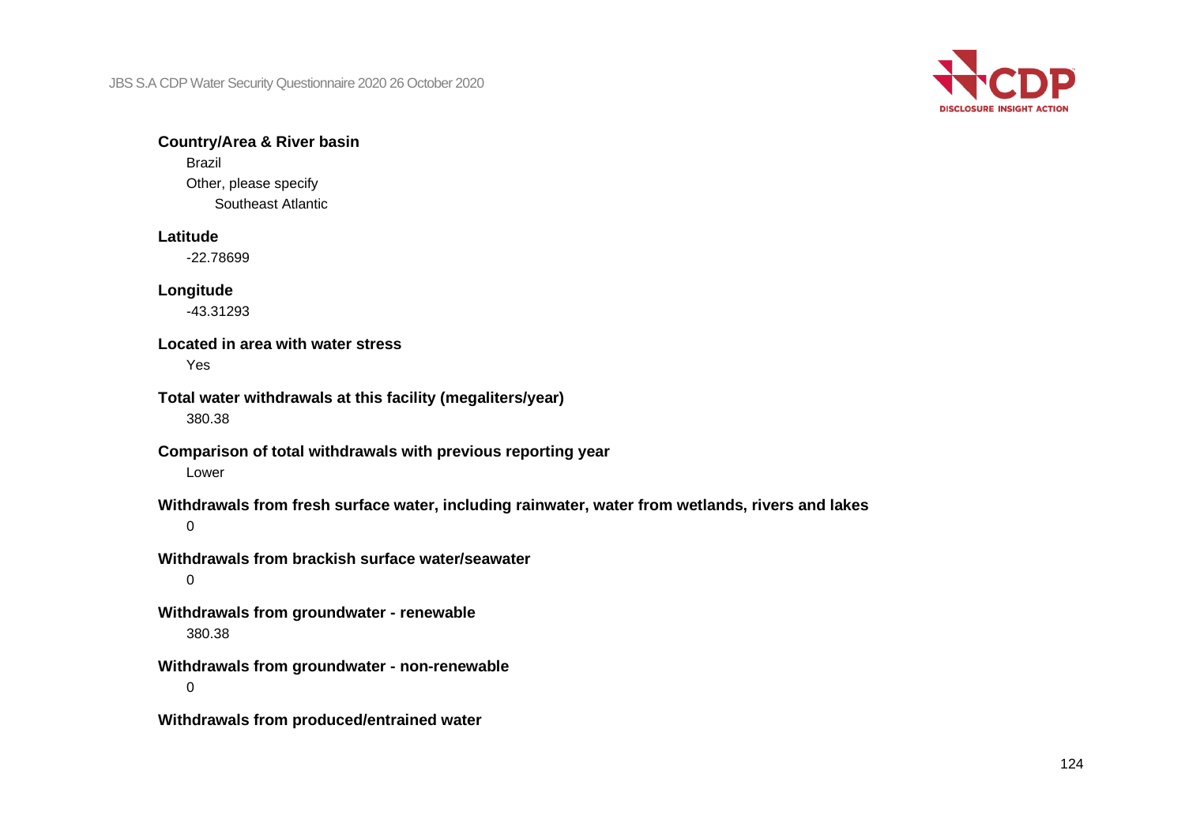**Country/Area & River basin**

Brazil

Other, please specify

Southeast Atlantic

**Latitude**

-22.78699

**Longitude**

-43.31293

**Located in area with water stress**

Yes

**Total water withdrawals at this facility (megaliters/year)**

380.38

**Comparison of total withdrawals with previous reporting year**

Lower

**Withdrawals from fresh surface water, including rainwater, water from wetlands, rivers and lakes**

0

**Withdrawals from brackish surface water/seawater**

0

**Withdrawals from groundwater - renewable**

380.38

**Withdrawals from groundwater - non-renewable**

0

**Withdrawals from produced/entrained water**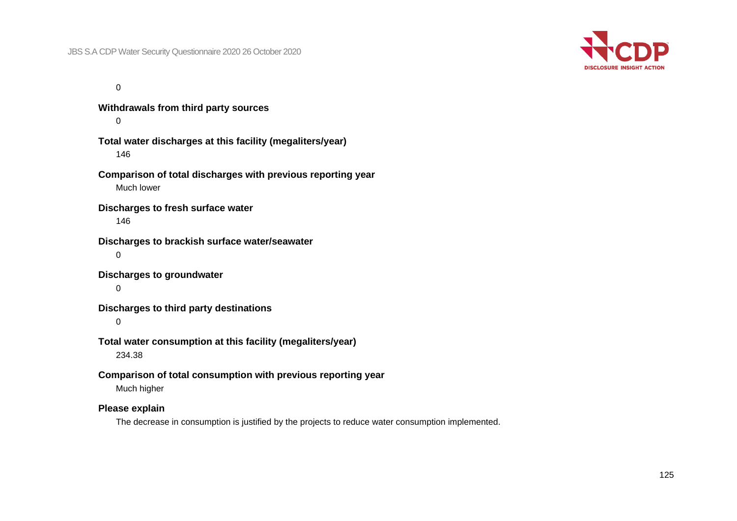0

**Withdrawals from third party sources**

0

**Total water discharges at this facility (megaliters/year)**

146

**Comparison of total discharges with previous reporting year**

Much lower

**Discharges to fresh surface water**

146

**Discharges to brackish surface water/seawater**

0

**Discharges to groundwater**

0

**Discharges to third party destinations**

0

**Total water consumption at this facility (megaliters/year)**

234.38

**Comparison of total consumption with previous reporting year**

Much higher

**Please explain**

The decrease in consumption is justified by the projects to reduce water consumption implemented.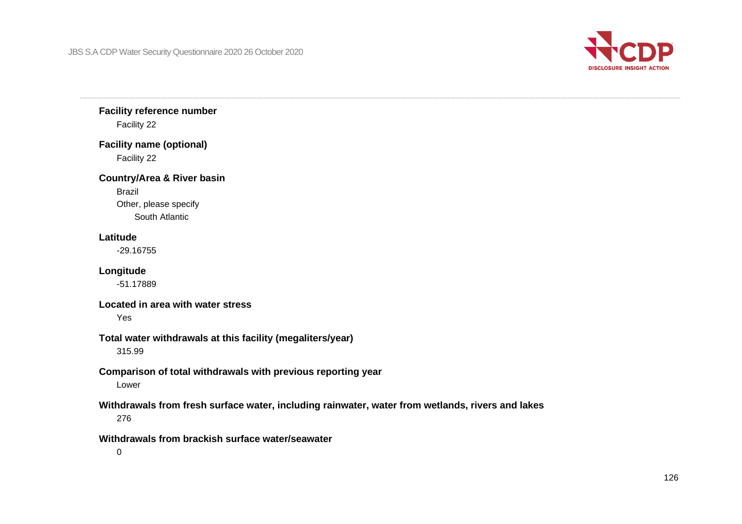**Facility reference number**

Facility 22

**Facility name (optional)**

Facility 22

**Country/Area & River basin**

Brazil

Other, please specify

South Atlantic

**Latitude**

-29.16755

**Longitude**

-51.17889

**Located in area with water stress**

Yes

**Total water withdrawals at this facility (megaliters/year)**

315.99

**Comparison of total withdrawals with previous reporting year**

Lower

**Withdrawals from fresh surface water, including rainwater, water from wetlands, rivers and lakes**

276

**Withdrawals from brackish surface water/seawater**

0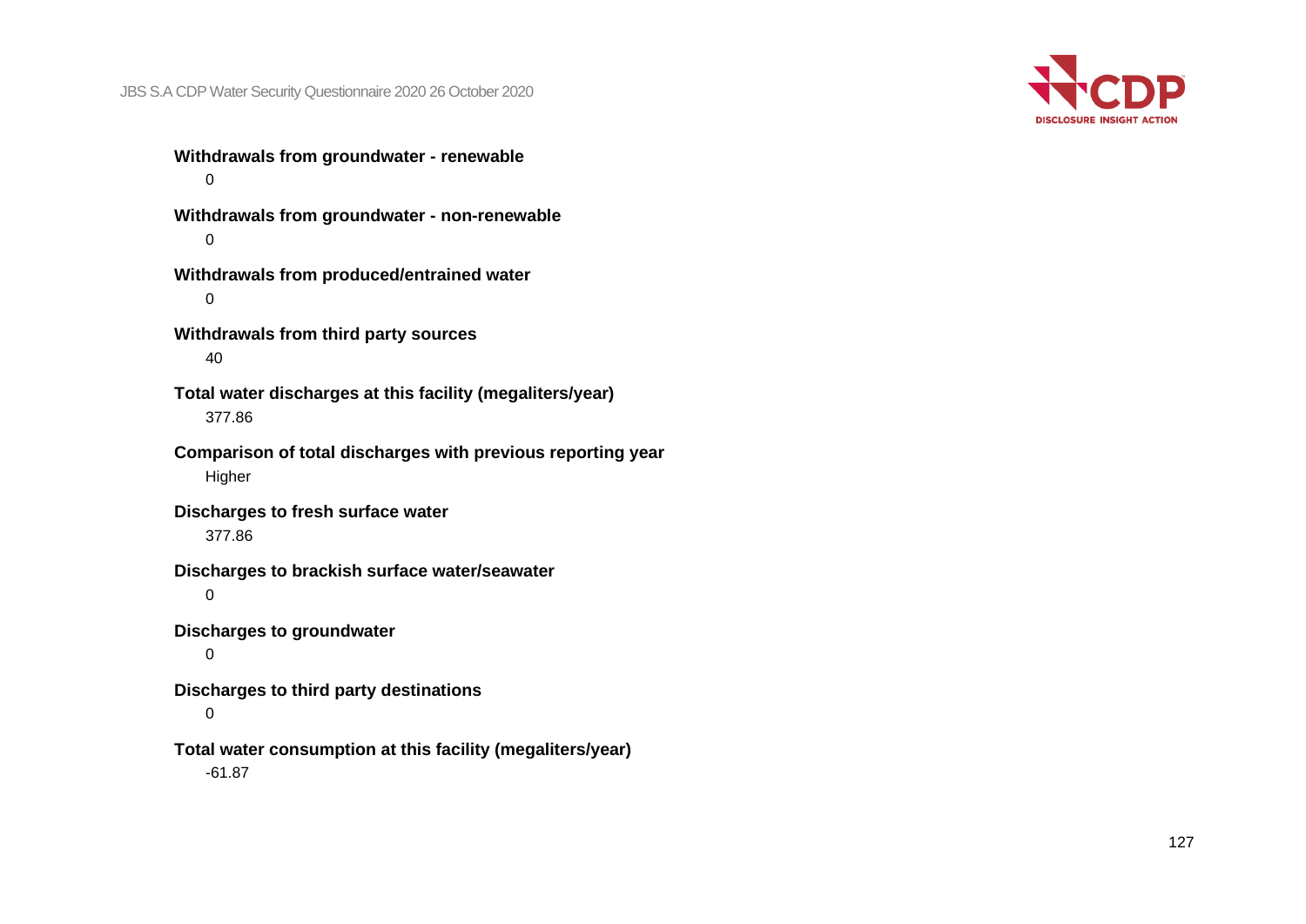**Withdrawals from groundwater - renewable**

0

**Withdrawals from groundwater - non-renewable**

0

**Withdrawals from produced/entrained water**

0

**Withdrawals from third party sources**

40

**Total water discharges at this facility (megaliters/year)**

377.86

**Comparison of total discharges with previous reporting year**

Higher

**Discharges to fresh surface water**

377.86

**Discharges to brackish surface water/seawater**

0

**Discharges to groundwater**

0

**Discharges to third party destinations**

0

**Total water consumption at this facility (megaliters/year)**

-61.87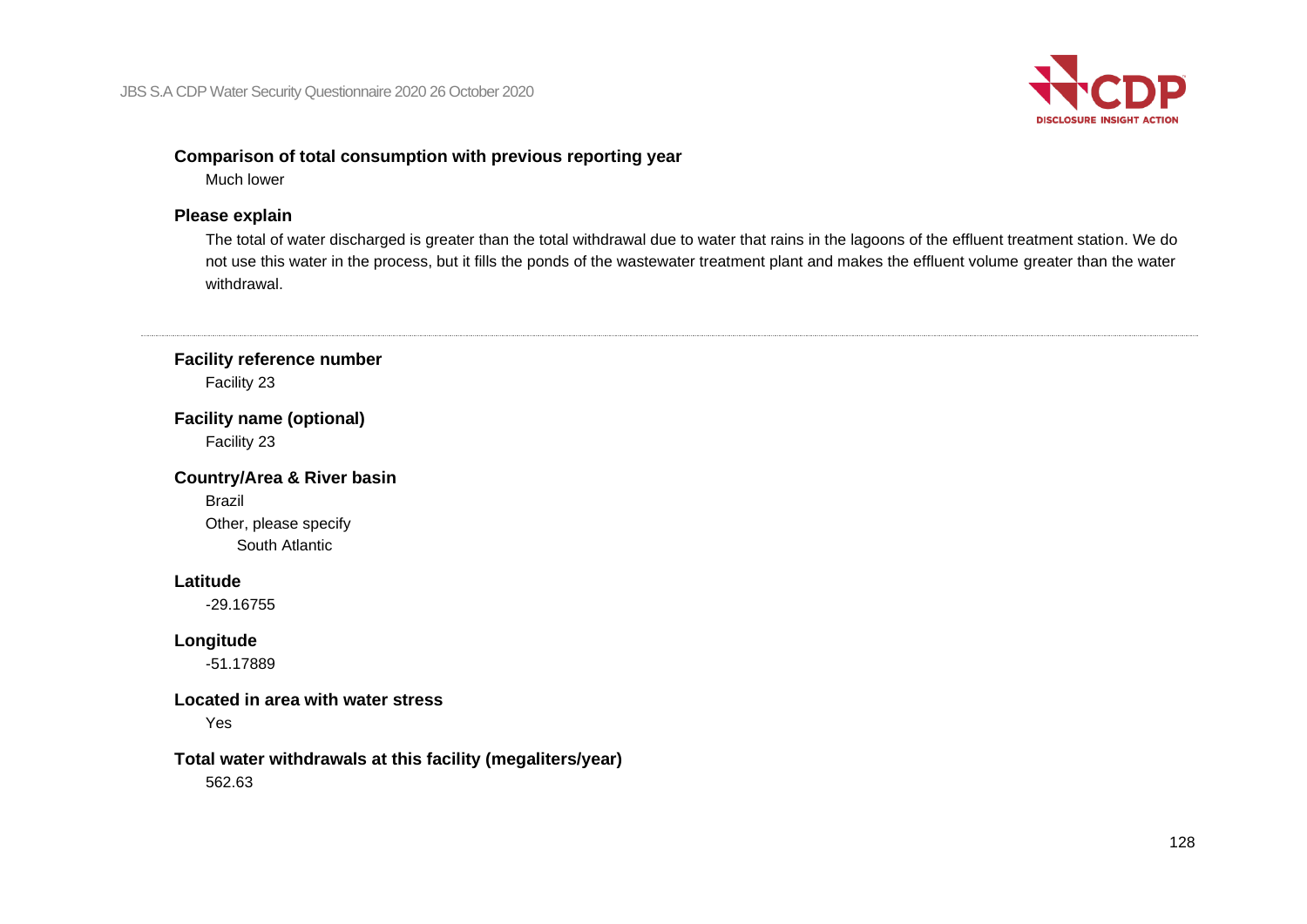**Comparison of total consumption with previous reporting year**

Much lower

**Please explain**

The total of water discharged is greater than the total withdrawal due to water that rains in the lagoons of the effluent treatment station. We do not use this water in the process, but it fills the ponds of the wastewater treatment plant and makes the effluent volume greater than the water withdrawal.

---

**Facility reference number**

Facility 23

**Facility name (optional)**

Facility 23

**Country/Area & River basin**

Brazil

Other, please specify

South Atlantic

**Latitude**

-29.16755

**Longitude**

-51.17889

**Located in area with water stress**

Yes

**Total water withdrawals at this facility (megaliters/year)**

562.63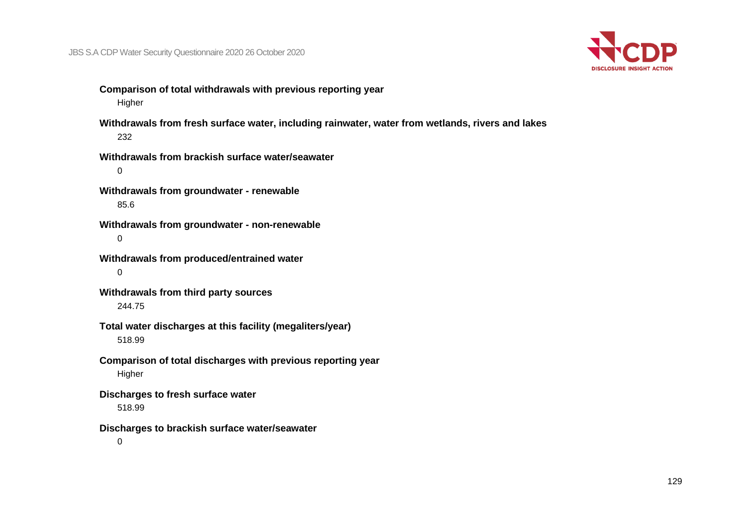**Comparison of total withdrawals with previous reporting year**

Higher

**Withdrawals from fresh surface water, including rainwater, water from wetlands, rivers and lakes**

232

**Withdrawals from brackish surface water/seawater**

0

**Withdrawals from groundwater - renewable**

85.6

**Withdrawals from groundwater - non-renewable**

0

**Withdrawals from produced/entrained water**

0

**Withdrawals from third party sources**

244.75

**Total water discharges at this facility (megaliters/year)**

518.99

**Comparison of total discharges with previous reporting year**

Higher

**Discharges to fresh surface water**

518.99

**Discharges to brackish surface water/seawater**

0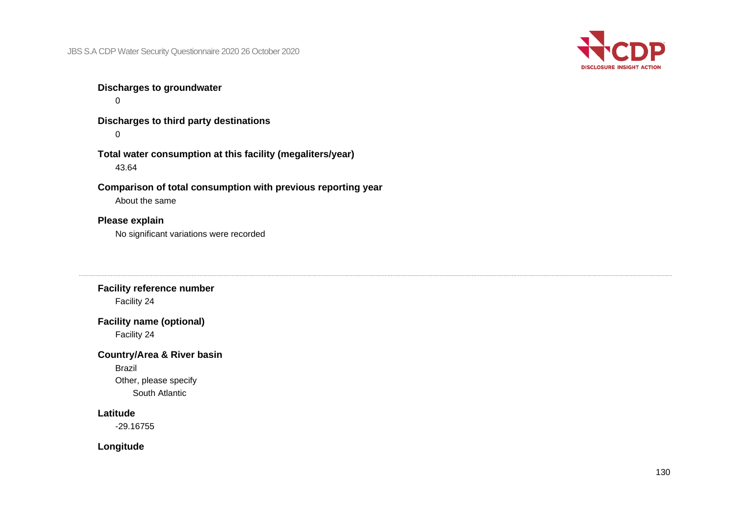**Discharges to groundwater**

0

**Discharges to third party destinations**

0

**Total water consumption at this facility (megaliters/year)**

43.64

**Comparison of total consumption with previous reporting year**

About the same

**Please explain**

No significant variations were recorded

---

**Facility reference number**

Facility 24

**Facility name (optional)**

Facility 24

**Country/Area & River basin**

Brazil

Other, please specify

South Atlantic

**Latitude**

-29.16755

**Longitude**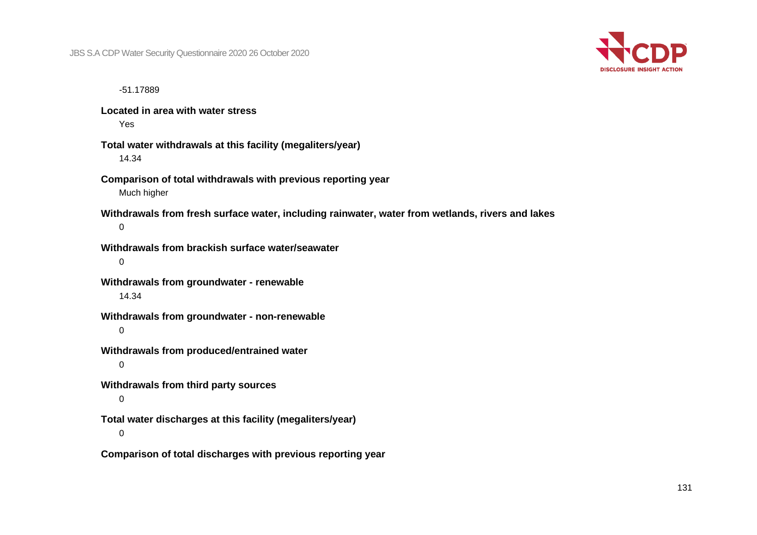-51.17889

**Located in area with water stress**

Yes

**Total water withdrawals at this facility (megaliters/year)**

14.34

**Comparison of total withdrawals with previous reporting year**

Much higher

**Withdrawals from fresh surface water, including rainwater, water from wetlands, rivers and lakes**

0

**Withdrawals from brackish surface water/seawater**

0

**Withdrawals from groundwater - renewable**

14.34

**Withdrawals from groundwater - non-renewable**

0

**Withdrawals from produced/entrained water**

0

**Withdrawals from third party sources**

0

**Total water discharges at this facility (megaliters/year)**

0

**Comparison of total discharges with previous reporting year**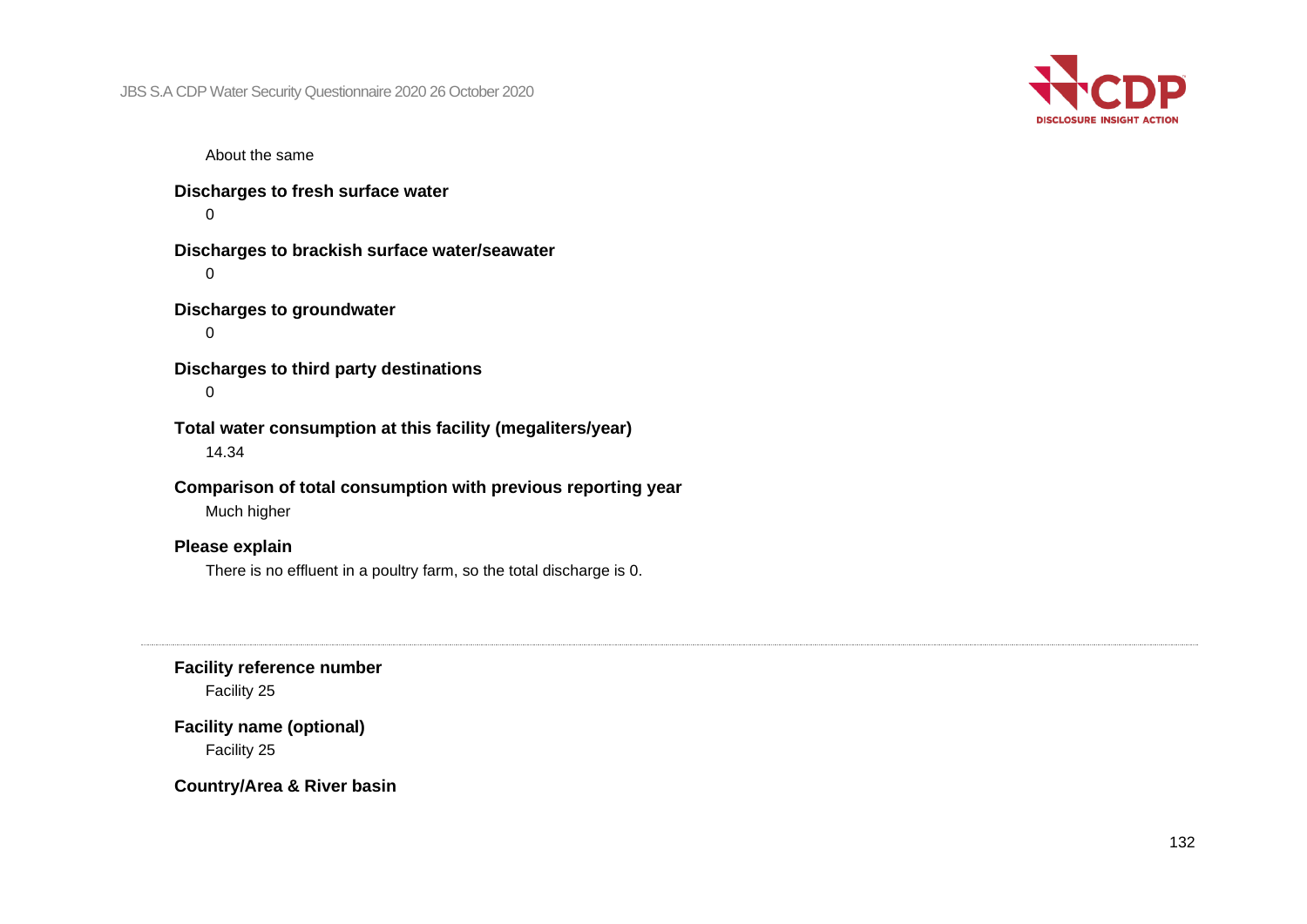About the same

**Discharges to fresh surface water**

0

**Discharges to brackish surface water/seawater**

0

**Discharges to groundwater**

0

**Discharges to third party destinations**

0

**Total water consumption at this facility (megaliters/year)**

14.34

**Comparison of total consumption with previous reporting year**

Much higher

**Please explain**

There is no effluent in a poultry farm, so the total discharge is 0.

---

**Facility reference number**

Facility 25

**Facility name (optional)**

Facility 25

**Country/Area & River basin**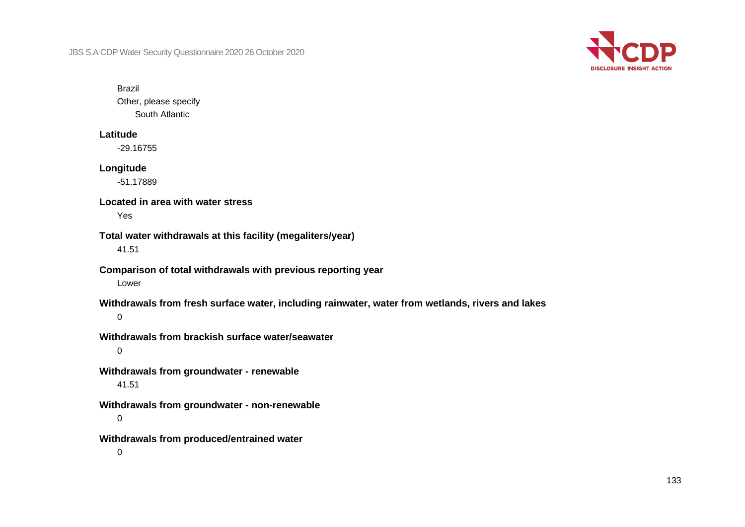Brazil

Other, please specify

South Atlantic

**Latitude**

-29.16755

**Longitude**

-51.17889

**Located in area with water stress**

Yes

**Total water withdrawals at this facility (megaliters/year)**

41.51

**Comparison of total withdrawals with previous reporting year**

Lower

**Withdrawals from fresh surface water, including rainwater, water from wetlands, rivers and lakes**

0

**Withdrawals from brackish surface water/seawater**

0

**Withdrawals from groundwater - renewable**

41.51

**Withdrawals from groundwater - non-renewable**

0

**Withdrawals from produced/entrained water**

0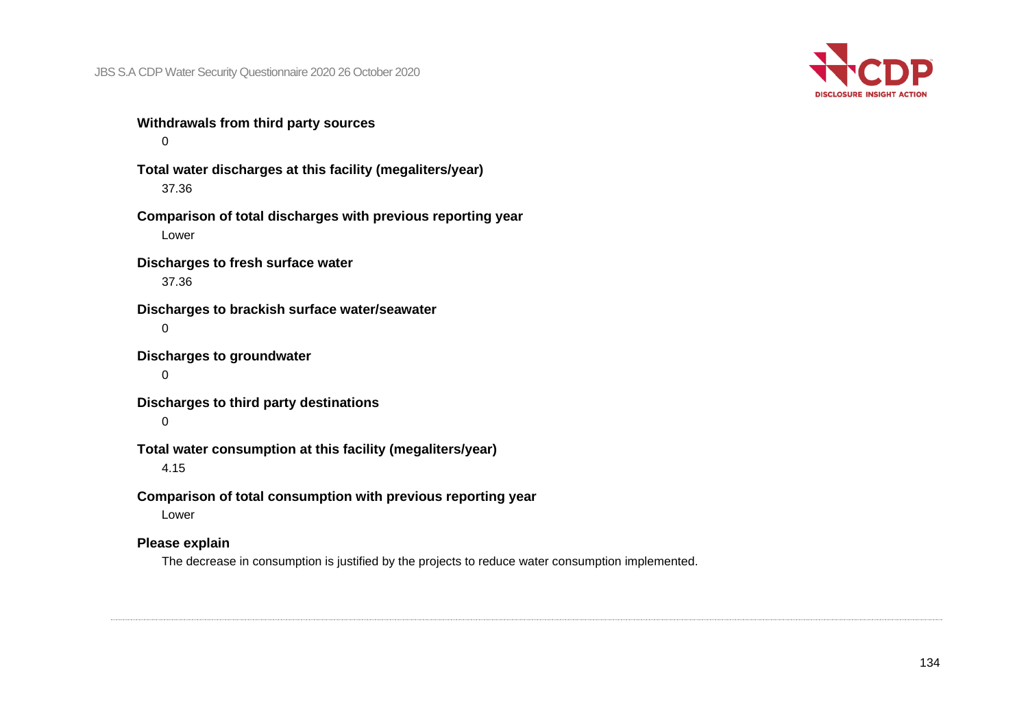**Withdrawals from third party sources**

0

**Total water discharges at this facility (megaliters/year)**

37.36

**Comparison of total discharges with previous reporting year**

Lower

**Discharges to fresh surface water**

37.36

**Discharges to brackish surface water/seawater**

0

**Discharges to groundwater**

0

**Discharges to third party destinations**

0

**Total water consumption at this facility (megaliters/year)**

4.15

**Comparison of total consumption with previous reporting year**

Lower

**Please explain**

The decrease in consumption is justified by the projects to reduce water consumption implemented.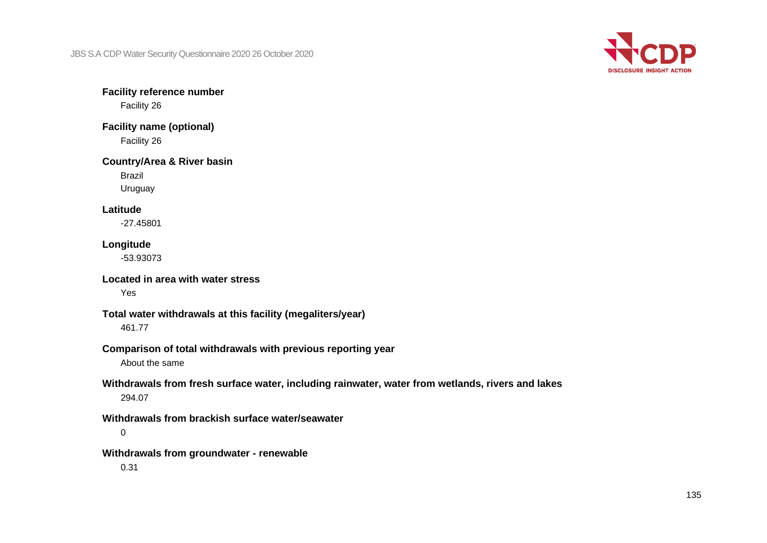**Facility reference number**

Facility 26

**Facility name (optional)**

Facility 26

**Country/Area & River basin**

Brazil

Uruguay

**Latitude**

-27.45801

**Longitude**

-53.93073

**Located in area with water stress**

Yes

**Total water withdrawals at this facility (megaliters/year)**

461.77

**Comparison of total withdrawals with previous reporting year**

About the same

**Withdrawals from fresh surface water, including rainwater, water from wetlands, rivers and lakes**

294.07

**Withdrawals from brackish surface water/seawater**

0

**Withdrawals from groundwater - renewable**

0.31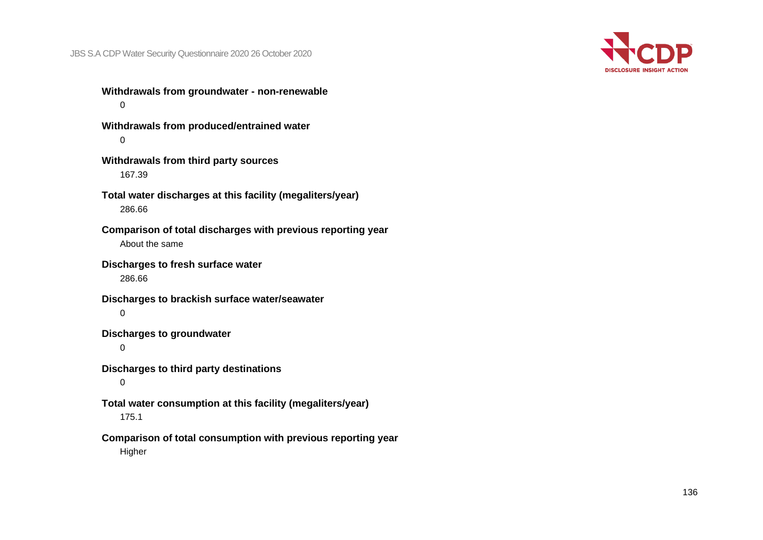**Withdrawals from groundwater - non-renewable**

0

**Withdrawals from produced/entrained water**

0

**Withdrawals from third party sources**

167.39

**Total water discharges at this facility (megaliters/year)**

286.66

**Comparison of total discharges with previous reporting year**

About the same

**Discharges to fresh surface water**

286.66

**Discharges to brackish surface water/seawater**

0

**Discharges to groundwater**

0

**Discharges to third party destinations**

0

**Total water consumption at this facility (megaliters/year)**

175.1

**Comparison of total consumption with previous reporting year**

Higher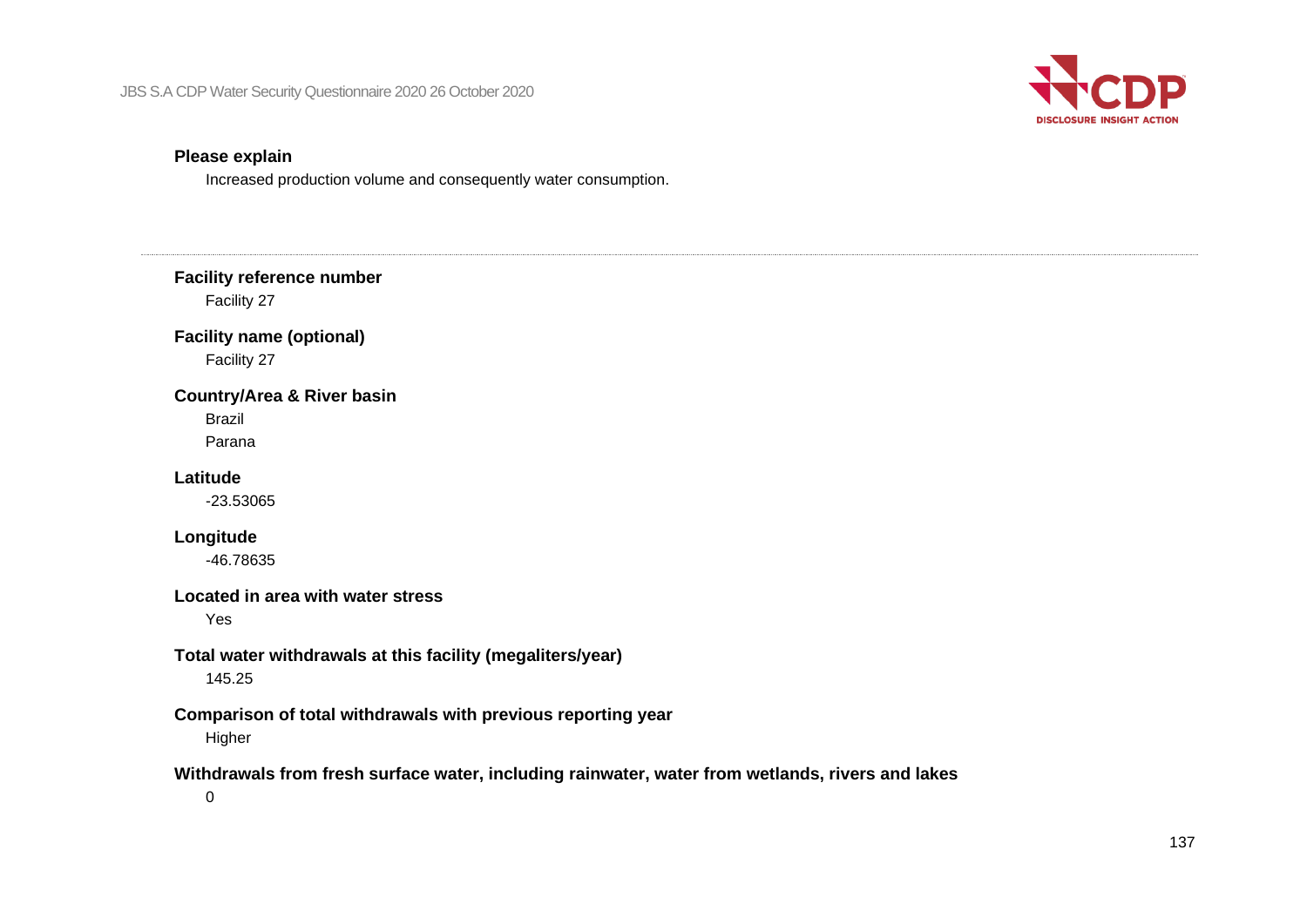**Please explain**

Increased production volume and consequently water consumption.

---

**Facility reference number**

Facility 27

**Facility name (optional)**

Facility 27

**Country/Area & River basin**

Brazil

Parana

**Latitude**

-23.53065

**Longitude**

-46.78635

**Located in area with water stress**

Yes

**Total water withdrawals at this facility (megaliters/year)**

145.25

**Comparison of total withdrawals with previous reporting year**

Higher

**Withdrawals from fresh surface water, including rainwater, water from wetlands, rivers and lakes**

0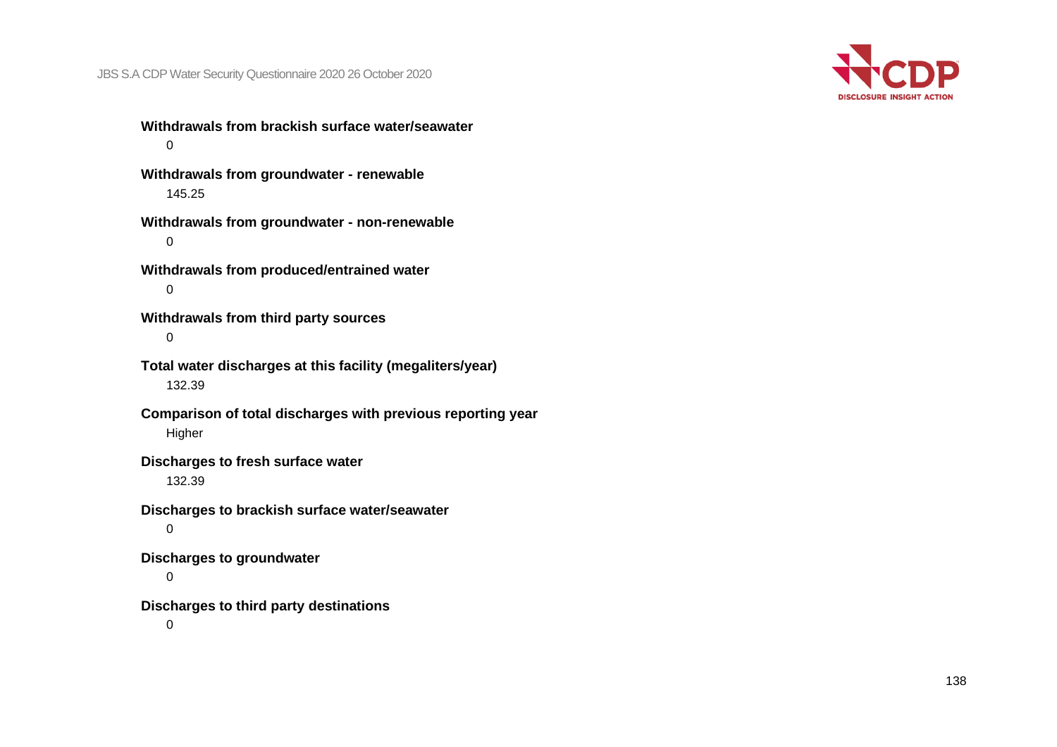**Withdrawals from brackish surface water/seawater**

0

**Withdrawals from groundwater - renewable**

145.25

**Withdrawals from groundwater - non-renewable**

0

**Withdrawals from produced/entrained water**

0

**Withdrawals from third party sources**

0

**Total water discharges at this facility (megaliters/year)**

132.39

**Comparison of total discharges with previous reporting year**

Higher

**Discharges to fresh surface water**

132.39

**Discharges to brackish surface water/seawater**

0

**Discharges to groundwater**

0

**Discharges to third party destinations**

0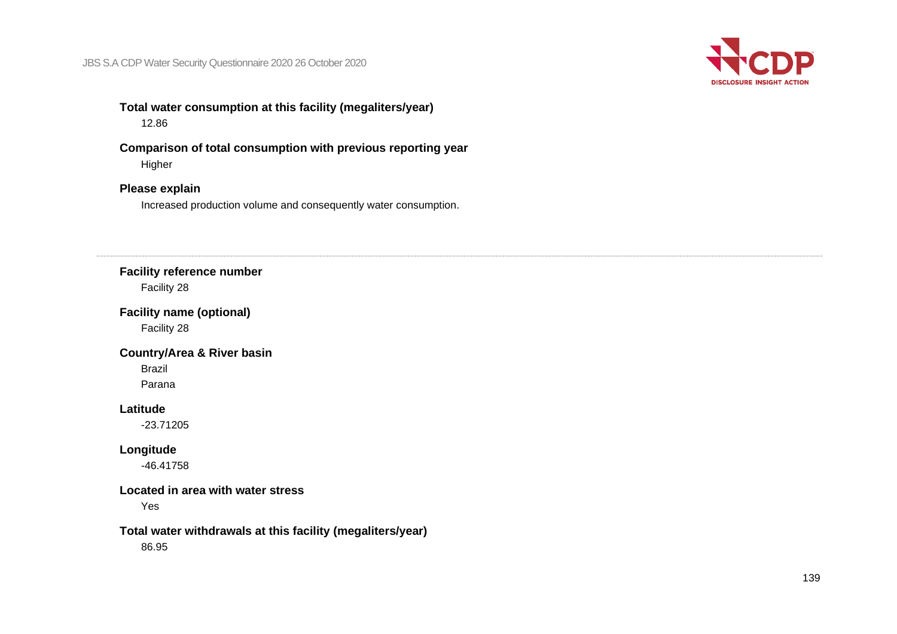**Total water consumption at this facility (megaliters/year)**

12.86

**Comparison of total consumption with previous reporting year**

Higher

**Please explain**

Increased production volume and consequently water consumption.

---

**Facility reference number**

Facility 28

**Facility name (optional)**

Facility 28

**Country/Area & River basin**

Brazil

Parana

**Latitude**

-23.71205

**Longitude**

-46.41758

**Located in area with water stress**

Yes

**Total water withdrawals at this facility (megaliters/year)**

86.95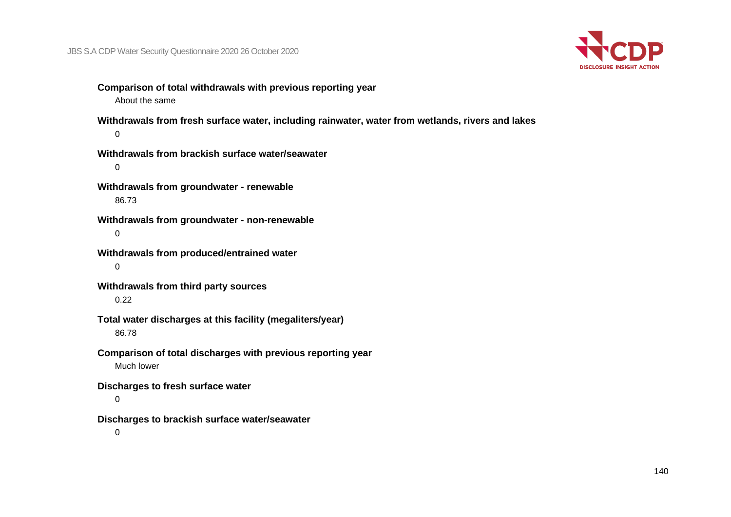**Comparison of total withdrawals with previous reporting year**

About the same

**Withdrawals from fresh surface water, including rainwater, water from wetlands, rivers and lakes**

0

**Withdrawals from brackish surface water/seawater**

0

**Withdrawals from groundwater - renewable**

86.73

**Withdrawals from groundwater - non-renewable**

0

**Withdrawals from produced/entrained water**

0

**Withdrawals from third party sources**

0.22

**Total water discharges at this facility (megaliters/year)**

86.78

**Comparison of total discharges with previous reporting year**

Much lower

**Discharges to fresh surface water**

0

**Discharges to brackish surface water/seawater**

0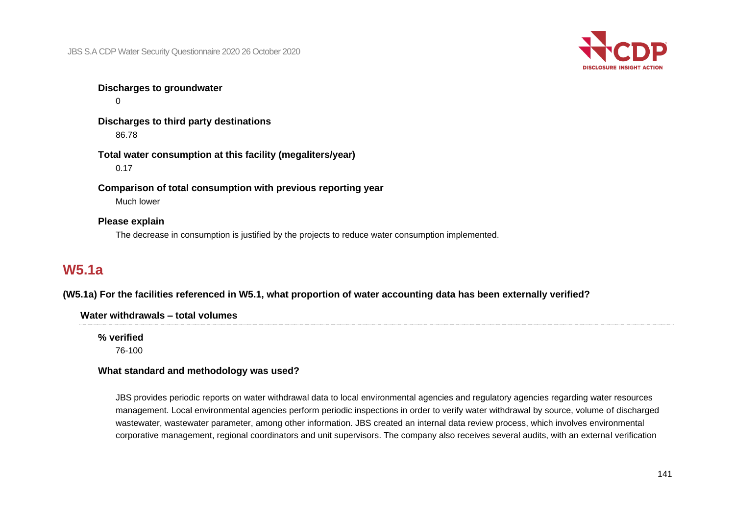**Discharges to groundwater**

0

**Discharges to third party destinations**

86.78

**Total water consumption at this facility (megaliters/year)**

0.17

**Comparison of total consumption with previous reporting year**

Much lower

**Please explain**

The decrease in consumption is justified by the projects to reduce water consumption implemented.

## W5.1a

**(W5.1a) For the facilities referenced in W5.1, what proportion of water accounting data has been externally verified?**

### Water withdrawals – total volumes

**% verified**

76-100

**What standard and methodology was used?**

JBS provides periodic reports on water withdrawal data to local environmental agencies and regulatory agencies regarding water resources management. Local environmental agencies perform periodic inspections in order to verify water withdrawal by source, volume of discharged wastewater, wastewater parameter, among other information. JBS created an internal data review process, which involves environmental corporative management, regional coordinators and unit supervisors. The company also receives several audits, with an external verification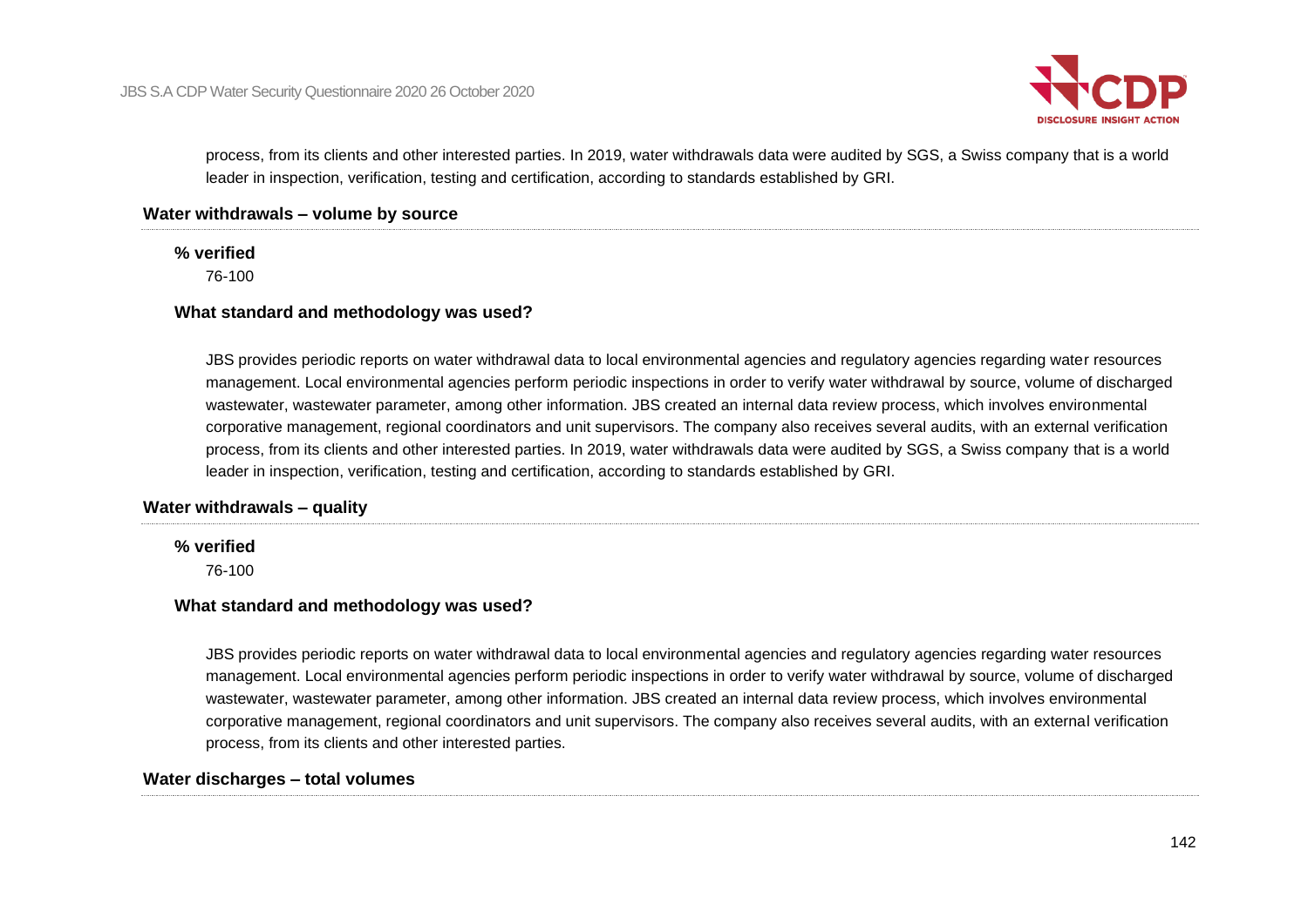process, from its clients and other interested parties. In 2019, water withdrawals data were audited by SGS, a Swiss company that is a world leader in inspection, verification, testing and certification, according to standards established by GRI.

### Water withdrawals – volume by source

**% verified**

76-100

**What standard and methodology was used?**

JBS provides periodic reports on water withdrawal data to local environmental agencies and regulatory agencies regarding water resources management. Local environmental agencies perform periodic inspections in order to verify water withdrawal by source, volume of discharged wastewater, wastewater parameter, among other information. JBS created an internal data review process, which involves environmental corporative management, regional coordinators and unit supervisors. The company also receives several audits, with an external verification process, from its clients and other interested parties. In 2019, water withdrawals data were audited by SGS, a Swiss company that is a world leader in inspection, verification, testing and certification, according to standards established by GRI.

### Water withdrawals – quality

**% verified**

76-100

**What standard and methodology was used?**

JBS provides periodic reports on water withdrawal data to local environmental agencies and regulatory agencies regarding water resources management. Local environmental agencies perform periodic inspections in order to verify water withdrawal by source, volume of discharged wastewater, wastewater parameter, among other information. JBS created an internal data review process, which involves environmental corporative management, regional coordinators and unit supervisors. The company also receives several audits, with an external verification process, from its clients and other interested parties.

### Water discharges – total volumes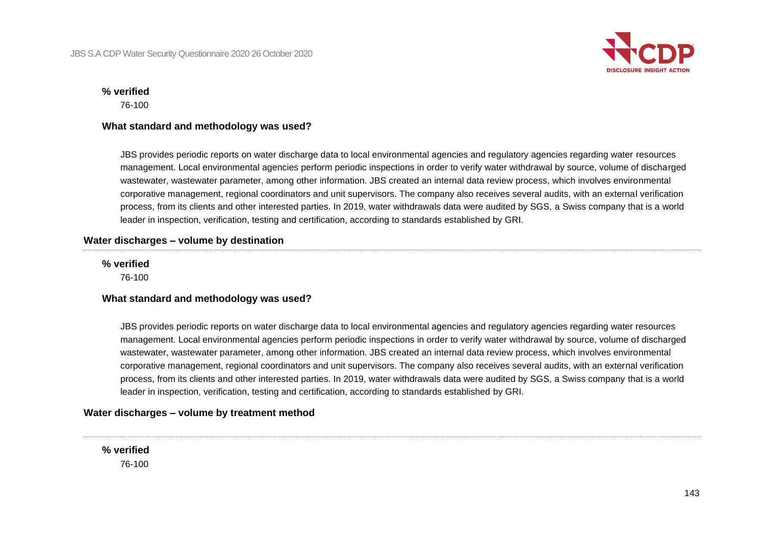**% verified**

76-100

**What standard and methodology was used?**

JBS provides periodic reports on water discharge data to local environmental agencies and regulatory agencies regarding water resources management. Local environmental agencies perform periodic inspections in order to verify water withdrawal by source, volume of discharged wastewater, wastewater parameter, among other information. JBS created an internal data review process, which involves environmental corporative management, regional coordinators and unit supervisors. The company also receives several audits, with an external verification process, from its clients and other interested parties. In 2019, water withdrawals data were audited by SGS, a Swiss company that is a world leader in inspection, verification, testing and certification, according to standards established by GRI.

### Water discharges – volume by destination

**% verified**

76-100

**What standard and methodology was used?**

JBS provides periodic reports on water discharge data to local environmental agencies and regulatory agencies regarding water resources management. Local environmental agencies perform periodic inspections in order to verify water withdrawal by source, volume of discharged wastewater, wastewater parameter, among other information. JBS created an internal data review process, which involves environmental corporative management, regional coordinators and unit supervisors. The company also receives several audits, with an external verification process, from its clients and other interested parties. In 2019, water withdrawals data were audited by SGS, a Swiss company that is a world leader in inspection, verification, testing and certification, according to standards established by GRI.

### Water discharges – volume by treatment method

**% verified**

76-100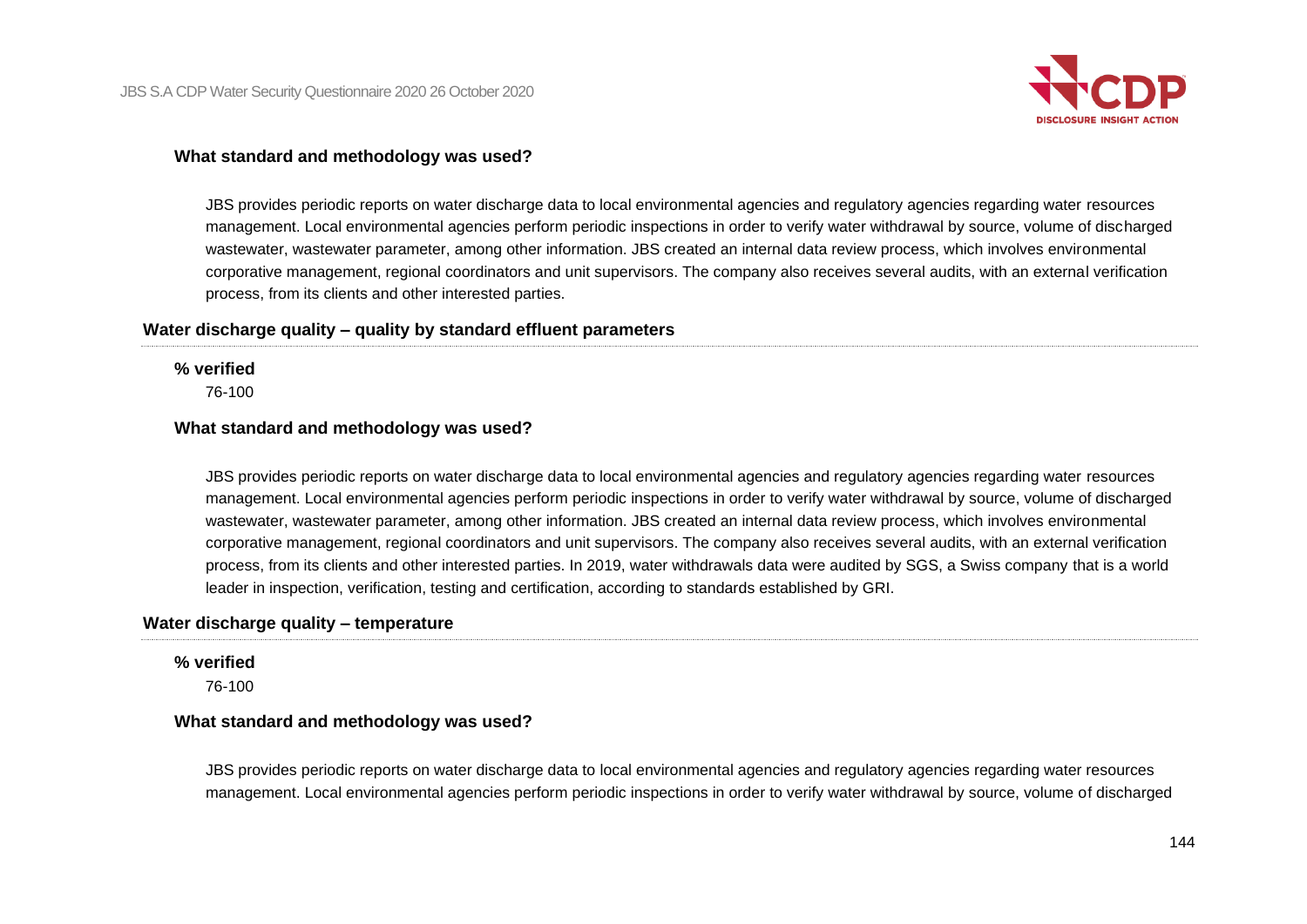**What standard and methodology was used?**

JBS provides periodic reports on water discharge data to local environmental agencies and regulatory agencies regarding water resources management. Local environmental agencies perform periodic inspections in order to verify water withdrawal by source, volume of discharged wastewater, wastewater parameter, among other information. JBS created an internal data review process, which involves environmental corporative management, regional coordinators and unit supervisors. The company also receives several audits, with an external verification process, from its clients and other interested parties.

### Water discharge quality – quality by standard effluent parameters

**% verified**

76-100

**What standard and methodology was used?**

JBS provides periodic reports on water discharge data to local environmental agencies and regulatory agencies regarding water resources management. Local environmental agencies perform periodic inspections in order to verify water withdrawal by source, volume of discharged wastewater, wastewater parameter, among other information. JBS created an internal data review process, which involves environmental corporative management, regional coordinators and unit supervisors. The company also receives several audits, with an external verification process, from its clients and other interested parties. In 2019, water withdrawals data were audited by SGS, a Swiss company that is a world leader in inspection, verification, testing and certification, according to standards established by GRI.

### Water discharge quality – temperature

**% verified**

76-100

**What standard and methodology was used?**

JBS provides periodic reports on water discharge data to local environmental agencies and regulatory agencies regarding water resources management. Local environmental agencies perform periodic inspections in order to verify water withdrawal by source, volume of discharged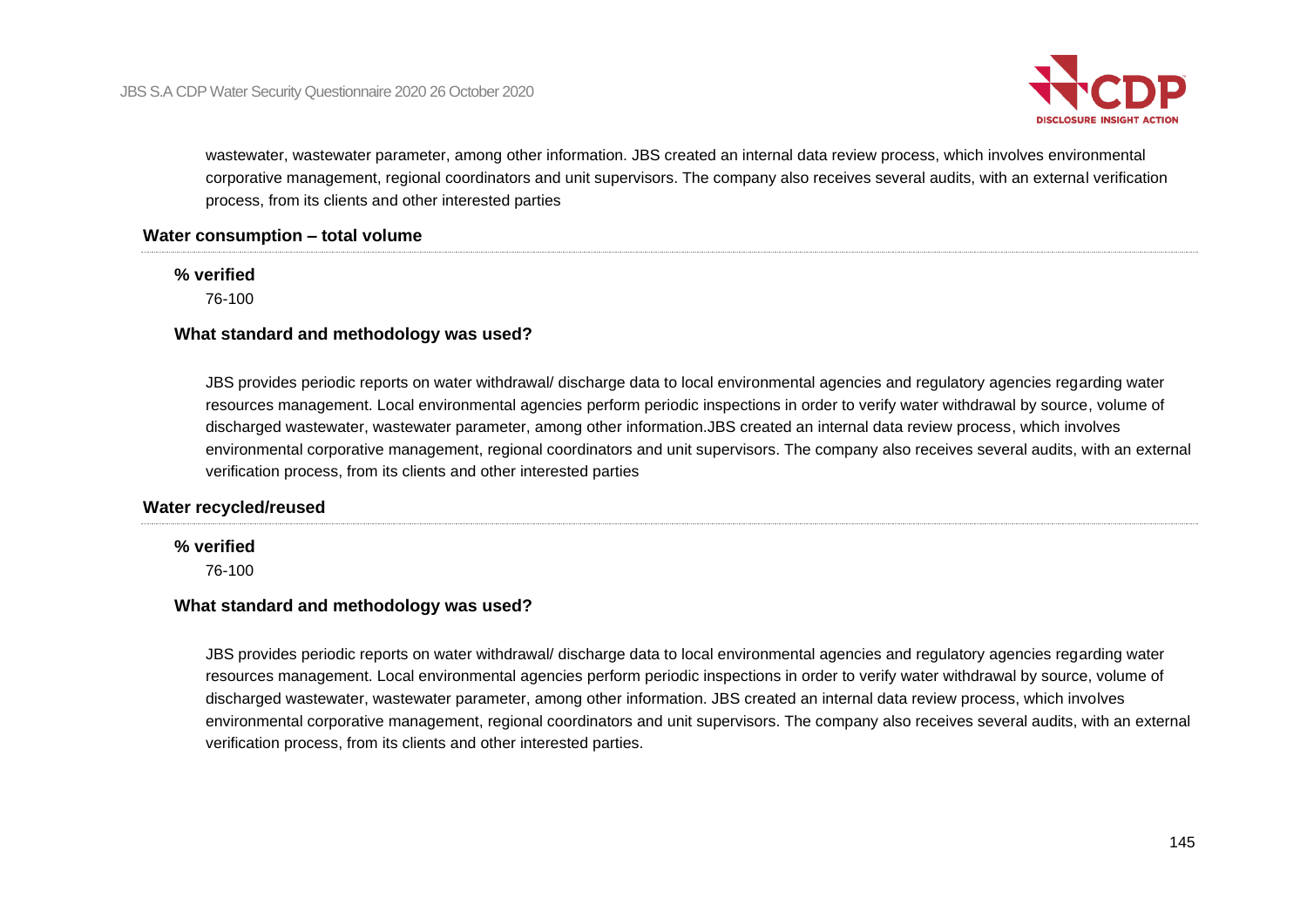wastewater, wastewater parameter, among other information. JBS created an internal data review process, which involves environmental corporative management, regional coordinators and unit supervisors. The company also receives several audits, with an external verification process, from its clients and other interested parties

### Water consumption – total volume

**% verified**

76-100

**What standard and methodology was used?**

JBS provides periodic reports on water withdrawal/ discharge data to local environmental agencies and regulatory agencies regarding water resources management. Local environmental agencies perform periodic inspections in order to verify water withdrawal by source, volume of discharged wastewater, wastewater parameter, among other information.JBS created an internal data review process, which involves environmental corporative management, regional coordinators and unit supervisors. The company also receives several audits, with an external verification process, from its clients and other interested parties

### Water recycled/reused

**% verified**

76-100

**What standard and methodology was used?**

JBS provides periodic reports on water withdrawal/ discharge data to local environmental agencies and regulatory agencies regarding water resources management. Local environmental agencies perform periodic inspections in order to verify water withdrawal by source, volume of discharged wastewater, wastewater parameter, among other information. JBS created an internal data review process, which involves environmental corporative management, regional coordinators and unit supervisors. The company also receives several audits, with an external verification process, from its clients and other interested parties.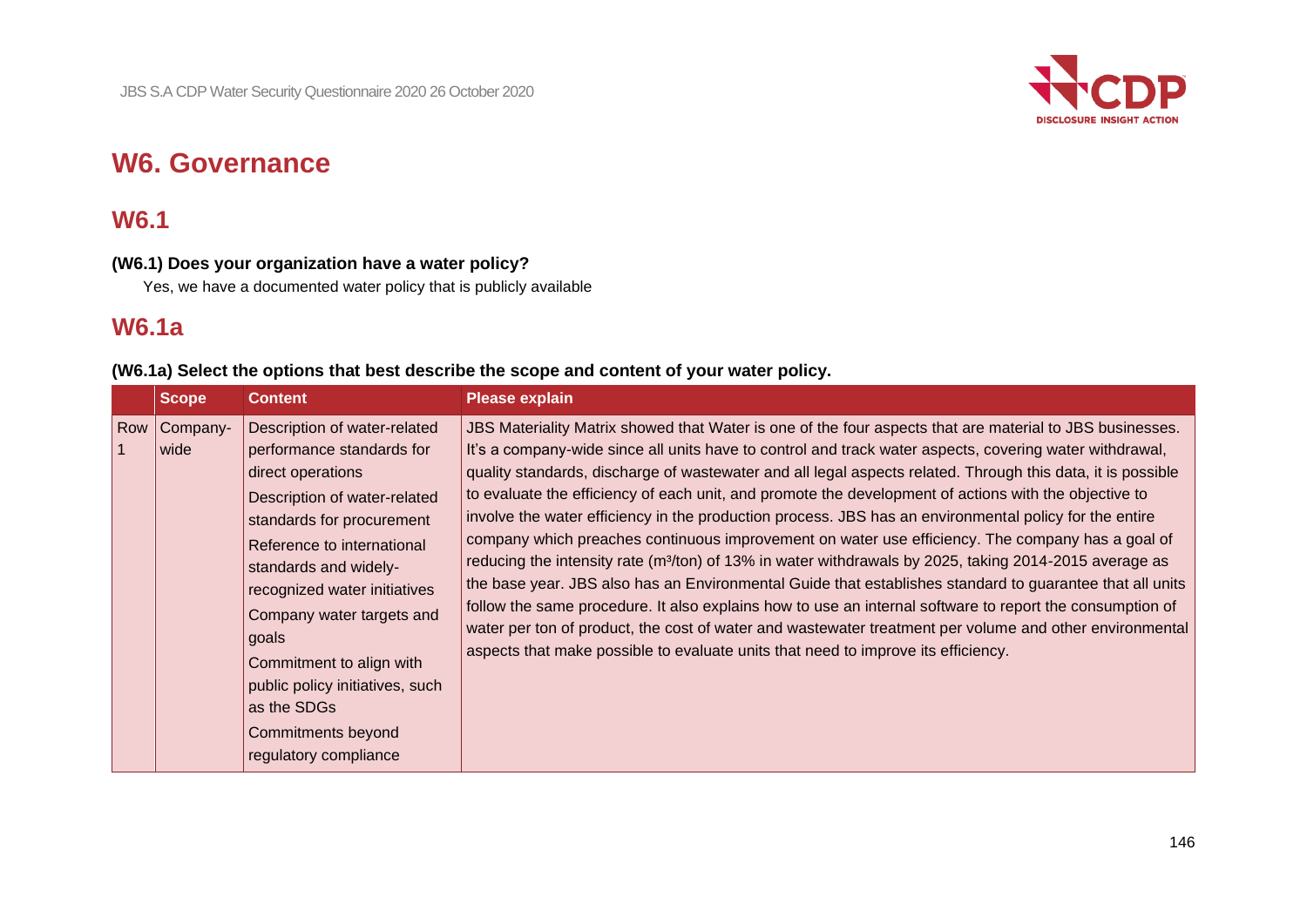# W6. Governance

## W6.1

**(W6.1) Does your organization have a water policy?**

Yes, we have a documented water policy that is publicly available

## W6.1a

**(W6.1a) Select the options that best describe the scope and content of your water policy.**

| | Scope | Content | Please explain |
|---|---|---|---|
| Row 1 | Company-wide | Description of water-related performance standards for direct operations<br>Description of water-related standards for procurement<br>Reference to international standards and widely-recognized water initiatives<br>Company water targets and goals<br>Commitment to align with public policy initiatives, such as the SDGs<br>Commitments beyond regulatory compliance | JBS Materiality Matrix showed that Water is one of the four aspects that are material to JBS businesses. It's a company-wide since all units have to control and track water aspects, covering water withdrawal, quality standards, discharge of wastewater and all legal aspects related. Through this data, it is possible to evaluate the efficiency of each unit, and promote the development of actions with the objective to involve the water efficiency in the production process. JBS has an environmental policy for the entire company which preaches continuous improvement on water use efficiency. The company has a goal of reducing the intensity rate ($m^3$/ton) of 13% in water withdrawals by 2025, taking 2014-2015 average as the base year. JBS also has an Environmental Guide that establishes standard to guarantee that all units follow the same procedure. It also explains how to use an internal software to report the consumption of water per ton of product, the cost of water and wastewater treatment per volume and other environmental aspects that make possible to evaluate units that need to improve its efficiency. |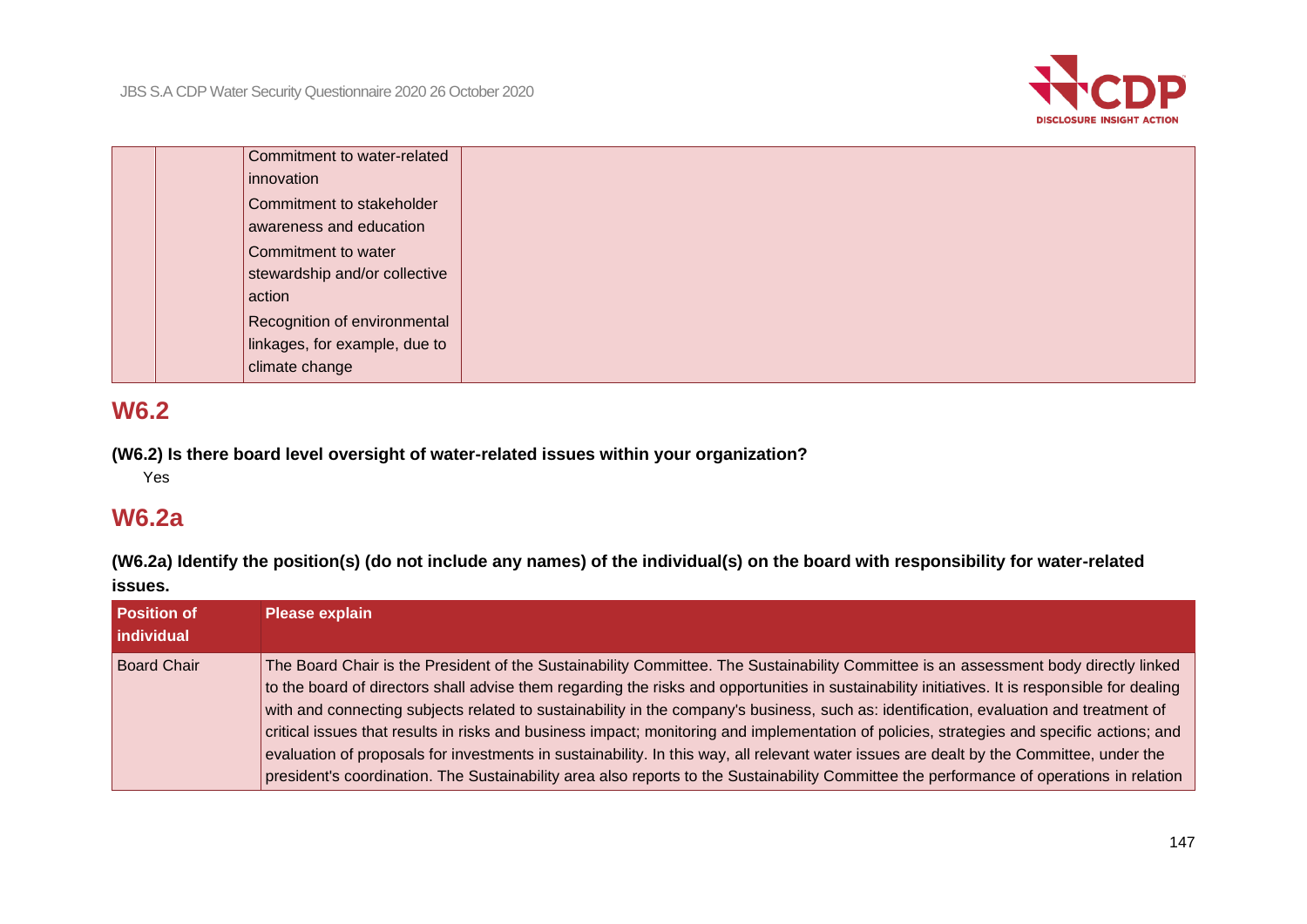| | | Commitment to water-related innovation<br>Commitment to stakeholder awareness and education<br>Commitment to water stewardship and/or collective action<br>Recognition of environmental linkages, for example, due to climate change | |
|---|---|---|---|

## W6.2

**(W6.2) Is there board level oversight of water-related issues within your organization?**

Yes

## W6.2a

**(W6.2a) Identify the position(s) (do not include any names) of the individual(s) on the board with responsibility for water-related issues.**

| Position of individual | Please explain |
|---|---|
| Board Chair | The Board Chair is the President of the Sustainability Committee. The Sustainability Committee is an assessment body directly linked to the board of directors shall advise them regarding the risks and opportunities in sustainability initiatives. It is responsible for dealing with and connecting subjects related to sustainability in the company's business, such as: identification, evaluation and treatment of critical issues that results in risks and business impact; monitoring and implementation of policies, strategies and specific actions; and evaluation of proposals for investments in sustainability. In this way, all relevant water issues are dealt by the Committee, under the president's coordination. The Sustainability area also reports to the Sustainability Committee the performance of operations in relation |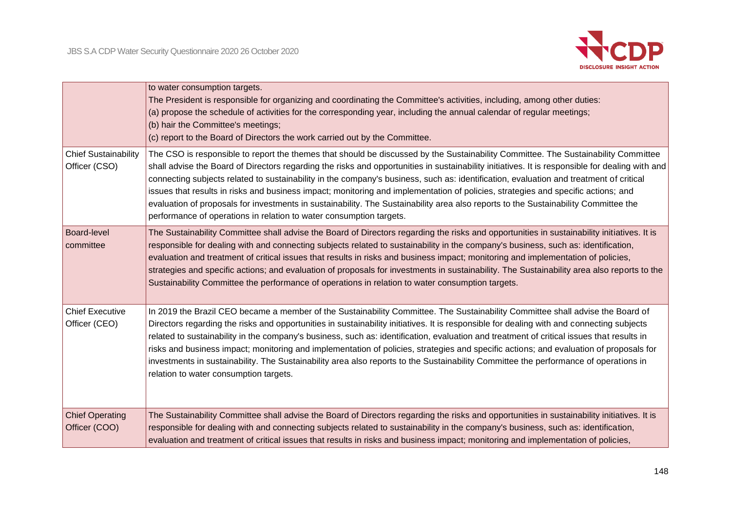| | |
|---|---|
| | to water consumption targets.<br>The President is responsible for organizing and coordinating the Committee's activities, including, among other duties:<br>(a) propose the schedule of activities for the corresponding year, including the annual calendar of regular meetings;<br>(b) hair the Committee's meetings;<br>(c) report to the Board of Directors the work carried out by the Committee. |
| Chief Sustainability Officer (CSO) | The CSO is responsible to report the themes that should be discussed by the Sustainability Committee. The Sustainability Committee shall advise the Board of Directors regarding the risks and opportunities in sustainability initiatives. It is responsible for dealing with and connecting subjects related to sustainability in the company's business, such as: identification, evaluation and treatment of critical issues that results in risks and business impact; monitoring and implementation of policies, strategies and specific actions; and evaluation of proposals for investments in sustainability. The Sustainability area also reports to the Sustainability Committee the performance of operations in relation to water consumption targets. |
| Board-level committee | The Sustainability Committee shall advise the Board of Directors regarding the risks and opportunities in sustainability initiatives. It is responsible for dealing with and connecting subjects related to sustainability in the company's business, such as: identification, evaluation and treatment of critical issues that results in risks and business impact; monitoring and implementation of policies, strategies and specific actions; and evaluation of proposals for investments in sustainability. The Sustainability area also reports to the Sustainability Committee the performance of operations in relation to water consumption targets. |
| Chief Executive Officer (CEO) | In 2019 the Brazil CEO became a member of the Sustainability Committee. The Sustainability Committee shall advise the Board of Directors regarding the risks and opportunities in sustainability initiatives. It is responsible for dealing with and connecting subjects related to sustainability in the company's business, such as: identification, evaluation and treatment of critical issues that results in risks and business impact; monitoring and implementation of policies, strategies and specific actions; and evaluation of proposals for investments in sustainability. The Sustainability area also reports to the Sustainability Committee the performance of operations in relation to water consumption targets. |
| Chief Operating Officer (COO) | The Sustainability Committee shall advise the Board of Directors regarding the risks and opportunities in sustainability initiatives. It is responsible for dealing with and connecting subjects related to sustainability in the company's business, such as: identification, evaluation and treatment of critical issues that results in risks and business impact; monitoring and implementation of policies, |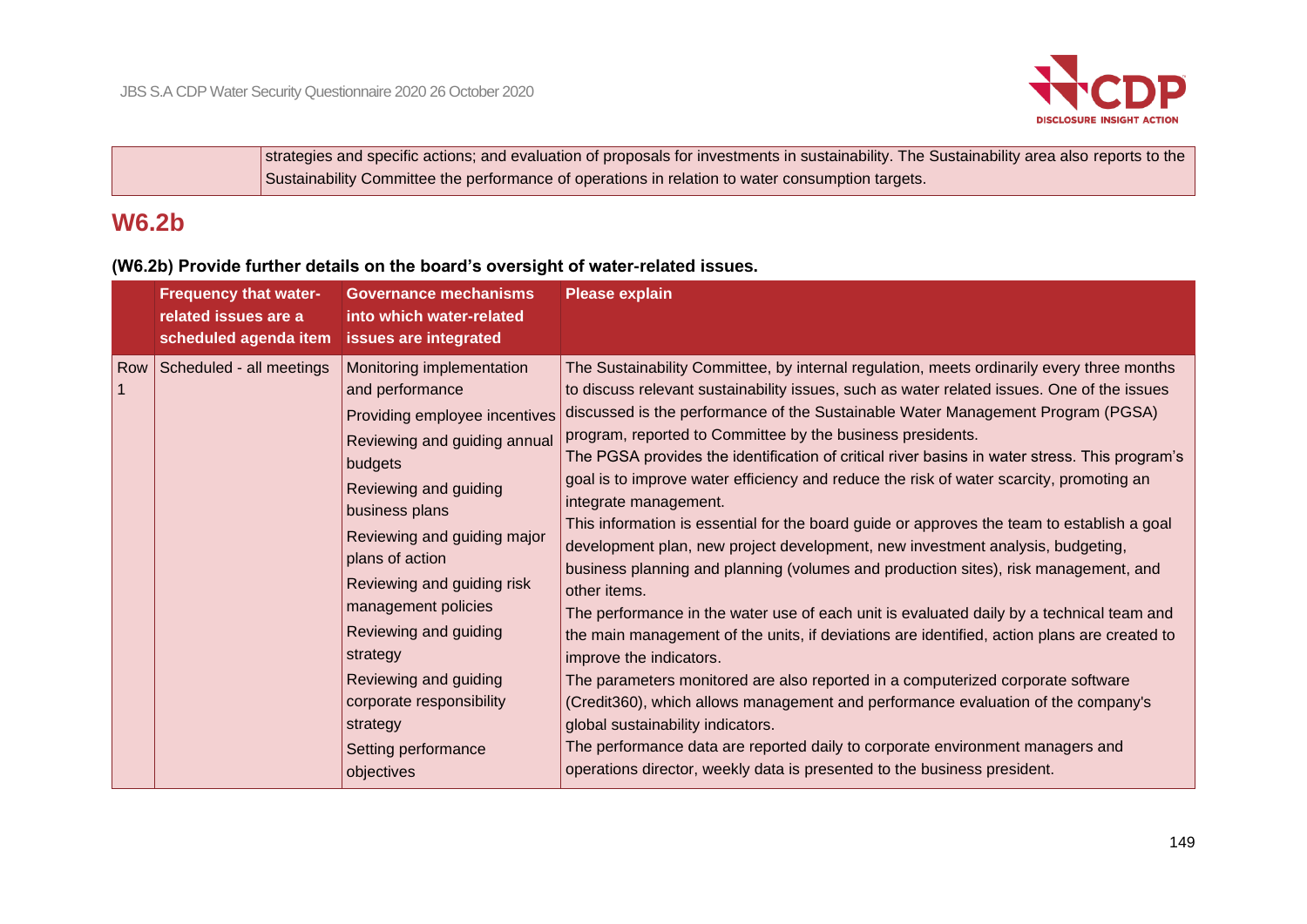| | |
|---|---|
| | strategies and specific actions; and evaluation of proposals for investments in sustainability. The Sustainability area also reports to the Sustainability Committee the performance of operations in relation to water consumption targets. |

## W6.2b

### (W6.2b) Provide further details on the board's oversight of water-related issues.

| | Frequency that water-related issues are a scheduled agenda item | Governance mechanisms into which water-related issues are integrated | Please explain |
|---|---|---|---|
| Row 1 | Scheduled - all meetings | Monitoring implementation and performance<br>Providing employee incentives<br>Reviewing and guiding annual budgets<br>Reviewing and guiding business plans<br>Reviewing and guiding major plans of action<br>Reviewing and guiding risk management policies<br>Reviewing and guiding strategy<br>Reviewing and guiding corporate responsibility strategy<br>Setting performance objectives | The Sustainability Committee, by internal regulation, meets ordinarily every three months to discuss relevant sustainability issues, such as water related issues. One of the issues discussed is the performance of the Sustainable Water Management Program (PGSA) program, reported to Committee by the business presidents.<br>The PGSA provides the identification of critical river basins in water stress. This program's goal is to improve water efficiency and reduce the risk of water scarcity, promoting an integrate management.<br>This information is essential for the board guide or approves the team to establish a goal development plan, new project development, new investment analysis, budgeting, business planning and planning (volumes and production sites), risk management, and other items.<br>The performance in the water use of each unit is evaluated daily by a technical team and the main management of the units, if deviations are identified, action plans are created to improve the indicators.<br>The parameters monitored are also reported in a computerized corporate software (Credit360), which allows management and performance evaluation of the company's global sustainability indicators.<br>The performance data are reported daily to corporate environment managers and operations director, weekly data is presented to the business president. |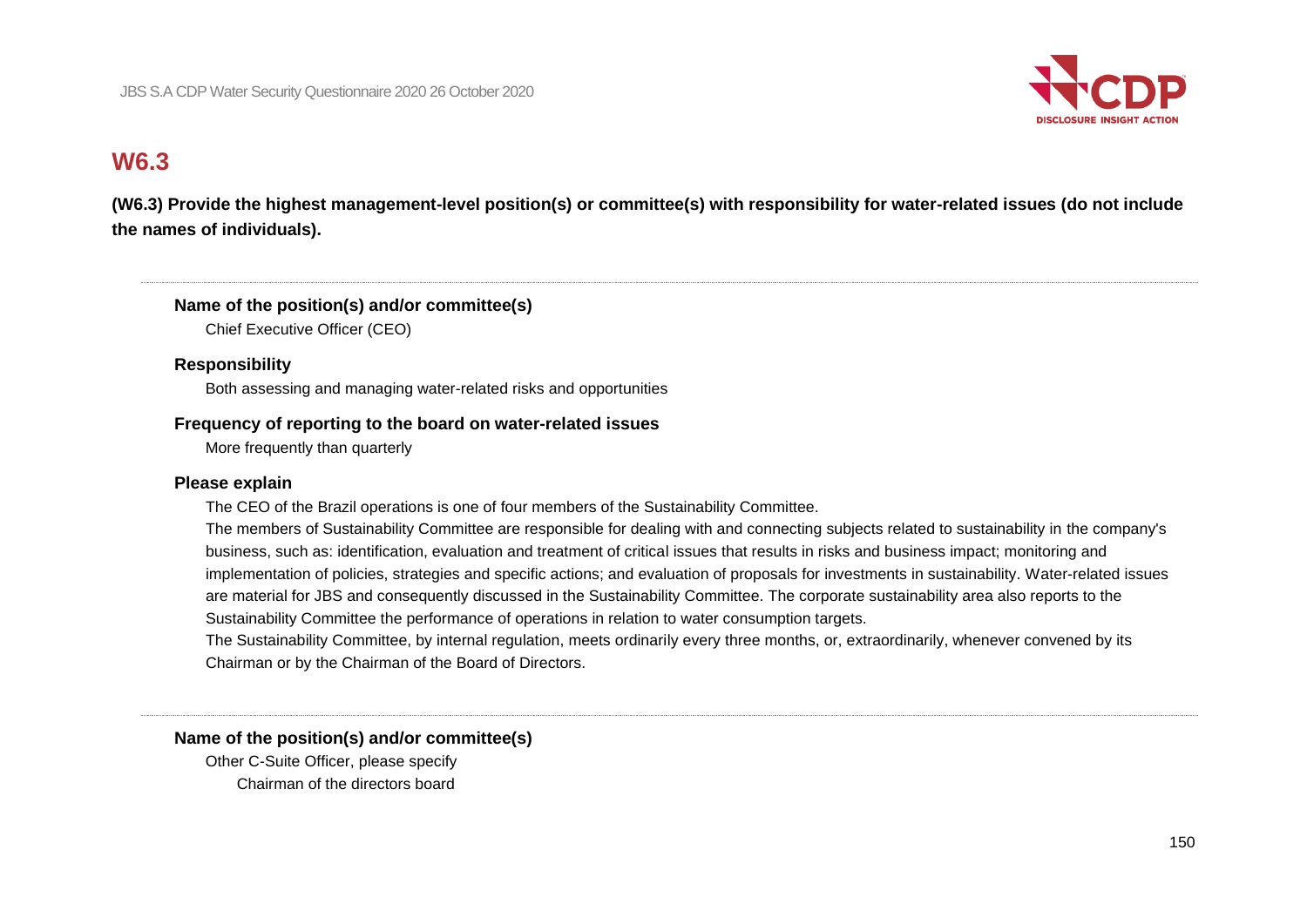## W6.3

**(W6.3) Provide the highest management-level position(s) or committee(s) with responsibility for water-related issues (do not include the names of individuals).**

---

**Name of the position(s) and/or committee(s)**

Chief Executive Officer (CEO)

**Responsibility**

Both assessing and managing water-related risks and opportunities

**Frequency of reporting to the board on water-related issues**

More frequently than quarterly

**Please explain**

The CEO of the Brazil operations is one of four members of the Sustainability Committee.

The members of Sustainability Committee are responsible for dealing with and connecting subjects related to sustainability in the company's business, such as: identification, evaluation and treatment of critical issues that results in risks and business impact; monitoring and implementation of policies, strategies and specific actions; and evaluation of proposals for investments in sustainability. Water-related issues are material for JBS and consequently discussed in the Sustainability Committee. The corporate sustainability area also reports to the Sustainability Committee the performance of operations in relation to water consumption targets.

The Sustainability Committee, by internal regulation, meets ordinarily every three months, or, extraordinarily, whenever convened by its Chairman or by the Chairman of the Board of Directors.

---

**Name of the position(s) and/or committee(s)**

Other C-Suite Officer, please specify

Chairman of the directors board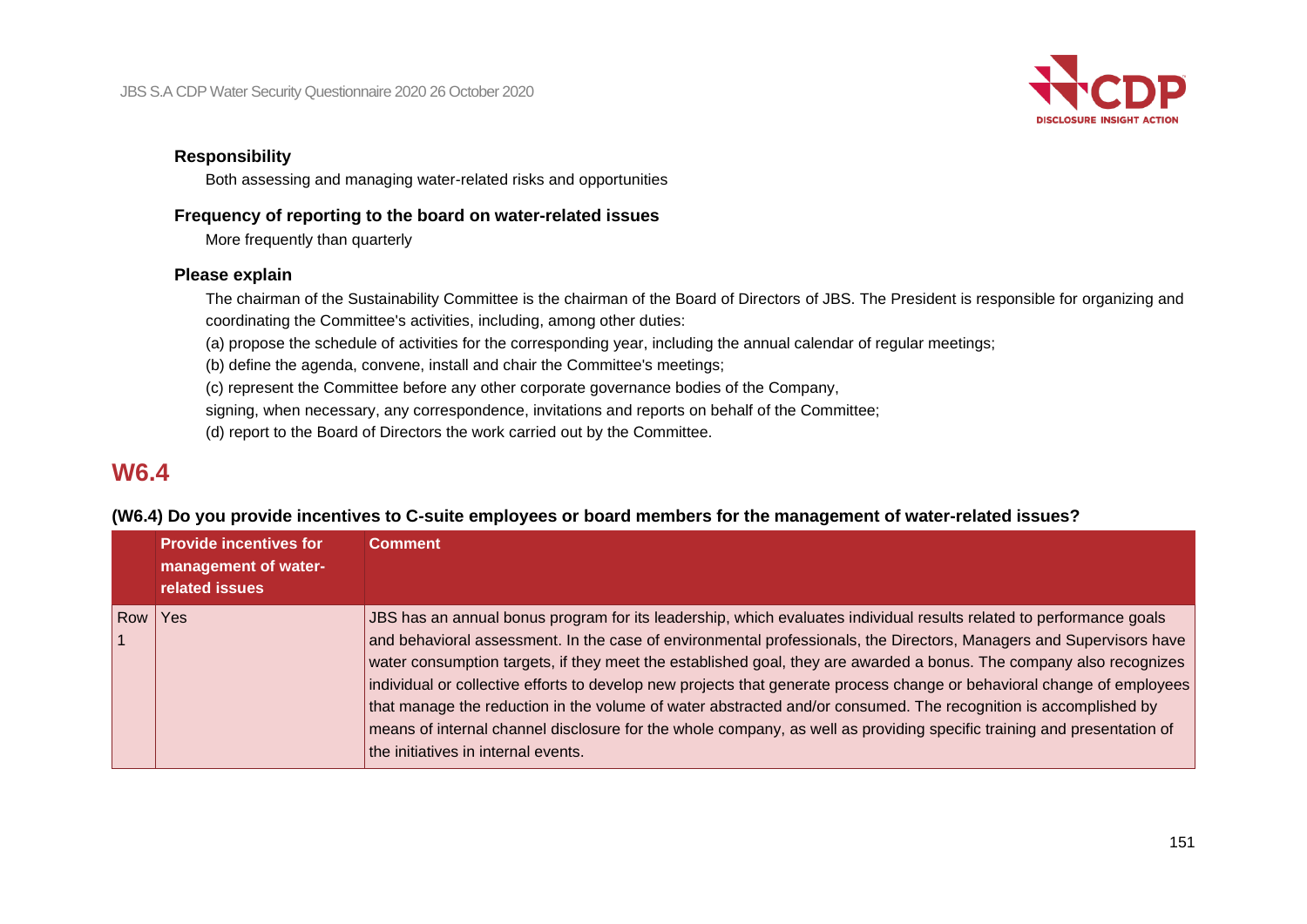**Responsibility**

Both assessing and managing water-related risks and opportunities

**Frequency of reporting to the board on water-related issues**

More frequently than quarterly

**Please explain**

The chairman of the Sustainability Committee is the chairman of the Board of Directors of JBS. The President is responsible for organizing and coordinating the Committee's activities, including, among other duties:

(a) propose the schedule of activities for the corresponding year, including the annual calendar of regular meetings;

(b) define the agenda, convene, install and chair the Committee's meetings;

(c) represent the Committee before any other corporate governance bodies of the Company,

signing, when necessary, any correspondence, invitations and reports on behalf of the Committee;

(d) report to the Board of Directors the work carried out by the Committee.

## W6.4

**(W6.4) Do you provide incentives to C-suite employees or board members for the management of water-related issues?**

| | Provide incentives for management of water-related issues | Comment |
|---|---|---|
| Row 1 | Yes | JBS has an annual bonus program for its leadership, which evaluates individual results related to performance goals and behavioral assessment. In the case of environmental professionals, the Directors, Managers and Supervisors have water consumption targets, if they meet the established goal, they are awarded a bonus. The company also recognizes individual or collective efforts to develop new projects that generate process change or behavioral change of employees that manage the reduction in the volume of water abstracted and/or consumed. The recognition is accomplished by means of internal channel disclosure for the whole company, as well as providing specific training and presentation of the initiatives in internal events. |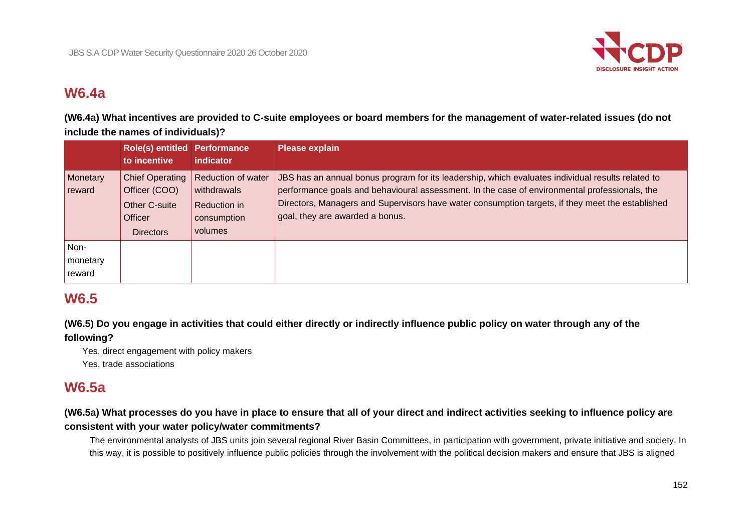## W6.4a

**(W6.4a) What incentives are provided to C-suite employees or board members for the management of water-related issues (do not include the names of individuals)?**

| | Role(s) entitled to incentive | Performance indicator | Please explain |
|---|---|---|---|
| Monetary reward | Chief Operating Officer (COO)<br>Other C-suite Officer<br>Directors | Reduction of water withdrawals<br>Reduction in consumption volumes | JBS has an annual bonus program for its leadership, which evaluates individual results related to performance goals and behavioural assessment. In the case of environmental professionals, the Directors, Managers and Supervisors have water consumption targets, if they meet the established goal, they are awarded a bonus. |
| Non-monetary reward | | | |

## W6.5

**(W6.5) Do you engage in activities that could either directly or indirectly influence public policy on water through any of the following?**

Yes, direct engagement with policy makers
Yes, trade associations

## W6.5a

**(W6.5a) What processes do you have in place to ensure that all of your direct and indirect activities seeking to influence policy are consistent with your water policy/water commitments?**

The environmental analysts of JBS units join several regional River Basin Committees, in participation with government, private initiative and society. In this way, it is possible to positively influence public policies through the involvement with the political decision makers and ensure that JBS is aligned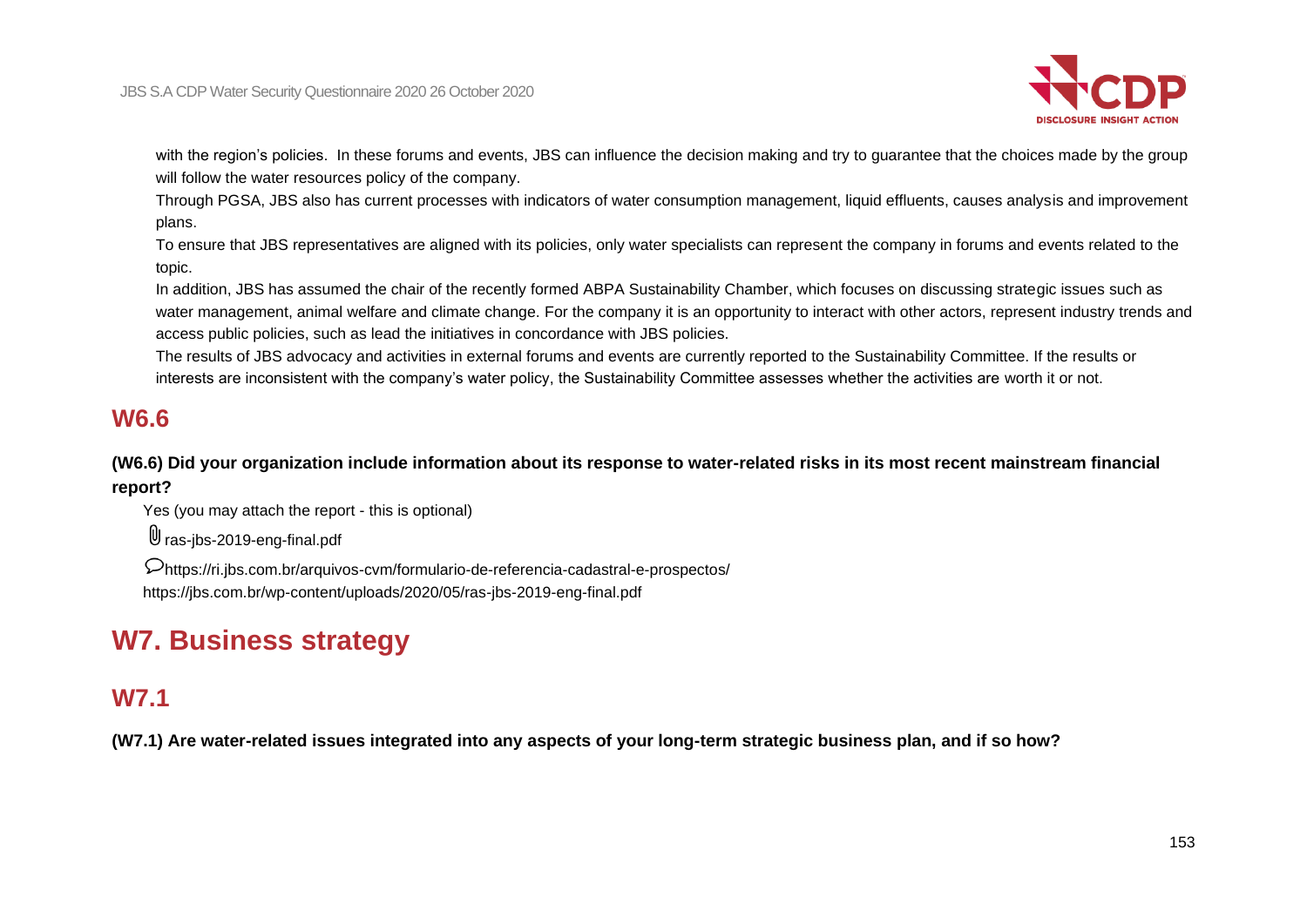with the region's policies. In these forums and events, JBS can influence the decision making and try to guarantee that the choices made by the group will follow the water resources policy of the company.

Through PGSA, JBS also has current processes with indicators of water consumption management, liquid effluents, causes analysis and improvement plans.

To ensure that JBS representatives are aligned with its policies, only water specialists can represent the company in forums and events related to the topic.

In addition, JBS has assumed the chair of the recently formed ABPA Sustainability Chamber, which focuses on discussing strategic issues such as water management, animal welfare and climate change. For the company it is an opportunity to interact with other actors, represent industry trends and access public policies, such as lead the initiatives in concordance with JBS policies.

The results of JBS advocacy and activities in external forums and events are currently reported to the Sustainability Committee. If the results or interests are inconsistent with the company's water policy, the Sustainability Committee assesses whether the activities are worth it or not.

## W6.6

**(W6.6) Did your organization include information about its response to water-related risks in its most recent mainstream financial report?**

Yes (you may attach the report - this is optional)

ras-jbs-2019-eng-final.pdf

https://ri.jbs.com.br/arquivos-cvm/formulario-de-referencia-cadastral-e-prospectos/
https://jbs.com.br/wp-content/uploads/2020/05/ras-jbs-2019-eng-final.pdf

# W7. Business strategy

## W7.1

**(W7.1) Are water-related issues integrated into any aspects of your long-term strategic business plan, and if so how?**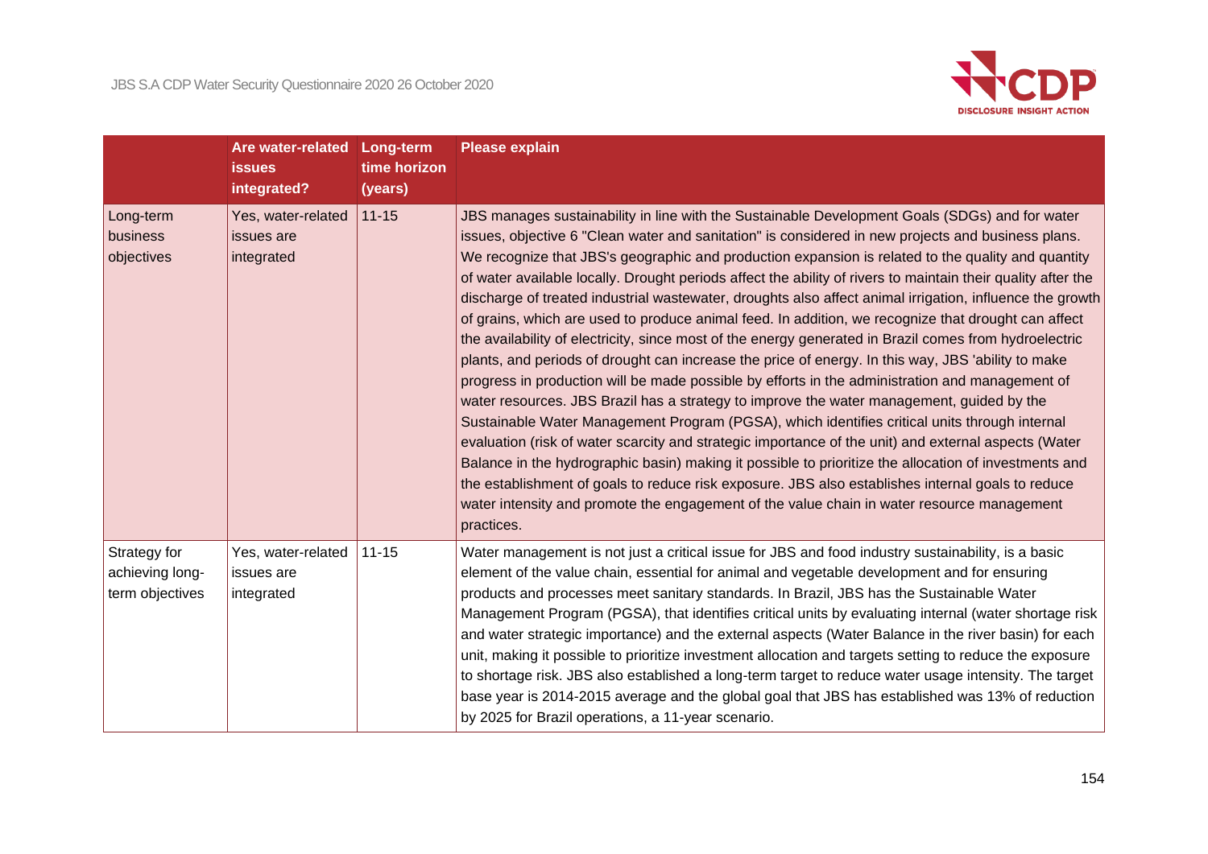| | Are water-related issues integrated? | Long-term time horizon (years) | Please explain |
|---|---|---|---|
| Long-term business objectives | Yes, water-related issues are integrated | 11-15 | JBS manages sustainability in line with the Sustainable Development Goals (SDGs) and for water issues, objective 6 "Clean water and sanitation" is considered in new projects and business plans. We recognize that JBS's geographic and production expansion is related to the quality and quantity of water available locally. Drought periods affect the ability of rivers to maintain their quality after the discharge of treated industrial wastewater, droughts also affect animal irrigation, influence the growth of grains, which are used to produce animal feed. In addition, we recognize that drought can affect the availability of electricity, since most of the energy generated in Brazil comes from hydroelectric plants, and periods of drought can increase the price of energy. In this way, JBS 'ability to make progress in production will be made possible by efforts in the administration and management of water resources. JBS Brazil has a strategy to improve the water management, guided by the Sustainable Water Management Program (PGSA), which identifies critical units through internal evaluation (risk of water scarcity and strategic importance of the unit) and external aspects (Water Balance in the hydrographic basin) making it possible to prioritize the allocation of investments and the establishment of goals to reduce risk exposure. JBS also establishes internal goals to reduce water intensity and promote the engagement of the value chain in water resource management practices. |
| Strategy for achieving long-term objectives | Yes, water-related issues are integrated | 11-15 | Water management is not just a critical issue for JBS and food industry sustainability, is a basic element of the value chain, essential for animal and vegetable development and for ensuring products and processes meet sanitary standards. In Brazil, JBS has the Sustainable Water Management Program (PGSA), that identifies critical units by evaluating internal (water shortage risk and water strategic importance) and the external aspects (Water Balance in the river basin) for each unit, making it possible to prioritize investment allocation and targets setting to reduce the exposure to shortage risk. JBS also established a long-term target to reduce water usage intensity. The target base year is 2014-2015 average and the global goal that JBS has established was 13% of reduction by 2025 for Brazil operations, a 11-year scenario. |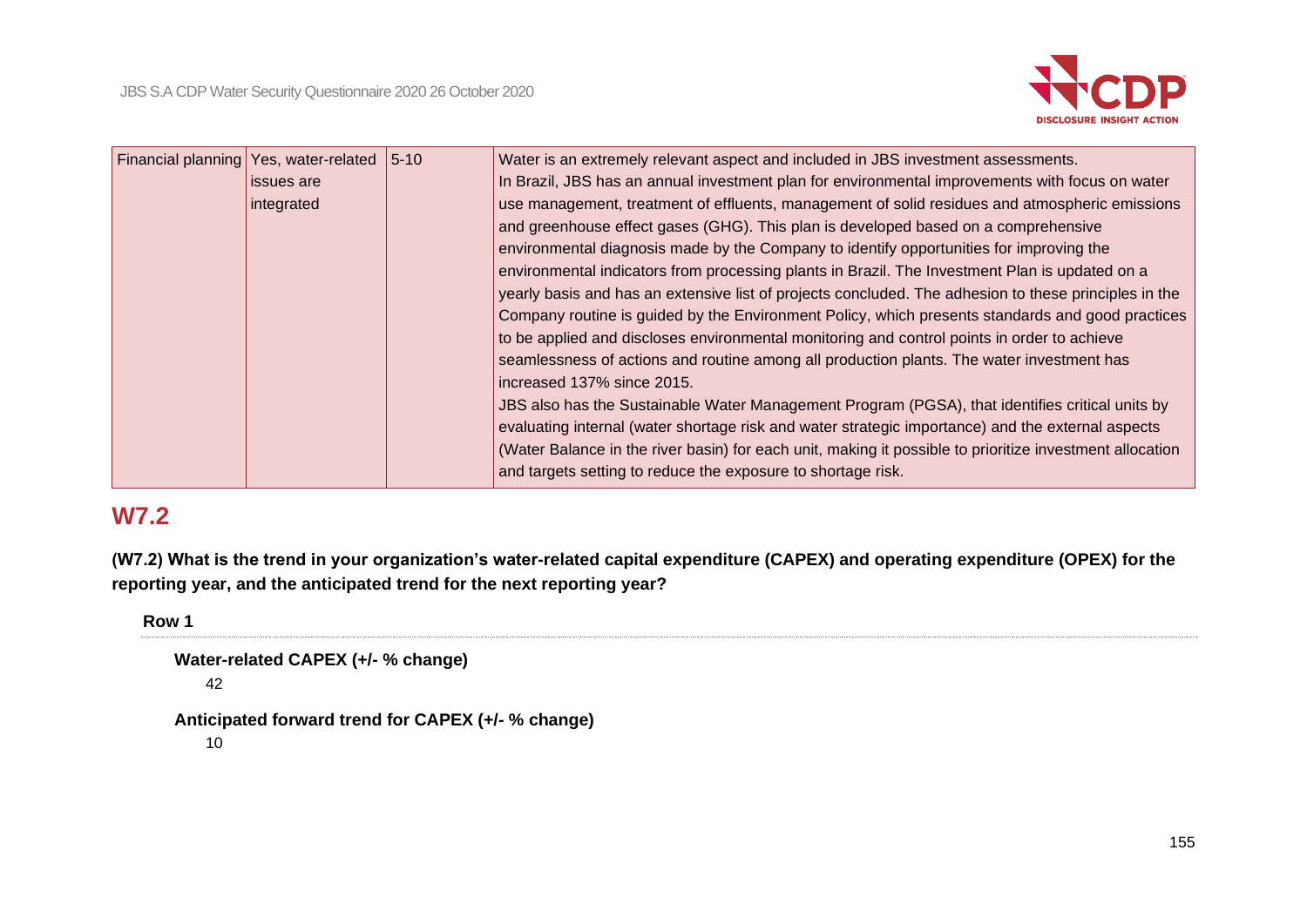| Financial planning | Yes, water-related issues are integrated | 5-10 | Water is an extremely relevant aspect and included in JBS investment assessments.<br>In Brazil, JBS has an annual investment plan for environmental improvements with focus on water use management, treatment of effluents, management of solid residues and atmospheric emissions and greenhouse effect gases (GHG). This plan is developed based on a comprehensive environmental diagnosis made by the Company to identify opportunities for improving the environmental indicators from processing plants in Brazil. The Investment Plan is updated on a yearly basis and has an extensive list of projects concluded. The adhesion to these principles in the Company routine is guided by the Environment Policy, which presents standards and good practices to be applied and discloses environmental monitoring and control points in order to achieve seamlessness of actions and routine among all production plants. The water investment has increased 137% since 2015.<br>JBS also has the Sustainable Water Management Program (PGSA), that identifies critical units by evaluating internal (water shortage risk and water strategic importance) and the external aspects (Water Balance in the river basin) for each unit, making it possible to prioritize investment allocation and targets setting to reduce the exposure to shortage risk. |
|---|---|---|---|

## W7.2

**(W7.2) What is the trend in your organization's water-related capital expenditure (CAPEX) and operating expenditure (OPEX) for the reporting year, and the anticipated trend for the next reporting year?**

**Row 1**

**Water-related CAPEX (+/- % change)**

42

**Anticipated forward trend for CAPEX (+/- % change)**

10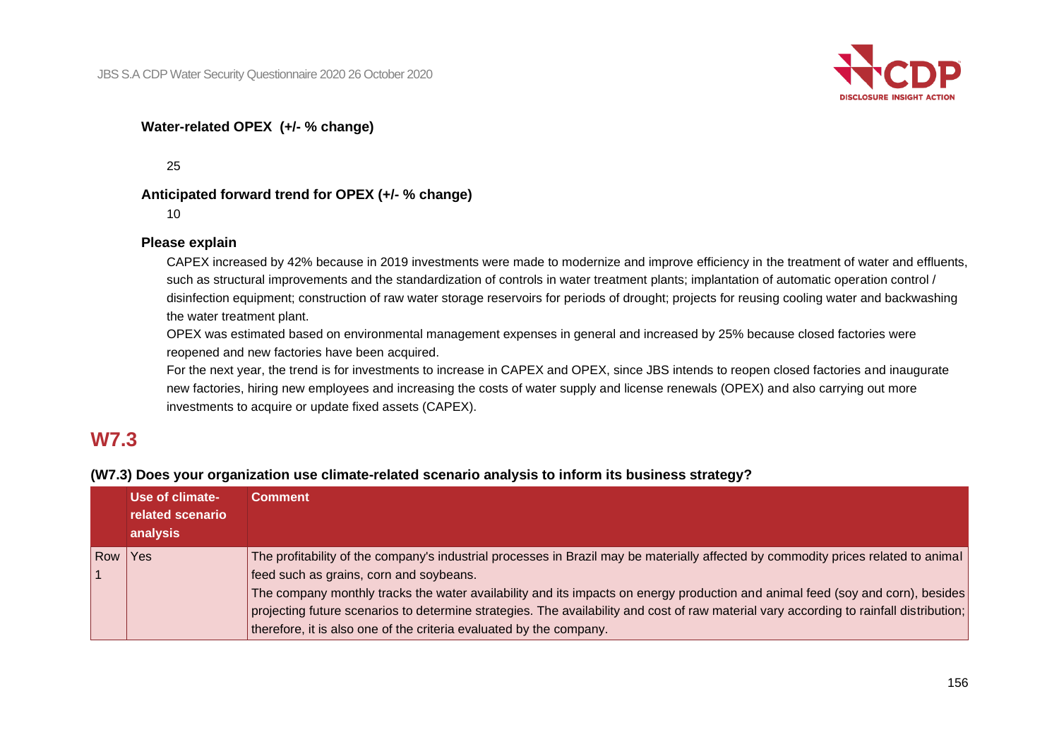**Water-related OPEX (+/- % change)**

25

**Anticipated forward trend for OPEX (+/- % change)**

10

**Please explain**

CAPEX increased by 42% because in 2019 investments were made to modernize and improve efficiency in the treatment of water and effluents, such as structural improvements and the standardization of controls in water treatment plants; implantation of automatic operation control / disinfection equipment; construction of raw water storage reservoirs for periods of drought; projects for reusing cooling water and backwashing the water treatment plant.

OPEX was estimated based on environmental management expenses in general and increased by 25% because closed factories were reopened and new factories have been acquired.

For the next year, the trend is for investments to increase in CAPEX and OPEX, since JBS intends to reopen closed factories and inaugurate new factories, hiring new employees and increasing the costs of water supply and license renewals (OPEX) and also carrying out more investments to acquire or update fixed assets (CAPEX).

## W7.3

**(W7.3) Does your organization use climate-related scenario analysis to inform its business strategy?**

| | Use of climate-related scenario analysis | Comment |
|---|---|---|
| Row 1 | Yes | The profitability of the company's industrial processes in Brazil may be materially affected by commodity prices related to animal feed such as grains, corn and soybeans.<br>The company monthly tracks the water availability and its impacts on energy production and animal feed (soy and corn), besides projecting future scenarios to determine strategies. The availability and cost of raw material vary according to rainfall distribution; therefore, it is also one of the criteria evaluated by the company. |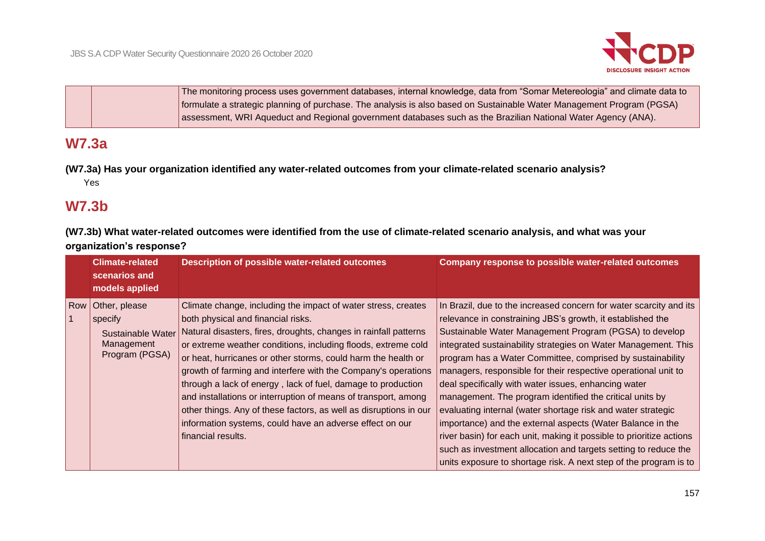| | | The monitoring process uses government databases, internal knowledge, data from "Somar Metereologia" and climate data to formulate a strategic planning of purchase. The analysis is also based on Sustainable Water Management Program (PGSA) assessment, WRI Aqueduct and Regional government databases such as the Brazilian National Water Agency (ANA). |
|---|---|---|

## W7.3a

**(W7.3a) Has your organization identified any water-related outcomes from your climate-related scenario analysis?**

Yes

## W7.3b

**(W7.3b) What water-related outcomes were identified from the use of climate-related scenario analysis, and what was your organization's response?**

| | Climate-related scenarios and models applied | Description of possible water-related outcomes | Company response to possible water-related outcomes |
|---|---|---|---|
| Row 1 | Other, please specify<br>Sustainable Water Management Program (PGSA) | Climate change, including the impact of water stress, creates both physical and financial risks.<br>Natural disasters, fires, droughts, changes in rainfall patterns or extreme weather conditions, including floods, extreme cold or heat, hurricanes or other storms, could harm the health or growth of farming and interfere with the Company's operations through a lack of energy , lack of fuel, damage to production and installations or interruption of means of transport, among other things. Any of these factors, as well as disruptions in our information systems, could have an adverse effect on our financial results. | In Brazil, due to the increased concern for water scarcity and its relevance in constraining JBS's growth, it established the Sustainable Water Management Program (PGSA) to develop integrated sustainability strategies on Water Management. This program has a Water Committee, comprised by sustainability managers, responsible for their respective operational unit to deal specifically with water issues, enhancing water management. The program identified the critical units by evaluating internal (water shortage risk and water strategic importance) and the external aspects (Water Balance in the river basin) for each unit, making it possible to prioritize actions such as investment allocation and targets setting to reduce the units exposure to shortage risk. A next step of the program is to |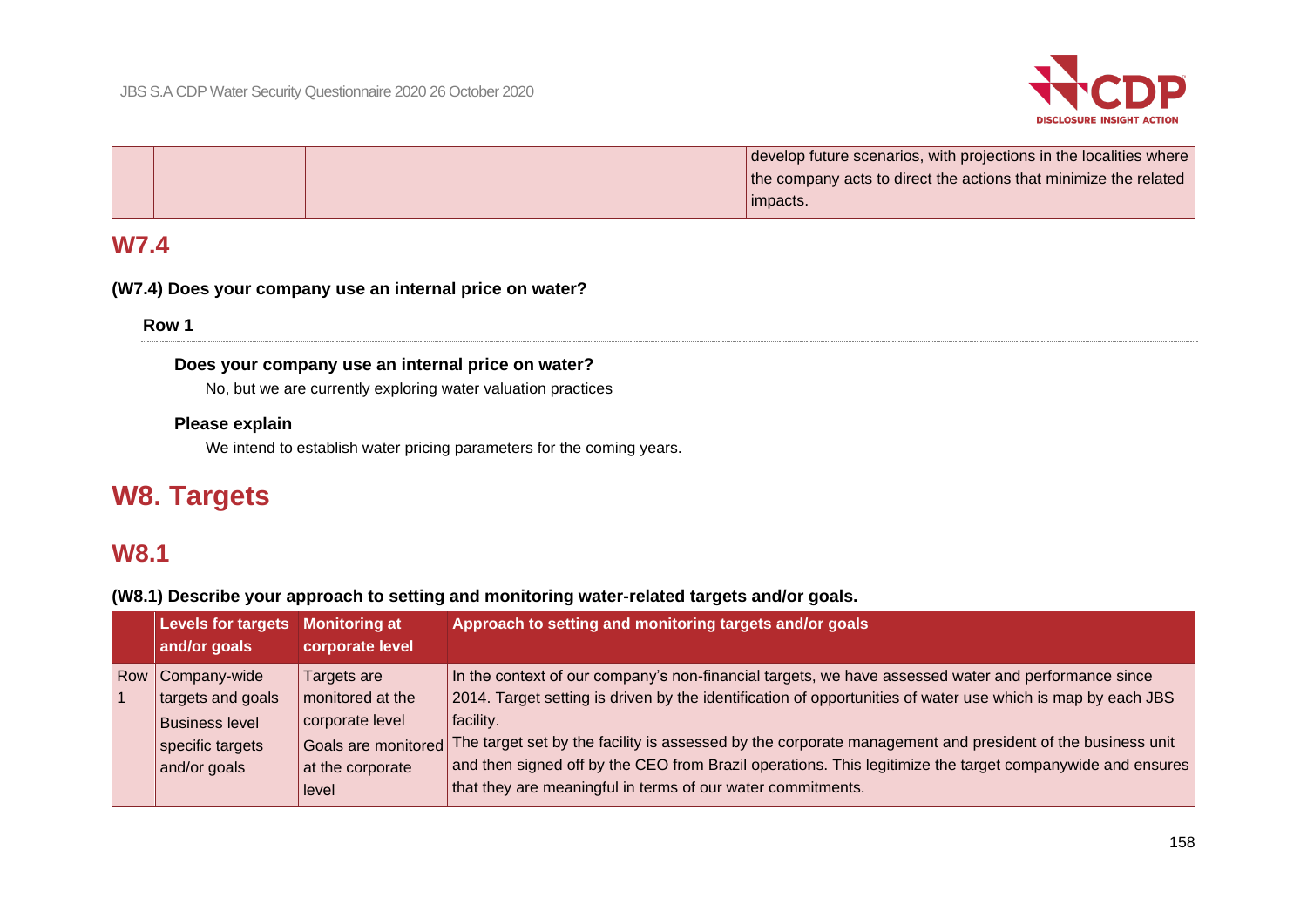| | | | |
|---|---|---|---|
| | | | develop future scenarios, with projections in the localities where the company acts to direct the actions that minimize the related impacts. |

## W7.4

**(W7.4) Does your company use an internal price on water?**

**Row 1**

**Does your company use an internal price on water?**

No, but we are currently exploring water valuation practices

**Please explain**

We intend to establish water pricing parameters for the coming years.

# W8. Targets

## W8.1

**(W8.1) Describe your approach to setting and monitoring water-related targets and/or goals.**

| | Levels for targets and/or goals | Monitoring at corporate level | Approach to setting and monitoring targets and/or goals |
|---|---|---|---|
| Row 1 | Company-wide targets and goals<br>Business level specific targets and/or goals | Targets are monitored at the corporate level<br>Goals are monitored at the corporate level | In the context of our company's non-financial targets, we have assessed water and performance since 2014. Target setting is driven by the identification of opportunities of water use which is map by each JBS facility.<br>The target set by the facility is assessed by the corporate management and president of the business unit and then signed off by the CEO from Brazil operations. This legitimize the target companywide and ensures that they are meaningful in terms of our water commitments. |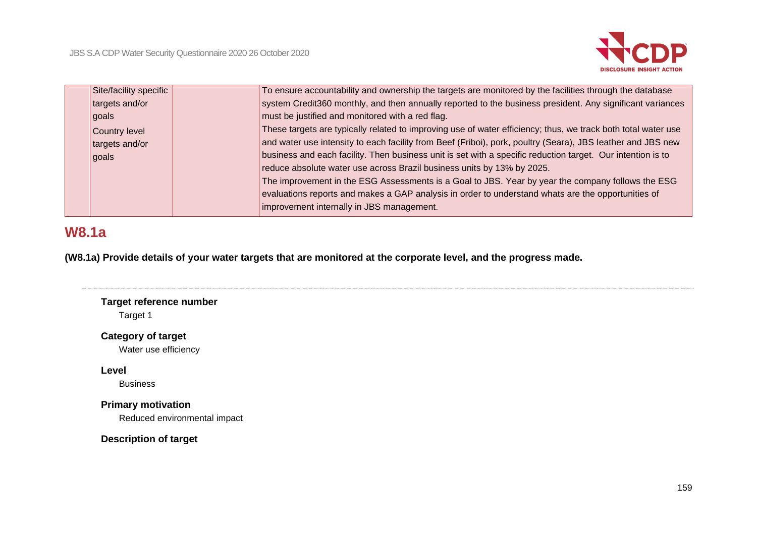| | | | |
|---|---|---|---|
| | Site/facility specific targets and/or goals<br>Country level targets and/or goals | | To ensure accountability and ownership the targets are monitored by the facilities through the database system Credit360 monthly, and then annually reported to the business president. Any significant variances must be justified and monitored with a red flag.<br>These targets are typically related to improving use of water efficiency; thus, we track both total water use and water use intensity to each facility from Beef (Friboi), pork, poultry (Seara), JBS leather and JBS new business and each facility. Then business unit is set with a specific reduction target. Our intention is to reduce absolute water use across Brazil business units by 13% by 2025.<br>The improvement in the ESG Assessments is a Goal to JBS. Year by year the company follows the ESG evaluations reports and makes a GAP analysis in order to understand whats are the opportunities of improvement internally in JBS management. |

## W8.1a

**(W8.1a) Provide details of your water targets that are monitored at the corporate level, and the progress made.**

**Target reference number**

Target 1

**Category of target**

Water use efficiency

**Level**

Business

**Primary motivation**

Reduced environmental impact

**Description of target**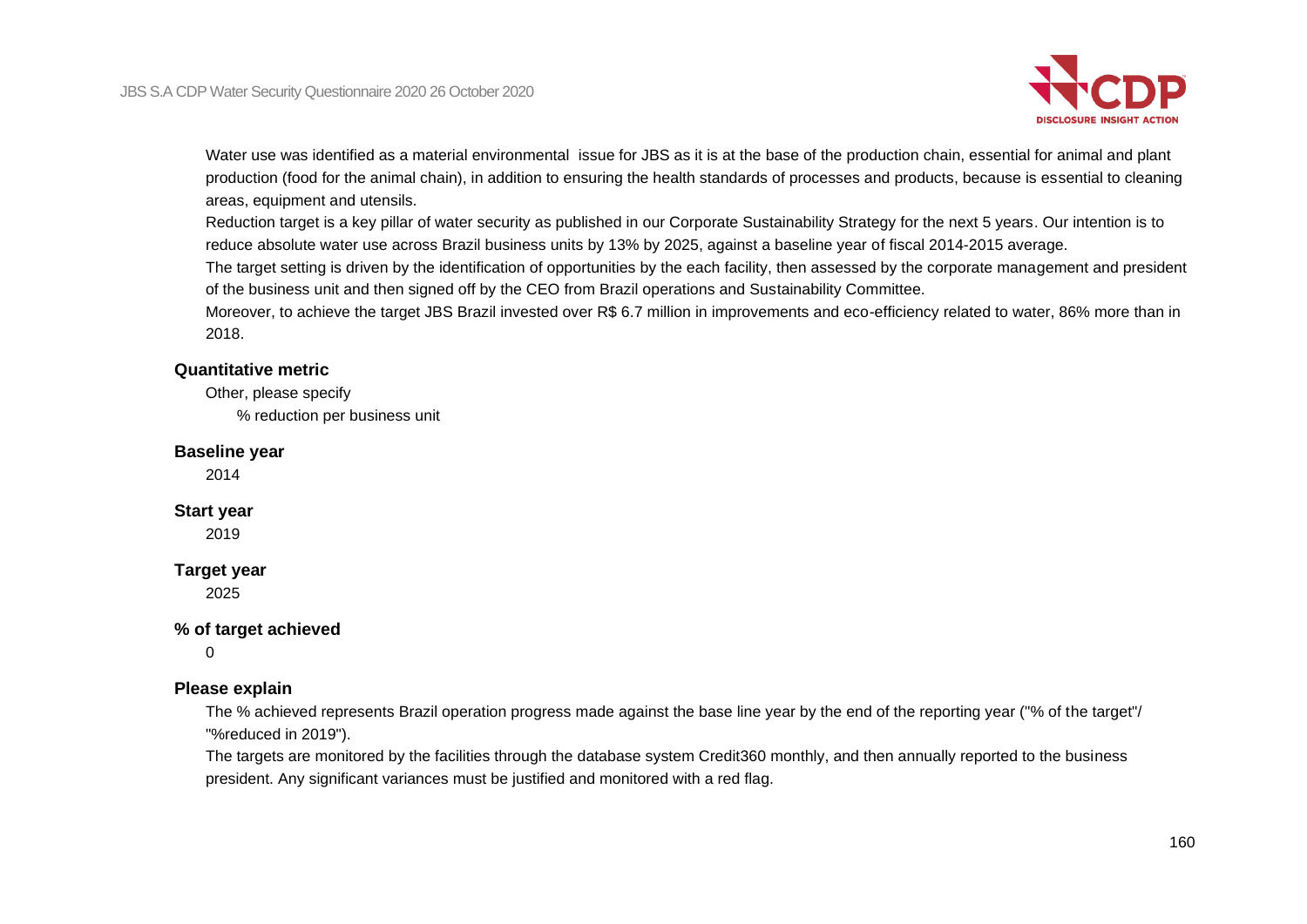Water use was identified as a material environmental issue for JBS as it is at the base of the production chain, essential for animal and plant production (food for the animal chain), in addition to ensuring the health standards of processes and products, because is essential to cleaning areas, equipment and utensils.

Reduction target is a key pillar of water security as published in our Corporate Sustainability Strategy for the next 5 years. Our intention is to reduce absolute water use across Brazil business units by 13% by 2025, against a baseline year of fiscal 2014-2015 average.

The target setting is driven by the identification of opportunities by the each facility, then assessed by the corporate management and president of the business unit and then signed off by the CEO from Brazil operations and Sustainability Committee.

Moreover, to achieve the target JBS Brazil invested over R$ 6.7 million in improvements and eco-efficiency related to water, 86% more than in 2018.

**Quantitative metric**

Other, please specify

% reduction per business unit

**Baseline year**

2014

**Start year**

2019

**Target year**

2025

**% of target achieved**

0

**Please explain**

The % achieved represents Brazil operation progress made against the base line year by the end of the reporting year ("% of the target"/ "%reduced in 2019").

The targets are monitored by the facilities through the database system Credit360 monthly, and then annually reported to the business president. Any significant variances must be justified and monitored with a red flag.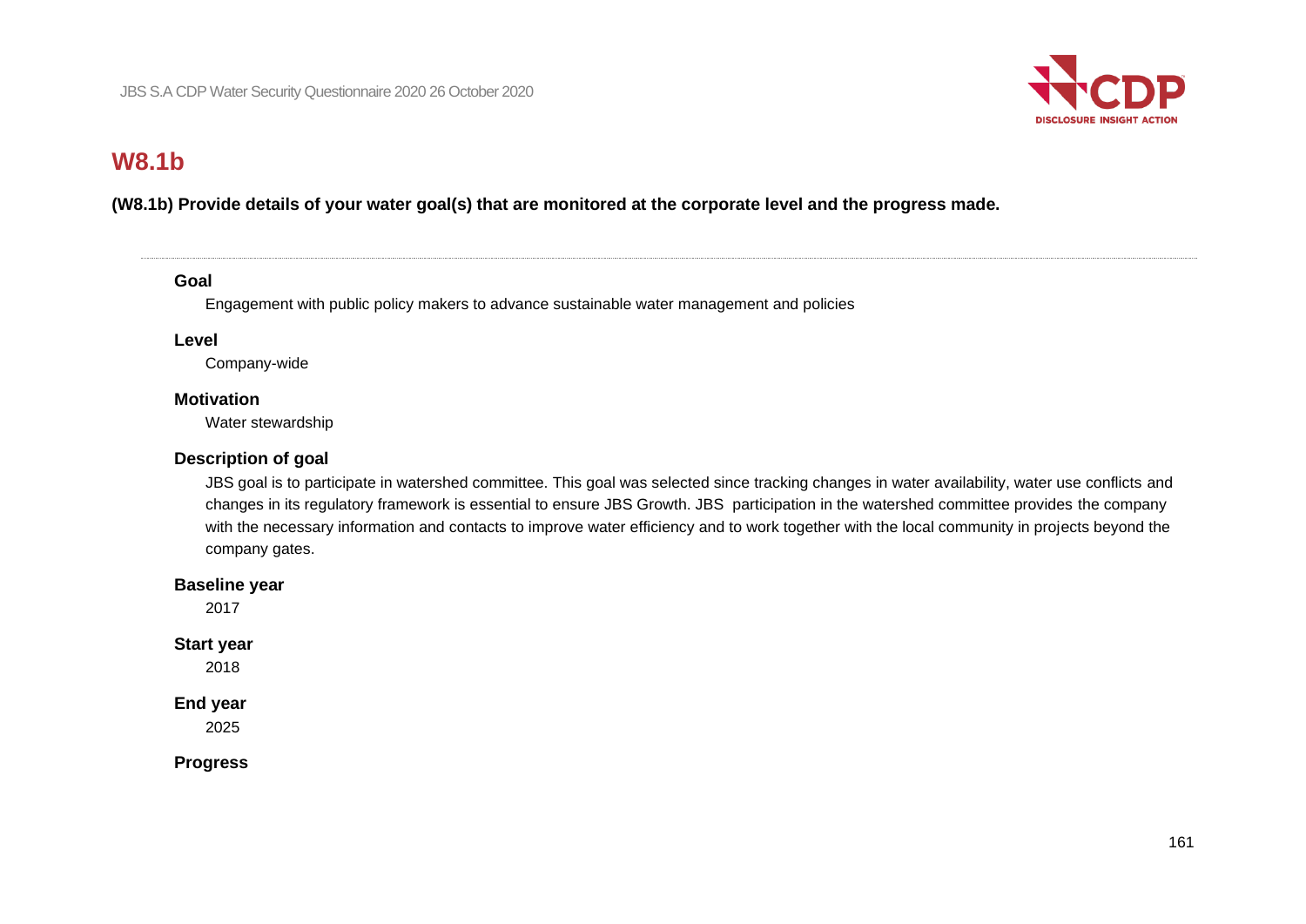## W8.1b

**(W8.1b) Provide details of your water goal(s) that are monitored at the corporate level and the progress made.**

---

**Goal**

Engagement with public policy makers to advance sustainable water management and policies

**Level**

Company-wide

**Motivation**

Water stewardship

**Description of goal**

JBS goal is to participate in watershed committee. This goal was selected since tracking changes in water availability, water use conflicts and changes in its regulatory framework is essential to ensure JBS Growth. JBS participation in the watershed committee provides the company with the necessary information and contacts to improve water efficiency and to work together with the local community in projects beyond the company gates.

**Baseline year**

2017

**Start year**

2018

**End year**

2025

**Progress**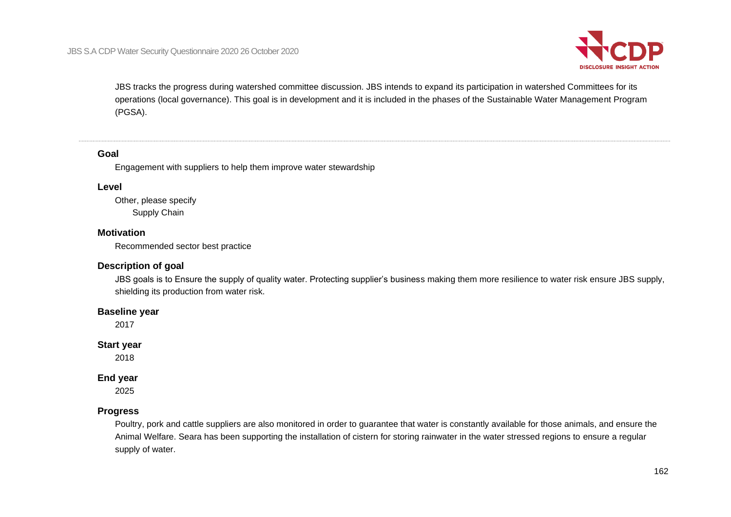JBS tracks the progress during watershed committee discussion. JBS intends to expand its participation in watershed Committees for its operations (local governance). This goal is in development and it is included in the phases of the Sustainable Water Management Program (PGSA).

---

### Goal

Engagement with suppliers to help them improve water stewardship

### Level

Other, please specify

Supply Chain

### Motivation

Recommended sector best practice

### Description of goal

JBS goals is to Ensure the supply of quality water. Protecting supplier's business making them more resilience to water risk ensure JBS supply, shielding its production from water risk.

### Baseline year

2017

### Start year

2018

### End year

2025

### Progress

Poultry, pork and cattle suppliers are also monitored in order to guarantee that water is constantly available for those animals, and ensure the Animal Welfare. Seara has been supporting the installation of cistern for storing rainwater in the water stressed regions to ensure a regular supply of water.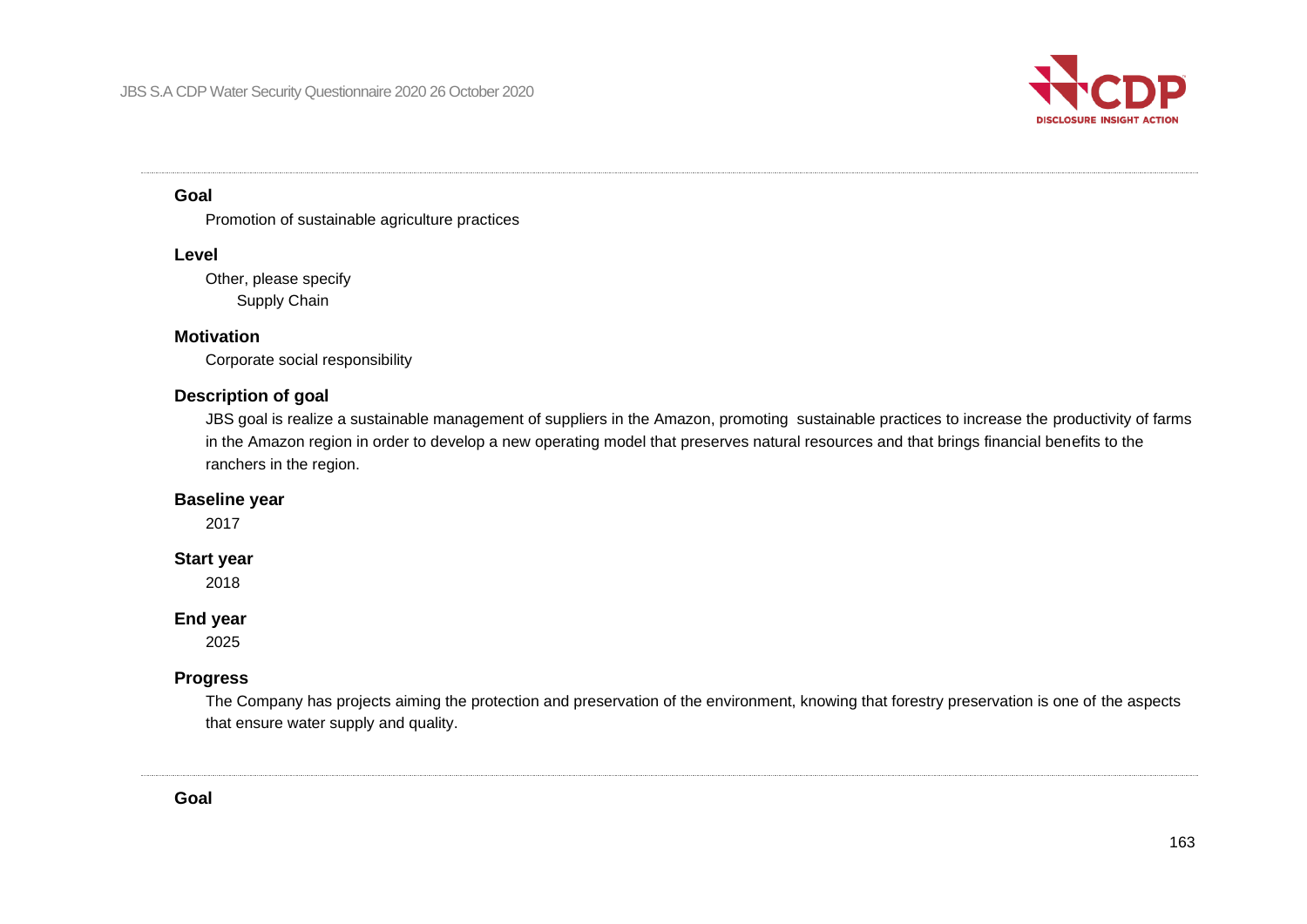**Goal**

Promotion of sustainable agriculture practices

**Level**

Other, please specify

Supply Chain

**Motivation**

Corporate social responsibility

**Description of goal**

JBS goal is realize a sustainable management of suppliers in the Amazon, promoting sustainable practices to increase the productivity of farms in the Amazon region in order to develop a new operating model that preserves natural resources and that brings financial benefits to the ranchers in the region.

**Baseline year**

2017

**Start year**

2018

**End year**

2025

**Progress**

The Company has projects aiming the protection and preservation of the environment, knowing that forestry preservation is one of the aspects that ensure water supply and quality.

---

**Goal**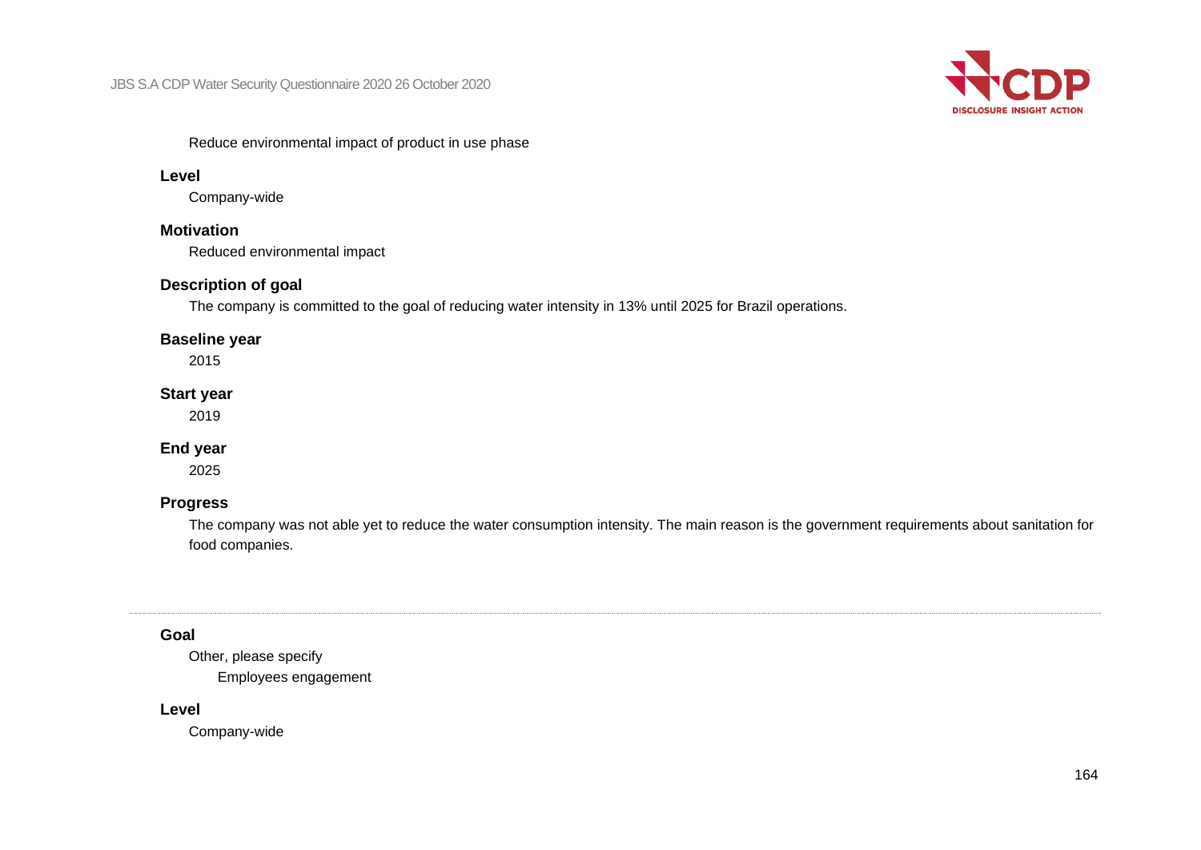Reduce environmental impact of product in use phase

**Level**

Company-wide

**Motivation**

Reduced environmental impact

**Description of goal**

The company is committed to the goal of reducing water intensity in 13% until 2025 for Brazil operations.

**Baseline year**

2015

**Start year**

2019

**End year**

2025

**Progress**

The company was not able yet to reduce the water consumption intensity. The main reason is the government requirements about sanitation for food companies.

---

**Goal**

Other, please specify

Employees engagement

**Level**

Company-wide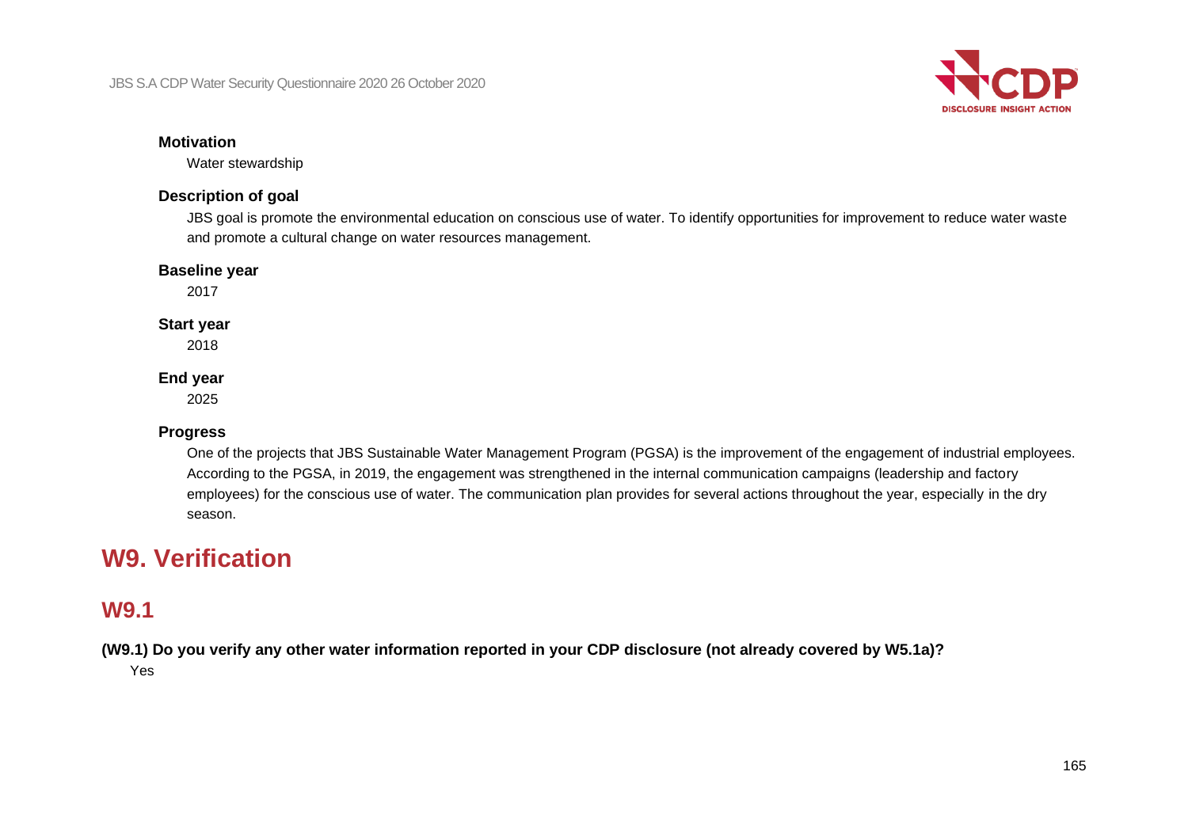**Motivation**

Water stewardship

**Description of goal**

JBS goal is promote the environmental education on conscious use of water. To identify opportunities for improvement to reduce water waste and promote a cultural change on water resources management.

**Baseline year**

2017

**Start year**

2018

**End year**

2025

**Progress**

One of the projects that JBS Sustainable Water Management Program (PGSA) is the improvement of the engagement of industrial employees. According to the PGSA, in 2019, the engagement was strengthened in the internal communication campaigns (leadership and factory employees) for the conscious use of water. The communication plan provides for several actions throughout the year, especially in the dry season.

# W9. Verification

## W9.1

**(W9.1) Do you verify any other water information reported in your CDP disclosure (not already covered by W5.1a)?**

Yes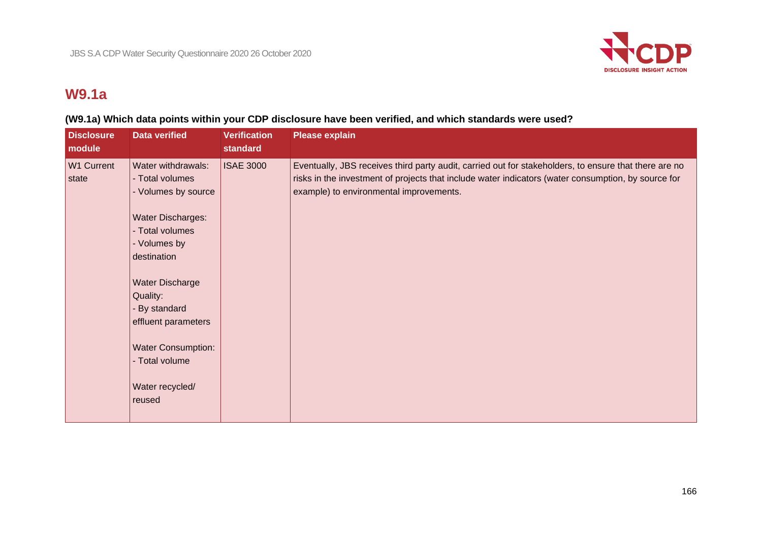## W9.1a

### (W9.1a) Which data points within your CDP disclosure have been verified, and which standards were used?

| Disclosure module | Data verified | Verification standard | Please explain |
|---|---|---|---|
| W1 Current state | Water withdrawals:<br>- Total volumes<br>- Volumes by source<br><br>Water Discharges:<br>- Total volumes<br>- Volumes by destination<br><br>Water Discharge Quality:<br>- By standard effluent parameters<br><br>Water Consumption:<br>- Total volume<br><br>Water recycled/ reused | ISAE 3000 | Eventually, JBS receives third party audit, carried out for stakeholders, to ensure that there are no risks in the investment of projects that include water indicators (water consumption, by source for example) to environmental improvements. |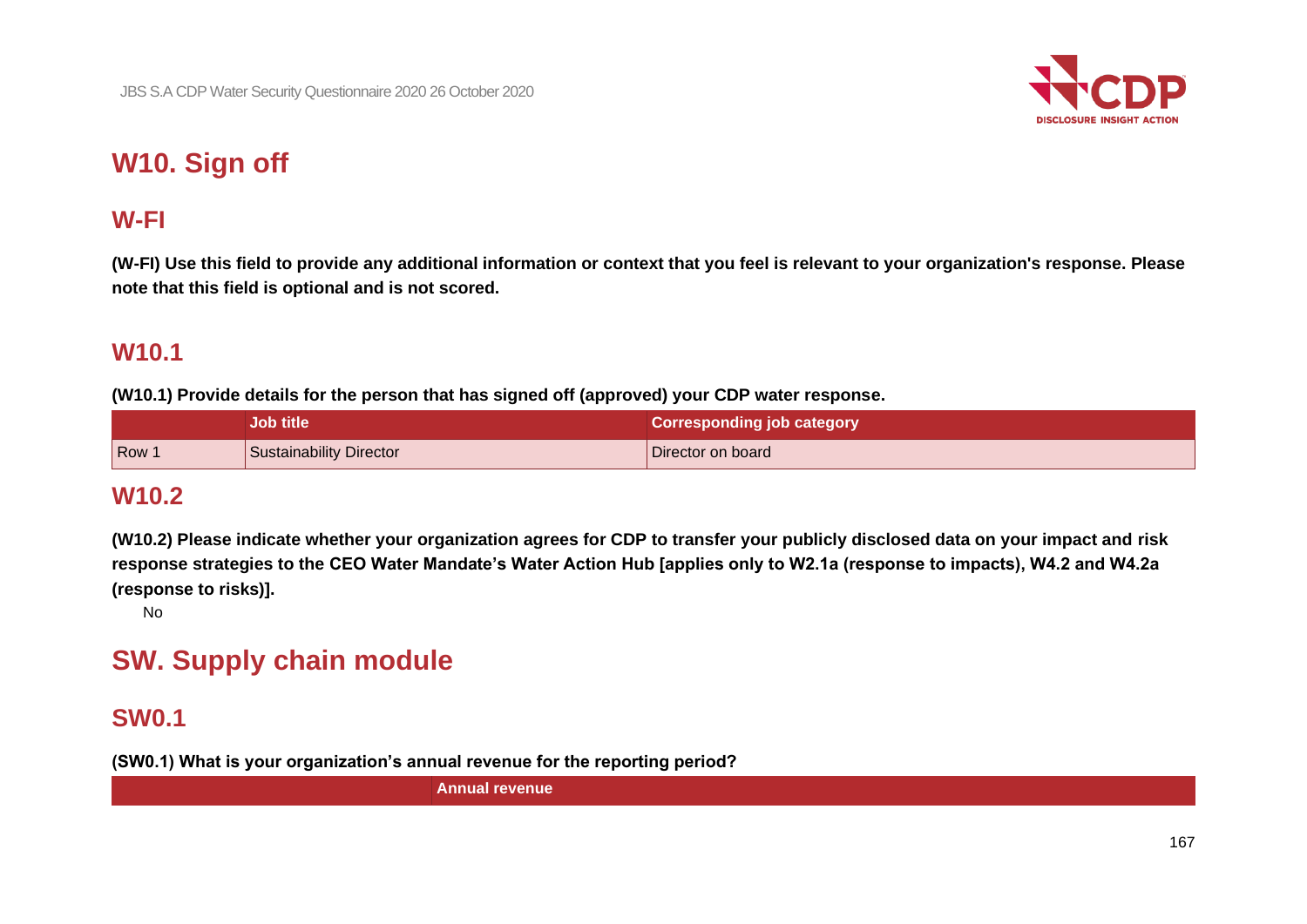# W10. Sign off

## W-FI

**(W-FI) Use this field to provide any additional information or context that you feel is relevant to your organization's response. Please note that this field is optional and is not scored.**

## W10.1

**(W10.1) Provide details for the person that has signed off (approved) your CDP water response.**

| | Job title | Corresponding job category |
|---|---|---|
| Row 1 | Sustainability Director | Director on board |

## W10.2

**(W10.2) Please indicate whether your organization agrees for CDP to transfer your publicly disclosed data on your impact and risk response strategies to the CEO Water Mandate's Water Action Hub [applies only to W2.1a (response to impacts), W4.2 and W4.2a (response to risks)].**

No

# SW. Supply chain module

## SW0.1

**(SW0.1) What is your organization's annual revenue for the reporting period?**

| | Annual revenue |
|---|---|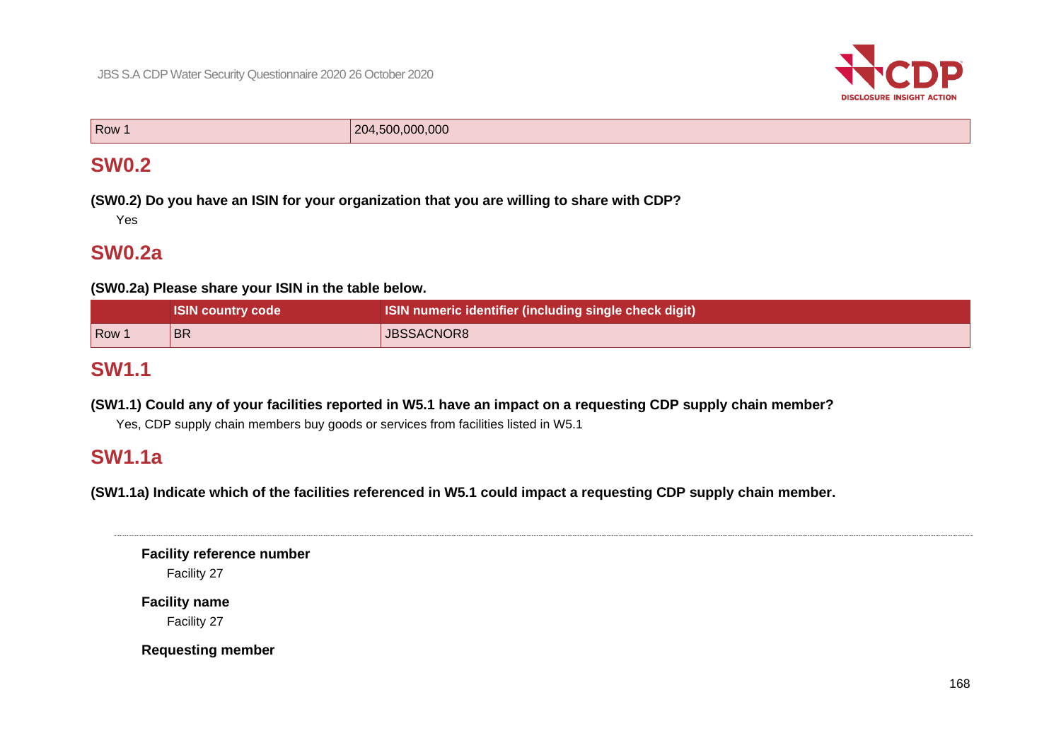| | |
|---|---|
| Row 1 | 204,500,000,000 |

## SW0.2

**(SW0.2) Do you have an ISIN for your organization that you are willing to share with CDP?**

Yes

## SW0.2a

**(SW0.2a) Please share your ISIN in the table below.**

| | ISIN country code | ISIN numeric identifier (including single check digit) |
|---|---|---|
| Row 1 | BR | JBSSACNOR8 |

## SW1.1

**(SW1.1) Could any of your facilities reported in W5.1 have an impact on a requesting CDP supply chain member?**

Yes, CDP supply chain members buy goods or services from facilities listed in W5.1

## SW1.1a

**(SW1.1a) Indicate which of the facilities referenced in W5.1 could impact a requesting CDP supply chain member.**

---

**Facility reference number**

Facility 27

**Facility name**

Facility 27

**Requesting member**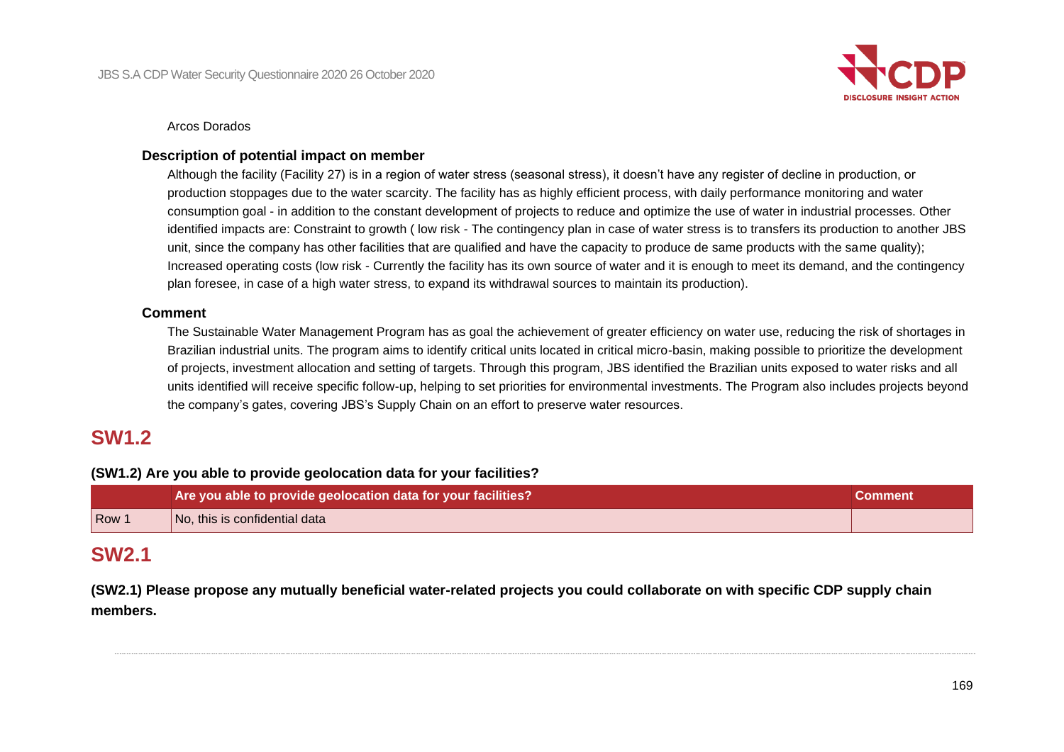Arcos Dorados

### Description of potential impact on member

Although the facility (Facility 27) is in a region of water stress (seasonal stress), it doesn't have any register of decline in production, or production stoppages due to the water scarcity. The facility has as highly efficient process, with daily performance monitoring and water consumption goal - in addition to the constant development of projects to reduce and optimize the use of water in industrial processes. Other identified impacts are: Constraint to growth ( low risk - The contingency plan in case of water stress is to transfers its production to another JBS unit, since the company has other facilities that are qualified and have the capacity to produce de same products with the same quality); Increased operating costs (low risk - Currently the facility has its own source of water and it is enough to meet its demand, and the contingency plan foresee, in case of a high water stress, to expand its withdrawal sources to maintain its production).

### Comment

The Sustainable Water Management Program has as goal the achievement of greater efficiency on water use, reducing the risk of shortages in Brazilian industrial units. The program aims to identify critical units located in critical micro-basin, making possible to prioritize the development of projects, investment allocation and setting of targets. Through this program, JBS identified the Brazilian units exposed to water risks and all units identified will receive specific follow-up, helping to set priorities for environmental investments. The Program also includes projects beyond the company's gates, covering JBS's Supply Chain on an effort to preserve water resources.

## SW1.2

**(SW1.2) Are you able to provide geolocation data for your facilities?**

| | Are you able to provide geolocation data for your facilities? | Comment |
|---|---|---|
| Row 1 | No, this is confidential data | |

## SW2.1

**(SW2.1) Please propose any mutually beneficial water-related projects you could collaborate on with specific CDP supply chain members.**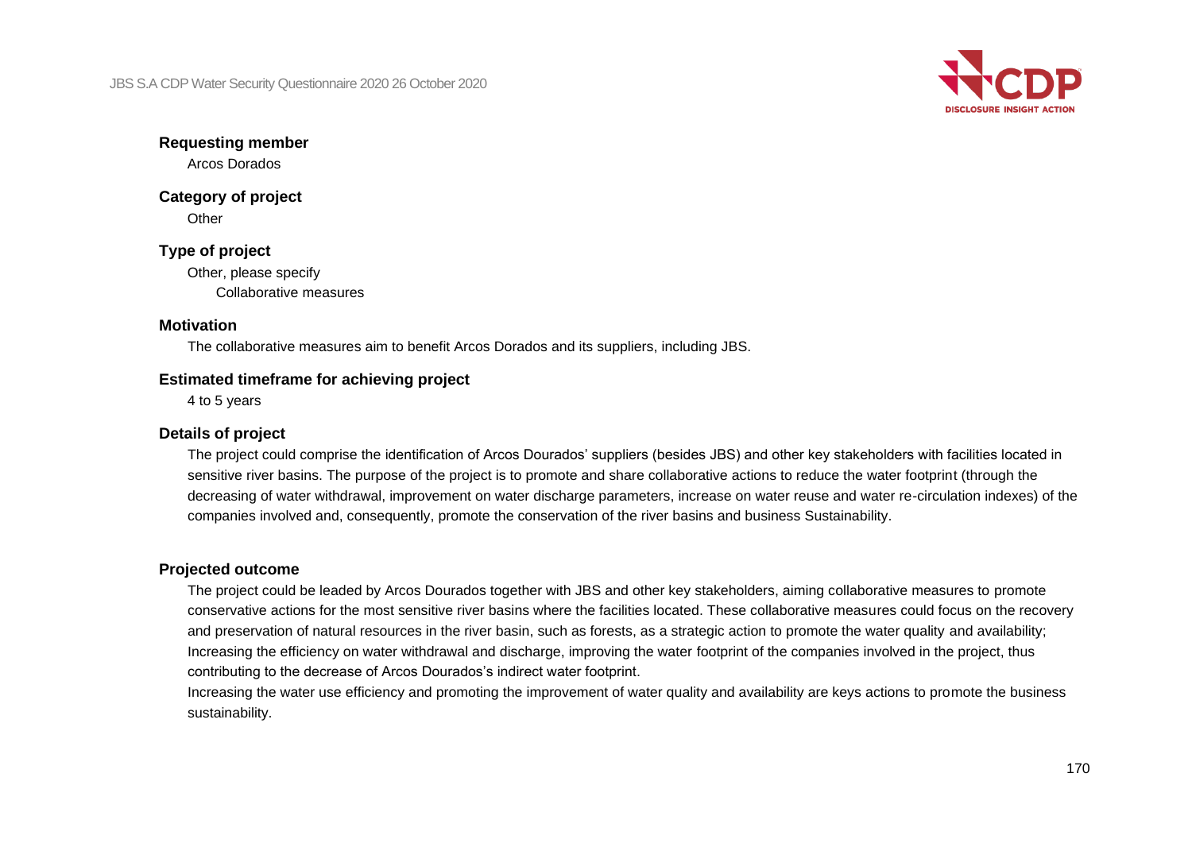**Requesting member**

Arcos Dorados

**Category of project**

Other

**Type of project**

Other, please specify

Collaborative measures

**Motivation**

The collaborative measures aim to benefit Arcos Dorados and its suppliers, including JBS.

**Estimated timeframe for achieving project**

4 to 5 years

**Details of project**

The project could comprise the identification of Arcos Dourados' suppliers (besides JBS) and other key stakeholders with facilities located in sensitive river basins. The purpose of the project is to promote and share collaborative actions to reduce the water footprint (through the decreasing of water withdrawal, improvement on water discharge parameters, increase on water reuse and water re-circulation indexes) of the companies involved and, consequently, promote the conservation of the river basins and business Sustainability.

**Projected outcome**

The project could be leaded by Arcos Dourados together with JBS and other key stakeholders, aiming collaborative measures to promote conservative actions for the most sensitive river basins where the facilities located. These collaborative measures could focus on the recovery and preservation of natural resources in the river basin, such as forests, as a strategic action to promote the water quality and availability; Increasing the efficiency on water withdrawal and discharge, improving the water footprint of the companies involved in the project, thus contributing to the decrease of Arcos Dourados's indirect water footprint.

Increasing the water use efficiency and promoting the improvement of water quality and availability are keys actions to promote the business sustainability.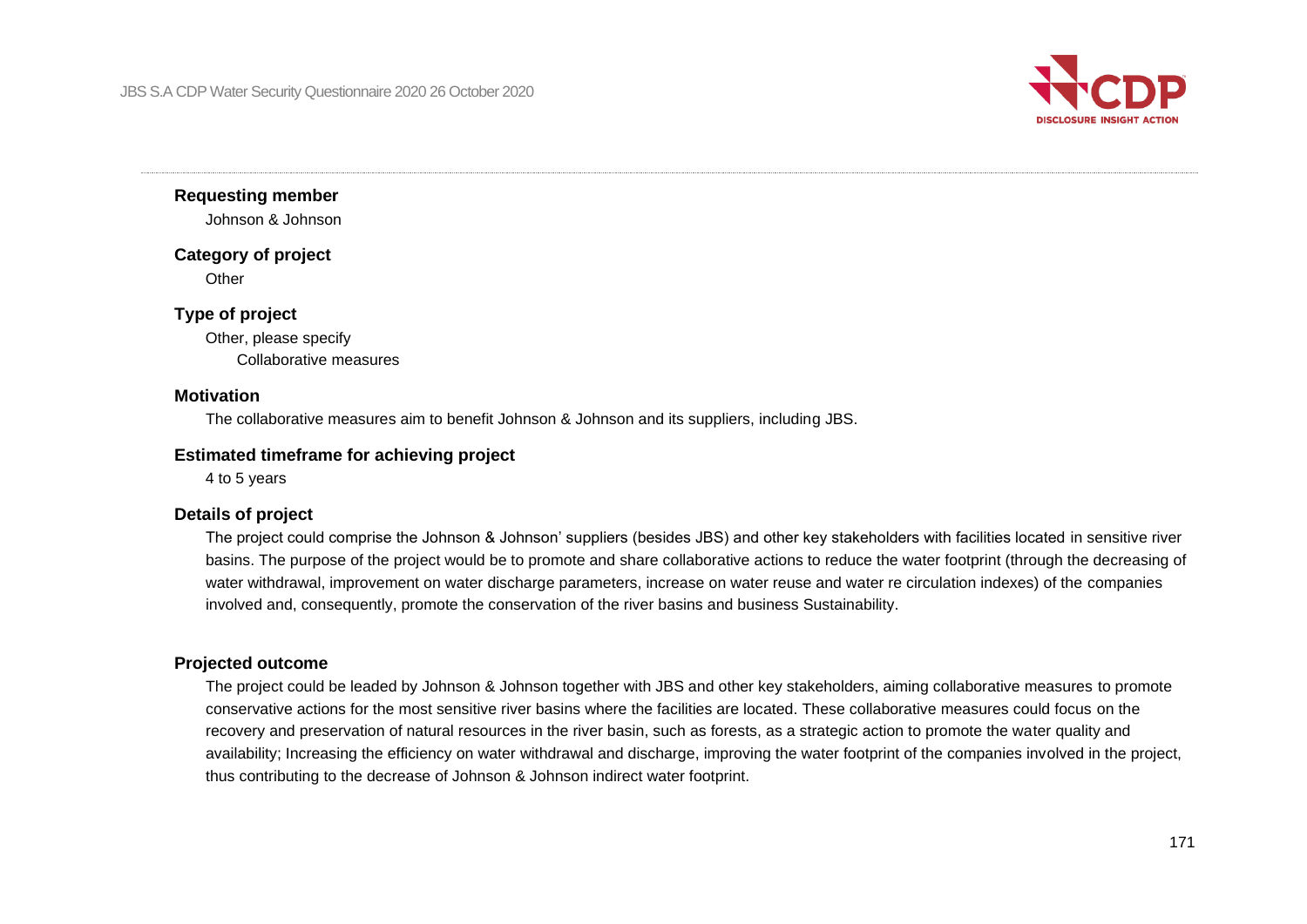**Requesting member**

Johnson & Johnson

**Category of project**

Other

**Type of project**

Other, please specify

Collaborative measures

**Motivation**

The collaborative measures aim to benefit Johnson & Johnson and its suppliers, including JBS.

**Estimated timeframe for achieving project**

4 to 5 years

**Details of project**

The project could comprise the Johnson & Johnson' suppliers (besides JBS) and other key stakeholders with facilities located in sensitive river basins. The purpose of the project would be to promote and share collaborative actions to reduce the water footprint (through the decreasing of water withdrawal, improvement on water discharge parameters, increase on water reuse and water re circulation indexes) of the companies involved and, consequently, promote the conservation of the river basins and business Sustainability.

**Projected outcome**

The project could be leaded by Johnson & Johnson together with JBS and other key stakeholders, aiming collaborative measures to promote conservative actions for the most sensitive river basins where the facilities are located. These collaborative measures could focus on the recovery and preservation of natural resources in the river basin, such as forests, as a strategic action to promote the water quality and availability; Increasing the efficiency on water withdrawal and discharge, improving the water footprint of the companies involved in the project, thus contributing to the decrease of Johnson & Johnson indirect water footprint.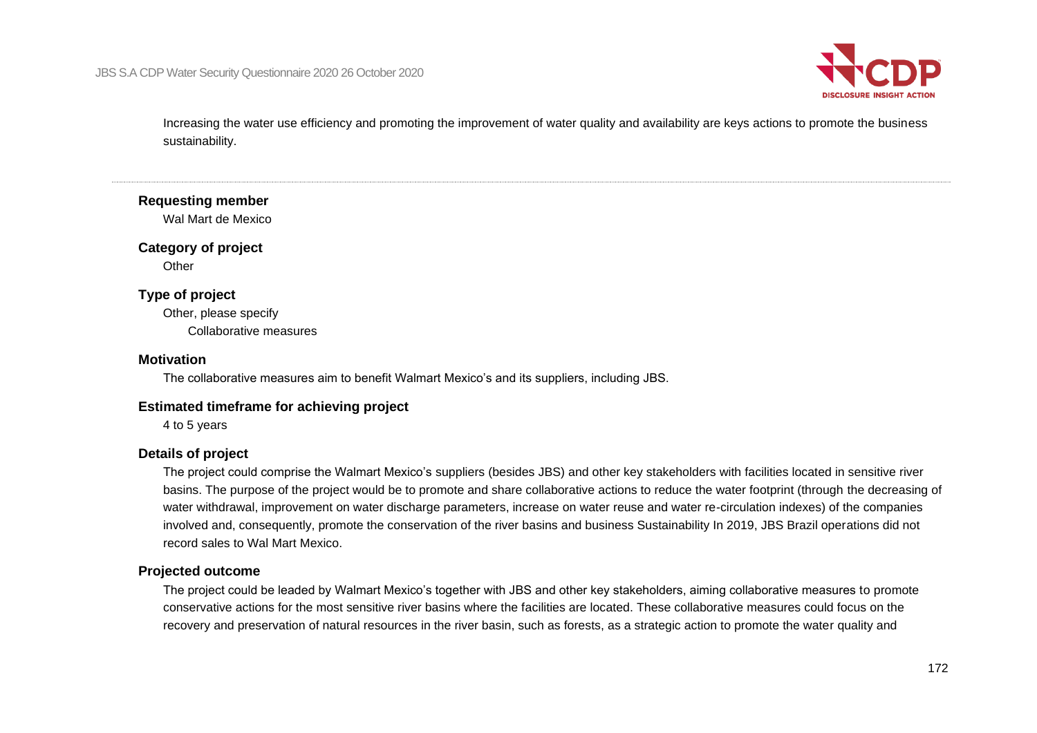Increasing the water use efficiency and promoting the improvement of water quality and availability are keys actions to promote the business sustainability.

---

**Requesting member**

Wal Mart de Mexico

**Category of project**

Other

**Type of project**

Other, please specify

Collaborative measures

**Motivation**

The collaborative measures aim to benefit Walmart Mexico's and its suppliers, including JBS.

**Estimated timeframe for achieving project**

4 to 5 years

**Details of project**

The project could comprise the Walmart Mexico's suppliers (besides JBS) and other key stakeholders with facilities located in sensitive river basins. The purpose of the project would be to promote and share collaborative actions to reduce the water footprint (through the decreasing of water withdrawal, improvement on water discharge parameters, increase on water reuse and water re-circulation indexes) of the companies involved and, consequently, promote the conservation of the river basins and business Sustainability In 2019, JBS Brazil operations did not record sales to Wal Mart Mexico.

**Projected outcome**

The project could be leaded by Walmart Mexico's together with JBS and other key stakeholders, aiming collaborative measures to promote conservative actions for the most sensitive river basins where the facilities are located. These collaborative measures could focus on the recovery and preservation of natural resources in the river basin, such as forests, as a strategic action to promote the water quality and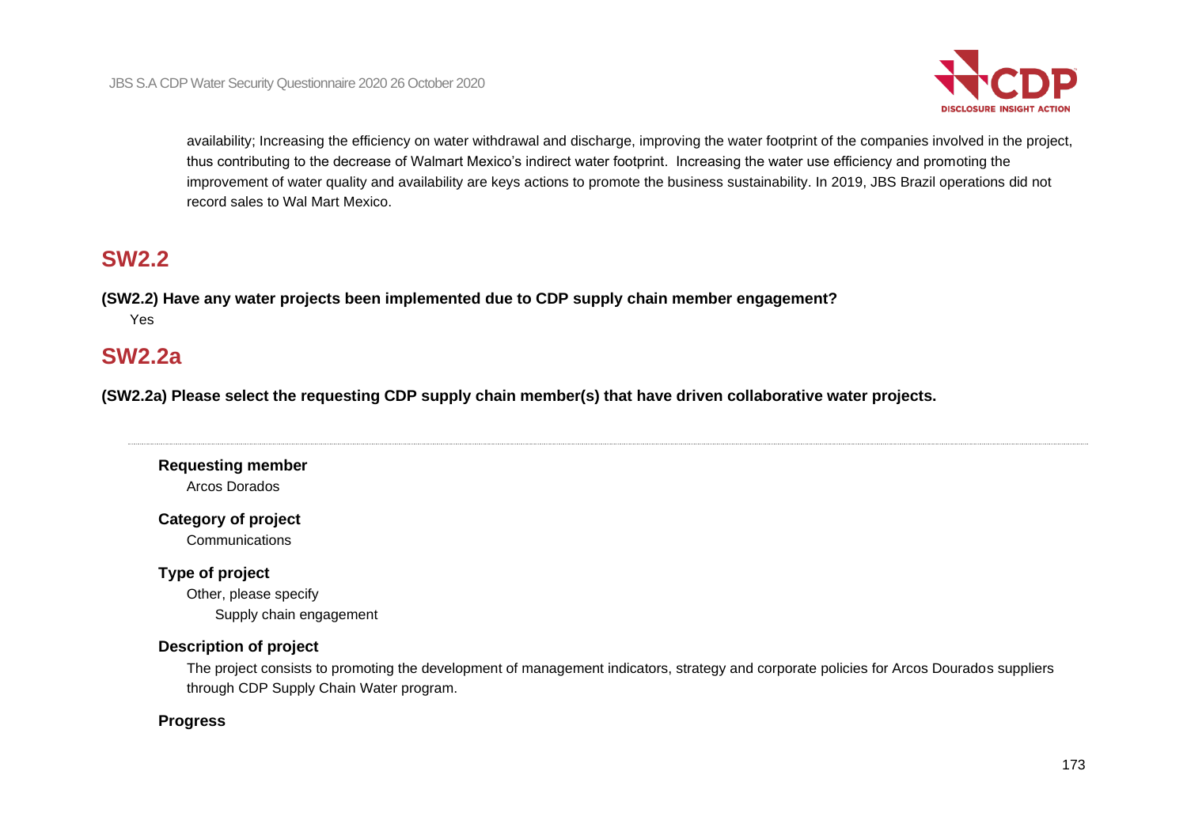availability; Increasing the efficiency on water withdrawal and discharge, improving the water footprint of the companies involved in the project, thus contributing to the decrease of Walmart Mexico's indirect water footprint. Increasing the water use efficiency and promoting the improvement of water quality and availability are keys actions to promote the business sustainability. In 2019, JBS Brazil operations did not record sales to Wal Mart Mexico.

## SW2.2

**(SW2.2) Have any water projects been implemented due to CDP supply chain member engagement?**

Yes

## SW2.2a

**(SW2.2a) Please select the requesting CDP supply chain member(s) that have driven collaborative water projects.**

---

**Requesting member**

Arcos Dorados

**Category of project**

Communications

**Type of project**

Other, please specify

Supply chain engagement

**Description of project**

The project consists to promoting the development of management indicators, strategy and corporate policies for Arcos Dourados suppliers through CDP Supply Chain Water program.

**Progress**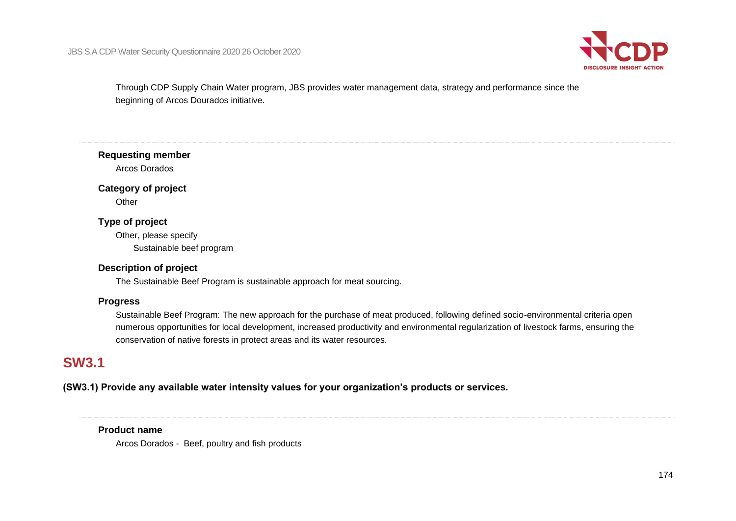Through CDP Supply Chain Water program, JBS provides water management data, strategy and performance since the beginning of Arcos Dourados initiative.

---

**Requesting member**

Arcos Dorados

**Category of project**

Other

**Type of project**

Other, please specify

Sustainable beef program

**Description of project**

The Sustainable Beef Program is sustainable approach for meat sourcing.

**Progress**

Sustainable Beef Program: The new approach for the purchase of meat produced, following defined socio-environmental criteria open numerous opportunities for local development, increased productivity and environmental regularization of livestock farms, ensuring the conservation of native forests in protect areas and its water resources.

## SW3.1

**(SW3.1) Provide any available water intensity values for your organization's products or services.**

---

**Product name**

Arcos Dorados - Beef, poultry and fish products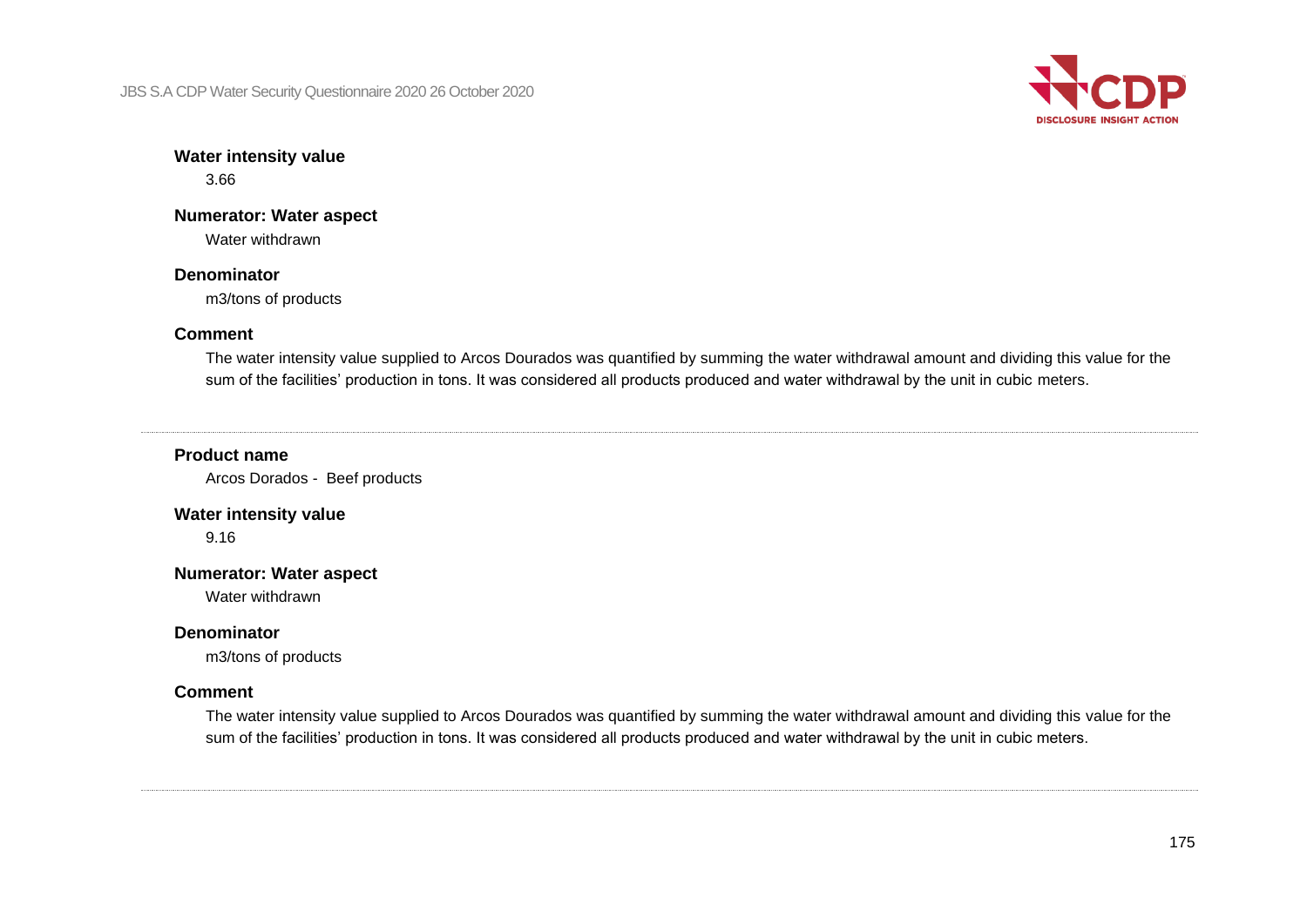**Water intensity value**

3.66

**Numerator: Water aspect**

Water withdrawn

**Denominator**

m3/tons of products

**Comment**

The water intensity value supplied to Arcos Dourados was quantified by summing the water withdrawal amount and dividing this value for the sum of the facilities' production in tons. It was considered all products produced and water withdrawal by the unit in cubic meters.

---

**Product name**

Arcos Dorados - Beef products

**Water intensity value**

9.16

**Numerator: Water aspect**

Water withdrawn

**Denominator**

m3/tons of products

**Comment**

The water intensity value supplied to Arcos Dourados was quantified by summing the water withdrawal amount and dividing this value for the sum of the facilities' production in tons. It was considered all products produced and water withdrawal by the unit in cubic meters.

---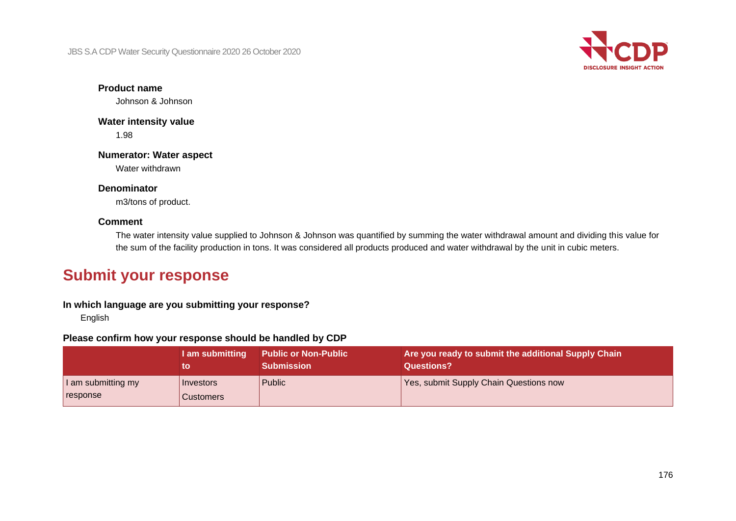**Product name**

Johnson & Johnson

**Water intensity value**

1.98

**Numerator: Water aspect**

Water withdrawn

**Denominator**

m3/tons of product.

**Comment**

The water intensity value supplied to Johnson & Johnson was quantified by summing the water withdrawal amount and dividing this value for the sum of the facility production in tons. It was considered all products produced and water withdrawal by the unit in cubic meters.

# Submit your response

**In which language are you submitting your response?**

English

**Please confirm how your response should be handled by CDP**

| | I am submitting to | Public or Non-Public Submission | Are you ready to submit the additional Supply Chain Questions? |
|---|---|---|---|
| I am submitting my response | Investors<br>Customers | Public | Yes, submit Supply Chain Questions now |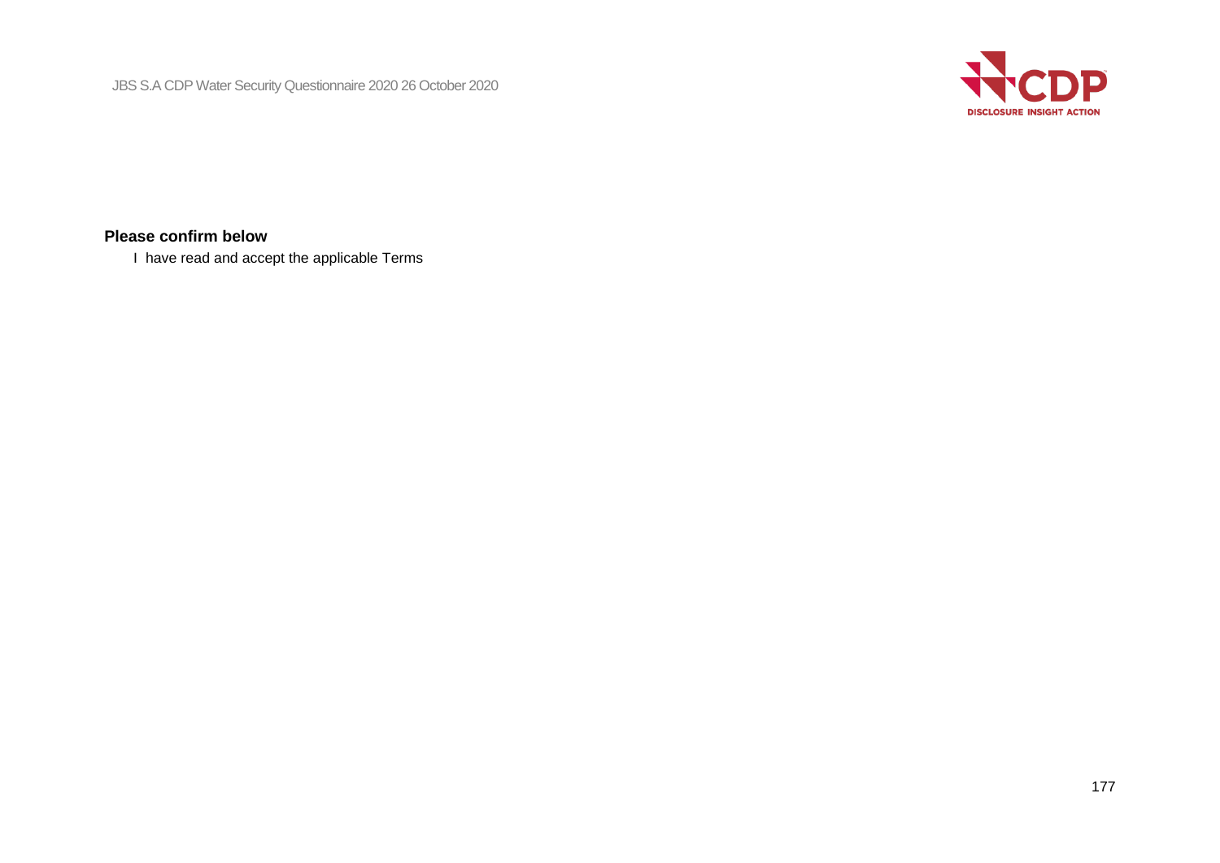**Please confirm below**

I have read and accept the applicable Terms